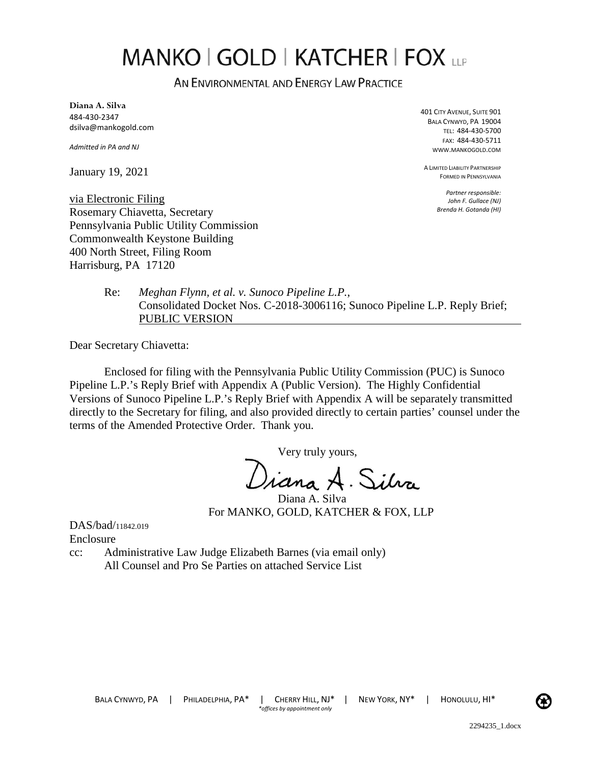# MANKO | GOLD | KATCHER | FOX LLP

AN ENVIRONMENTAL AND ENERGY LAW PRACTICE

**Diana A. Silva**
484-430-2347
dsilva@mankogold.com

*Admitted in PA and NJ*

401 CITY AVENUE, SUITE 901
BALA CYNWYD, PA 19004
TEL: 484-430-5700
FAX: 484-430-5711
WWW.MANKOGOLD.COM

A LIMITED LIABILITY PARTNERSHIP
FORMED IN PENNSYLVANIA

*Partner responsible:*
*John F. Gullace (NJ)*
*Brenda H. Gotanda (HI)*

January 19, 2021

via Electronic Filing
Rosemary Chiavetta, Secretary
Pennsylvania Public Utility Commission
Commonwealth Keystone Building
400 North Street, Filing Room
Harrisburg, PA 17120

Re: *Meghan Flynn, et al. v. Sunoco Pipeline L.P.*, Consolidated Docket Nos. C-2018-3006116; Sunoco Pipeline L.P. Reply Brief; PUBLIC VERSION

Dear Secretary Chiavetta:

Enclosed for filing with the Pennsylvania Public Utility Commission (PUC) is Sunoco Pipeline L.P.'s Reply Brief with Appendix A (Public Version). The Highly Confidential Versions of Sunoco Pipeline L.P.'s Reply Brief with Appendix A will be separately transmitted directly to the Secretary for filing, and also provided directly to certain parties' counsel under the terms of the Amended Protective Order. Thank you.

Very truly yours,

Diana A. Silva

Diana A. Silva
For MANKO, GOLD, KATCHER & FOX, LLP

DAS/bad/11842.019
Enclosure
cc: Administrative Law Judge Elizabeth Barnes (via email only)
All Counsel and Pro Se Parties on attached Service List

BALA CYNWYD, PA | PHILADELPHIA, PA* | CHERRY HILL, NJ* | NEW YORK, NY* | HONOLULU, HI*
*offices by appointment only

2294235_1.docx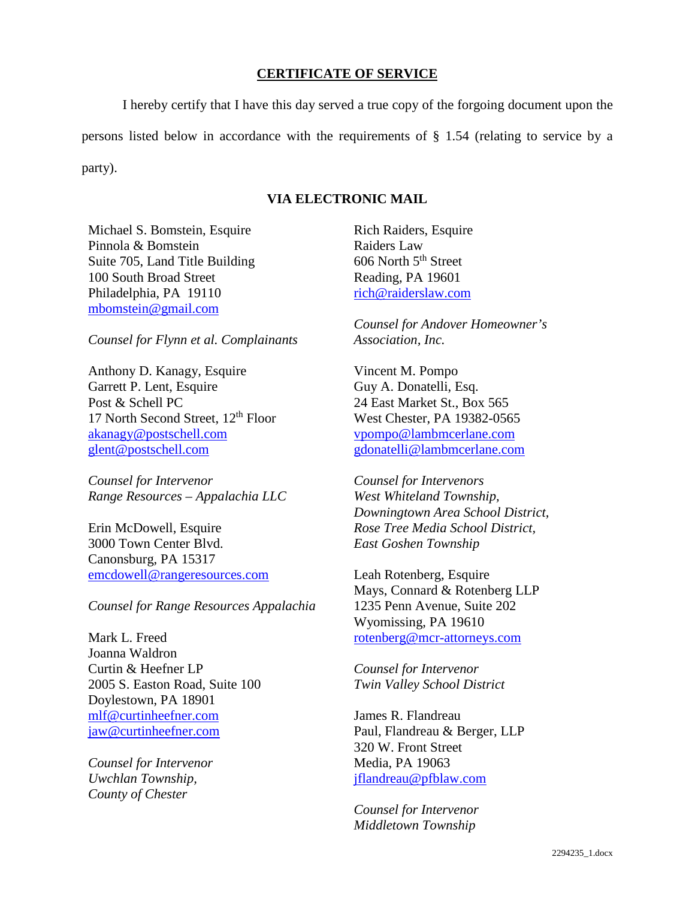## CERTIFICATE OF SERVICE

I hereby certify that I have this day served a true copy of the forgoing document upon the persons listed below in accordance with the requirements of § 1.54 (relating to service by a party).

### VIA ELECTRONIC MAIL

Michael S. Bomstein, Esquire
Pinnola & Bomstein
Suite 705, Land Title Building
100 South Broad Street
Philadelphia, PA 19110
mbomstein@gmail.com

*Counsel for Flynn et al. Complainants*

Anthony D. Kanagy, Esquire
Garrett P. Lent, Esquire
Post & Schell PC
17 North Second Street, 12th Floor
akanagy@postschell.com
glent@postschell.com

*Counsel for Intervenor*
*Range Resources – Appalachia LLC*

Erin McDowell, Esquire
3000 Town Center Blvd.
Canonsburg, PA 15317
emcdowell@rangeresources.com

*Counsel for Range Resources Appalachia*

Mark L. Freed
Joanna Waldron
Curtin & Heefner LP
2005 S. Easton Road, Suite 100
Doylestown, PA 18901
mlf@curtinheefner.com
jaw@curtinheefner.com

*Counsel for Intervenor*
*Uwchlan Township,*
*County of Chester*

Rich Raiders, Esquire
Raiders Law
606 North 5th Street
Reading, PA 19601
rich@raiderslaw.com

*Counsel for Andover Homeowner's Association, Inc.*

Vincent M. Pompo
Guy A. Donatelli, Esq.
24 East Market St., Box 565
West Chester, PA 19382-0565
vpompo@lambmcerlane.com
gdonatelli@lambmcerlane.com

*Counsel for Intervenors*
*West Whiteland Township,*
*Downingtown Area School District,*
*Rose Tree Media School District,*
*East Goshen Township*

Leah Rotenberg, Esquire
Mays, Connard & Rotenberg LLP
1235 Penn Avenue, Suite 202
Wyomissing, PA 19610
rotenberg@mcr-attorneys.com

*Counsel for Intervenor*
*Twin Valley School District*

James R. Flandreau
Paul, Flandreau & Berger, LLP
320 W. Front Street
Media, PA 19063
jflandreau@pfblaw.com

*Counsel for Intervenor*
*Middletown Township*

2294235_1.docx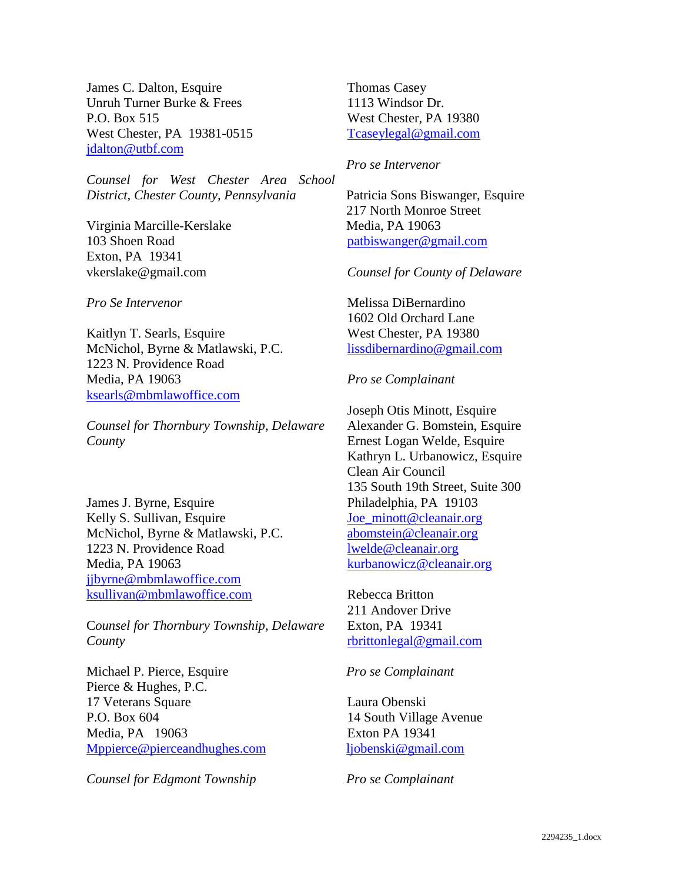James C. Dalton, Esquire
Unruh Turner Burke & Frees
P.O. Box 515
West Chester, PA 19381-0515
jdalton@utbf.com

*Counsel for West Chester Area School District, Chester County, Pennsylvania*

Virginia Marcille-Kerslake
103 Shoen Road
Exton, PA 19341
vkerslake@gmail.com

*Pro Se Intervenor*

Kaitlyn T. Searls, Esquire
McNichol, Byrne & Matlawski, P.C.
1223 N. Providence Road
Media, PA 19063
ksearls@mbmlawoffice.com

*Counsel for Thornbury Township, Delaware County*

James J. Byrne, Esquire
Kelly S. Sullivan, Esquire
McNichol, Byrne & Matlawski, P.C.
1223 N. Providence Road
Media, PA 19063
jjbyrne@mbmlawoffice.com
ksullivan@mbmlawoffice.com

*Counsel for Thornbury Township, Delaware County*

Michael P. Pierce, Esquire
Pierce & Hughes, P.C.
17 Veterans Square
P.O. Box 604
Media, PA 19063
Mppierce@pierceandhughes.com

*Counsel for Edgmont Township*

Thomas Casey
1113 Windsor Dr.
West Chester, PA 19380
Tcaseylegal@gmail.com

*Pro se Intervenor*

Patricia Sons Biswanger, Esquire
217 North Monroe Street
Media, PA 19063
patbiswanger@gmail.com

*Counsel for County of Delaware*

Melissa DiBernardino
1602 Old Orchard Lane
West Chester, PA 19380
lissdibernardino@gmail.com

*Pro se Complainant*

Joseph Otis Minott, Esquire
Alexander G. Bomstein, Esquire
Ernest Logan Welde, Esquire
Kathryn L. Urbanowicz, Esquire
Clean Air Council
135 South 19th Street, Suite 300
Philadelphia, PA 19103
Joe_minott@cleanair.org
abomstein@cleanair.org
lwelde@cleanair.org
kurbanowicz@cleanair.org

Rebecca Britton
211 Andover Drive
Exton, PA 19341
rbrittonlegal@gmail.com

*Pro se Complainant*

Laura Obenski
14 South Village Avenue
Exton PA 19341
ljobenski@gmail.com

*Pro se Complainant*

2294235_1.docx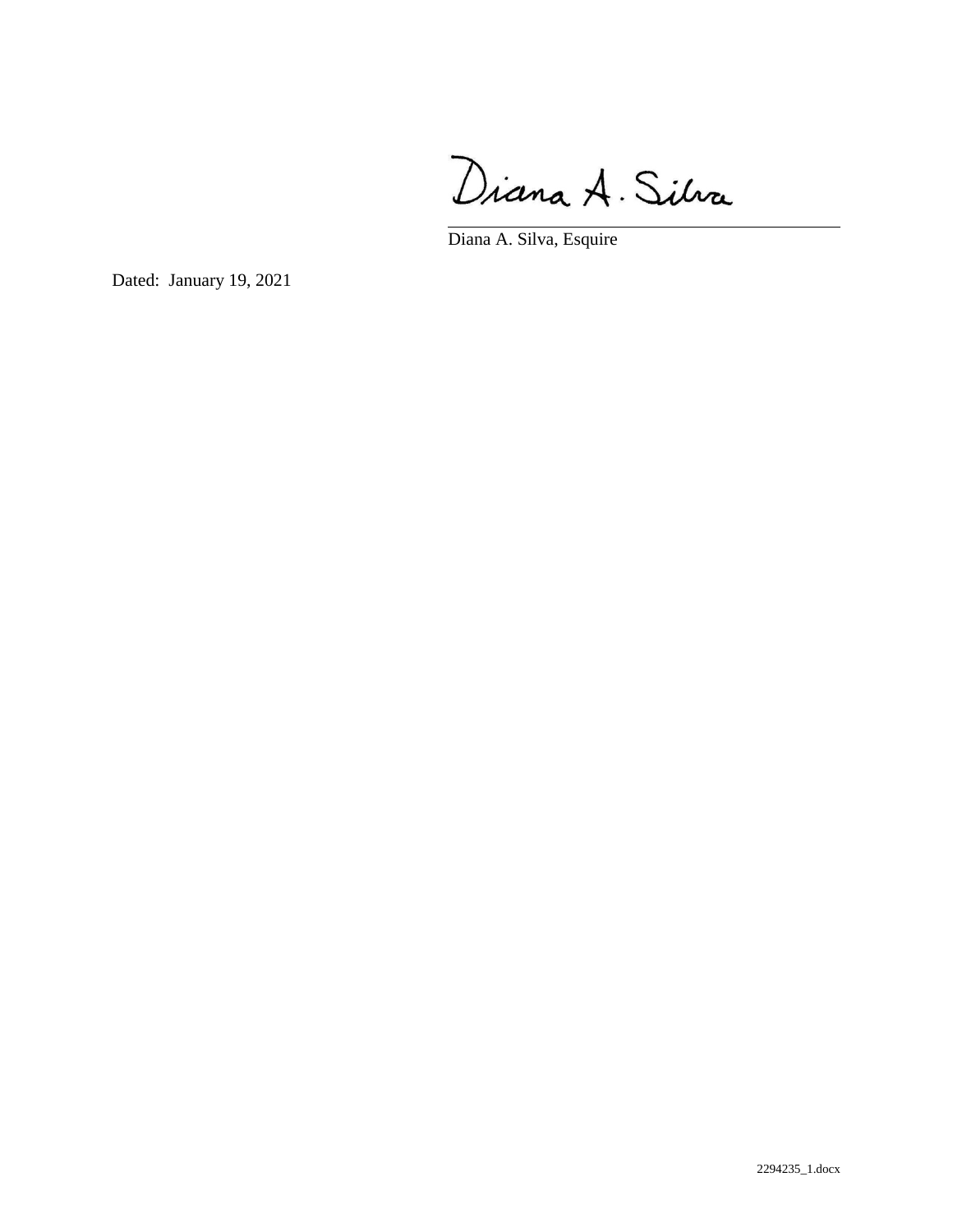Diana A. Silva

Diana A. Silva, Esquire

Dated: January 19, 2021

2294235_1.docx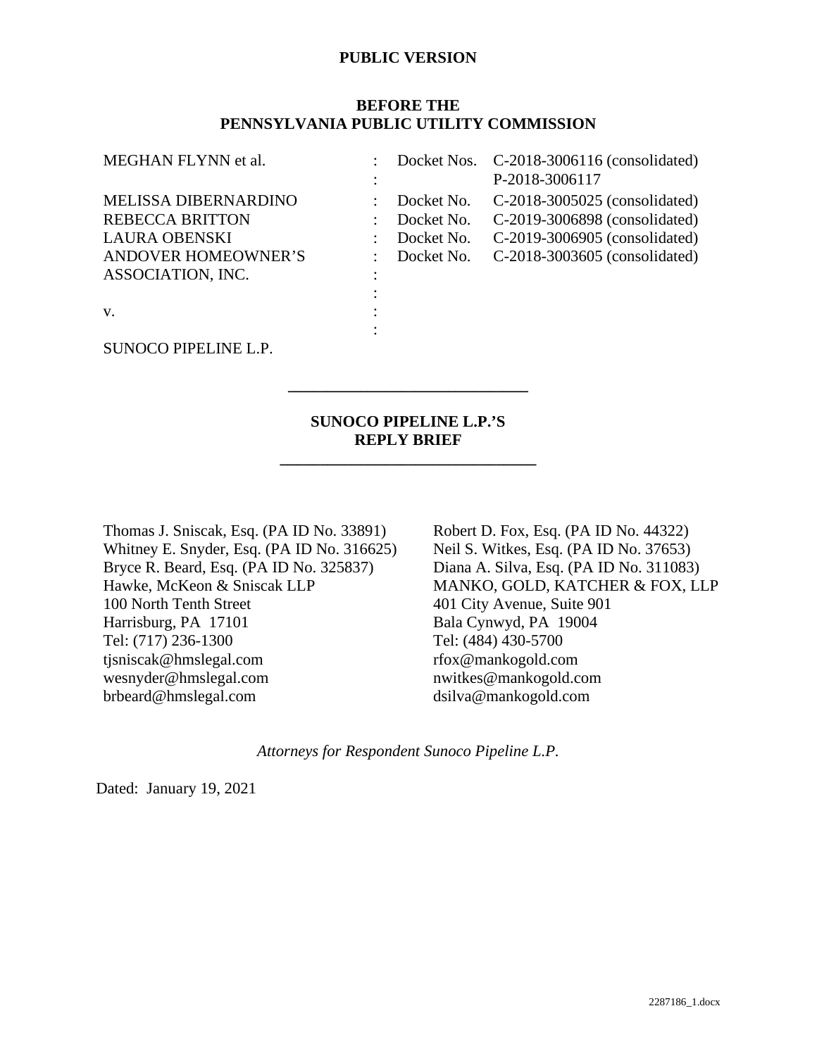**PUBLIC VERSION**

**BEFORE THE**
**PENNSYLVANIA PUBLIC UTILITY COMMISSION**

| | | | |
|---|---|---|---|
| MEGHAN FLYNN et al. | : | Docket Nos. | C-2018-3006116 (consolidated) |
| | : | | P-2018-3006117 |
| MELISSA DIBERNARDINO | : | Docket No. | C-2018-3005025 (consolidated) |
| REBECCA BRITTON | : | Docket No. | C-2019-3006898 (consolidated) |
| LAURA OBENSKI | : | Docket No. | C-2019-3006905 (consolidated) |
| ANDOVER HOMEOWNER'S ASSOCIATION, INC. | : | Docket No. | C-2018-3003605 (consolidated) |
| | : | | |
| v. | : | | |
| | : | | |
| SUNOCO PIPELINE L.P. | | | |

---

**SUNOCO PIPELINE L.P.'S**
**REPLY BRIEF**

---

Thomas J. Sniscak, Esq. (PA ID No. 33891)
Whitney E. Snyder, Esq. (PA ID No. 316625)
Bryce R. Beard, Esq. (PA ID No. 325837)
Hawke, McKeon & Sniscak LLP
100 North Tenth Street
Harrisburg, PA 17101
Tel: (717) 236-1300
tjsniscak@hmslegal.com
wesnyder@hmslegal.com
brbeard@hmslegal.com

Robert D. Fox, Esq. (PA ID No. 44322)
Neil S. Witkes, Esq. (PA ID No. 37653)
Diana A. Silva, Esq. (PA ID No. 311083)
MANKO, GOLD, KATCHER & FOX, LLP
401 City Avenue, Suite 901
Bala Cynwyd, PA 19004
Tel: (484) 430-5700
rfox@mankogold.com
nwitkes@mankogold.com
dsilva@mankogold.com

*Attorneys for Respondent Sunoco Pipeline L.P.*

Dated: January 19, 2021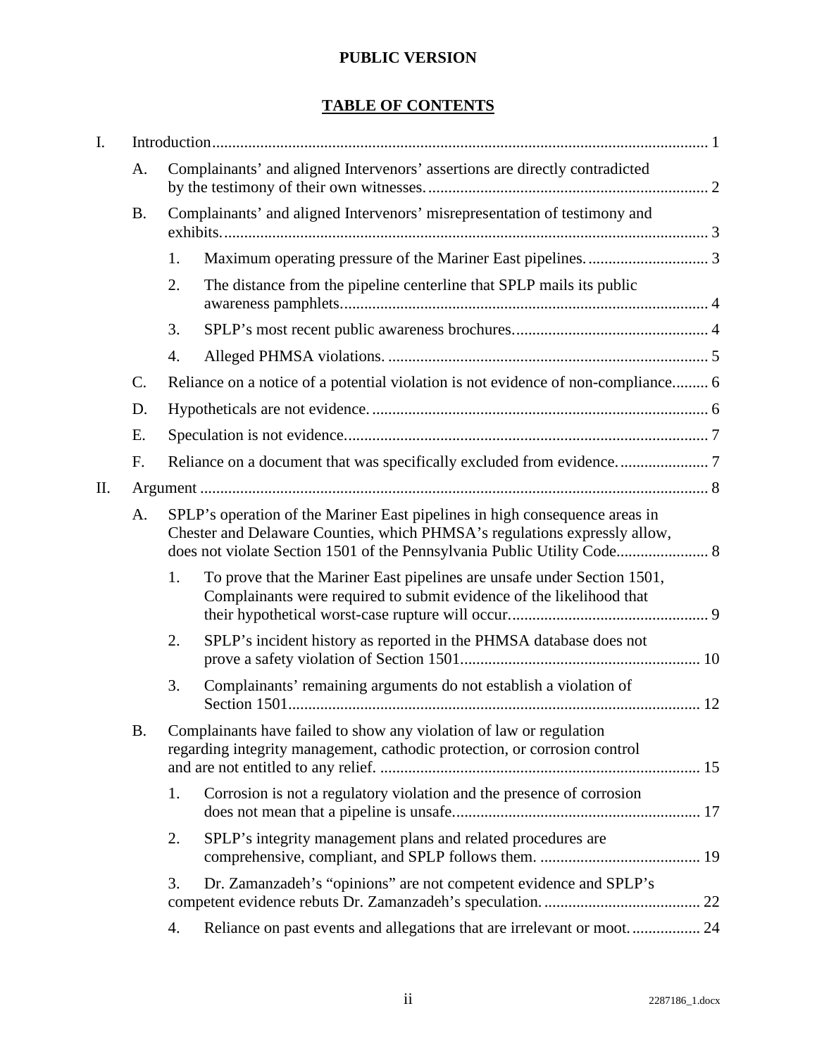**PUBLIC VERSION**

**TABLE OF CONTENTS**

I. Introduction ........................................................................................................................ 1

A. Complainants' and aligned Intervenors' assertions are directly contradicted by the testimony of their own witnesses. ..................................................................... 2

B. Complainants' and aligned Intervenors' misrepresentation of testimony and exhibits. ........................................................................................................................ 3

1. Maximum operating pressure of the Mariner East pipelines. ............................. 3

2. The distance from the pipeline centerline that SPLP mails its public awareness pamphlets. .......................................................................................... 4

3. SPLP's most recent public awareness brochures. ............................................... 4

4. Alleged PHMSA violations. ............................................................................... 5

C. Reliance on a notice of a potential violation is not evidence of non-compliance. ........ 6

D. Hypotheticals are not evidence. .................................................................................... 6

E. Speculation is not evidence. .......................................................................................... 7

F. Reliance on a document that was specifically excluded from evidence. ...................... 7

II. Argument ............................................................................................................................. 8

A. SPLP's operation of the Mariner East pipelines in high consequence areas in Chester and Delaware Counties, which PHMSA's regulations expressly allow, does not violate Section 1501 of the Pennsylvania Public Utility Code. ...................... 8

1. To prove that the Mariner East pipelines are unsafe under Section 1501, Complainants were required to submit evidence of the likelihood that their hypothetical worst-case rupture will occur. ................................................ 9

2. SPLP's incident history as reported in the PHMSA database does not prove a safety violation of Section 1501. .......................................................... 10

3. Complainants' remaining arguments do not establish a violation of Section 1501. ..................................................................................................... 12

B. Complainants have failed to show any violation of law or regulation regarding integrity management, cathodic protection, or corrosion control and are not entitled to any relief. ............................................................................... 15

1. Corrosion is not a regulatory violation and the presence of corrosion does not mean that a pipeline is unsafe. ............................................................ 17

2. SPLP's integrity management plans and related procedures are comprehensive, compliant, and SPLP follows them. ........................................ 19

3. Dr. Zamanzadeh's "opinions" are not competent evidence and SPLP's competent evidence rebuts Dr. Zamanzadeh's speculation. ...................................... 22

4. Reliance on past events and allegations that are irrelevant or moot. ................ 24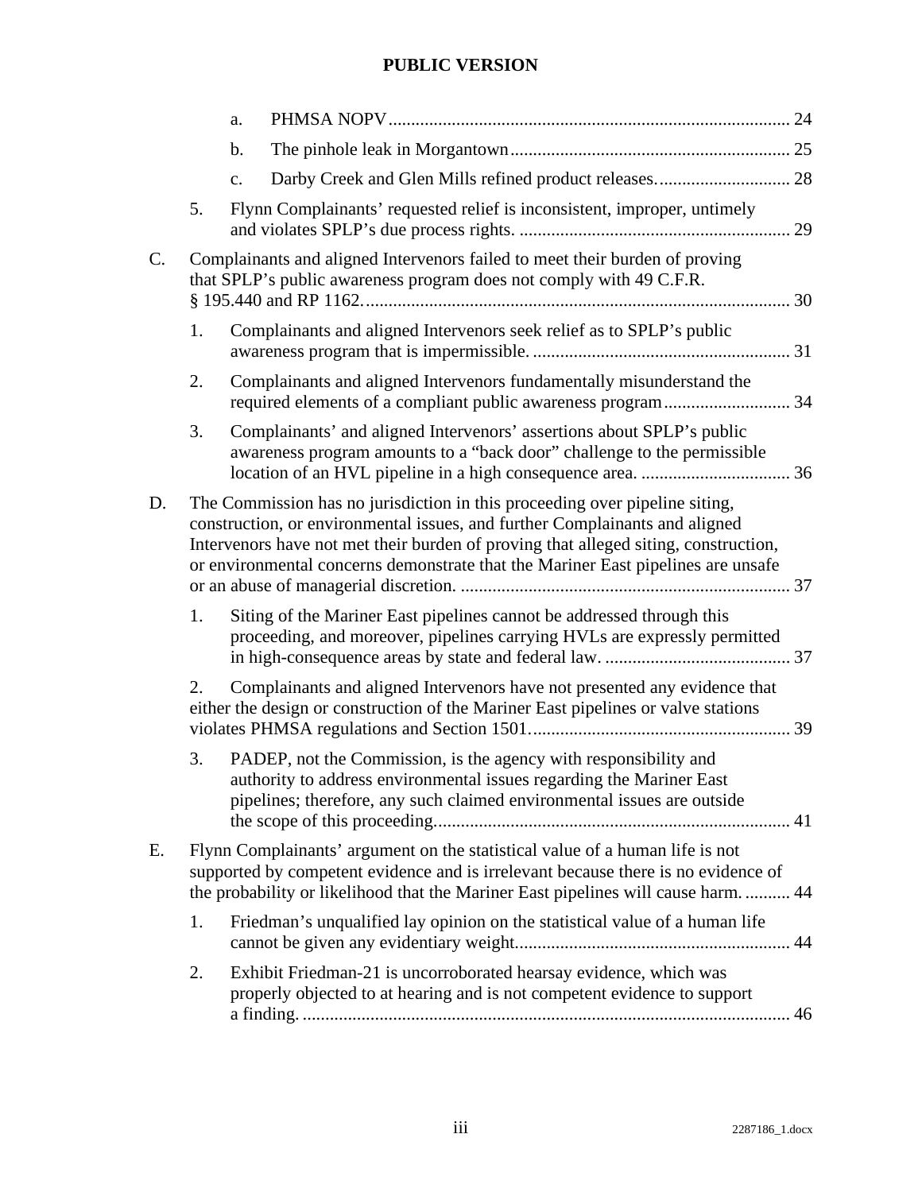**PUBLIC VERSION**

- a. PHMSA NOPV ..... 24
- b. The pinhole leak in Morgantown ..... 25
- c. Darby Creek and Glen Mills refined product releases. ..... 28

5. Flynn Complainants' requested relief is inconsistent, improper, untimely and violates SPLP's due process rights. ..... 29

C. Complainants and aligned Intervenors failed to meet their burden of proving that SPLP's public awareness program does not comply with 49 C.F.R. § 195.440 and RP 1162. ..... 30

1. Complainants and aligned Intervenors seek relief as to SPLP's public awareness program that is impermissible. ..... 31
2. Complainants and aligned Intervenors fundamentally misunderstand the required elements of a compliant public awareness program ..... 34
3. Complainants' and aligned Intervenors' assertions about SPLP's public awareness program amounts to a "back door" challenge to the permissible location of an HVL pipeline in a high consequence area. ..... 36

D. The Commission has no jurisdiction in this proceeding over pipeline siting, construction, or environmental issues, and further Complainants and aligned Intervenors have not met their burden of proving that alleged siting, construction, or environmental concerns demonstrate that the Mariner East pipelines are unsafe or an abuse of managerial discretion. ..... 37

1. Siting of the Mariner East pipelines cannot be addressed through this proceeding, and moreover, pipelines carrying HVLs are expressly permitted in high-consequence areas by state and federal law. ..... 37
2. Complainants and aligned Intervenors have not presented any evidence that either the design or construction of the Mariner East pipelines or valve stations violates PHMSA regulations and Section 1501. ..... 39
3. PADEP, not the Commission, is the agency with responsibility and authority to address environmental issues regarding the Mariner East pipelines; therefore, any such claimed environmental issues are outside the scope of this proceeding. ..... 41

E. Flynn Complainants' argument on the statistical value of a human life is not supported by competent evidence and is irrelevant because there is no evidence of the probability or likelihood that the Mariner East pipelines will cause harm. ..... 44

1. Friedman's unqualified lay opinion on the statistical value of a human life cannot be given any evidentiary weight. ..... 44
2. Exhibit Friedman-21 is uncorroborated hearsay evidence, which was properly objected to at hearing and is not competent evidence to support a finding. ..... 46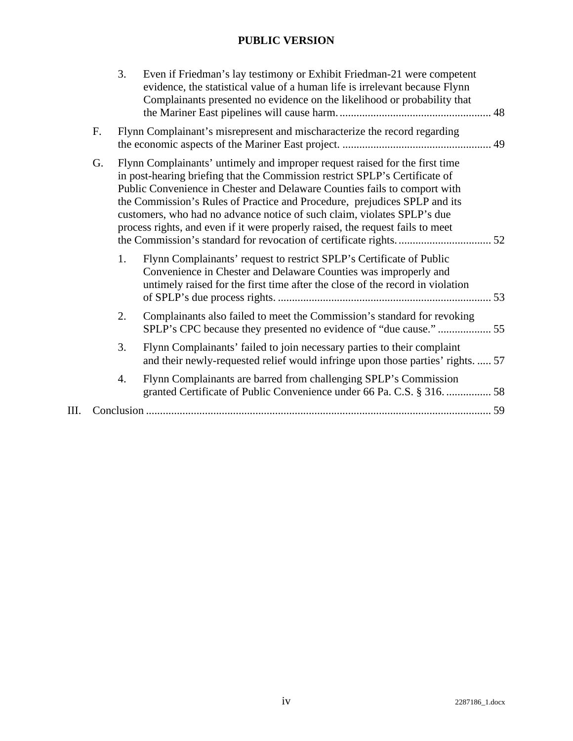3. Even if Friedman's lay testimony or Exhibit Friedman-21 were competent evidence, the statistical value of a human life is irrelevant because Flynn Complainants presented no evidence on the likelihood or probability that the Mariner East pipelines will cause harm. ...... 48

F. Flynn Complainant's misrepresent and mischaracterize the record regarding the economic aspects of the Mariner East project. ...... 49

G. Flynn Complainants' untimely and improper request raised for the first time in post-hearing briefing that the Commission restrict SPLP's Certificate of Public Convenience in Chester and Delaware Counties fails to comport with the Commission's Rules of Practice and Procedure, prejudices SPLP and its customers, who had no advance notice of such claim, violates SPLP's due process rights, and even if it were properly raised, the request fails to meet the Commission's standard for revocation of certificate rights. ...... 52

1. Flynn Complainants' request to restrict SPLP's Certificate of Public Convenience in Chester and Delaware Counties was improperly and untimely raised for the first time after the close of the record in violation of SPLP's due process rights. ...... 53

2. Complainants also failed to meet the Commission's standard for revoking SPLP's CPC because they presented no evidence of "due cause." ...... 55

3. Flynn Complainants' failed to join necessary parties to their complaint and their newly-requested relief would infringe upon those parties' rights. ...... 57

4. Flynn Complainants are barred from challenging SPLP's Commission granted Certificate of Public Convenience under 66 Pa. C.S. § 316. ...... 58

III. Conclusion ...... 59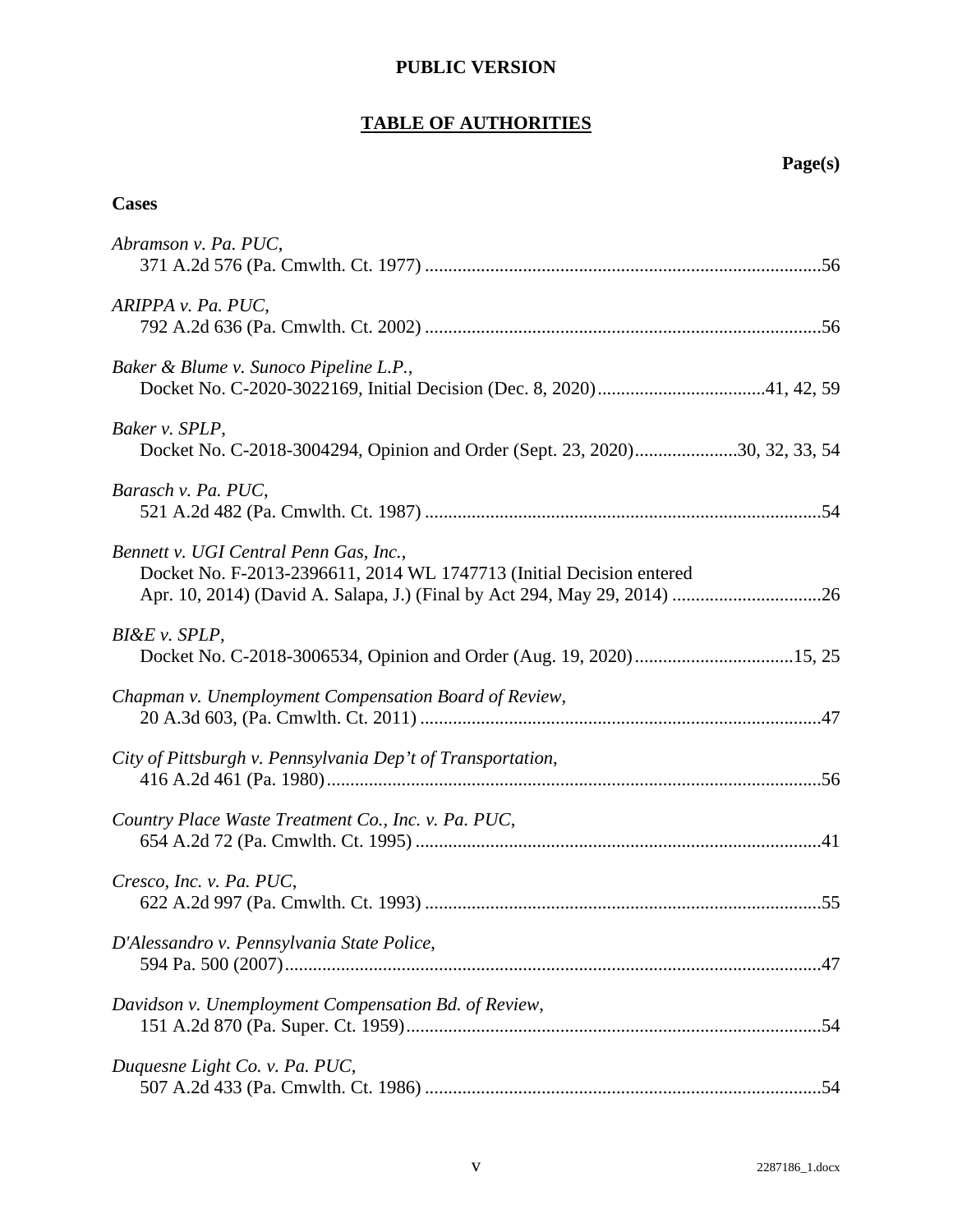**PUBLIC VERSION**

## TABLE OF AUTHORITIES

**Page(s)**

### Cases

*Abramson v. Pa. PUC*,
371 A.2d 576 (Pa. Cmwlth. Ct. 1977) ....................................................................................56

*ARIPPA v. Pa. PUC*,
792 A.2d 636 (Pa. Cmwlth. Ct. 2002) ....................................................................................56

*Baker & Blume v. Sunoco Pipeline L.P.*,
Docket No. C-2020-3022169, Initial Decision (Dec. 8, 2020)...................................41, 42, 59

*Baker v. SPLP*,
Docket No. C-2018-3004294, Opinion and Order (Sept. 23, 2020)......................30, 32, 33, 54

*Barasch v. Pa. PUC*,
521 A.2d 482 (Pa. Cmwlth. Ct. 1987) ....................................................................................54

*Bennett v. UGI Central Penn Gas, Inc.*,
Docket No. F-2013-2396611, 2014 WL 1747713 (Initial Decision entered Apr. 10, 2014) (David A. Salapa, J.) (Final by Act 294, May 29, 2014) ...............................26

*BI&E v. SPLP*,
Docket No. C-2018-3006534, Opinion and Order (Aug. 19, 2020)..................................15, 25

*Chapman v. Unemployment Compensation Board of Review*,
20 A.3d 603, (Pa. Cmwlth. Ct. 2011) .....................................................................................47

*City of Pittsburgh v. Pennsylvania Dep't of Transportation*,
416 A.2d 461 (Pa. 1980).........................................................................................................56

*Country Place Waste Treatment Co., Inc. v. Pa. PUC*,
654 A.2d 72 (Pa. Cmwlth. Ct. 1995) ......................................................................................41

*Cresco, Inc. v. Pa. PUC*,
622 A.2d 997 (Pa. Cmwlth. Ct. 1993) ....................................................................................55

*D'Alessandro v. Pennsylvania State Police*,
594 Pa. 500 (2007)..................................................................................................................47

*Davidson v. Unemployment Compensation Bd. of Review*,
151 A.2d 870 (Pa. Super. Ct. 1959)........................................................................................54

*Duquesne Light Co. v. Pa. PUC*,
507 A.2d 433 (Pa. Cmwlth. Ct. 1986) ....................................................................................54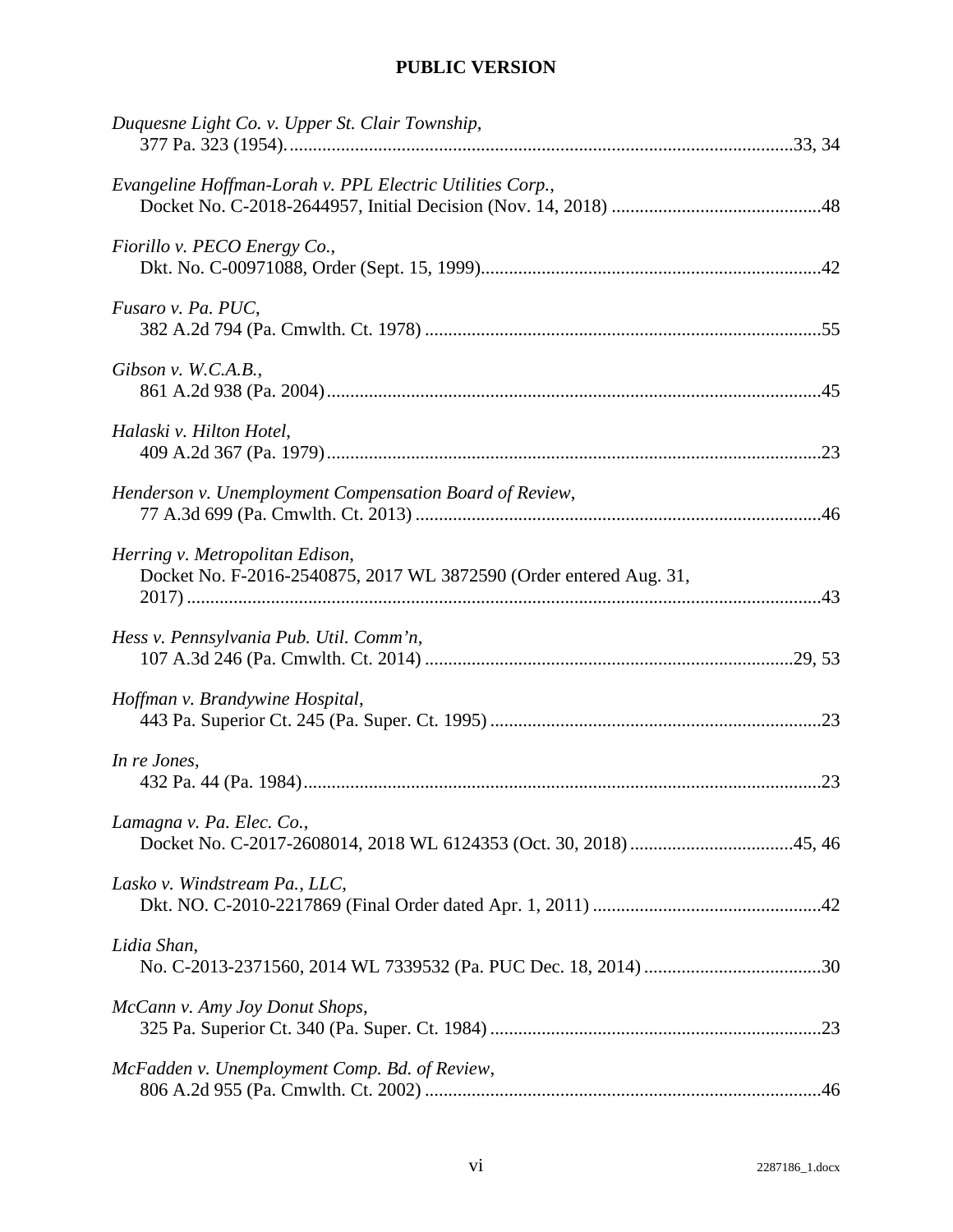*Duquesne Light Co. v. Upper St. Clair Township*,
377 Pa. 323 (1954)..........................................................................................................33, 34

*Evangeline Hoffman-Lorah v. PPL Electric Utilities Corp.*,
Docket No. C-2018-2644957, Initial Decision (Nov. 14, 2018) ............................................48

*Fiorillo v. PECO Energy Co.*,
Dkt. No. C-00971088, Order (Sept. 15, 1999)........................................................................42

*Fusaro v. Pa. PUC*,
382 A.2d 794 (Pa. Cmwlth. Ct. 1978) ....................................................................................55

*Gibson v. W.C.A.B.*,
861 A.2d 938 (Pa. 2004).........................................................................................................45

*Halaski v. Hilton Hotel*,
409 A.2d 367 (Pa. 1979).........................................................................................................23

*Henderson v. Unemployment Compensation Board of Review*,
77 A.3d 699 (Pa. Cmwlth. Ct. 2013) ......................................................................................46

*Herring v. Metropolitan Edison*,
Docket No. F-2016-2540875, 2017 WL 3872590 (Order entered Aug. 31, 2017) ......................................................................................................................................43

*Hess v. Pennsylvania Pub. Util. Comm'n*,
107 A.3d 246 (Pa. Cmwlth. Ct. 2014) ..............................................................................29, 53

*Hoffman v. Brandywine Hospital*,
443 Pa. Superior Ct. 245 (Pa. Super. Ct. 1995) ......................................................................23

*In re Jones*,
432 Pa. 44 (Pa. 1984)..............................................................................................................23

*Lamagna v. Pa. Elec. Co.*,
Docket No. C-2017-2608014, 2018 WL 6124353 (Oct. 30, 2018)..................................45, 46

*Lasko v. Windstream Pa., LLC*,
Dkt. NO. C-2010-2217869 (Final Order dated Apr. 1, 2011) ................................................42

*Lidia Shan*,
No. C-2013-2371560, 2014 WL 7339532 (Pa. PUC Dec. 18, 2014) ......................................30

*McCann v. Amy Joy Donut Shops*,
325 Pa. Superior Ct. 340 (Pa. Super. Ct. 1984) ......................................................................23

*McFadden v. Unemployment Comp. Bd. of Review*,
806 A.2d 955 (Pa. Cmwlth. Ct. 2002) ....................................................................................46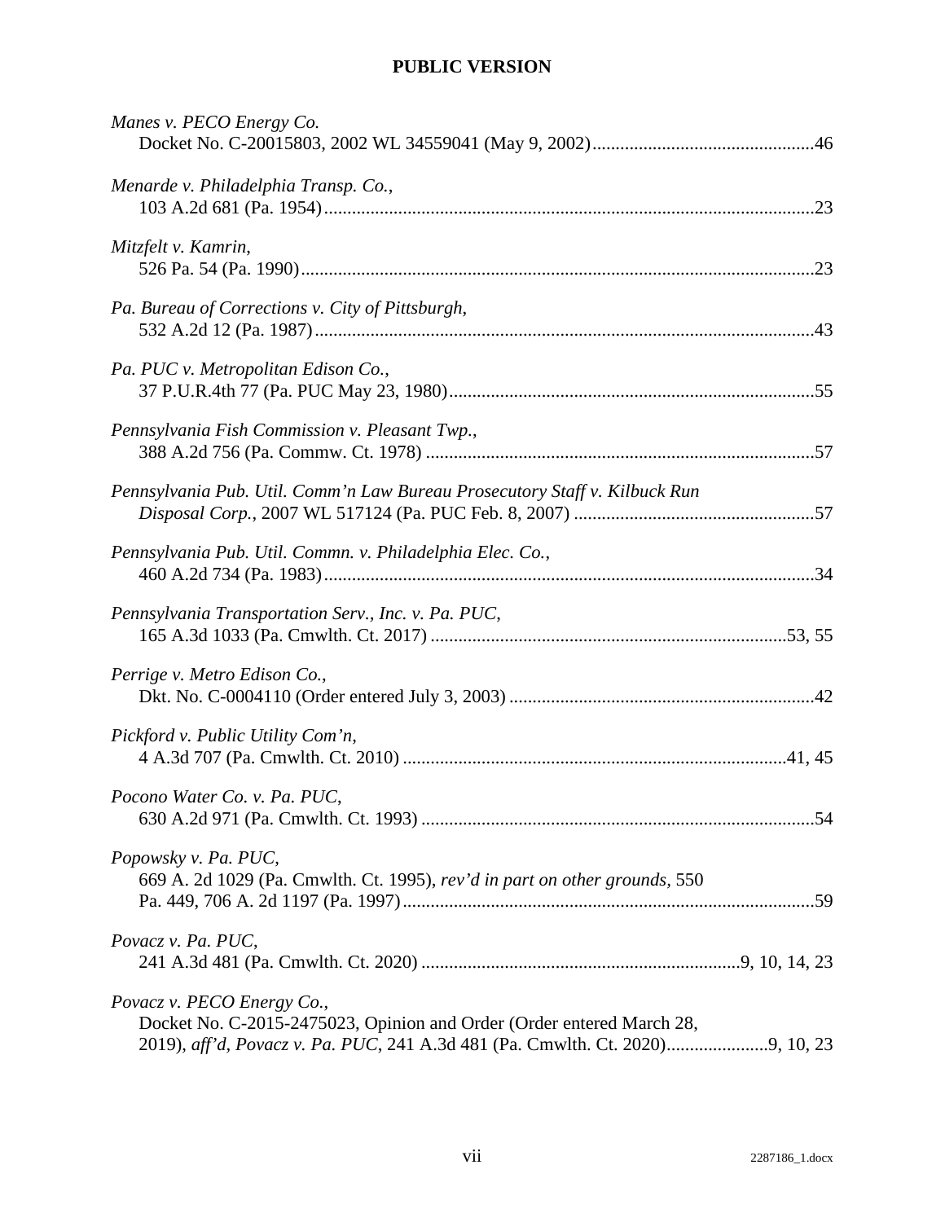**PUBLIC VERSION**

*Manes v. PECO Energy Co.*
Docket No. C-20015803, 2002 WL 34559041 (May 9, 2002)................................................46

*Menarde v. Philadelphia Transp. Co.*,
103 A.2d 681 (Pa. 1954)..........................................................................................................23

*Mitzfelt v. Kamrin*,
526 Pa. 54 (Pa. 1990)...............................................................................................................23

*Pa. Bureau of Corrections v. City of Pittsburgh*,
532 A.2d 12 (Pa. 1987)............................................................................................................43

*Pa. PUC v. Metropolitan Edison Co.*,
37 P.U.R.4th 77 (Pa. PUC May 23, 1980)...............................................................................55

*Pennsylvania Fish Commission v. Pleasant Twp.*,
388 A.2d 756 (Pa. Commw. Ct. 1978) ....................................................................................57

*Pennsylvania Pub. Util. Comm'n Law Bureau Prosecutory Staff v. Kilbuck Run Disposal Corp.*, 2007 WL 517124 (Pa. PUC Feb. 8, 2007) ....................................................57

*Pennsylvania Pub. Util. Commn. v. Philadelphia Elec. Co.*,
460 A.2d 734 (Pa. 1983)..........................................................................................................34

*Pennsylvania Transportation Serv., Inc. v. Pa. PUC*,
165 A.3d 1033 (Pa. Cmwlth. Ct. 2017) ............................................................................53, 55

*Perrige v. Metro Edison Co.*,
Dkt. No. C-0004110 (Order entered July 3, 2003) .................................................................42

*Pickford v. Public Utility Com'n*,
4 A.3d 707 (Pa. Cmwlth. Ct. 2010) ...................................................................................41, 45

*Pocono Water Co. v. Pa. PUC*,
630 A.2d 971 (Pa. Cmwlth. Ct. 1993) ....................................................................................54

*Popowsky v. Pa. PUC*,
669 A. 2d 1029 (Pa. Cmwlth. Ct. 1995), *rev'd in part on other grounds*, 550 Pa. 449, 706 A. 2d 1197 (Pa. 1997)........................................................................................59

*Povacz v. Pa. PUC*,
241 A.3d 481 (Pa. Cmwlth. Ct. 2020) ....................................................................9, 10, 14, 23

*Povacz v. PECO Energy Co.*,
Docket No. C-2015-2475023, Opinion and Order (Order entered March 28, 2019), *aff'd, Povacz v. Pa. PUC*, 241 A.3d 481 (Pa. Cmwlth. Ct. 2020)......................9, 10, 23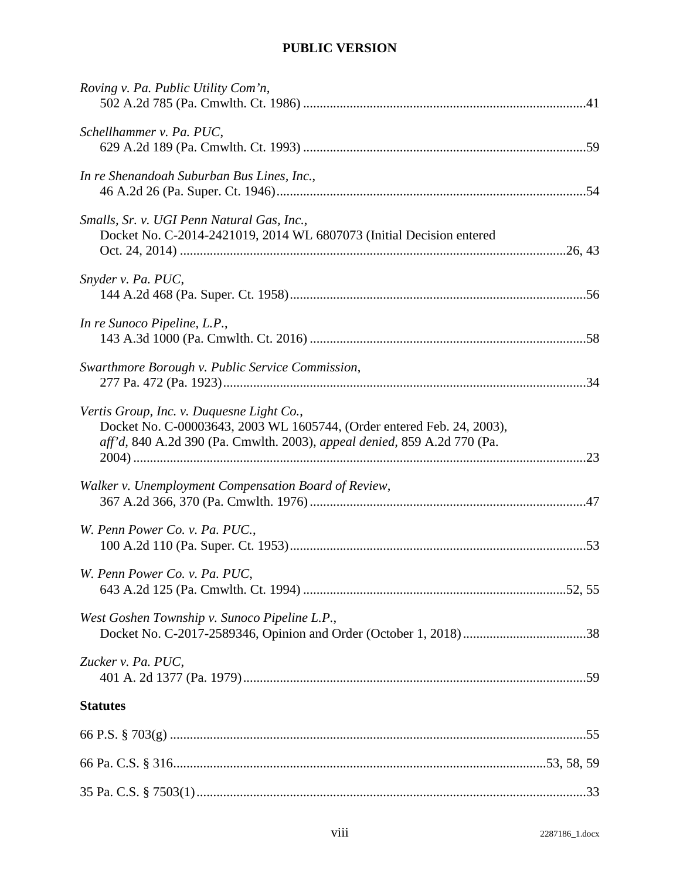**PUBLIC VERSION**

*Roving v. Pa. Public Utility Com'n*, 502 A.2d 785 (Pa. Cmwlth. Ct. 1986) .....41

*Schellhammer v. Pa. PUC*, 629 A.2d 189 (Pa. Cmwlth. Ct. 1993) .....59

*In re Shenandoah Suburban Bus Lines, Inc.*, 46 A.2d 26 (Pa. Super. Ct. 1946) .....54

*Smalls, Sr. v. UGI Penn Natural Gas, Inc.*, Docket No. C-2014-2421019, 2014 WL 6807073 (Initial Decision entered Oct. 24, 2014) .....26, 43

*Snyder v. Pa. PUC*, 144 A.2d 468 (Pa. Super. Ct. 1958) .....56

*In re Sunoco Pipeline, L.P.*, 143 A.3d 1000 (Pa. Cmwlth. Ct. 2016) .....58

*Swarthmore Borough v. Public Service Commission*, 277 Pa. 472 (Pa. 1923) .....34

*Vertis Group, Inc. v. Duquesne Light Co.*, Docket No. C-00003643, 2003 WL 1605744, (Order entered Feb. 24, 2003), *aff'd*, 840 A.2d 390 (Pa. Cmwlth. 2003), *appeal denied*, 859 A.2d 770 (Pa. 2004) .....23

*Walker v. Unemployment Compensation Board of Review*, 367 A.2d 366, 370 (Pa. Cmwlth. 1976) .....47

*W. Penn Power Co. v. Pa. PUC.*, 100 A.2d 110 (Pa. Super. Ct. 1953) .....53

*W. Penn Power Co. v. Pa. PUC*, 643 A.2d 125 (Pa. Cmwlth. Ct. 1994) .....52, 55

*West Goshen Township v. Sunoco Pipeline L.P.*, Docket No. C-2017-2589346, Opinion and Order (October 1, 2018) .....38

*Zucker v. Pa. PUC*, 401 A. 2d 1377 (Pa. 1979) .....59

**Statutes**

66 P.S. § 703(g) .....55

66 Pa. C.S. § 316 .....53, 58, 59

35 Pa. C.S. § 7503(1) .....33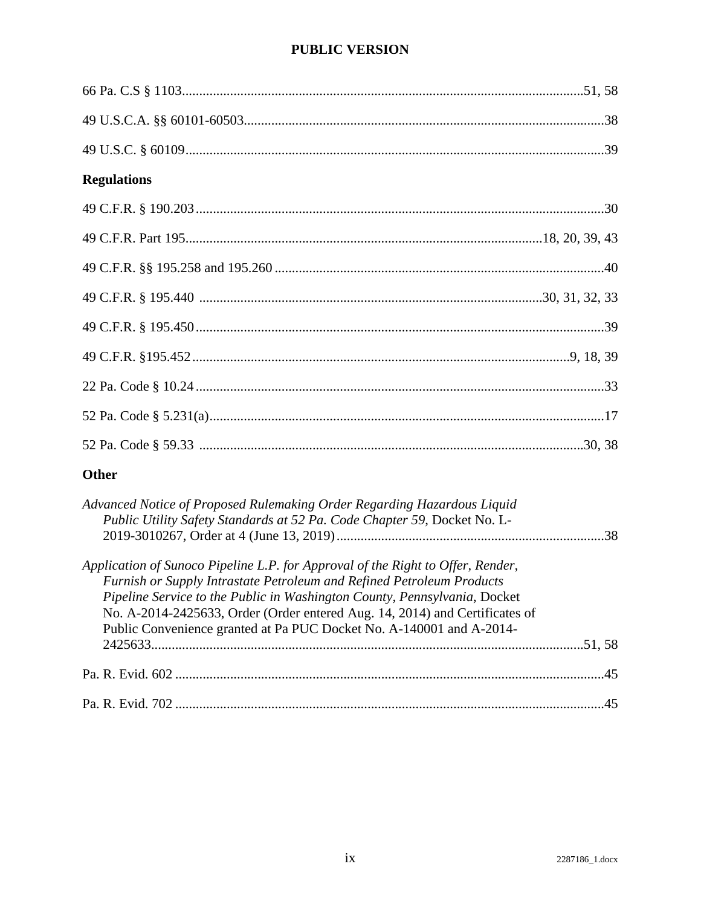66 Pa. C.S § 1103....................................................................................................................51, 58

49 U.S.C.A. §§ 60101-60503........................................................................................................38

49 U.S.C. § 60109.........................................................................................................................39

**Regulations**

49 C.F.R. § 190.203......................................................................................................................30

49 C.F.R. Part 195.......................................................................................................18, 20, 39, 43

49 C.F.R. §§ 195.258 and 195.260 ...............................................................................................40

49 C.F.R. § 195.440 ...................................................................................................30, 31, 32, 33

49 C.F.R. § 195.450......................................................................................................................39

49 C.F.R. §195.452...........................................................................................................9, 18, 39

22 Pa. Code § 10.24......................................................................................................................33

52 Pa. Code § 5.231(a)..................................................................................................................17

52 Pa. Code § 59.33 ................................................................................................................30, 38

**Other**

*Advanced Notice of Proposed Rulemaking Order Regarding Hazardous Liquid Public Utility Safety Standards at 52 Pa. Code Chapter 59*, Docket No. L-2019-3010267, Order at 4 (June 13, 2019).............................................................................38

*Application of Sunoco Pipeline L.P. for Approval of the Right to Offer, Render, Furnish or Supply Intrastate Petroleum and Refined Petroleum Products Pipeline Service to the Public in Washington County, Pennsylvania*, Docket No. A-2014-2425633, Order (Order entered Aug. 14, 2014) and Certificates of Public Convenience granted at Pa PUC Docket No. A-140001 and A-2014-2425633............................................................................................................51, 58

Pa. R. Evid. 602 ............................................................................................................................45

Pa. R. Evid. 702 ............................................................................................................................45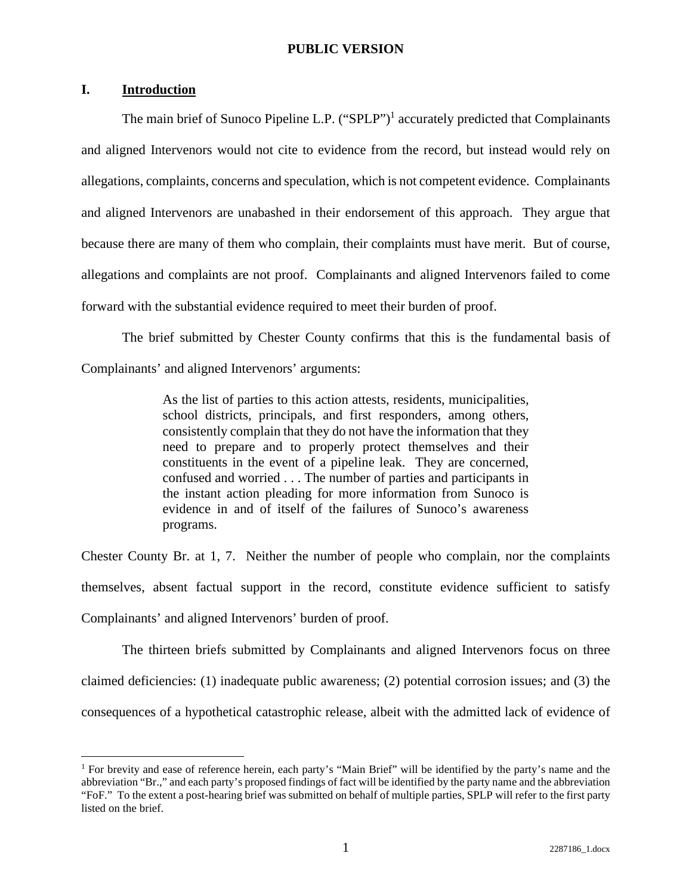**PUBLIC VERSION**

## I. Introduction

The main brief of Sunoco Pipeline L.P. ("SPLP")[1] accurately predicted that Complainants and aligned Intervenors would not cite to evidence from the record, but instead would rely on allegations, complaints, concerns and speculation, which is not competent evidence. Complainants and aligned Intervenors are unabashed in their endorsement of this approach. They argue that because there are many of them who complain, their complaints must have merit. But of course, allegations and complaints are not proof. Complainants and aligned Intervenors failed to come forward with the substantial evidence required to meet their burden of proof.

The brief submitted by Chester County confirms that this is the fundamental basis of Complainants' and aligned Intervenors' arguments:

> As the list of parties to this action attests, residents, municipalities, school districts, principals, and first responders, among others, consistently complain that they do not have the information that they need to prepare and to properly protect themselves and their constituents in the event of a pipeline leak. They are concerned, confused and worried . . . The number of parties and participants in the instant action pleading for more information from Sunoco is evidence in and of itself of the failures of Sunoco's awareness programs.

Chester County Br. at 1, 7. Neither the number of people who complain, nor the complaints themselves, absent factual support in the record, constitute evidence sufficient to satisfy Complainants' and aligned Intervenors' burden of proof.

The thirteen briefs submitted by Complainants and aligned Intervenors focus on three claimed deficiencies: (1) inadequate public awareness; (2) potential corrosion issues; and (3) the consequences of a hypothetical catastrophic release, albeit with the admitted lack of evidence of

[1] For brevity and ease of reference herein, each party's "Main Brief" will be identified by the party's name and the abbreviation "Br.," and each party's proposed findings of fact will be identified by the party name and the abbreviation "FoF." To the extent a post-hearing brief was submitted on behalf of multiple parties, SPLP will refer to the first party listed on the brief.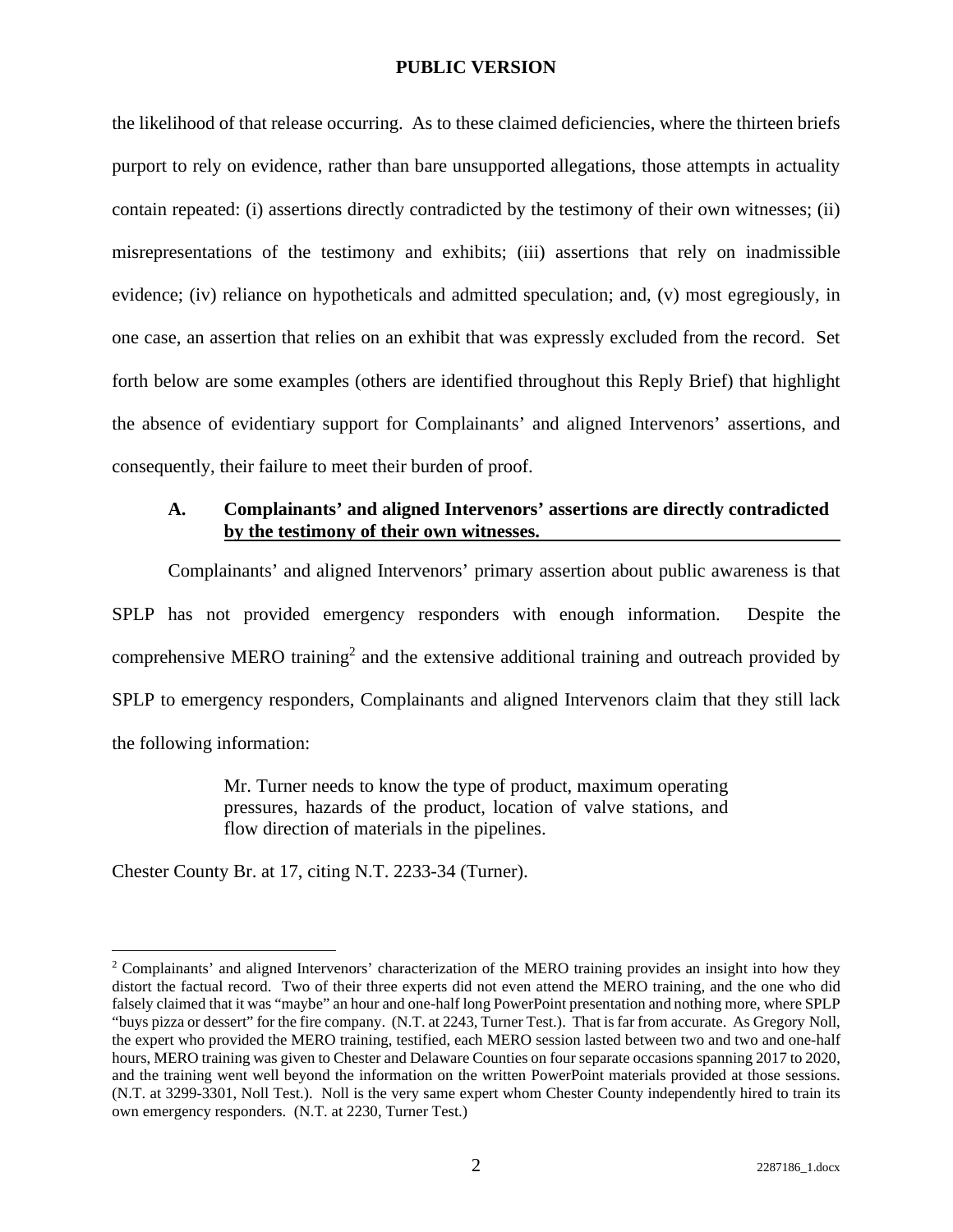the likelihood of that release occurring. As to these claimed deficiencies, where the thirteen briefs purport to rely on evidence, rather than bare unsupported allegations, those attempts in actuality contain repeated: (i) assertions directly contradicted by the testimony of their own witnesses; (ii) misrepresentations of the testimony and exhibits; (iii) assertions that rely on inadmissible evidence; (iv) reliance on hypotheticals and admitted speculation; and, (v) most egregiously, in one case, an assertion that relies on an exhibit that was expressly excluded from the record. Set forth below are some examples (others are identified throughout this Reply Brief) that highlight the absence of evidentiary support for Complainants' and aligned Intervenors' assertions, and consequently, their failure to meet their burden of proof.

### A. Complainants' and aligned Intervenors' assertions are directly contradicted by the testimony of their own witnesses.

Complainants' and aligned Intervenors' primary assertion about public awareness is that SPLP has not provided emergency responders with enough information. Despite the comprehensive MERO training[2] and the extensive additional training and outreach provided by SPLP to emergency responders, Complainants and aligned Intervenors claim that they still lack the following information:

> Mr. Turner needs to know the type of product, maximum operating pressures, hazards of the product, location of valve stations, and flow direction of materials in the pipelines.

Chester County Br. at 17, citing N.T. 2233-34 (Turner).

---

[2] Complainants' and aligned Intervenors' characterization of the MERO training provides an insight into how they distort the factual record. Two of their three experts did not even attend the MERO training, and the one who did falsely claimed that it was "maybe" an hour and one-half long PowerPoint presentation and nothing more, where SPLP "buys pizza or dessert" for the fire company. (N.T. at 2243, Turner Test.). That is far from accurate. As Gregory Noll, the expert who provided the MERO training, testified, each MERO session lasted between two and two and one-half hours, MERO training was given to Chester and Delaware Counties on four separate occasions spanning 2017 to 2020, and the training went well beyond the information on the written PowerPoint materials provided at those sessions. (N.T. at 3299-3301, Noll Test.). Noll is the very same expert whom Chester County independently hired to train its own emergency responders. (N.T. at 2230, Turner Test.)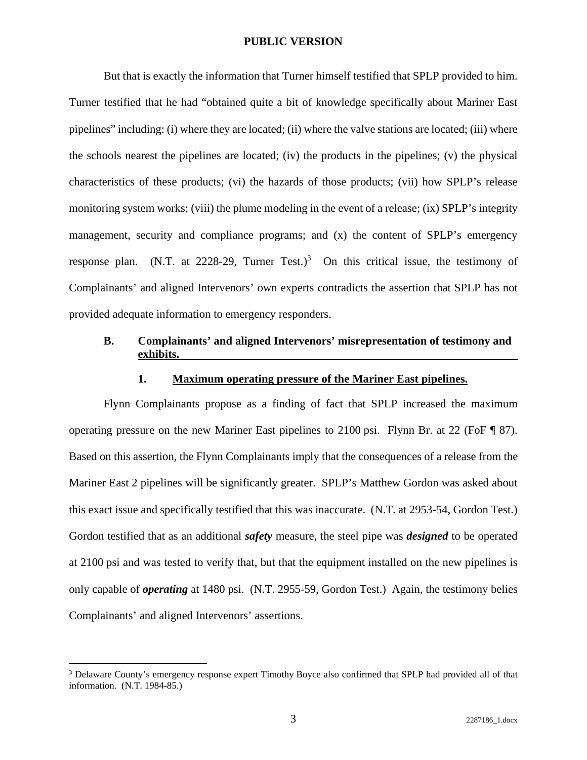But that is exactly the information that Turner himself testified that SPLP provided to him. Turner testified that he had "obtained quite a bit of knowledge specifically about Mariner East pipelines" including: (i) where they are located; (ii) where the valve stations are located; (iii) where the schools nearest the pipelines are located; (iv) the products in the pipelines; (v) the physical characteristics of these products; (vi) the hazards of those products; (vii) how SPLP's release monitoring system works; (viii) the plume modeling in the event of a release; (ix) SPLP's integrity management, security and compliance programs; and (x) the content of SPLP's emergency response plan. (N.T. at 2228-29, Turner Test.)[3] On this critical issue, the testimony of Complainants' and aligned Intervenors' own experts contradicts the assertion that SPLP has not provided adequate information to emergency responders.

## B. Complainants' and aligned Intervenors' misrepresentation of testimony and exhibits.

### 1. Maximum operating pressure of the Mariner East pipelines.

Flynn Complainants propose as a finding of fact that SPLP increased the maximum operating pressure on the new Mariner East pipelines to 2100 psi. Flynn Br. at 22 (FoF ¶ 87). Based on this assertion, the Flynn Complainants imply that the consequences of a release from the Mariner East 2 pipelines will be significantly greater. SPLP's Matthew Gordon was asked about this exact issue and specifically testified that this was inaccurate. (N.T. at 2953-54, Gordon Test.) Gordon testified that as an additional ***safety*** measure, the steel pipe was ***designed*** to be operated at 2100 psi and was tested to verify that, but that the equipment installed on the new pipelines is only capable of ***operating*** at 1480 psi. (N.T. 2955-59, Gordon Test.) Again, the testimony belies Complainants' and aligned Intervenors' assertions.

---

[3] Delaware County's emergency response expert Timothy Boyce also confirmed that SPLP had provided all of that information. (N.T. 1984-85.)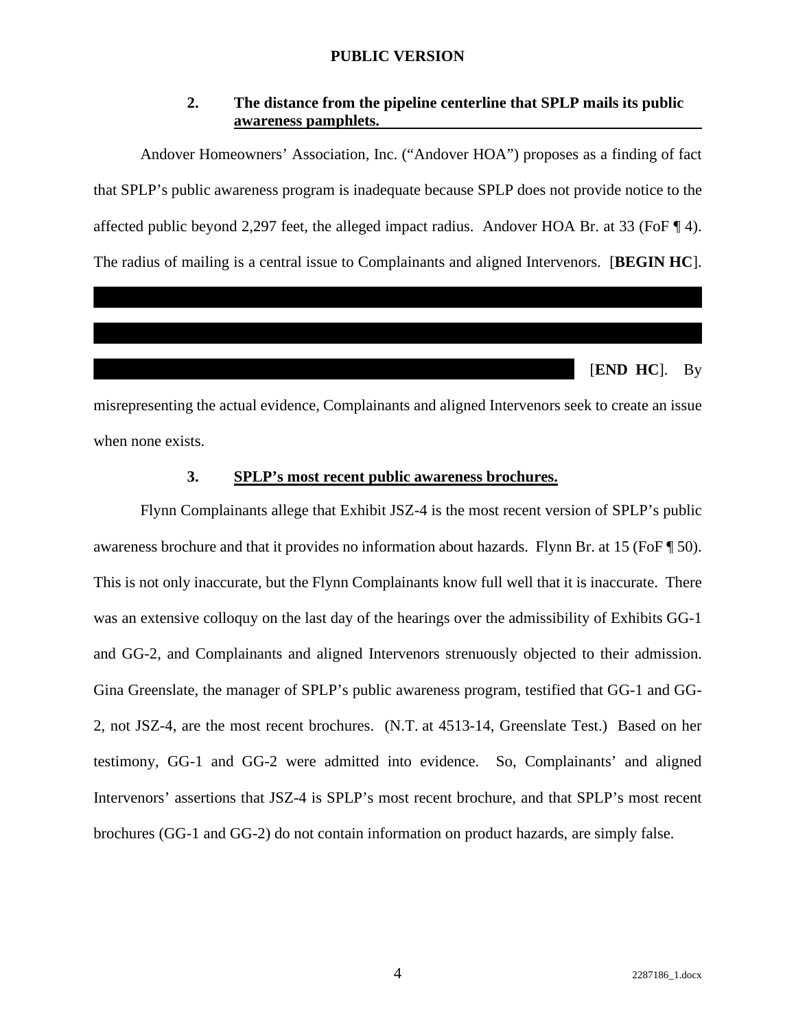**PUBLIC VERSION**

### 2. The distance from the pipeline centerline that SPLP mails its public awareness pamphlets.

Andover Homeowners' Association, Inc. ("Andover HOA") proposes as a finding of fact that SPLP's public awareness program is inadequate because SPLP does not provide notice to the affected public beyond 2,297 feet, the alleged impact radius. Andover HOA Br. at 33 (FoF ¶ 4). The radius of mailing is a central issue to Complainants and aligned Intervenors. [**BEGIN HC**].

[**END HC**]. By misrepresenting the actual evidence, Complainants and aligned Intervenors seek to create an issue when none exists.

### 3. SPLP's most recent public awareness brochures.

Flynn Complainants allege that Exhibit JSZ-4 is the most recent version of SPLP's public awareness brochure and that it provides no information about hazards. Flynn Br. at 15 (FoF ¶ 50). This is not only inaccurate, but the Flynn Complainants know full well that it is inaccurate. There was an extensive colloquy on the last day of the hearings over the admissibility of Exhibits GG-1 and GG-2, and Complainants and aligned Intervenors strenuously objected to their admission. Gina Greenslate, the manager of SPLP's public awareness program, testified that GG-1 and GG-2, not JSZ-4, are the most recent brochures. (N.T. at 4513-14, Greenslate Test.) Based on her testimony, GG-1 and GG-2 were admitted into evidence. So, Complainants' and aligned Intervenors' assertions that JSZ-4 is SPLP's most recent brochure, and that SPLP's most recent brochures (GG-1 and GG-2) do not contain information on product hazards, are simply false.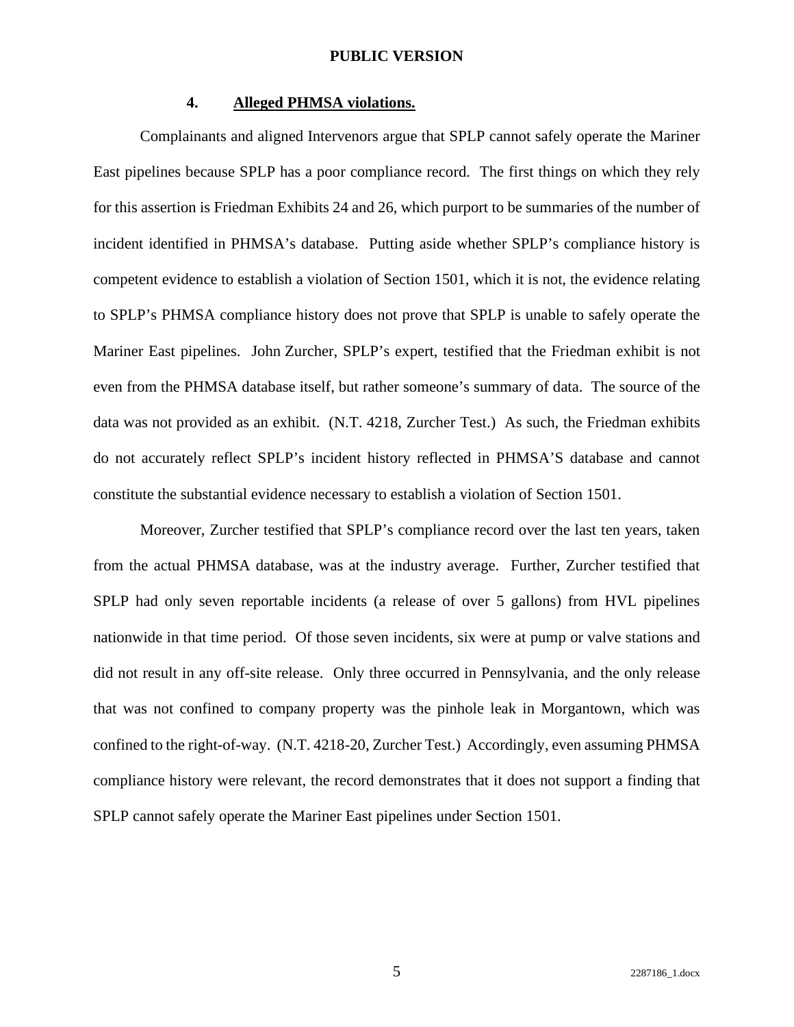**PUBLIC VERSION**

#### 4. Alleged PHMSA violations.

Complainants and aligned Intervenors argue that SPLP cannot safely operate the Mariner East pipelines because SPLP has a poor compliance record. The first things on which they rely for this assertion is Friedman Exhibits 24 and 26, which purport to be summaries of the number of incident identified in PHMSA's database. Putting aside whether SPLP's compliance history is competent evidence to establish a violation of Section 1501, which it is not, the evidence relating to SPLP's PHMSA compliance history does not prove that SPLP is unable to safely operate the Mariner East pipelines. John Zurcher, SPLP's expert, testified that the Friedman exhibit is not even from the PHMSA database itself, but rather someone's summary of data. The source of the data was not provided as an exhibit. (N.T. 4218, Zurcher Test.) As such, the Friedman exhibits do not accurately reflect SPLP's incident history reflected in PHMSA'S database and cannot constitute the substantial evidence necessary to establish a violation of Section 1501.

Moreover, Zurcher testified that SPLP's compliance record over the last ten years, taken from the actual PHMSA database, was at the industry average. Further, Zurcher testified that SPLP had only seven reportable incidents (a release of over 5 gallons) from HVL pipelines nationwide in that time period. Of those seven incidents, six were at pump or valve stations and did not result in any off-site release. Only three occurred in Pennsylvania, and the only release that was not confined to company property was the pinhole leak in Morgantown, which was confined to the right-of-way. (N.T. 4218-20, Zurcher Test.) Accordingly, even assuming PHMSA compliance history were relevant, the record demonstrates that it does not support a finding that SPLP cannot safely operate the Mariner East pipelines under Section 1501.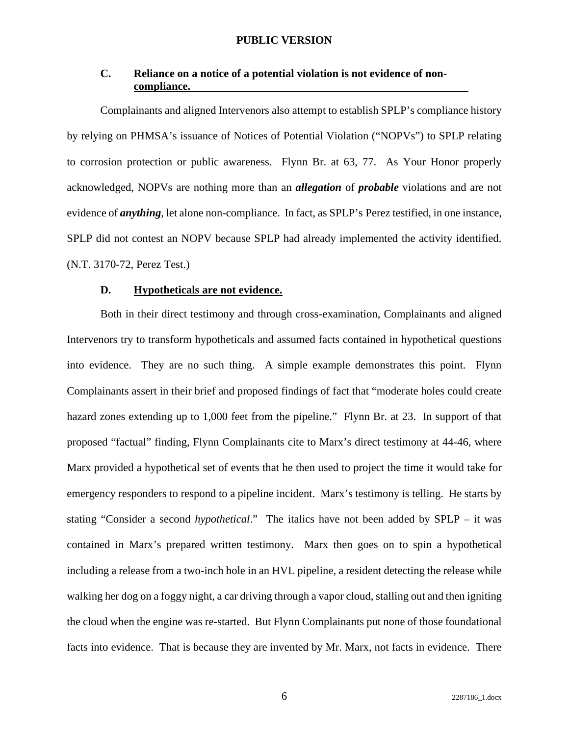PUBLIC VERSION

### C. Reliance on a notice of a potential violation is not evidence of non-compliance.

Complainants and aligned Intervenors also attempt to establish SPLP's compliance history by relying on PHMSA's issuance of Notices of Potential Violation ("NOPVs") to SPLP relating to corrosion protection or public awareness. Flynn Br. at 63, 77. As Your Honor properly acknowledged, NOPVs are nothing more than an ***allegation*** of ***probable*** violations and are not evidence of ***anything***, let alone non-compliance. In fact, as SPLP's Perez testified, in one instance, SPLP did not contest an NOPV because SPLP had already implemented the activity identified. (N.T. 3170-72, Perez Test.)

### D. Hypotheticals are not evidence.

Both in their direct testimony and through cross-examination, Complainants and aligned Intervenors try to transform hypotheticals and assumed facts contained in hypothetical questions into evidence. They are no such thing. A simple example demonstrates this point. Flynn Complainants assert in their brief and proposed findings of fact that "moderate holes could create hazard zones extending up to 1,000 feet from the pipeline." Flynn Br. at 23. In support of that proposed "factual" finding, Flynn Complainants cite to Marx's direct testimony at 44-46, where Marx provided a hypothetical set of events that he then used to project the time it would take for emergency responders to respond to a pipeline incident. Marx's testimony is telling. He starts by stating "Consider a second *hypothetical*." The italics have not been added by SPLP – it was contained in Marx's prepared written testimony. Marx then goes on to spin a hypothetical including a release from a two-inch hole in an HVL pipeline, a resident detecting the release while walking her dog on a foggy night, a car driving through a vapor cloud, stalling out and then igniting the cloud when the engine was re-started. But Flynn Complainants put none of those foundational facts into evidence. That is because they are invented by Mr. Marx, not facts in evidence. There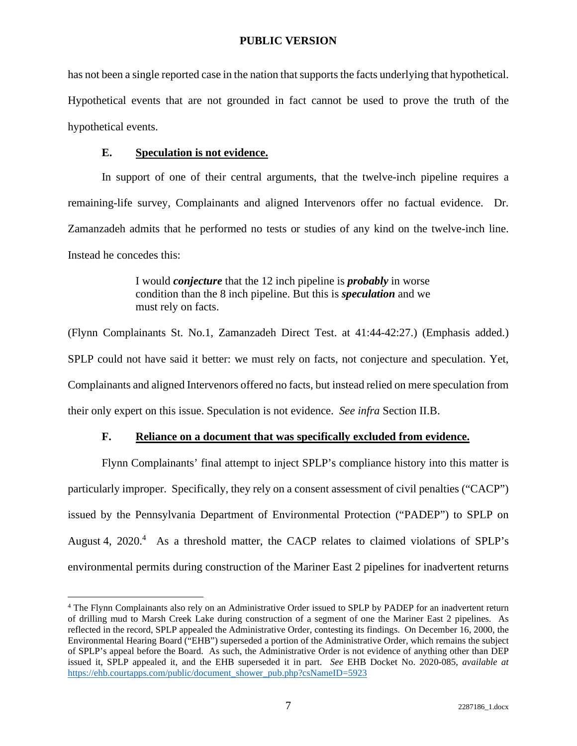has not been a single reported case in the nation that supports the facts underlying that hypothetical. Hypothetical events that are not grounded in fact cannot be used to prove the truth of the hypothetical events.

**E. Speculation is not evidence.**

In support of one of their central arguments, that the twelve-inch pipeline requires a remaining-life survey, Complainants and aligned Intervenors offer no factual evidence. Dr. Zamanzadeh admits that he performed no tests or studies of any kind on the twelve-inch line. Instead he concedes this:

> I would ***conjecture*** that the 12 inch pipeline is ***probably*** in worse condition than the 8 inch pipeline. But this is ***speculation*** and we must rely on facts.

(Flynn Complainants St. No.1, Zamanzadeh Direct Test. at 41:44-42:27.) (Emphasis added.) SPLP could not have said it better: we must rely on facts, not conjecture and speculation. Yet, Complainants and aligned Intervenors offered no facts, but instead relied on mere speculation from their only expert on this issue. Speculation is not evidence. *See infra* Section II.B.

**F. Reliance on a document that was specifically excluded from evidence.**

Flynn Complainants' final attempt to inject SPLP's compliance history into this matter is particularly improper. Specifically, they rely on a consent assessment of civil penalties ("CACP") issued by the Pennsylvania Department of Environmental Protection ("PADEP") to SPLP on August 4, 2020.[4] As a threshold matter, the CACP relates to claimed violations of SPLP's environmental permits during construction of the Mariner East 2 pipelines for inadvertent returns

---

[4] The Flynn Complainants also rely on an Administrative Order issued to SPLP by PADEP for an inadvertent return of drilling mud to Marsh Creek Lake during construction of a segment of one the Mariner East 2 pipelines. As reflected in the record, SPLP appealed the Administrative Order, contesting its findings. On December 16, 2000, the Environmental Hearing Board ("EHB") superseded a portion of the Administrative Order, which remains the subject of SPLP's appeal before the Board. As such, the Administrative Order is not evidence of anything other than DEP issued it, SPLP appealed it, and the EHB superseded it in part. *See* EHB Docket No. 2020-085, *available at* https://ehb.courtapps.com/public/document_shower_pub.php?csNameID=5923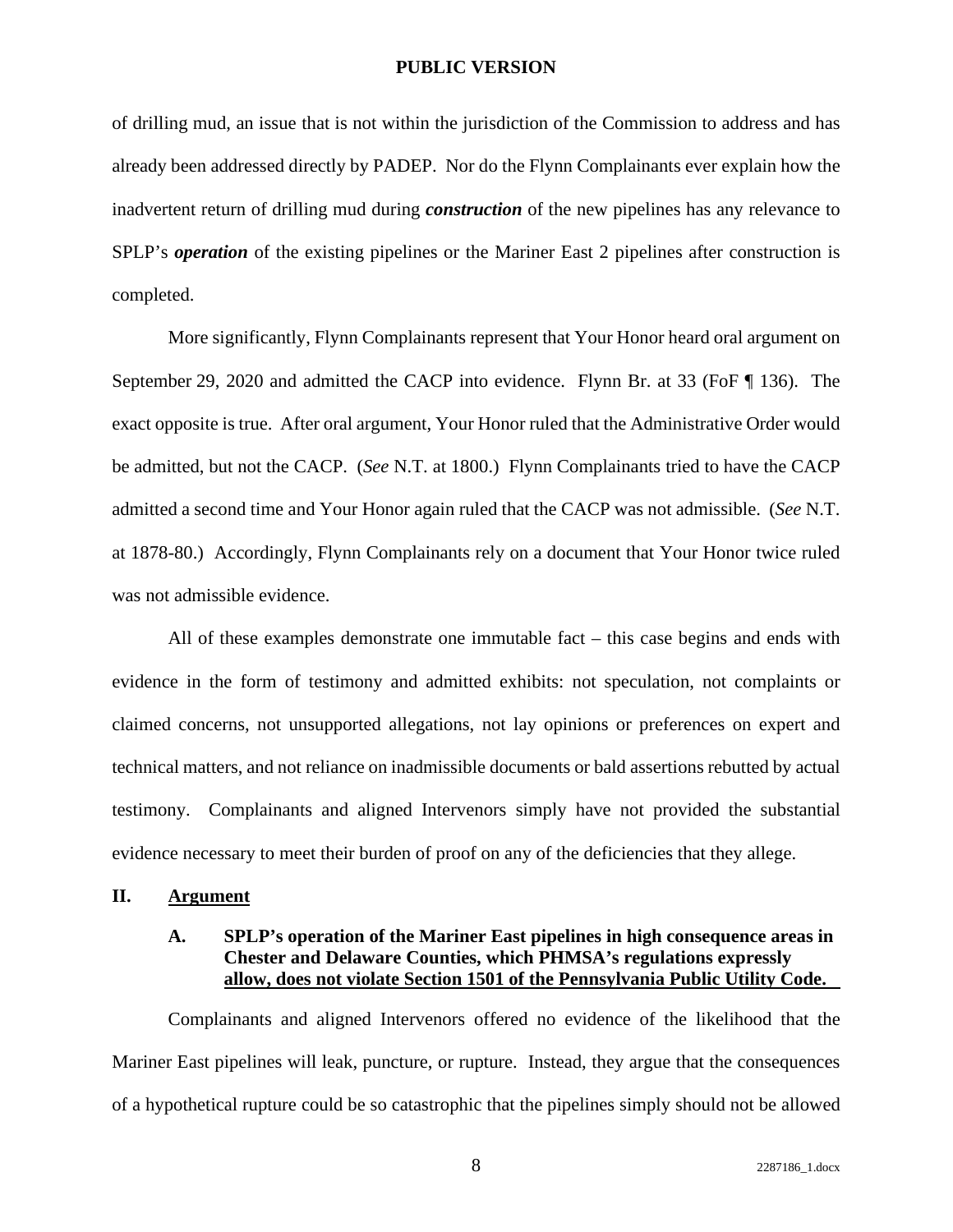of drilling mud, an issue that is not within the jurisdiction of the Commission to address and has already been addressed directly by PADEP. Nor do the Flynn Complainants ever explain how the inadvertent return of drilling mud during ***construction*** of the new pipelines has any relevance to SPLP's ***operation*** of the existing pipelines or the Mariner East 2 pipelines after construction is completed.

More significantly, Flynn Complainants represent that Your Honor heard oral argument on September 29, 2020 and admitted the CACP into evidence. Flynn Br. at 33 (FoF ¶ 136). The exact opposite is true. After oral argument, Your Honor ruled that the Administrative Order would be admitted, but not the CACP. (*See* N.T. at 1800.) Flynn Complainants tried to have the CACP admitted a second time and Your Honor again ruled that the CACP was not admissible. (*See* N.T. at 1878-80.) Accordingly, Flynn Complainants rely on a document that Your Honor twice ruled was not admissible evidence.

All of these examples demonstrate one immutable fact – this case begins and ends with evidence in the form of testimony and admitted exhibits: not speculation, not complaints or claimed concerns, not unsupported allegations, not lay opinions or preferences on expert and technical matters, and not reliance on inadmissible documents or bald assertions rebutted by actual testimony. Complainants and aligned Intervenors simply have not provided the substantial evidence necessary to meet their burden of proof on any of the deficiencies that they allege.

## II. Argument

### A. SPLP's operation of the Mariner East pipelines in high consequence areas in Chester and Delaware Counties, which PHMSA's regulations expressly allow, does not violate Section 1501 of the Pennsylvania Public Utility Code.

Complainants and aligned Intervenors offered no evidence of the likelihood that the Mariner East pipelines will leak, puncture, or rupture. Instead, they argue that the consequences of a hypothetical rupture could be so catastrophic that the pipelines simply should not be allowed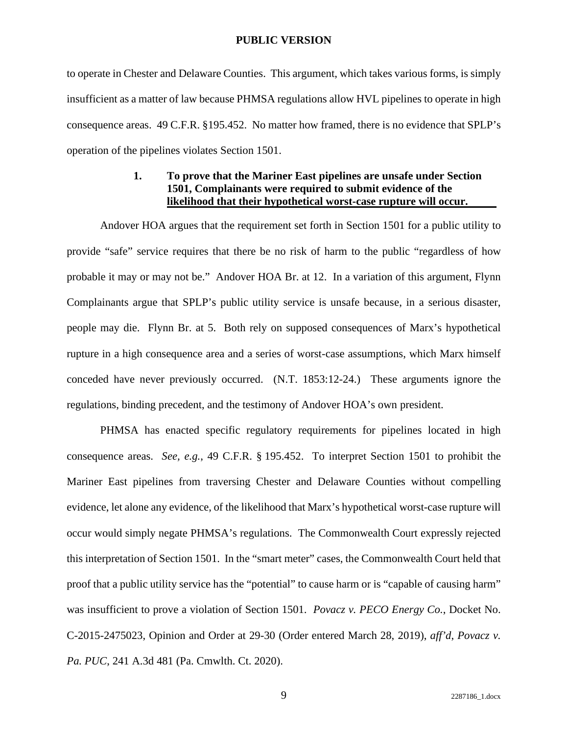to operate in Chester and Delaware Counties. This argument, which takes various forms, is simply insufficient as a matter of law because PHMSA regulations allow HVL pipelines to operate in high consequence areas. 49 C.F.R. §195.452. No matter how framed, there is no evidence that SPLP's operation of the pipelines violates Section 1501.

### 1. To prove that the Mariner East pipelines are unsafe under Section 1501, Complainants were required to submit evidence of the likelihood that their hypothetical worst-case rupture will occur.

Andover HOA argues that the requirement set forth in Section 1501 for a public utility to provide "safe" service requires that there be no risk of harm to the public "regardless of how probable it may or may not be." Andover HOA Br. at 12. In a variation of this argument, Flynn Complainants argue that SPLP's public utility service is unsafe because, in a serious disaster, people may die. Flynn Br. at 5. Both rely on supposed consequences of Marx's hypothetical rupture in a high consequence area and a series of worst-case assumptions, which Marx himself conceded have never previously occurred. (N.T. 1853:12-24.) These arguments ignore the regulations, binding precedent, and the testimony of Andover HOA's own president.

PHMSA has enacted specific regulatory requirements for pipelines located in high consequence areas. *See, e.g.*, 49 C.F.R. § 195.452. To interpret Section 1501 to prohibit the Mariner East pipelines from traversing Chester and Delaware Counties without compelling evidence, let alone any evidence, of the likelihood that Marx's hypothetical worst-case rupture will occur would simply negate PHMSA's regulations. The Commonwealth Court expressly rejected this interpretation of Section 1501. In the "smart meter" cases, the Commonwealth Court held that proof that a public utility service has the "potential" to cause harm or is "capable of causing harm" was insufficient to prove a violation of Section 1501. *Povacz v. PECO Energy Co.*, Docket No. C-2015-2475023, Opinion and Order at 29-30 (Order entered March 28, 2019), *aff'd*, *Povacz v. Pa. PUC*, 241 A.3d 481 (Pa. Cmwlth. Ct. 2020).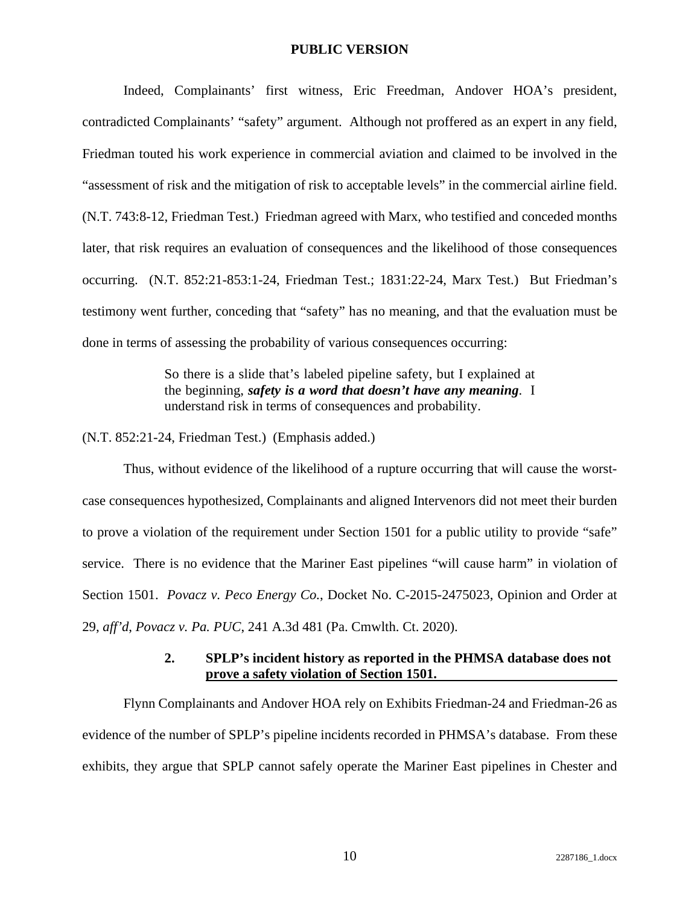Indeed, Complainants' first witness, Eric Freedman, Andover HOA's president, contradicted Complainants' "safety" argument. Although not proffered as an expert in any field, Friedman touted his work experience in commercial aviation and claimed to be involved in the "assessment of risk and the mitigation of risk to acceptable levels" in the commercial airline field. (N.T. 743:8-12, Friedman Test.) Friedman agreed with Marx, who testified and conceded months later, that risk requires an evaluation of consequences and the likelihood of those consequences occurring. (N.T. 852:21-853:1-24, Friedman Test.; 1831:22-24, Marx Test.) But Friedman's testimony went further, conceding that "safety" has no meaning, and that the evaluation must be done in terms of assessing the probability of various consequences occurring:

> So there is a slide that's labeled pipeline safety, but I explained at the beginning, ***safety is a word that doesn't have any meaning***. I understand risk in terms of consequences and probability.

(N.T. 852:21-24, Friedman Test.) (Emphasis added.)

Thus, without evidence of the likelihood of a rupture occurring that will cause the worst-case consequences hypothesized, Complainants and aligned Intervenors did not meet their burden to prove a violation of the requirement under Section 1501 for a public utility to provide "safe" service. There is no evidence that the Mariner East pipelines "will cause harm" in violation of Section 1501. *Povacz v. Peco Energy Co.*, Docket No. C-2015-2475023, Opinion and Order at 29, *aff'd*, *Povacz v. Pa. PUC*, 241 A.3d 481 (Pa. Cmwlth. Ct. 2020).

### 2. SPLP's incident history as reported in the PHMSA database does not prove a safety violation of Section 1501.

Flynn Complainants and Andover HOA rely on Exhibits Friedman-24 and Friedman-26 as evidence of the number of SPLP's pipeline incidents recorded in PHMSA's database. From these exhibits, they argue that SPLP cannot safely operate the Mariner East pipelines in Chester and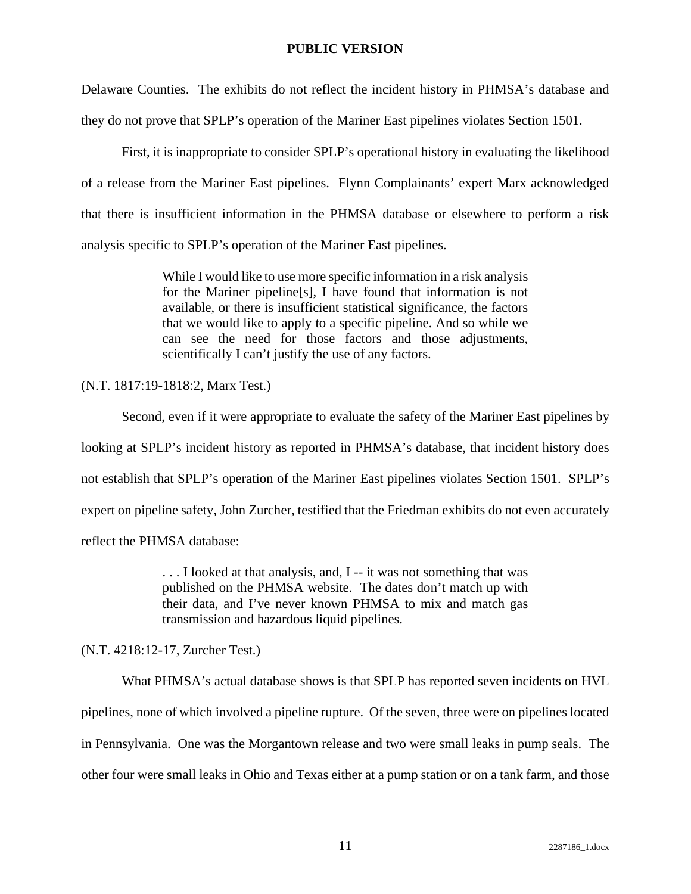Delaware Counties. The exhibits do not reflect the incident history in PHMSA's database and they do not prove that SPLP's operation of the Mariner East pipelines violates Section 1501.

First, it is inappropriate to consider SPLP's operational history in evaluating the likelihood of a release from the Mariner East pipelines. Flynn Complainants' expert Marx acknowledged that there is insufficient information in the PHMSA database or elsewhere to perform a risk analysis specific to SPLP's operation of the Mariner East pipelines.

> While I would like to use more specific information in a risk analysis for the Mariner pipeline[s], I have found that information is not available, or there is insufficient statistical significance, the factors that we would like to apply to a specific pipeline. And so while we can see the need for those factors and those adjustments, scientifically I can't justify the use of any factors.

(N.T. 1817:19-1818:2, Marx Test.)

Second, even if it were appropriate to evaluate the safety of the Mariner East pipelines by looking at SPLP's incident history as reported in PHMSA's database, that incident history does not establish that SPLP's operation of the Mariner East pipelines violates Section 1501. SPLP's expert on pipeline safety, John Zurcher, testified that the Friedman exhibits do not even accurately reflect the PHMSA database:

> . . . I looked at that analysis, and, I -- it was not something that was published on the PHMSA website. The dates don't match up with their data, and I've never known PHMSA to mix and match gas transmission and hazardous liquid pipelines.

(N.T. 4218:12-17, Zurcher Test.)

What PHMSA's actual database shows is that SPLP has reported seven incidents on HVL pipelines, none of which involved a pipeline rupture. Of the seven, three were on pipelines located in Pennsylvania. One was the Morgantown release and two were small leaks in pump seals. The other four were small leaks in Ohio and Texas either at a pump station or on a tank farm, and those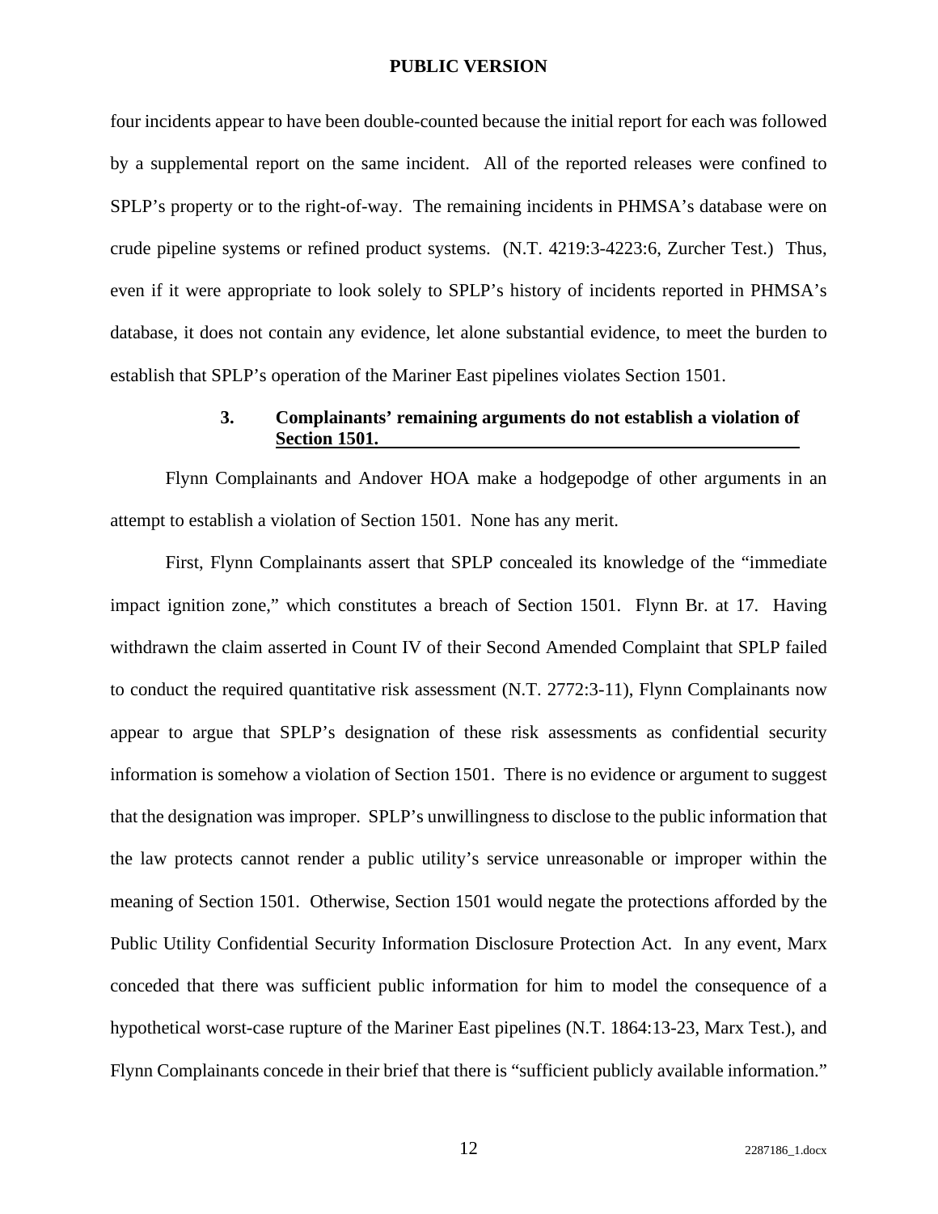four incidents appear to have been double-counted because the initial report for each was followed by a supplemental report on the same incident. All of the reported releases were confined to SPLP's property or to the right-of-way. The remaining incidents in PHMSA's database were on crude pipeline systems or refined product systems. (N.T. 4219:3-4223:6, Zurcher Test.) Thus, even if it were appropriate to look solely to SPLP's history of incidents reported in PHMSA's database, it does not contain any evidence, let alone substantial evidence, to meet the burden to establish that SPLP's operation of the Mariner East pipelines violates Section 1501.

### 3. Complainants' remaining arguments do not establish a violation of Section 1501.

Flynn Complainants and Andover HOA make a hodgepodge of other arguments in an attempt to establish a violation of Section 1501. None has any merit.

First, Flynn Complainants assert that SPLP concealed its knowledge of the "immediate impact ignition zone," which constitutes a breach of Section 1501. Flynn Br. at 17. Having withdrawn the claim asserted in Count IV of their Second Amended Complaint that SPLP failed to conduct the required quantitative risk assessment (N.T. 2772:3-11), Flynn Complainants now appear to argue that SPLP's designation of these risk assessments as confidential security information is somehow a violation of Section 1501. There is no evidence or argument to suggest that the designation was improper. SPLP's unwillingness to disclose to the public information that the law protects cannot render a public utility's service unreasonable or improper within the meaning of Section 1501. Otherwise, Section 1501 would negate the protections afforded by the Public Utility Confidential Security Information Disclosure Protection Act. In any event, Marx conceded that there was sufficient public information for him to model the consequence of a hypothetical worst-case rupture of the Mariner East pipelines (N.T. 1864:13-23, Marx Test.), and Flynn Complainants concede in their brief that there is "sufficient publicly available information."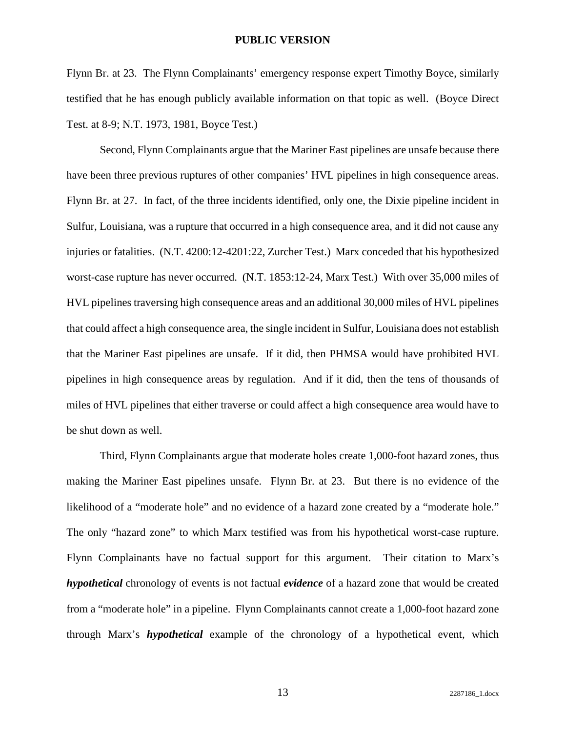Flynn Br. at 23. The Flynn Complainants' emergency response expert Timothy Boyce, similarly testified that he has enough publicly available information on that topic as well. (Boyce Direct Test. at 8-9; N.T. 1973, 1981, Boyce Test.)

Second, Flynn Complainants argue that the Mariner East pipelines are unsafe because there have been three previous ruptures of other companies' HVL pipelines in high consequence areas. Flynn Br. at 27. In fact, of the three incidents identified, only one, the Dixie pipeline incident in Sulfur, Louisiana, was a rupture that occurred in a high consequence area, and it did not cause any injuries or fatalities. (N.T. 4200:12-4201:22, Zurcher Test.) Marx conceded that his hypothesized worst-case rupture has never occurred. (N.T. 1853:12-24, Marx Test.) With over 35,000 miles of HVL pipelines traversing high consequence areas and an additional 30,000 miles of HVL pipelines that could affect a high consequence area, the single incident in Sulfur, Louisiana does not establish that the Mariner East pipelines are unsafe. If it did, then PHMSA would have prohibited HVL pipelines in high consequence areas by regulation. And if it did, then the tens of thousands of miles of HVL pipelines that either traverse or could affect a high consequence area would have to be shut down as well.

Third, Flynn Complainants argue that moderate holes create 1,000-foot hazard zones, thus making the Mariner East pipelines unsafe. Flynn Br. at 23. But there is no evidence of the likelihood of a "moderate hole" and no evidence of a hazard zone created by a "moderate hole." The only "hazard zone" to which Marx testified was from his hypothetical worst-case rupture. Flynn Complainants have no factual support for this argument. Their citation to Marx's ***hypothetical*** chronology of events is not factual ***evidence*** of a hazard zone that would be created from a "moderate hole" in a pipeline. Flynn Complainants cannot create a 1,000-foot hazard zone through Marx's ***hypothetical*** example of the chronology of a hypothetical event, which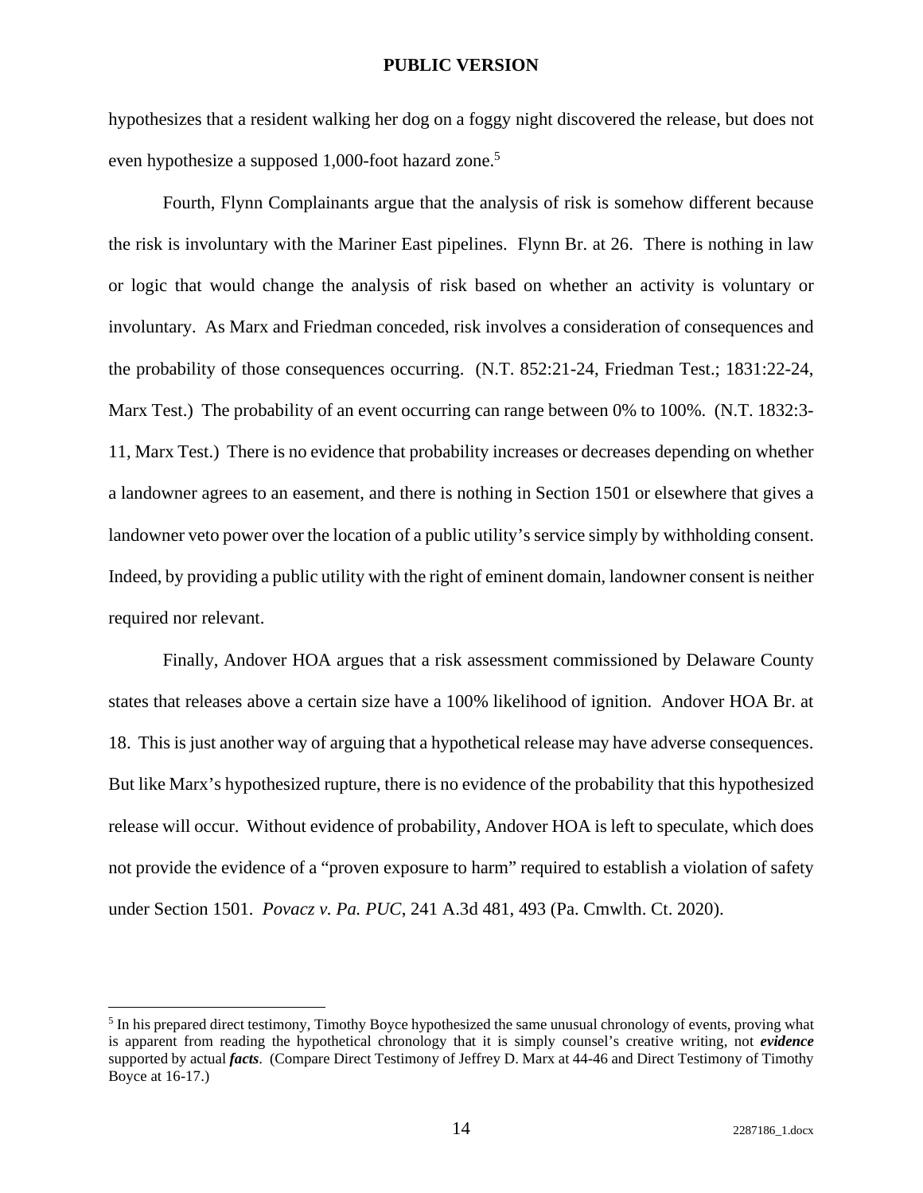hypothesizes that a resident walking her dog on a foggy night discovered the release, but does not even hypothesize a supposed 1,000-foot hazard zone.[5]

Fourth, Flynn Complainants argue that the analysis of risk is somehow different because the risk is involuntary with the Mariner East pipelines. Flynn Br. at 26. There is nothing in law or logic that would change the analysis of risk based on whether an activity is voluntary or involuntary. As Marx and Friedman conceded, risk involves a consideration of consequences and the probability of those consequences occurring. (N.T. 852:21-24, Friedman Test.; 1831:22-24, Marx Test.) The probability of an event occurring can range between 0% to 100%. (N.T. 1832:3-11, Marx Test.) There is no evidence that probability increases or decreases depending on whether a landowner agrees to an easement, and there is nothing in Section 1501 or elsewhere that gives a landowner veto power over the location of a public utility's service simply by withholding consent. Indeed, by providing a public utility with the right of eminent domain, landowner consent is neither required nor relevant.

Finally, Andover HOA argues that a risk assessment commissioned by Delaware County states that releases above a certain size have a 100% likelihood of ignition. Andover HOA Br. at 18. This is just another way of arguing that a hypothetical release may have adverse consequences. But like Marx's hypothesized rupture, there is no evidence of the probability that this hypothesized release will occur. Without evidence of probability, Andover HOA is left to speculate, which does not provide the evidence of a "proven exposure to harm" required to establish a violation of safety under Section 1501. *Povacz v. Pa. PUC*, 241 A.3d 481, 493 (Pa. Cmwlth. Ct. 2020).

---

[5] In his prepared direct testimony, Timothy Boyce hypothesized the same unusual chronology of events, proving what is apparent from reading the hypothetical chronology that it is simply counsel's creative writing, not ***evidence*** supported by actual ***facts***. (Compare Direct Testimony of Jeffrey D. Marx at 44-46 and Direct Testimony of Timothy Boyce at 16-17.)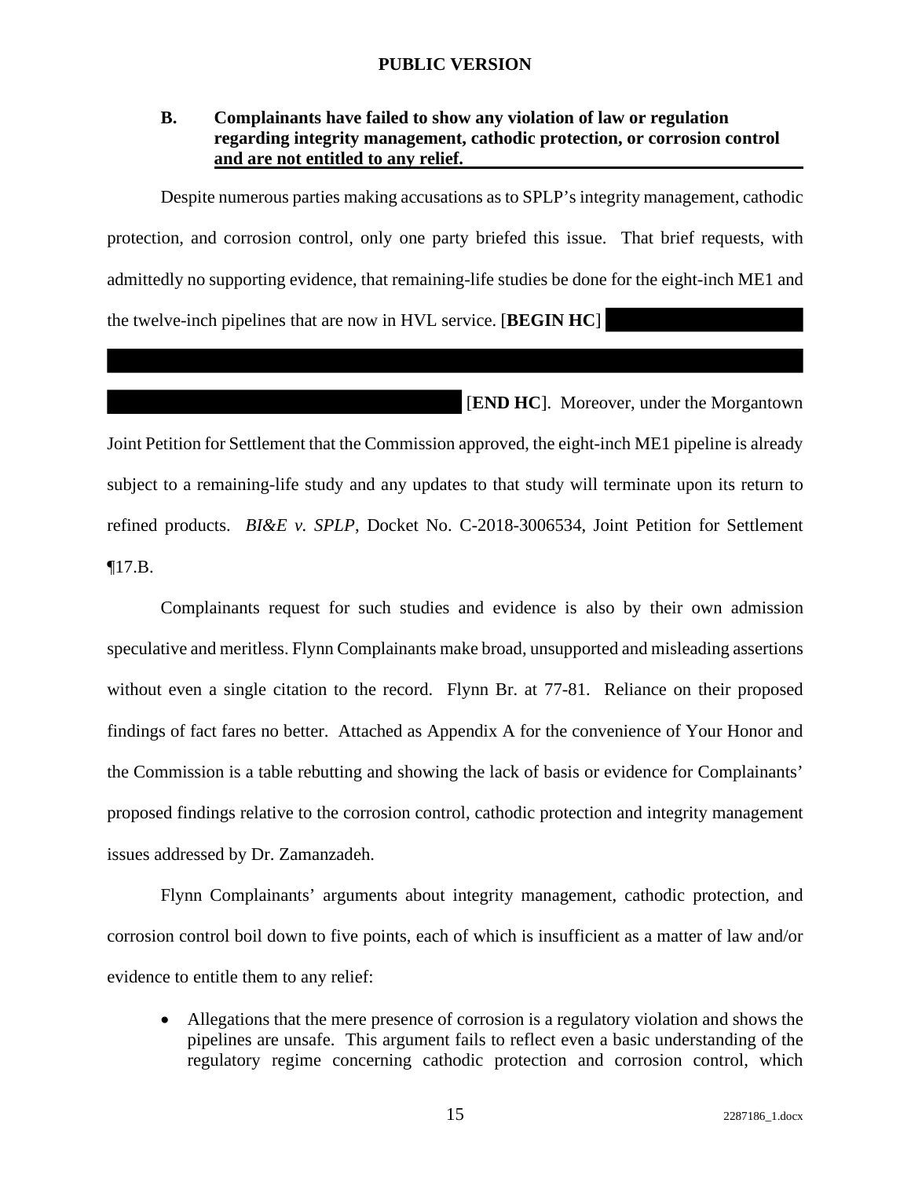**PUBLIC VERSION**

### B. Complainants have failed to show any violation of law or regulation regarding integrity management, cathodic protection, or corrosion control and are not entitled to any relief.

Despite numerous parties making accusations as to SPLP's integrity management, cathodic protection, and corrosion control, only one party briefed this issue. That brief requests, with admittedly no supporting evidence, that remaining-life studies be done for the eight-inch ME1 and the twelve-inch pipelines that are now in HVL service. [**BEGIN HC**] [**END HC**]. Moreover, under the Morgantown Joint Petition for Settlement that the Commission approved, the eight-inch ME1 pipeline is already subject to a remaining-life study and any updates to that study will terminate upon its return to refined products. *BI&E v. SPLP*, Docket No. C-2018-3006534, Joint Petition for Settlement ¶17.B.

Complainants request for such studies and evidence is also by their own admission speculative and meritless. Flynn Complainants make broad, unsupported and misleading assertions without even a single citation to the record. Flynn Br. at 77-81. Reliance on their proposed findings of fact fares no better. Attached as Appendix A for the convenience of Your Honor and the Commission is a table rebutting and showing the lack of basis or evidence for Complainants' proposed findings relative to the corrosion control, cathodic protection and integrity management issues addressed by Dr. Zamanzadeh.

Flynn Complainants' arguments about integrity management, cathodic protection, and corrosion control boil down to five points, each of which is insufficient as a matter of law and/or evidence to entitle them to any relief:

- Allegations that the mere presence of corrosion is a regulatory violation and shows the pipelines are unsafe. This argument fails to reflect even a basic understanding of the regulatory regime concerning cathodic protection and corrosion control, which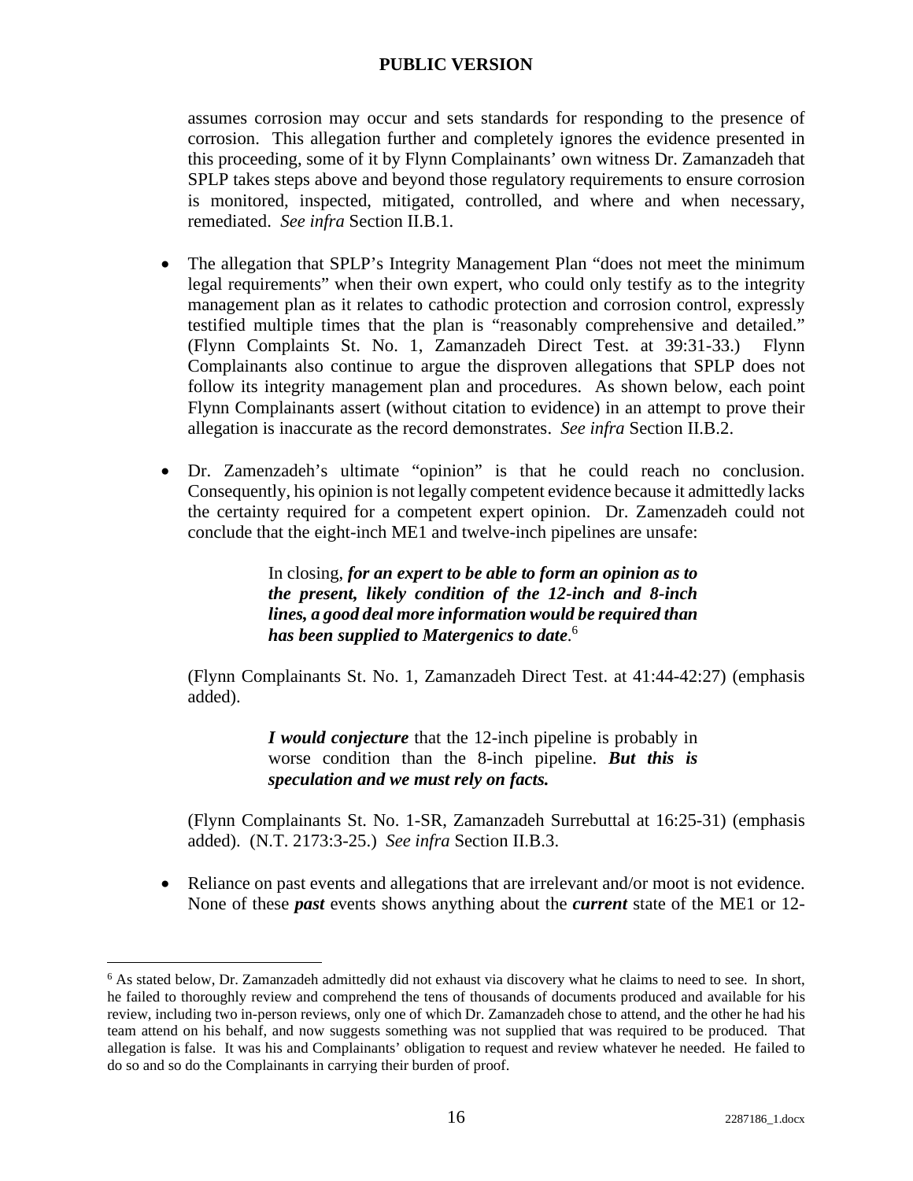assumes corrosion may occur and sets standards for responding to the presence of corrosion. This allegation further and completely ignores the evidence presented in this proceeding, some of it by Flynn Complainants' own witness Dr. Zamanzadeh that SPLP takes steps above and beyond those regulatory requirements to ensure corrosion is monitored, inspected, mitigated, controlled, and where and when necessary, remediated. *See infra* Section II.B.1.

- The allegation that SPLP's Integrity Management Plan "does not meet the minimum legal requirements" when their own expert, who could only testify as to the integrity management plan as it relates to cathodic protection and corrosion control, expressly testified multiple times that the plan is "reasonably comprehensive and detailed." (Flynn Complaints St. No. 1, Zamanzadeh Direct Test. at 39:31-33.) Flynn Complainants also continue to argue the disproven allegations that SPLP does not follow its integrity management plan and procedures. As shown below, each point Flynn Complainants assert (without citation to evidence) in an attempt to prove their allegation is inaccurate as the record demonstrates. *See infra* Section II.B.2.

- Dr. Zamenzadeh's ultimate "opinion" is that he could reach no conclusion. Consequently, his opinion is not legally competent evidence because it admittedly lacks the certainty required for a competent expert opinion. Dr. Zamenzadeh could not conclude that the eight-inch ME1 and twelve-inch pipelines are unsafe:

  > In closing, ***for an expert to be able to form an opinion as to the present, likely condition of the 12-inch and 8-inch lines, a good deal more information would be required than has been supplied to Matergenics to date***.[6]

  (Flynn Complainants St. No. 1, Zamanzadeh Direct Test. at 41:44-42:27) (emphasis added).

  > ***I would conjecture*** that the 12-inch pipeline is probably in worse condition than the 8-inch pipeline. ***But this is speculation and we must rely on facts.***

  (Flynn Complainants St. No. 1-SR, Zamanzadeh Surrebuttal at 16:25-31) (emphasis added). (N.T. 2173:3-25.) *See infra* Section II.B.3.

- Reliance on past events and allegations that are irrelevant and/or moot is not evidence. None of these ***past*** events shows anything about the ***current*** state of the ME1 or 12-

---

[6] As stated below, Dr. Zamanzadeh admittedly did not exhaust via discovery what he claims to need to see. In short, he failed to thoroughly review and comprehend the tens of thousands of documents produced and available for his review, including two in-person reviews, only one of which Dr. Zamanzadeh chose to attend, and the other he had his team attend on his behalf, and now suggests something was not supplied that was required to be produced. That allegation is false. It was his and Complainants' obligation to request and review whatever he needed. He failed to do so and so do the Complainants in carrying their burden of proof.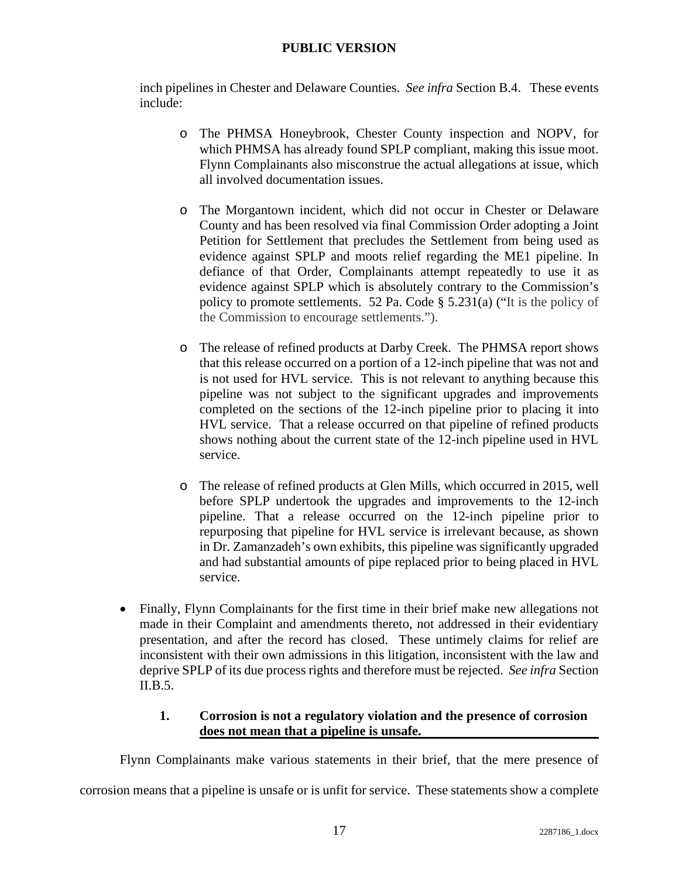inch pipelines in Chester and Delaware Counties. *See infra* Section B.4. These events include:

  - The PHMSA Honeybrook, Chester County inspection and NOPV, for which PHMSA has already found SPLP compliant, making this issue moot. Flynn Complainants also misconstrue the actual allegations at issue, which all involved documentation issues.

  - The Morgantown incident, which did not occur in Chester or Delaware County and has been resolved via final Commission Order adopting a Joint Petition for Settlement that precludes the Settlement from being used as evidence against SPLP and moots relief regarding the ME1 pipeline. In defiance of that Order, Complainants attempt repeatedly to use it as evidence against SPLP which is absolutely contrary to the Commission's policy to promote settlements. 52 Pa. Code § 5.231(a) ("It is the policy of the Commission to encourage settlements.").

  - The release of refined products at Darby Creek. The PHMSA report shows that this release occurred on a portion of a 12-inch pipeline that was not and is not used for HVL service. This is not relevant to anything because this pipeline was not subject to the significant upgrades and improvements completed on the sections of the 12-inch pipeline prior to placing it into HVL service. That a release occurred on that pipeline of refined products shows nothing about the current state of the 12-inch pipeline used in HVL service.

  - The release of refined products at Glen Mills, which occurred in 2015, well before SPLP undertook the upgrades and improvements to the 12-inch pipeline. That a release occurred on the 12-inch pipeline prior to repurposing that pipeline for HVL service is irrelevant because, as shown in Dr. Zamanzadeh's own exhibits, this pipeline was significantly upgraded and had substantial amounts of pipe replaced prior to being placed in HVL service.

- Finally, Flynn Complainants for the first time in their brief make new allegations not made in their Complaint and amendments thereto, not addressed in their evidentiary presentation, and after the record has closed. These untimely claims for relief are inconsistent with their own admissions in this litigation, inconsistent with the law and deprive SPLP of its due process rights and therefore must be rejected. *See infra* Section II.B.5.

### 1. Corrosion is not a regulatory violation and the presence of corrosion does not mean that a pipeline is unsafe.

Flynn Complainants make various statements in their brief, that the mere presence of corrosion means that a pipeline is unsafe or is unfit for service. These statements show a complete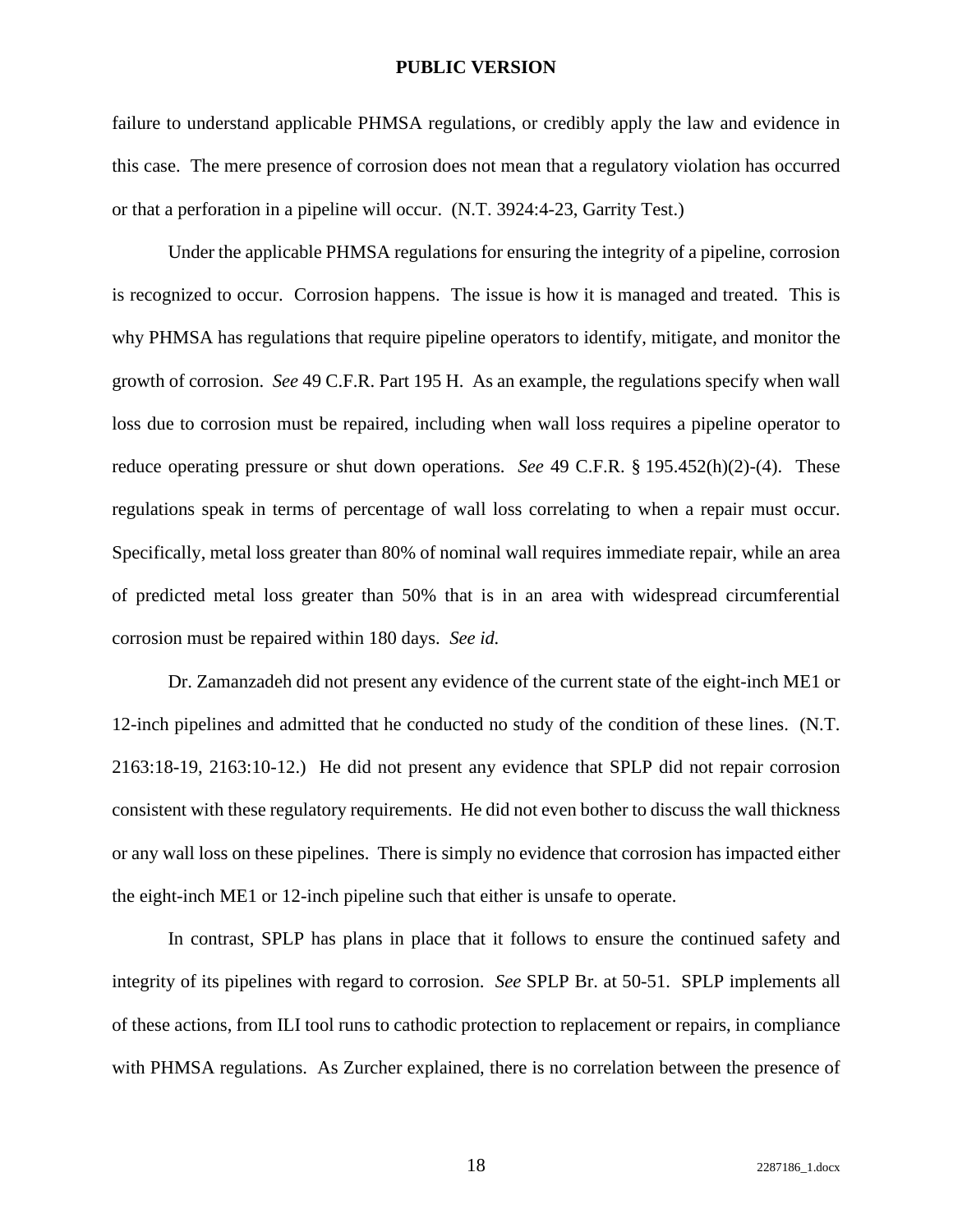failure to understand applicable PHMSA regulations, or credibly apply the law and evidence in this case. The mere presence of corrosion does not mean that a regulatory violation has occurred or that a perforation in a pipeline will occur. (N.T. 3924:4-23, Garrity Test.)

Under the applicable PHMSA regulations for ensuring the integrity of a pipeline, corrosion is recognized to occur. Corrosion happens. The issue is how it is managed and treated. This is why PHMSA has regulations that require pipeline operators to identify, mitigate, and monitor the growth of corrosion. *See* 49 C.F.R. Part 195 H. As an example, the regulations specify when wall loss due to corrosion must be repaired, including when wall loss requires a pipeline operator to reduce operating pressure or shut down operations. *See* 49 C.F.R. § 195.452(h)(2)-(4). These regulations speak in terms of percentage of wall loss correlating to when a repair must occur. Specifically, metal loss greater than 80% of nominal wall requires immediate repair, while an area of predicted metal loss greater than 50% that is in an area with widespread circumferential corrosion must be repaired within 180 days. *See id.*

Dr. Zamanzadeh did not present any evidence of the current state of the eight-inch ME1 or 12-inch pipelines and admitted that he conducted no study of the condition of these lines. (N.T. 2163:18-19, 2163:10-12.) He did not present any evidence that SPLP did not repair corrosion consistent with these regulatory requirements. He did not even bother to discuss the wall thickness or any wall loss on these pipelines. There is simply no evidence that corrosion has impacted either the eight-inch ME1 or 12-inch pipeline such that either is unsafe to operate.

In contrast, SPLP has plans in place that it follows to ensure the continued safety and integrity of its pipelines with regard to corrosion. *See* SPLP Br. at 50-51. SPLP implements all of these actions, from ILI tool runs to cathodic protection to replacement or repairs, in compliance with PHMSA regulations. As Zurcher explained, there is no correlation between the presence of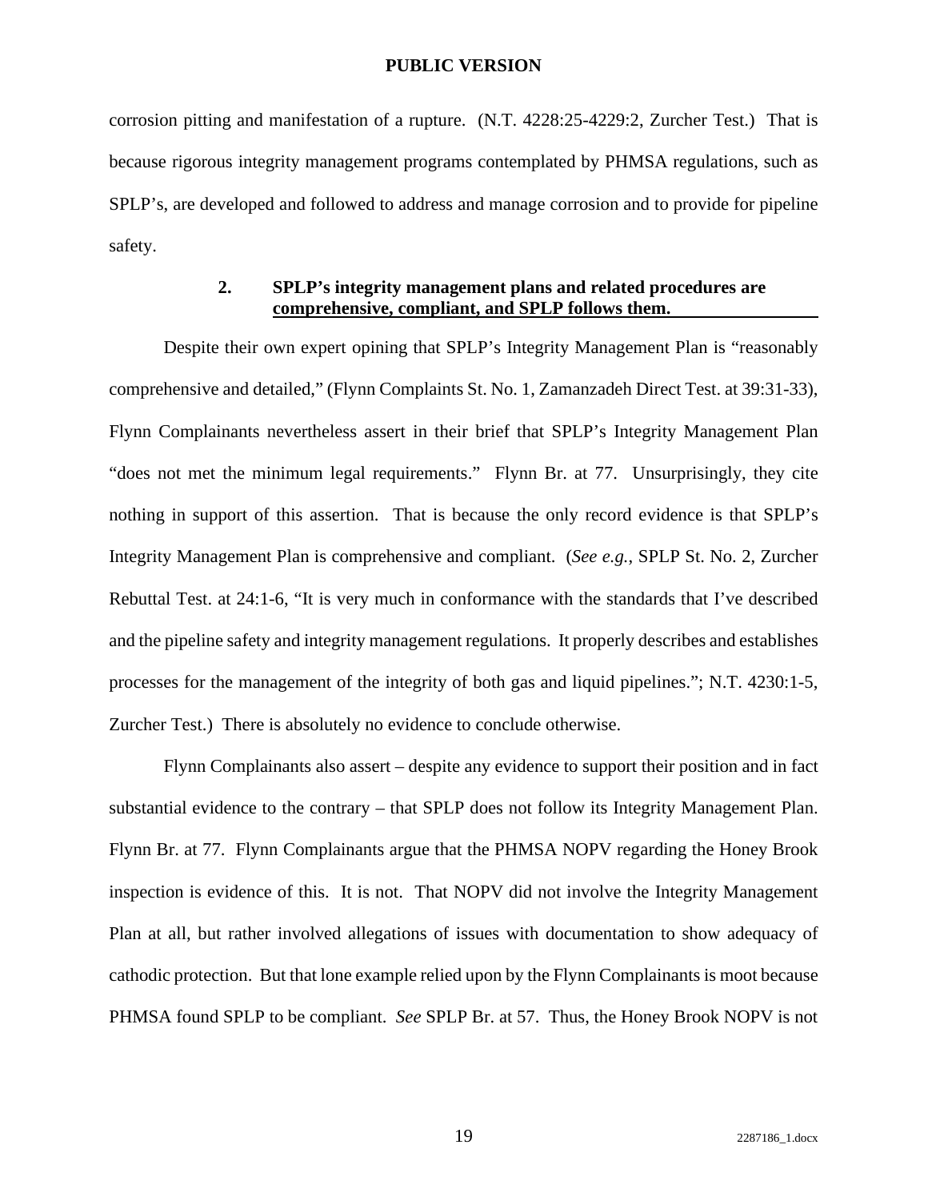corrosion pitting and manifestation of a rupture. (N.T. 4228:25-4229:2, Zurcher Test.) That is because rigorous integrity management programs contemplated by PHMSA regulations, such as SPLP's, are developed and followed to address and manage corrosion and to provide for pipeline safety.

### 2. SPLP's integrity management plans and related procedures are comprehensive, compliant, and SPLP follows them.

Despite their own expert opining that SPLP's Integrity Management Plan is "reasonably comprehensive and detailed," (Flynn Complaints St. No. 1, Zamanzadeh Direct Test. at 39:31-33), Flynn Complainants nevertheless assert in their brief that SPLP's Integrity Management Plan "does not met the minimum legal requirements." Flynn Br. at 77. Unsurprisingly, they cite nothing in support of this assertion. That is because the only record evidence is that SPLP's Integrity Management Plan is comprehensive and compliant. (*See e.g.*, SPLP St. No. 2, Zurcher Rebuttal Test. at 24:1-6, "It is very much in conformance with the standards that I've described and the pipeline safety and integrity management regulations. It properly describes and establishes processes for the management of the integrity of both gas and liquid pipelines."; N.T. 4230:1-5, Zurcher Test.) There is absolutely no evidence to conclude otherwise.

Flynn Complainants also assert – despite any evidence to support their position and in fact substantial evidence to the contrary – that SPLP does not follow its Integrity Management Plan. Flynn Br. at 77. Flynn Complainants argue that the PHMSA NOPV regarding the Honey Brook inspection is evidence of this. It is not. That NOPV did not involve the Integrity Management Plan at all, but rather involved allegations of issues with documentation to show adequacy of cathodic protection. But that lone example relied upon by the Flynn Complainants is moot because PHMSA found SPLP to be compliant. *See* SPLP Br. at 57. Thus, the Honey Brook NOPV is not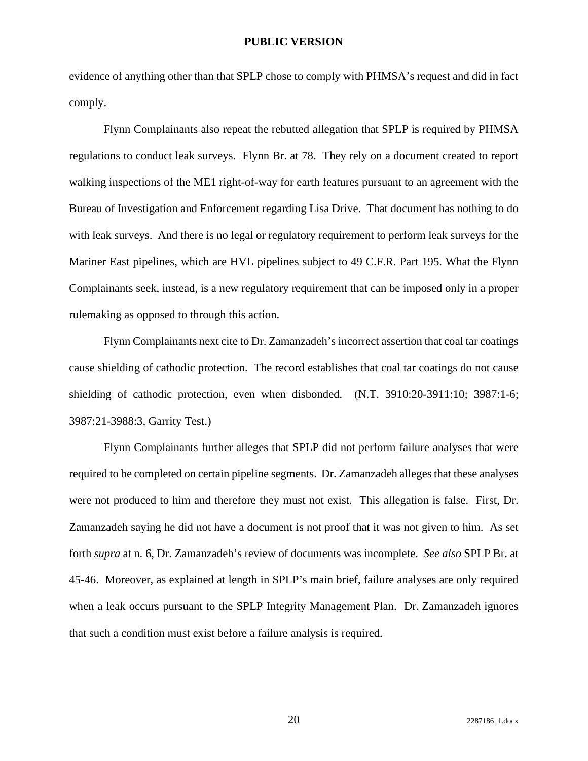evidence of anything other than that SPLP chose to comply with PHMSA's request and did in fact comply.

Flynn Complainants also repeat the rebutted allegation that SPLP is required by PHMSA regulations to conduct leak surveys. Flynn Br. at 78. They rely on a document created to report walking inspections of the ME1 right-of-way for earth features pursuant to an agreement with the Bureau of Investigation and Enforcement regarding Lisa Drive. That document has nothing to do with leak surveys. And there is no legal or regulatory requirement to perform leak surveys for the Mariner East pipelines, which are HVL pipelines subject to 49 C.F.R. Part 195. What the Flynn Complainants seek, instead, is a new regulatory requirement that can be imposed only in a proper rulemaking as opposed to through this action.

Flynn Complainants next cite to Dr. Zamanzadeh's incorrect assertion that coal tar coatings cause shielding of cathodic protection. The record establishes that coal tar coatings do not cause shielding of cathodic protection, even when disbonded. (N.T. 3910:20-3911:10; 3987:1-6; 3987:21-3988:3, Garrity Test.)

Flynn Complainants further alleges that SPLP did not perform failure analyses that were required to be completed on certain pipeline segments. Dr. Zamanzadeh alleges that these analyses were not produced to him and therefore they must not exist. This allegation is false. First, Dr. Zamanzadeh saying he did not have a document is not proof that it was not given to him. As set forth *supra* at n. 6, Dr. Zamanzadeh's review of documents was incomplete. *See also* SPLP Br. at 45-46. Moreover, as explained at length in SPLP's main brief, failure analyses are only required when a leak occurs pursuant to the SPLP Integrity Management Plan. Dr. Zamanzadeh ignores that such a condition must exist before a failure analysis is required.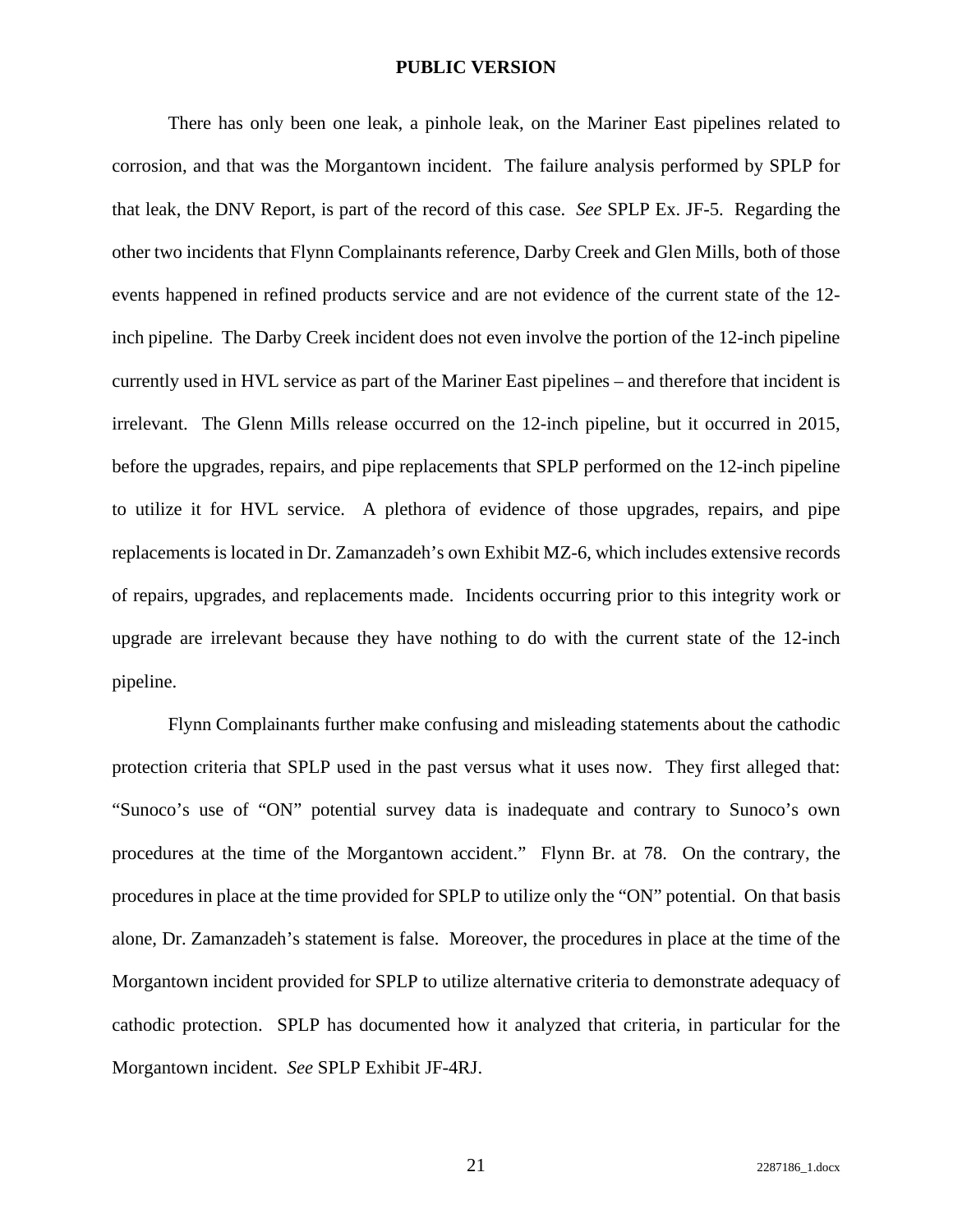There has only been one leak, a pinhole leak, on the Mariner East pipelines related to corrosion, and that was the Morgantown incident. The failure analysis performed by SPLP for that leak, the DNV Report, is part of the record of this case. *See* SPLP Ex. JF-5. Regarding the other two incidents that Flynn Complainants reference, Darby Creek and Glen Mills, both of those events happened in refined products service and are not evidence of the current state of the 12-inch pipeline. The Darby Creek incident does not even involve the portion of the 12-inch pipeline currently used in HVL service as part of the Mariner East pipelines – and therefore that incident is irrelevant. The Glenn Mills release occurred on the 12-inch pipeline, but it occurred in 2015, before the upgrades, repairs, and pipe replacements that SPLP performed on the 12-inch pipeline to utilize it for HVL service. A plethora of evidence of those upgrades, repairs, and pipe replacements is located in Dr. Zamanzadeh's own Exhibit MZ-6, which includes extensive records of repairs, upgrades, and replacements made. Incidents occurring prior to this integrity work or upgrade are irrelevant because they have nothing to do with the current state of the 12-inch pipeline.

Flynn Complainants further make confusing and misleading statements about the cathodic protection criteria that SPLP used in the past versus what it uses now. They first alleged that: "Sunoco's use of "ON" potential survey data is inadequate and contrary to Sunoco's own procedures at the time of the Morgantown accident." Flynn Br. at 78. On the contrary, the procedures in place at the time provided for SPLP to utilize only the "ON" potential. On that basis alone, Dr. Zamanzadeh's statement is false. Moreover, the procedures in place at the time of the Morgantown incident provided for SPLP to utilize alternative criteria to demonstrate adequacy of cathodic protection. SPLP has documented how it analyzed that criteria, in particular for the Morgantown incident. *See* SPLP Exhibit JF-4RJ.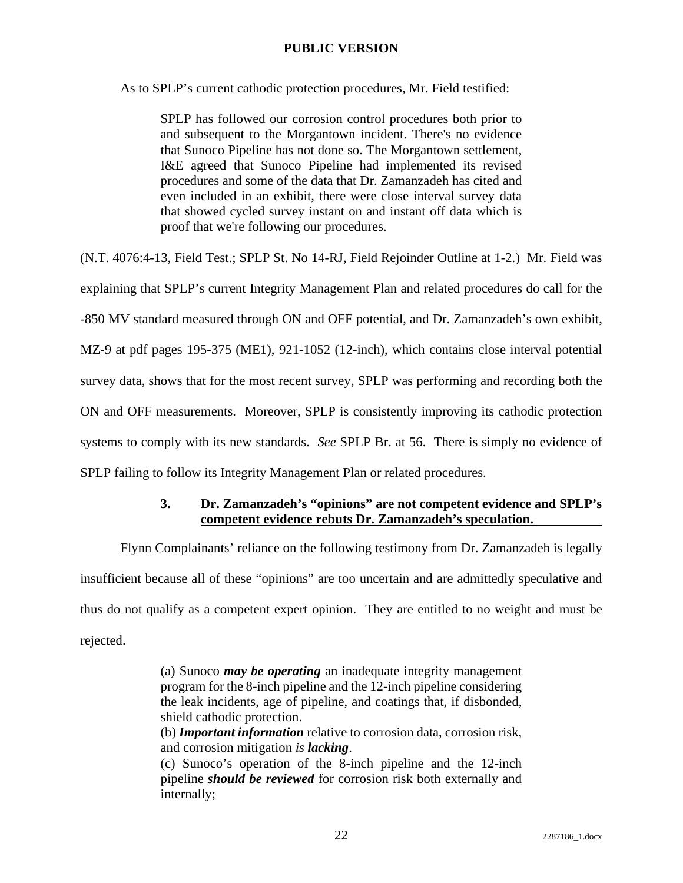As to SPLP's current cathodic protection procedures, Mr. Field testified:

> SPLP has followed our corrosion control procedures both prior to and subsequent to the Morgantown incident. There's no evidence that Sunoco Pipeline has not done so. The Morgantown settlement, I&E agreed that Sunoco Pipeline had implemented its revised procedures and some of the data that Dr. Zamanzadeh has cited and even included in an exhibit, there were close interval survey data that showed cycled survey instant on and instant off data which is proof that we're following our procedures.

(N.T. 4076:4-13, Field Test.; SPLP St. No 14-RJ, Field Rejoinder Outline at 1-2.) Mr. Field was explaining that SPLP's current Integrity Management Plan and related procedures do call for the -850 MV standard measured through ON and OFF potential, and Dr. Zamanzadeh's own exhibit, MZ-9 at pdf pages 195-375 (ME1), 921-1052 (12-inch), which contains close interval potential survey data, shows that for the most recent survey, SPLP was performing and recording both the ON and OFF measurements. Moreover, SPLP is consistently improving its cathodic protection systems to comply with its new standards. *See* SPLP Br. at 56. There is simply no evidence of SPLP failing to follow its Integrity Management Plan or related procedures.

### 3. Dr. Zamanzadeh's "opinions" are not competent evidence and SPLP's competent evidence rebuts Dr. Zamanzadeh's speculation.

Flynn Complainants' reliance on the following testimony from Dr. Zamanzadeh is legally insufficient because all of these "opinions" are too uncertain and are admittedly speculative and thus do not qualify as a competent expert opinion. They are entitled to no weight and must be rejected.

> (a) Sunoco ***may be operating*** an inadequate integrity management program for the 8-inch pipeline and the 12-inch pipeline considering the leak incidents, age of pipeline, and coatings that, if disbonded, shield cathodic protection.
> (b) ***Important information*** relative to corrosion data, corrosion risk, and corrosion mitigation *is* ***lacking***.
> (c) Sunoco's operation of the 8-inch pipeline and the 12-inch pipeline ***should be reviewed*** for corrosion risk both externally and internally;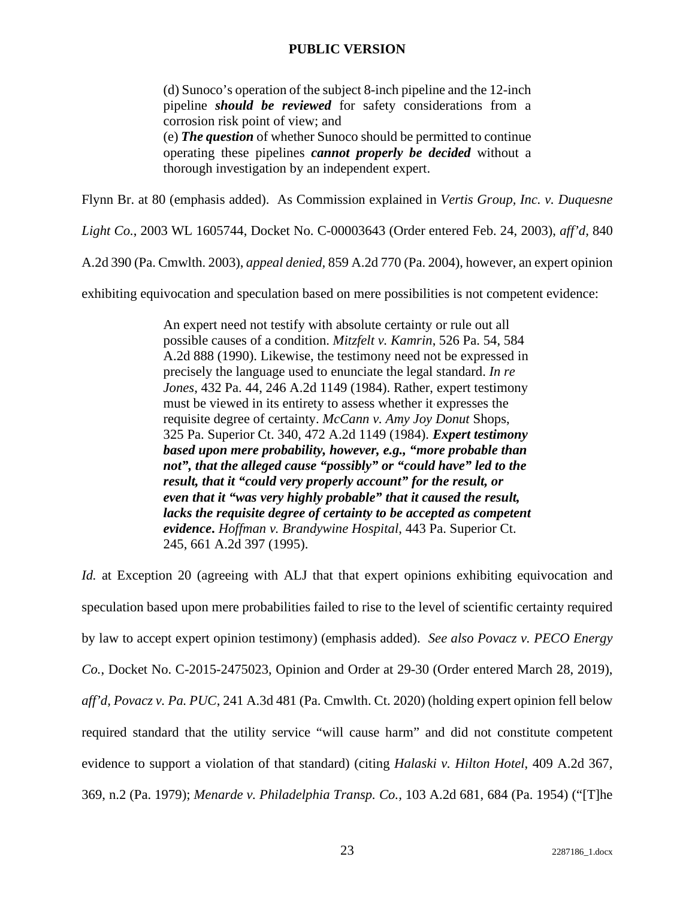> (d) Sunoco's operation of the subject 8-inch pipeline and the 12-inch pipeline ***should be reviewed*** for safety considerations from a corrosion risk point of view; and
> (e) ***The question*** of whether Sunoco should be permitted to continue operating these pipelines ***cannot properly be decided*** without a thorough investigation by an independent expert.

Flynn Br. at 80 (emphasis added). As Commission explained in *Vertis Group, Inc. v. Duquesne Light Co.*, 2003 WL 1605744, Docket No. C-00003643 (Order entered Feb. 24, 2003), *aff'd*, 840 A.2d 390 (Pa. Cmwlth. 2003), *appeal denied*, 859 A.2d 770 (Pa. 2004), however, an expert opinion exhibiting equivocation and speculation based on mere possibilities is not competent evidence:

> An expert need not testify with absolute certainty or rule out all possible causes of a condition. *Mitzfelt v. Kamrin*, 526 Pa. 54, 584 A.2d 888 (1990). Likewise, the testimony need not be expressed in precisely the language used to enunciate the legal standard. *In re Jones*, 432 Pa. 44, 246 A.2d 1149 (1984). Rather, expert testimony must be viewed in its entirety to assess whether it expresses the requisite degree of certainty. *McCann v. Amy Joy Donut* Shops, 325 Pa. Superior Ct. 340, 472 A.2d 1149 (1984). ***Expert testimony based upon mere probability, however, e.g., "more probable than not", that the alleged cause "possibly" or "could have" led to the result, that it "could very properly account" for the result, or even that it "was very highly probable" that it caused the result, lacks the requisite degree of certainty to be accepted as competent evidence.*** *Hoffman v. Brandywine Hospital*, 443 Pa. Superior Ct. 245, 661 A.2d 397 (1995).

*Id.* at Exception 20 (agreeing with ALJ that that expert opinions exhibiting equivocation and speculation based upon mere probabilities failed to rise to the level of scientific certainty required by law to accept expert opinion testimony) (emphasis added). *See also Povacz v. PECO Energy Co.*, Docket No. C-2015-2475023, Opinion and Order at 29-30 (Order entered March 28, 2019), *aff'd, Povacz v. Pa. PUC*, 241 A.3d 481 (Pa. Cmwlth. Ct. 2020) (holding expert opinion fell below required standard that the utility service "will cause harm" and did not constitute competent evidence to support a violation of that standard) (citing *Halaski v. Hilton Hotel*, 409 A.2d 367, 369, n.2 (Pa. 1979); *Menarde v. Philadelphia Transp. Co.*, 103 A.2d 681, 684 (Pa. 1954) ("[T]he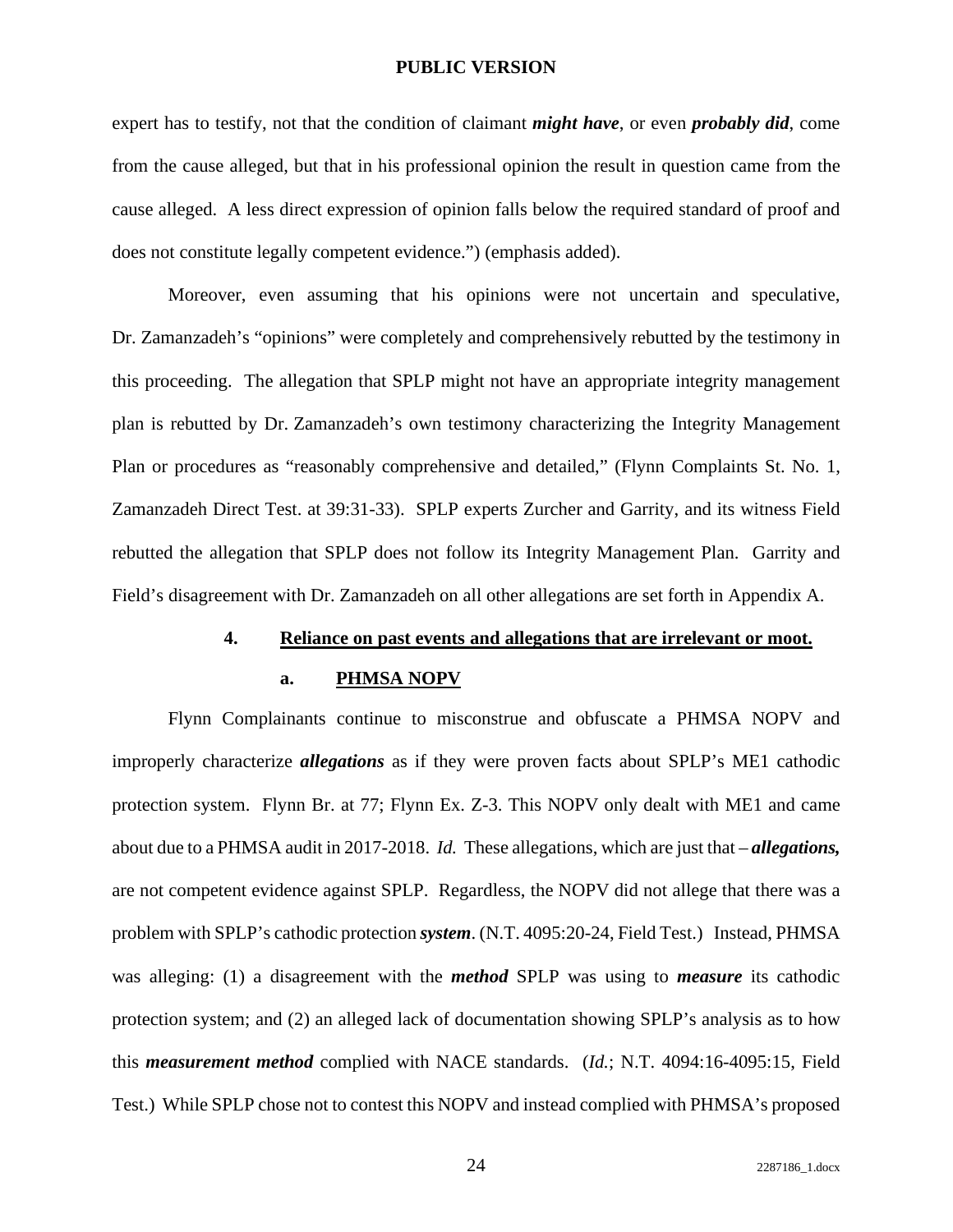expert has to testify, not that the condition of claimant ***might have***, or even ***probably did***, come from the cause alleged, but that in his professional opinion the result in question came from the cause alleged. A less direct expression of opinion falls below the required standard of proof and does not constitute legally competent evidence.") (emphasis added).

Moreover, even assuming that his opinions were not uncertain and speculative, Dr. Zamanzadeh's "opinions" were completely and comprehensively rebutted by the testimony in this proceeding. The allegation that SPLP might not have an appropriate integrity management plan is rebutted by Dr. Zamanzadeh's own testimony characterizing the Integrity Management Plan or procedures as "reasonably comprehensive and detailed," (Flynn Complaints St. No. 1, Zamanzadeh Direct Test. at 39:31-33). SPLP experts Zurcher and Garrity, and its witness Field rebutted the allegation that SPLP does not follow its Integrity Management Plan. Garrity and Field's disagreement with Dr. Zamanzadeh on all other allegations are set forth in Appendix A.

#### 4. <u>Reliance on past events and allegations that are irrelevant or moot.</u>

##### a. <u>PHMSA NOPV</u>

Flynn Complainants continue to misconstrue and obfuscate a PHMSA NOPV and improperly characterize ***allegations*** as if they were proven facts about SPLP's ME1 cathodic protection system. Flynn Br. at 77; Flynn Ex. Z-3. This NOPV only dealt with ME1 and came about due to a PHMSA audit in 2017-2018. *Id.* These allegations, which are just that – ***allegations,*** are not competent evidence against SPLP. Regardless, the NOPV did not allege that there was a problem with SPLP's cathodic protection ***system***. (N.T. 4095:20-24, Field Test.) Instead, PHMSA was alleging: (1) a disagreement with the ***method*** SPLP was using to ***measure*** its cathodic protection system; and (2) an alleged lack of documentation showing SPLP's analysis as to how this ***measurement method*** complied with NACE standards. (*Id.*; N.T. 4094:16-4095:15, Field Test.) While SPLP chose not to contest this NOPV and instead complied with PHMSA's proposed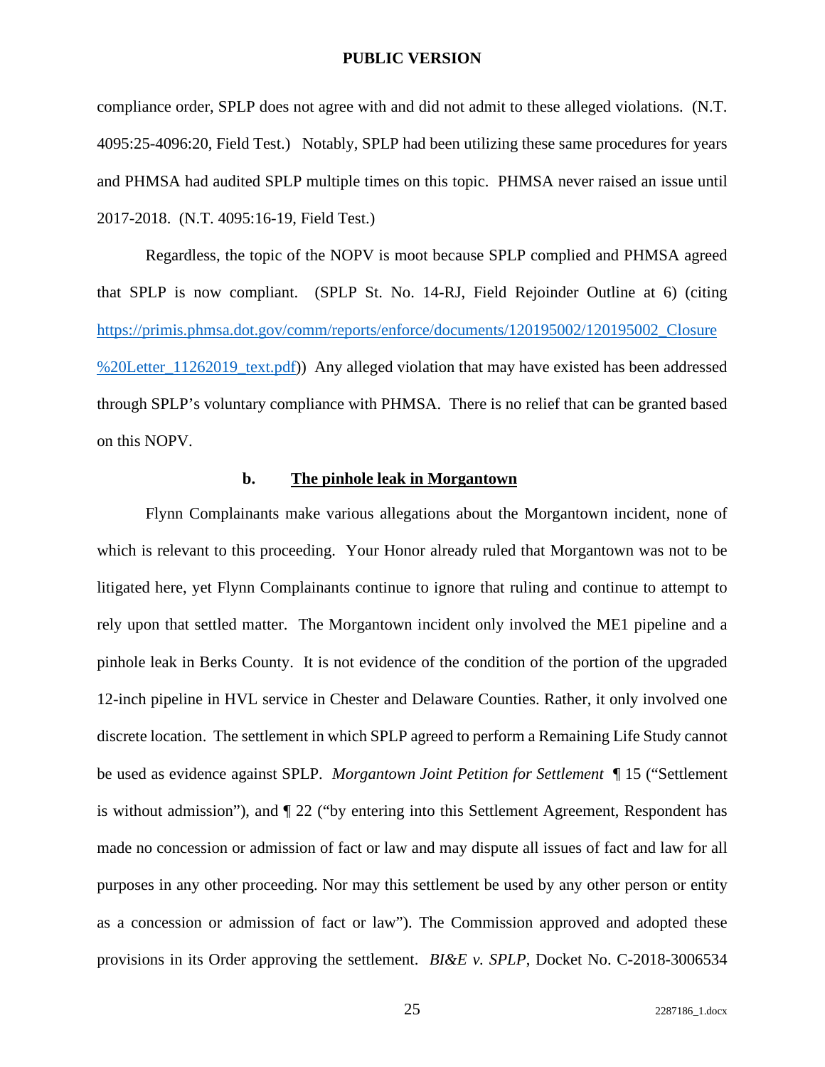compliance order, SPLP does not agree with and did not admit to these alleged violations. (N.T. 4095:25-4096:20, Field Test.) Notably, SPLP had been utilizing these same procedures for years and PHMSA had audited SPLP multiple times on this topic. PHMSA never raised an issue until 2017-2018. (N.T. 4095:16-19, Field Test.)

Regardless, the topic of the NOPV is moot because SPLP complied and PHMSA agreed that SPLP is now compliant. (SPLP St. No. 14-RJ, Field Rejoinder Outline at 6) (citing https://primis.phmsa.dot.gov/comm/reports/enforce/documents/120195002/120195002_Closure%20Letter_11262019_text.pdf)) Any alleged violation that may have existed has been addressed through SPLP's voluntary compliance with PHMSA. There is no relief that can be granted based on this NOPV.

#### b. <u>The pinhole leak in Morgantown</u>

Flynn Complainants make various allegations about the Morgantown incident, none of which is relevant to this proceeding. Your Honor already ruled that Morgantown was not to be litigated here, yet Flynn Complainants continue to ignore that ruling and continue to attempt to rely upon that settled matter. The Morgantown incident only involved the ME1 pipeline and a pinhole leak in Berks County. It is not evidence of the condition of the portion of the upgraded 12-inch pipeline in HVL service in Chester and Delaware Counties. Rather, it only involved one discrete location. The settlement in which SPLP agreed to perform a Remaining Life Study cannot be used as evidence against SPLP. *Morgantown Joint Petition for Settlement* ¶ 15 ("Settlement is without admission"), and ¶ 22 ("by entering into this Settlement Agreement, Respondent has made no concession or admission of fact or law and may dispute all issues of fact and law for all purposes in any other proceeding. Nor may this settlement be used by any other person or entity as a concession or admission of fact or law"). The Commission approved and adopted these provisions in its Order approving the settlement. *BI&E v. SPLP*, Docket No. C-2018-3006534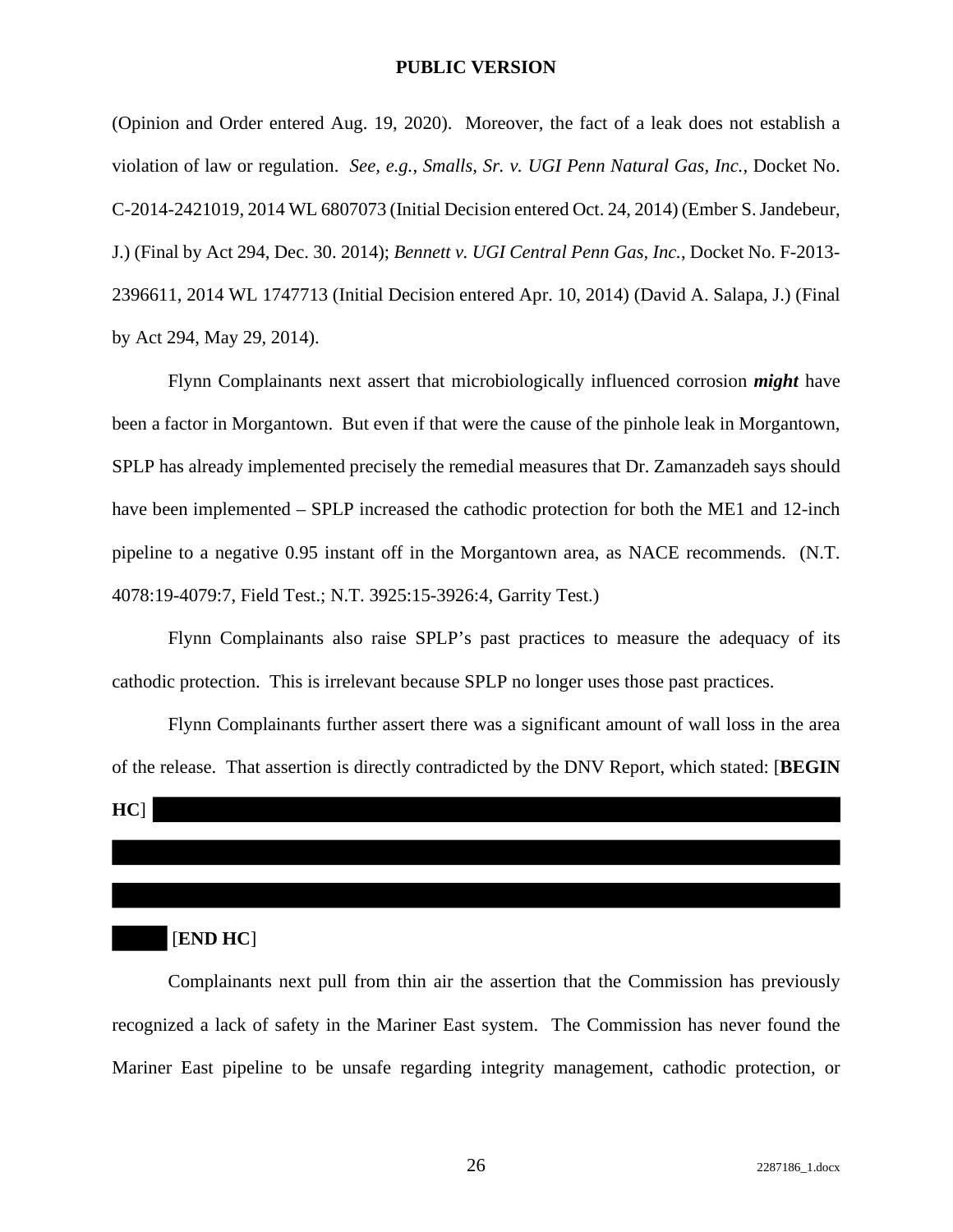(Opinion and Order entered Aug. 19, 2020). Moreover, the fact of a leak does not establish a violation of law or regulation. *See, e.g.*, *Smalls, Sr. v. UGI Penn Natural Gas, Inc.*, Docket No. C-2014-2421019, 2014 WL 6807073 (Initial Decision entered Oct. 24, 2014) (Ember S. Jandebeur, J.) (Final by Act 294, Dec. 30. 2014); *Bennett v. UGI Central Penn Gas, Inc.*, Docket No. F-2013-2396611, 2014 WL 1747713 (Initial Decision entered Apr. 10, 2014) (David A. Salapa, J.) (Final by Act 294, May 29, 2014).

Flynn Complainants next assert that microbiologically influenced corrosion ***might*** have been a factor in Morgantown. But even if that were the cause of the pinhole leak in Morgantown, SPLP has already implemented precisely the remedial measures that Dr. Zamanzadeh says should have been implemented – SPLP increased the cathodic protection for both the ME1 and 12-inch pipeline to a negative 0.95 instant off in the Morgantown area, as NACE recommends. (N.T. 4078:19-4079:7, Field Test.; N.T. 3925:15-3926:4, Garrity Test.)

Flynn Complainants also raise SPLP's past practices to measure the adequacy of its cathodic protection. This is irrelevant because SPLP no longer uses those past practices.

Flynn Complainants further assert there was a significant amount of wall loss in the area of the release. That assertion is directly contradicted by the DNV Report, which stated: [**BEGIN HC**] [**END HC**]

Complainants next pull from thin air the assertion that the Commission has previously recognized a lack of safety in the Mariner East system. The Commission has never found the Mariner East pipeline to be unsafe regarding integrity management, cathodic protection, or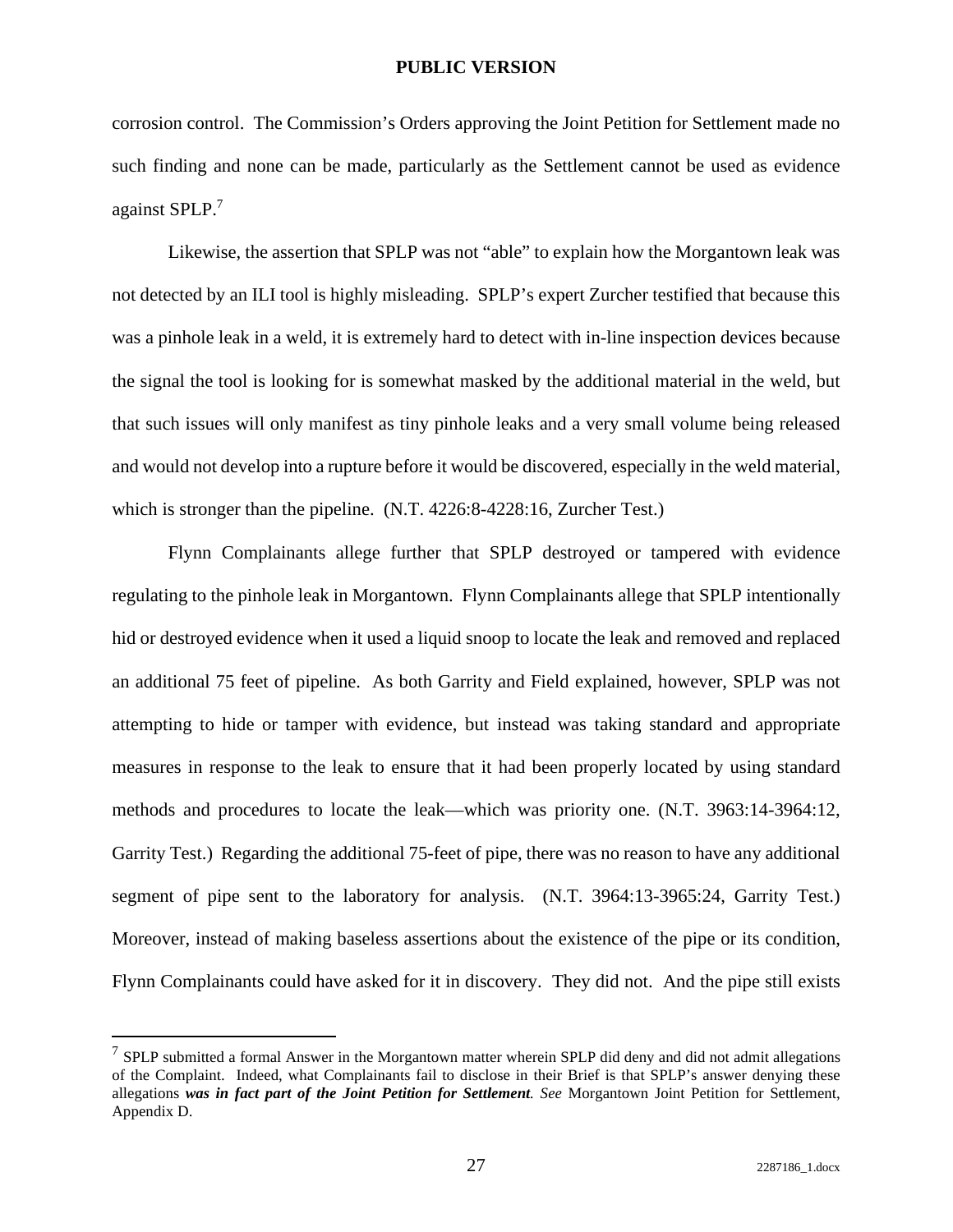corrosion control. The Commission's Orders approving the Joint Petition for Settlement made no such finding and none can be made, particularly as the Settlement cannot be used as evidence against SPLP.[7]

Likewise, the assertion that SPLP was not "able" to explain how the Morgantown leak was not detected by an ILI tool is highly misleading. SPLP's expert Zurcher testified that because this was a pinhole leak in a weld, it is extremely hard to detect with in-line inspection devices because the signal the tool is looking for is somewhat masked by the additional material in the weld, but that such issues will only manifest as tiny pinhole leaks and a very small volume being released and would not develop into a rupture before it would be discovered, especially in the weld material, which is stronger than the pipeline. (N.T. 4226:8-4228:16, Zurcher Test.)

Flynn Complainants allege further that SPLP destroyed or tampered with evidence regulating to the pinhole leak in Morgantown. Flynn Complainants allege that SPLP intentionally hid or destroyed evidence when it used a liquid snoop to locate the leak and removed and replaced an additional 75 feet of pipeline. As both Garrity and Field explained, however, SPLP was not attempting to hide or tamper with evidence, but instead was taking standard and appropriate measures in response to the leak to ensure that it had been properly located by using standard methods and procedures to locate the leak—which was priority one. (N.T. 3963:14-3964:12, Garrity Test.) Regarding the additional 75-feet of pipe, there was no reason to have any additional segment of pipe sent to the laboratory for analysis. (N.T. 3964:13-3965:24, Garrity Test.) Moreover, instead of making baseless assertions about the existence of the pipe or its condition, Flynn Complainants could have asked for it in discovery. They did not. And the pipe still exists

---

[7] SPLP submitted a formal Answer in the Morgantown matter wherein SPLP did deny and did not admit allegations of the Complaint. Indeed, what Complainants fail to disclose in their Brief is that SPLP's answer denying these allegations ***was in fact part of the Joint Petition for Settlement***. *See* Morgantown Joint Petition for Settlement, Appendix D.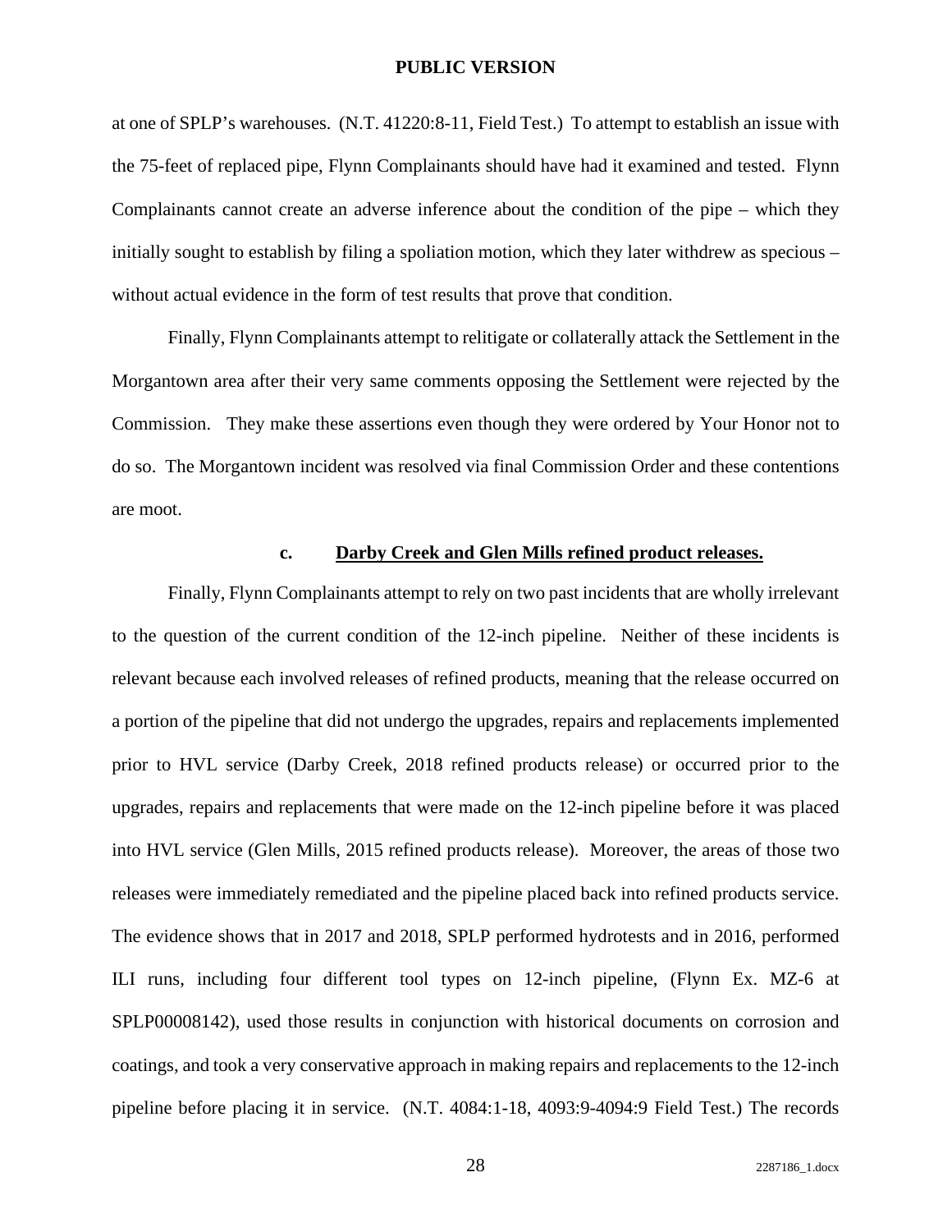at one of SPLP's warehouses. (N.T. 41220:8-11, Field Test.) To attempt to establish an issue with the 75-feet of replaced pipe, Flynn Complainants should have had it examined and tested. Flynn Complainants cannot create an adverse inference about the condition of the pipe – which they initially sought to establish by filing a spoliation motion, which they later withdrew as specious – without actual evidence in the form of test results that prove that condition.

Finally, Flynn Complainants attempt to relitigate or collaterally attack the Settlement in the Morgantown area after their very same comments opposing the Settlement were rejected by the Commission. They make these assertions even though they were ordered by Your Honor not to do so. The Morgantown incident was resolved via final Commission Order and these contentions are moot.

#### c. Darby Creek and Glen Mills refined product releases.

Finally, Flynn Complainants attempt to rely on two past incidents that are wholly irrelevant to the question of the current condition of the 12-inch pipeline. Neither of these incidents is relevant because each involved releases of refined products, meaning that the release occurred on a portion of the pipeline that did not undergo the upgrades, repairs and replacements implemented prior to HVL service (Darby Creek, 2018 refined products release) or occurred prior to the upgrades, repairs and replacements that were made on the 12-inch pipeline before it was placed into HVL service (Glen Mills, 2015 refined products release). Moreover, the areas of those two releases were immediately remediated and the pipeline placed back into refined products service. The evidence shows that in 2017 and 2018, SPLP performed hydrotests and in 2016, performed ILI runs, including four different tool types on 12-inch pipeline, (Flynn Ex. MZ-6 at SPLP00008142), used those results in conjunction with historical documents on corrosion and coatings, and took a very conservative approach in making repairs and replacements to the 12-inch pipeline before placing it in service. (N.T. 4084:1-18, 4093:9-4094:9 Field Test.) The records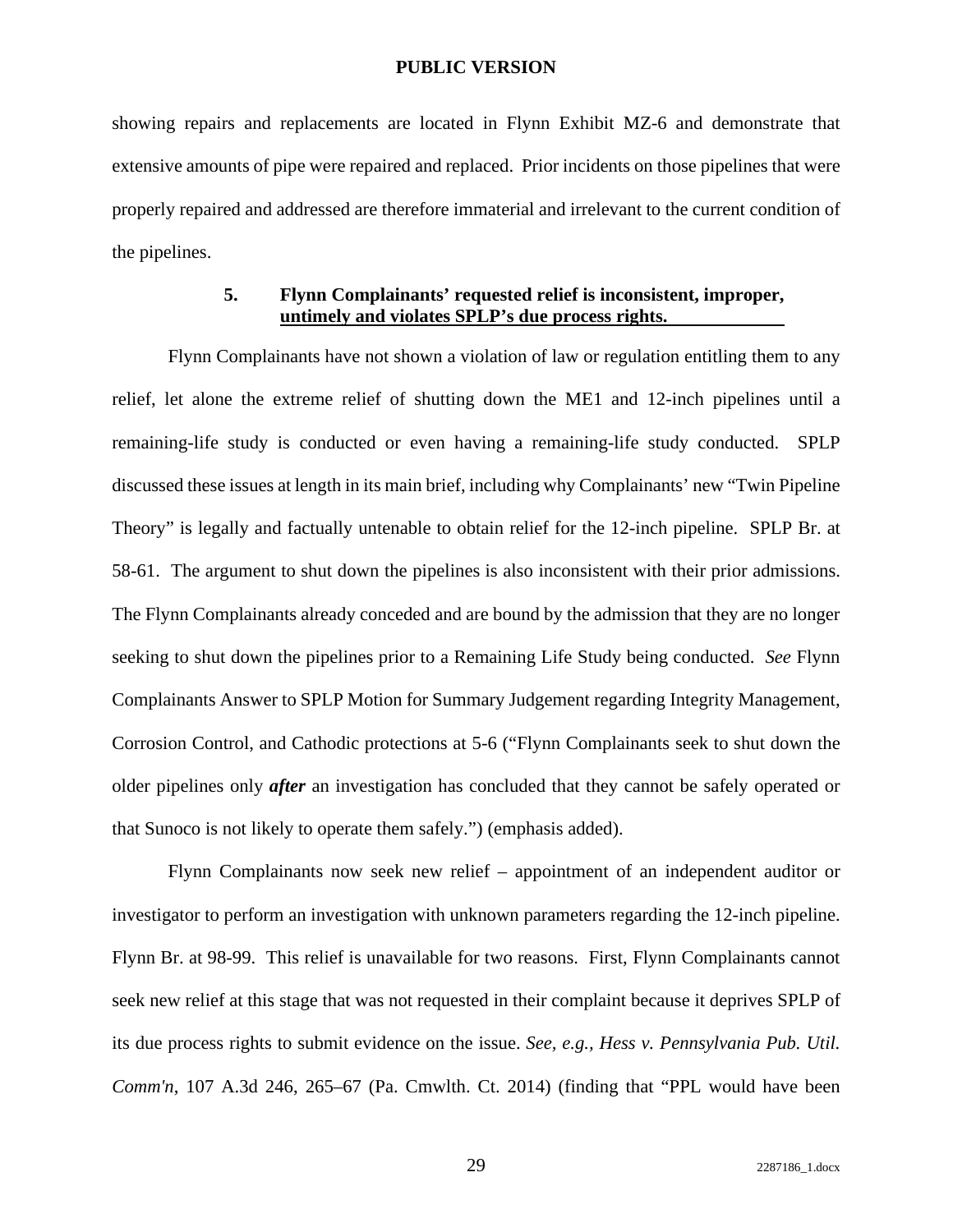showing repairs and replacements are located in Flynn Exhibit MZ-6 and demonstrate that extensive amounts of pipe were repaired and replaced. Prior incidents on those pipelines that were properly repaired and addressed are therefore immaterial and irrelevant to the current condition of the pipelines.

#### 5. Flynn Complainants' requested relief is inconsistent, improper, untimely and violates SPLP's due process rights.

Flynn Complainants have not shown a violation of law or regulation entitling them to any relief, let alone the extreme relief of shutting down the ME1 and 12-inch pipelines until a remaining-life study is conducted or even having a remaining-life study conducted. SPLP discussed these issues at length in its main brief, including why Complainants' new "Twin Pipeline Theory" is legally and factually untenable to obtain relief for the 12-inch pipeline. SPLP Br. at 58-61. The argument to shut down the pipelines is also inconsistent with their prior admissions. The Flynn Complainants already conceded and are bound by the admission that they are no longer seeking to shut down the pipelines prior to a Remaining Life Study being conducted. *See* Flynn Complainants Answer to SPLP Motion for Summary Judgement regarding Integrity Management, Corrosion Control, and Cathodic protections at 5-6 ("Flynn Complainants seek to shut down the older pipelines only ***after*** an investigation has concluded that they cannot be safely operated or that Sunoco is not likely to operate them safely.") (emphasis added).

Flynn Complainants now seek new relief – appointment of an independent auditor or investigator to perform an investigation with unknown parameters regarding the 12-inch pipeline. Flynn Br. at 98-99. This relief is unavailable for two reasons. First, Flynn Complainants cannot seek new relief at this stage that was not requested in their complaint because it deprives SPLP of its due process rights to submit evidence on the issue. *See, e.g., Hess v. Pennsylvania Pub. Util. Comm'n*, 107 A.3d 246, 265–67 (Pa. Cmwlth. Ct. 2014) (finding that "PPL would have been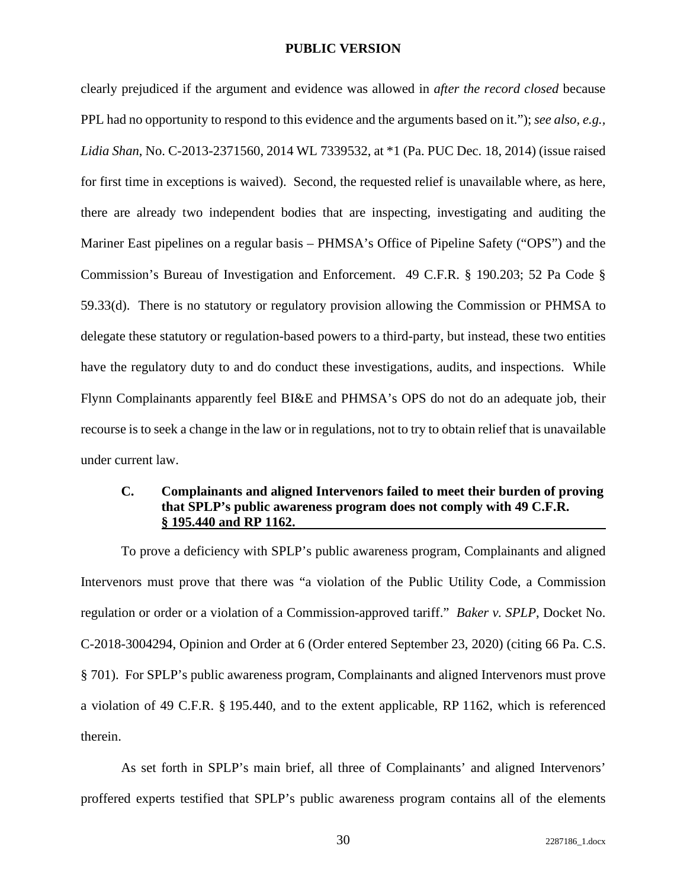clearly prejudiced if the argument and evidence was allowed in *after the record closed* because PPL had no opportunity to respond to this evidence and the arguments based on it."); *see also, e.g.*, *Lidia Shan*, No. C-2013-2371560, 2014 WL 7339532, at *1 (Pa. PUC Dec. 18, 2014) (issue raised for first time in exceptions is waived). Second, the requested relief is unavailable where, as here, there are already two independent bodies that are inspecting, investigating and auditing the Mariner East pipelines on a regular basis – PHMSA's Office of Pipeline Safety ("OPS") and the Commission's Bureau of Investigation and Enforcement. 49 C.F.R. § 190.203; 52 Pa Code § 59.33(d). There is no statutory or regulatory provision allowing the Commission or PHMSA to delegate these statutory or regulation-based powers to a third-party, but instead, these two entities have the regulatory duty to and do conduct these investigations, audits, and inspections. While Flynn Complainants apparently feel BI&E and PHMSA's OPS do not do an adequate job, their recourse is to seek a change in the law or in regulations, not to try to obtain relief that is unavailable under current law.

### C. Complainants and aligned Intervenors failed to meet their burden of proving that SPLP's public awareness program does not comply with 49 C.F.R. § 195.440 and RP 1162.

To prove a deficiency with SPLP's public awareness program, Complainants and aligned Intervenors must prove that there was "a violation of the Public Utility Code, a Commission regulation or order or a violation of a Commission-approved tariff." *Baker v. SPLP*, Docket No. C-2018-3004294, Opinion and Order at 6 (Order entered September 23, 2020) (citing 66 Pa. C.S. § 701). For SPLP's public awareness program, Complainants and aligned Intervenors must prove a violation of 49 C.F.R. § 195.440, and to the extent applicable, RP 1162, which is referenced therein.

As set forth in SPLP's main brief, all three of Complainants' and aligned Intervenors' proffered experts testified that SPLP's public awareness program contains all of the elements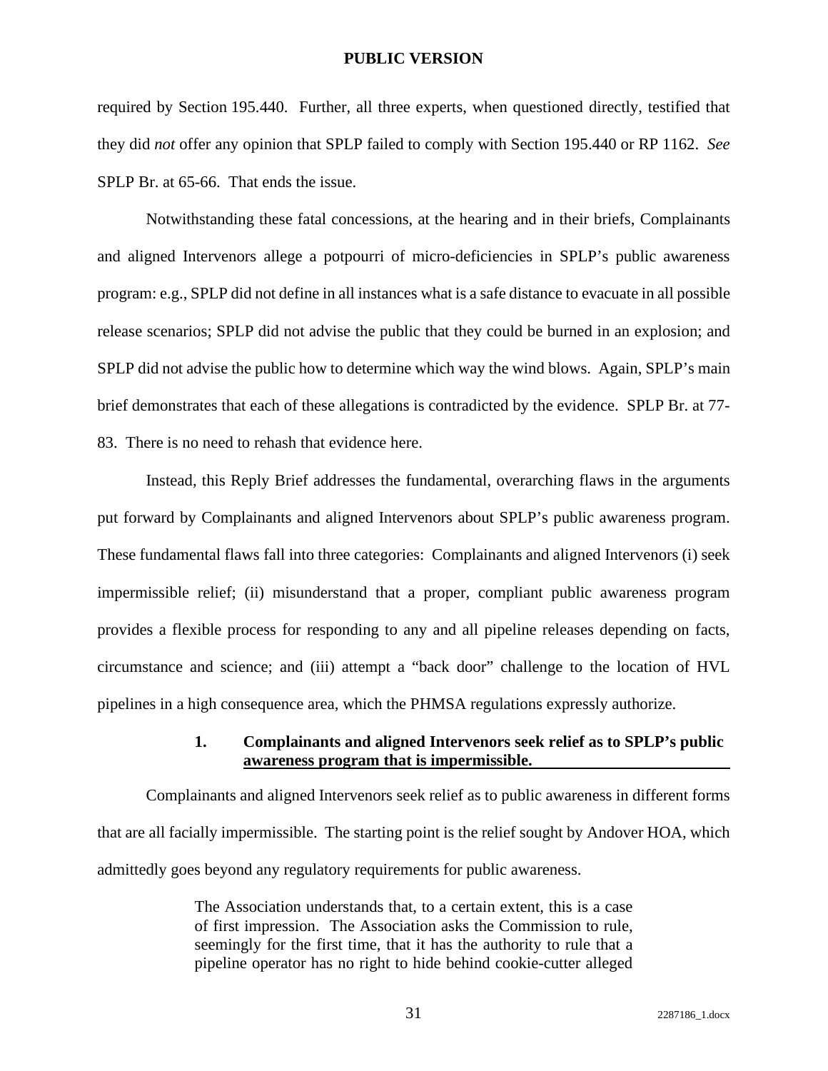required by Section 195.440. Further, all three experts, when questioned directly, testified that they did *not* offer any opinion that SPLP failed to comply with Section 195.440 or RP 1162. *See* SPLP Br. at 65-66. That ends the issue.

Notwithstanding these fatal concessions, at the hearing and in their briefs, Complainants and aligned Intervenors allege a potpourri of micro-deficiencies in SPLP's public awareness program: e.g., SPLP did not define in all instances what is a safe distance to evacuate in all possible release scenarios; SPLP did not advise the public that they could be burned in an explosion; and SPLP did not advise the public how to determine which way the wind blows. Again, SPLP's main brief demonstrates that each of these allegations is contradicted by the evidence. SPLP Br. at 77-83. There is no need to rehash that evidence here.

Instead, this Reply Brief addresses the fundamental, overarching flaws in the arguments put forward by Complainants and aligned Intervenors about SPLP's public awareness program. These fundamental flaws fall into three categories: Complainants and aligned Intervenors (i) seek impermissible relief; (ii) misunderstand that a proper, compliant public awareness program provides a flexible process for responding to any and all pipeline releases depending on facts, circumstance and science; and (iii) attempt a "back door" challenge to the location of HVL pipelines in a high consequence area, which the PHMSA regulations expressly authorize.

#### 1. Complainants and aligned Intervenors seek relief as to SPLP's public awareness program that is impermissible.

Complainants and aligned Intervenors seek relief as to public awareness in different forms that are all facially impermissible. The starting point is the relief sought by Andover HOA, which admittedly goes beyond any regulatory requirements for public awareness.

> The Association understands that, to a certain extent, this is a case of first impression. The Association asks the Commission to rule, seemingly for the first time, that it has the authority to rule that a pipeline operator has no right to hide behind cookie-cutter alleged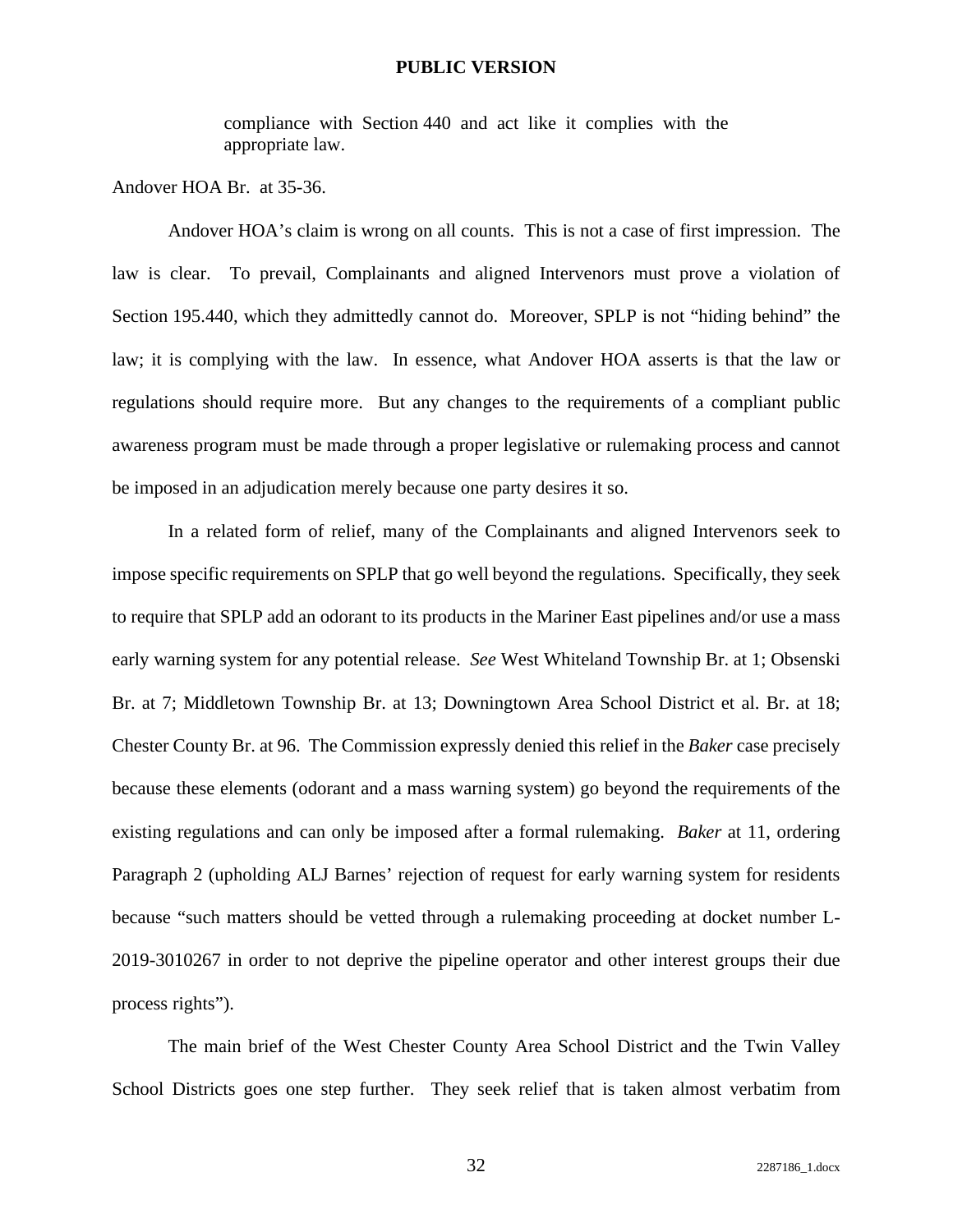compliance with Section 440 and act like it complies with the appropriate law.

Andover HOA Br. at 35-36.

Andover HOA's claim is wrong on all counts. This is not a case of first impression. The law is clear. To prevail, Complainants and aligned Intervenors must prove a violation of Section 195.440, which they admittedly cannot do. Moreover, SPLP is not "hiding behind" the law; it is complying with the law. In essence, what Andover HOA asserts is that the law or regulations should require more. But any changes to the requirements of a compliant public awareness program must be made through a proper legislative or rulemaking process and cannot be imposed in an adjudication merely because one party desires it so.

In a related form of relief, many of the Complainants and aligned Intervenors seek to impose specific requirements on SPLP that go well beyond the regulations. Specifically, they seek to require that SPLP add an odorant to its products in the Mariner East pipelines and/or use a mass early warning system for any potential release. *See* West Whiteland Township Br. at 1; Obsenski Br. at 7; Middletown Township Br. at 13; Downingtown Area School District et al. Br. at 18; Chester County Br. at 96. The Commission expressly denied this relief in the *Baker* case precisely because these elements (odorant and a mass warning system) go beyond the requirements of the existing regulations and can only be imposed after a formal rulemaking. *Baker* at 11, ordering Paragraph 2 (upholding ALJ Barnes' rejection of request for early warning system for residents because "such matters should be vetted through a rulemaking proceeding at docket number L-2019-3010267 in order to not deprive the pipeline operator and other interest groups their due process rights").

The main brief of the West Chester County Area School District and the Twin Valley School Districts goes one step further. They seek relief that is taken almost verbatim from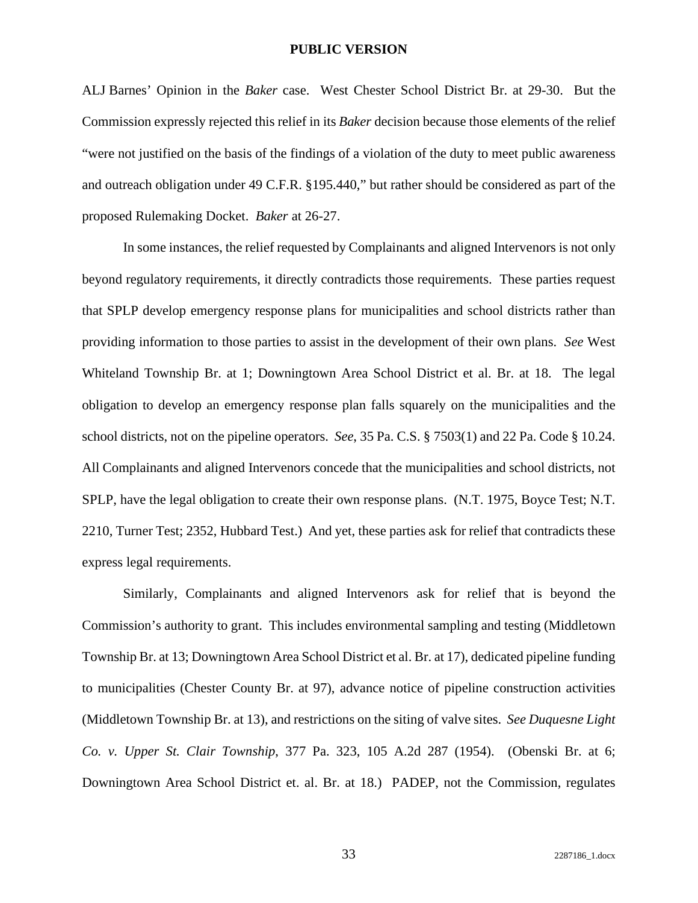ALJ Barnes' Opinion in the *Baker* case. West Chester School District Br. at 29-30. But the Commission expressly rejected this relief in its *Baker* decision because those elements of the relief "were not justified on the basis of the findings of a violation of the duty to meet public awareness and outreach obligation under 49 C.F.R. §195.440," but rather should be considered as part of the proposed Rulemaking Docket. *Baker* at 26-27.

In some instances, the relief requested by Complainants and aligned Intervenors is not only beyond regulatory requirements, it directly contradicts those requirements. These parties request that SPLP develop emergency response plans for municipalities and school districts rather than providing information to those parties to assist in the development of their own plans. *See* West Whiteland Township Br. at 1; Downingtown Area School District et al. Br. at 18. The legal obligation to develop an emergency response plan falls squarely on the municipalities and the school districts, not on the pipeline operators. *See,* 35 Pa. C.S. § 7503(1) and 22 Pa. Code § 10.24. All Complainants and aligned Intervenors concede that the municipalities and school districts, not SPLP, have the legal obligation to create their own response plans. (N.T. 1975, Boyce Test; N.T. 2210, Turner Test; 2352, Hubbard Test.) And yet, these parties ask for relief that contradicts these express legal requirements.

Similarly, Complainants and aligned Intervenors ask for relief that is beyond the Commission's authority to grant. This includes environmental sampling and testing (Middletown Township Br. at 13; Downingtown Area School District et al. Br. at 17), dedicated pipeline funding to municipalities (Chester County Br. at 97), advance notice of pipeline construction activities (Middletown Township Br. at 13), and restrictions on the siting of valve sites. *See Duquesne Light Co. v. Upper St. Clair Township*, 377 Pa. 323, 105 A.2d 287 (1954). (Obenski Br. at 6; Downingtown Area School District et. al. Br. at 18.) PADEP, not the Commission, regulates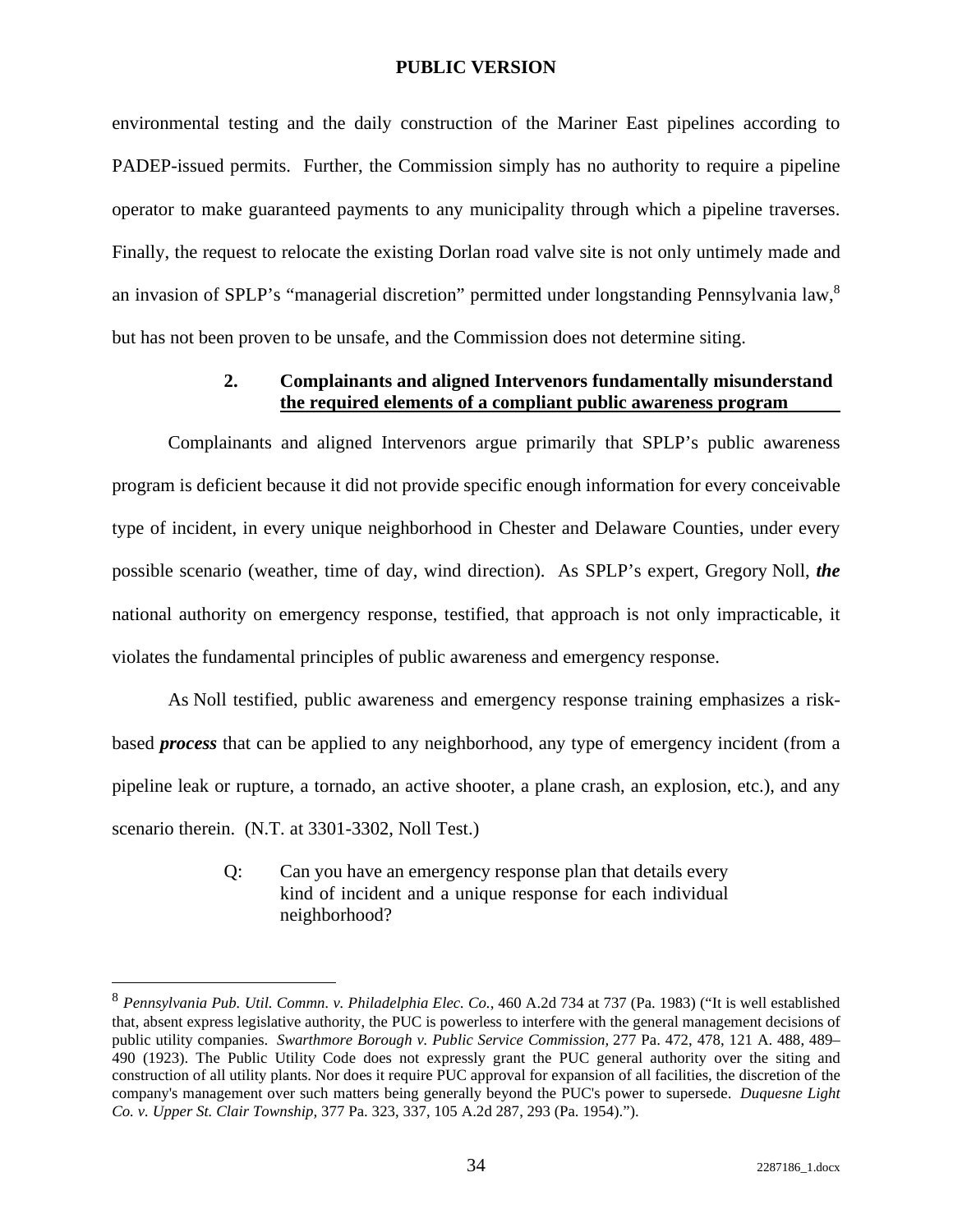environmental testing and the daily construction of the Mariner East pipelines according to PADEP-issued permits. Further, the Commission simply has no authority to require a pipeline operator to make guaranteed payments to any municipality through which a pipeline traverses. Finally, the request to relocate the existing Dorlan road valve site is not only untimely made and an invasion of SPLP's "managerial discretion" permitted under longstanding Pennsylvania law,[8] but has not been proven to be unsafe, and the Commission does not determine siting.

### 2. Complainants and aligned Intervenors fundamentally misunderstand the required elements of a compliant public awareness program

Complainants and aligned Intervenors argue primarily that SPLP's public awareness program is deficient because it did not provide specific enough information for every conceivable type of incident, in every unique neighborhood in Chester and Delaware Counties, under every possible scenario (weather, time of day, wind direction). As SPLP's expert, Gregory Noll, ***the*** national authority on emergency response, testified, that approach is not only impracticable, it violates the fundamental principles of public awareness and emergency response.

As Noll testified, public awareness and emergency response training emphasizes a risk-based ***process*** that can be applied to any neighborhood, any type of emergency incident (from a pipeline leak or rupture, a tornado, an active shooter, a plane crash, an explosion, etc.), and any scenario therein. (N.T. at 3301-3302, Noll Test.)

> Q: Can you have an emergency response plan that details every kind of incident and a unique response for each individual neighborhood?

---

[8] *Pennsylvania Pub. Util. Commn. v. Philadelphia Elec. Co.*, 460 A.2d 734 at 737 (Pa. 1983) ("It is well established that, absent express legislative authority, the PUC is powerless to interfere with the general management decisions of public utility companies. *Swarthmore Borough v. Public Service Commission*, 277 Pa. 472, 478, 121 A. 488, 489–490 (1923). The Public Utility Code does not expressly grant the PUC general authority over the siting and construction of all utility plants. Nor does it require PUC approval for expansion of all facilities, the discretion of the company's management over such matters being generally beyond the PUC's power to supersede. *Duquesne Light Co. v. Upper St. Clair Township*, 377 Pa. 323, 337, 105 A.2d 287, 293 (Pa. 1954).").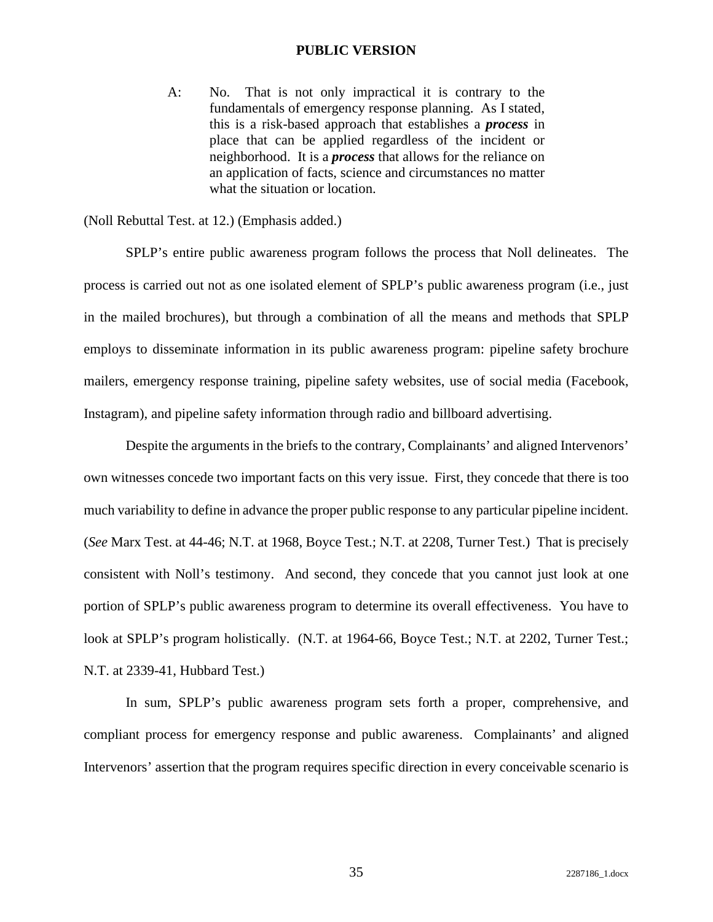> A: No. That is not only impractical it is contrary to the fundamentals of emergency response planning. As I stated, this is a risk-based approach that establishes a ***process*** in place that can be applied regardless of the incident or neighborhood. It is a ***process*** that allows for the reliance on an application of facts, science and circumstances no matter what the situation or location.

(Noll Rebuttal Test. at 12.) (Emphasis added.)

SPLP's entire public awareness program follows the process that Noll delineates. The process is carried out not as one isolated element of SPLP's public awareness program (i.e., just in the mailed brochures), but through a combination of all the means and methods that SPLP employs to disseminate information in its public awareness program: pipeline safety brochure mailers, emergency response training, pipeline safety websites, use of social media (Facebook, Instagram), and pipeline safety information through radio and billboard advertising.

Despite the arguments in the briefs to the contrary, Complainants' and aligned Intervenors' own witnesses concede two important facts on this very issue. First, they concede that there is too much variability to define in advance the proper public response to any particular pipeline incident. (*See* Marx Test. at 44-46; N.T. at 1968, Boyce Test.; N.T. at 2208, Turner Test.) That is precisely consistent with Noll's testimony. And second, they concede that you cannot just look at one portion of SPLP's public awareness program to determine its overall effectiveness. You have to look at SPLP's program holistically. (N.T. at 1964-66, Boyce Test.; N.T. at 2202, Turner Test.; N.T. at 2339-41, Hubbard Test.)

In sum, SPLP's public awareness program sets forth a proper, comprehensive, and compliant process for emergency response and public awareness. Complainants' and aligned Intervenors' assertion that the program requires specific direction in every conceivable scenario is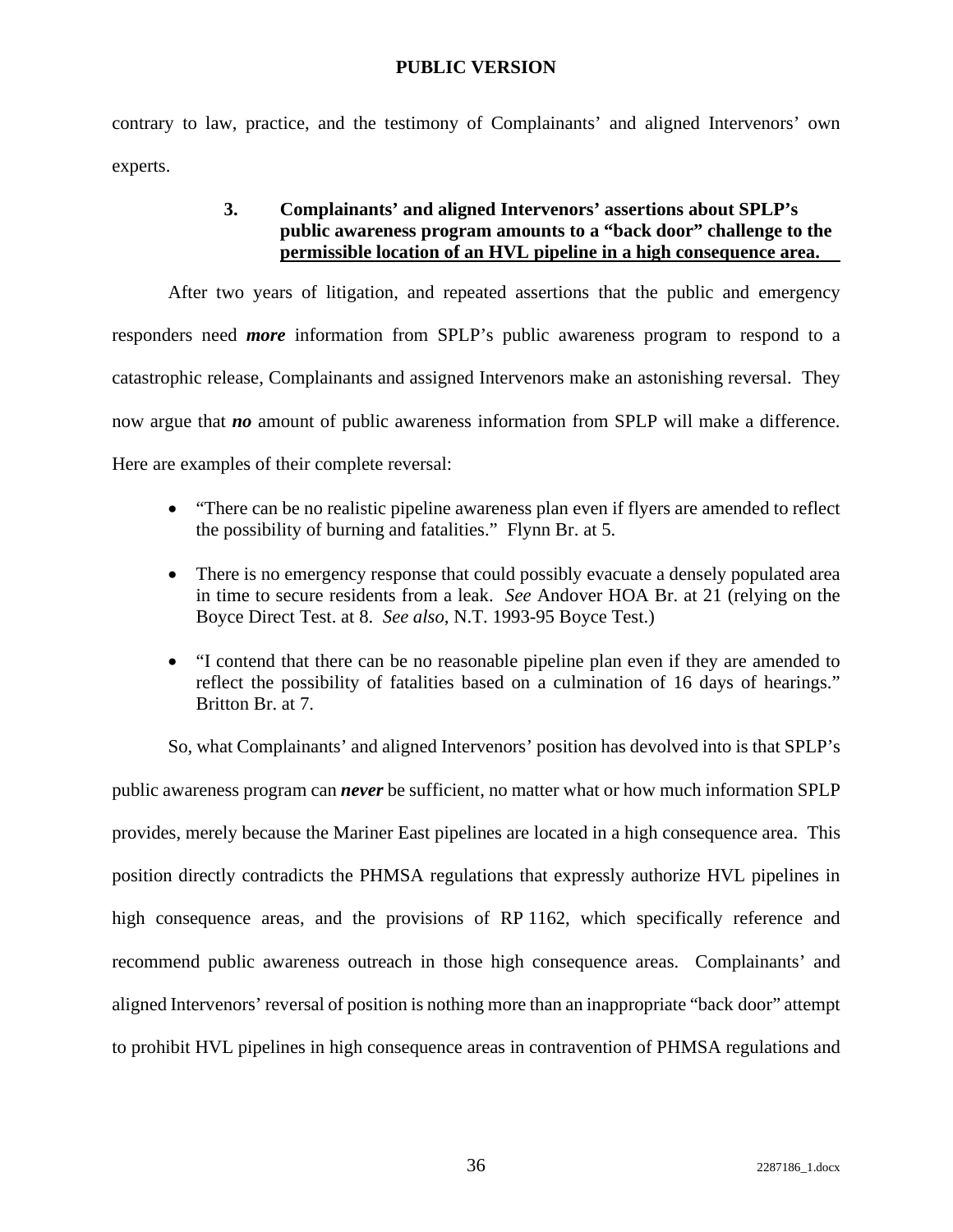contrary to law, practice, and the testimony of Complainants' and aligned Intervenors' own experts.

### 3. Complainants' and aligned Intervenors' assertions about SPLP's public awareness program amounts to a "back door" challenge to the permissible location of an HVL pipeline in a high consequence area.

After two years of litigation, and repeated assertions that the public and emergency responders need ***more*** information from SPLP's public awareness program to respond to a catastrophic release, Complainants and assigned Intervenors make an astonishing reversal. They now argue that ***no*** amount of public awareness information from SPLP will make a difference. Here are examples of their complete reversal:

- "There can be no realistic pipeline awareness plan even if flyers are amended to reflect the possibility of burning and fatalities." Flynn Br. at 5.
- There is no emergency response that could possibly evacuate a densely populated area in time to secure residents from a leak. *See* Andover HOA Br. at 21 (relying on the Boyce Direct Test. at 8. *See also*, N.T. 1993-95 Boyce Test.)
- "I contend that there can be no reasonable pipeline plan even if they are amended to reflect the possibility of fatalities based on a culmination of 16 days of hearings." Britton Br. at 7.

So, what Complainants' and aligned Intervenors' position has devolved into is that SPLP's public awareness program can ***never*** be sufficient, no matter what or how much information SPLP provides, merely because the Mariner East pipelines are located in a high consequence area. This position directly contradicts the PHMSA regulations that expressly authorize HVL pipelines in high consequence areas, and the provisions of RP 1162, which specifically reference and recommend public awareness outreach in those high consequence areas. Complainants' and aligned Intervenors' reversal of position is nothing more than an inappropriate "back door" attempt to prohibit HVL pipelines in high consequence areas in contravention of PHMSA regulations and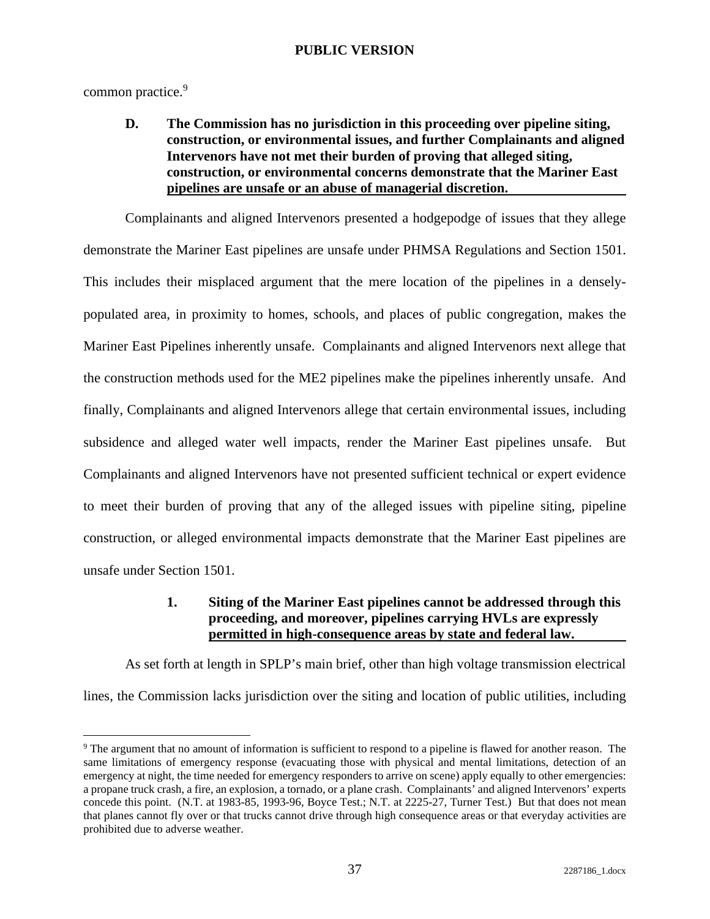common practice.[9]

**D. The Commission has no jurisdiction in this proceeding over pipeline siting, construction, or environmental issues, and further Complainants and aligned Intervenors have not met their burden of proving that alleged siting, construction, or environmental concerns demonstrate that the Mariner East pipelines are unsafe or an abuse of managerial discretion.**

Complainants and aligned Intervenors presented a hodgepodge of issues that they allege demonstrate the Mariner East pipelines are unsafe under PHMSA Regulations and Section 1501. This includes their misplaced argument that the mere location of the pipelines in a densely-populated area, in proximity to homes, schools, and places of public congregation, makes the Mariner East Pipelines inherently unsafe. Complainants and aligned Intervenors next allege that the construction methods used for the ME2 pipelines make the pipelines inherently unsafe. And finally, Complainants and aligned Intervenors allege that certain environmental issues, including subsidence and alleged water well impacts, render the Mariner East pipelines unsafe. But Complainants and aligned Intervenors have not presented sufficient technical or expert evidence to meet their burden of proving that any of the alleged issues with pipeline siting, pipeline construction, or alleged environmental impacts demonstrate that the Mariner East pipelines are unsafe under Section 1501.

**1. Siting of the Mariner East pipelines cannot be addressed through this proceeding, and moreover, pipelines carrying HVLs are expressly permitted in high-consequence areas by state and federal law.**

As set forth at length in SPLP's main brief, other than high voltage transmission electrical lines, the Commission lacks jurisdiction over the siting and location of public utilities, including

[9] The argument that no amount of information is sufficient to respond to a pipeline is flawed for another reason. The same limitations of emergency response (evacuating those with physical and mental limitations, detection of an emergency at night, the time needed for emergency responders to arrive on scene) apply equally to other emergencies: a propane truck crash, a fire, an explosion, a tornado, or a plane crash. Complainants' and aligned Intervenors' experts concede this point. (N.T. at 1983-85, 1993-96, Boyce Test.; N.T. at 2225-27, Turner Test.) But that does not mean that planes cannot fly over or that trucks cannot drive through high consequence areas or that everyday activities are prohibited due to adverse weather.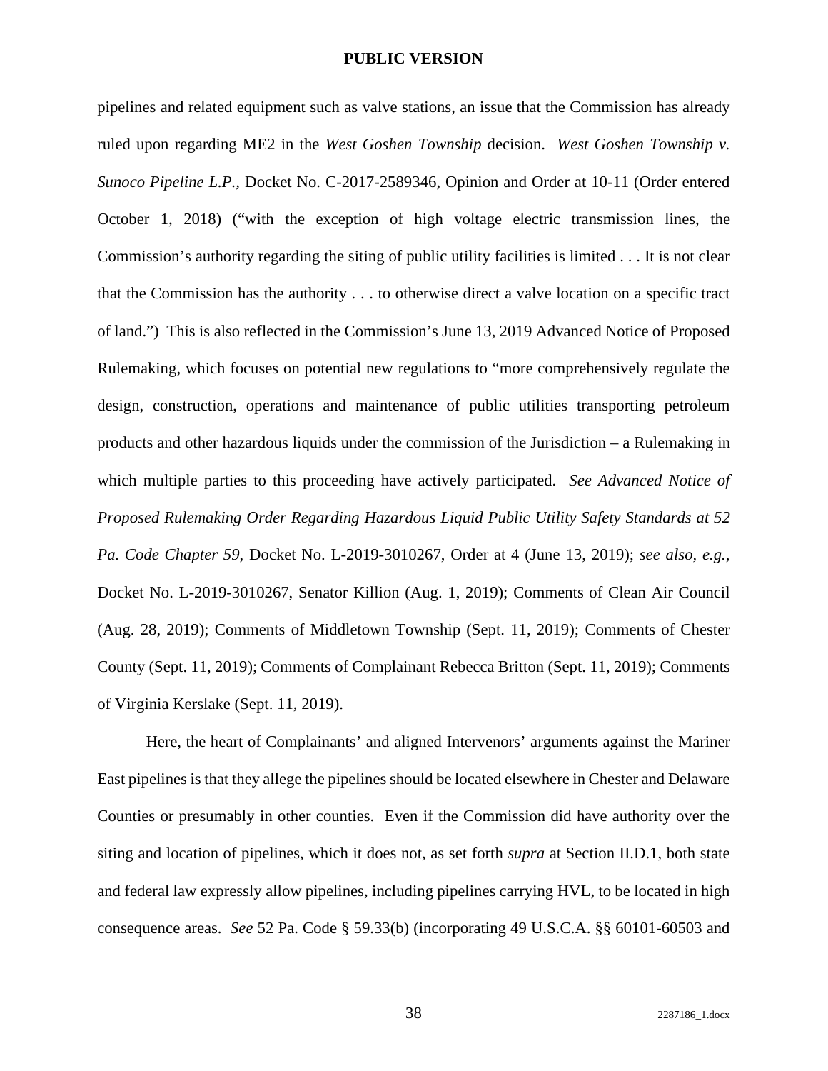pipelines and related equipment such as valve stations, an issue that the Commission has already ruled upon regarding ME2 in the *West Goshen Township* decision. *West Goshen Township v. Sunoco Pipeline L.P.*, Docket No. C-2017-2589346, Opinion and Order at 10-11 (Order entered October 1, 2018) ("with the exception of high voltage electric transmission lines, the Commission's authority regarding the siting of public utility facilities is limited . . . It is not clear that the Commission has the authority . . . to otherwise direct a valve location on a specific tract of land.") This is also reflected in the Commission's June 13, 2019 Advanced Notice of Proposed Rulemaking, which focuses on potential new regulations to "more comprehensively regulate the design, construction, operations and maintenance of public utilities transporting petroleum products and other hazardous liquids under the commission of the Jurisdiction – a Rulemaking in which multiple parties to this proceeding have actively participated. *See Advanced Notice of Proposed Rulemaking Order Regarding Hazardous Liquid Public Utility Safety Standards at 52 Pa. Code Chapter 59*, Docket No. L-2019-3010267, Order at 4 (June 13, 2019); *see also, e.g.*, Docket No. L-2019-3010267, Senator Killion (Aug. 1, 2019); Comments of Clean Air Council (Aug. 28, 2019); Comments of Middletown Township (Sept. 11, 2019); Comments of Chester County (Sept. 11, 2019); Comments of Complainant Rebecca Britton (Sept. 11, 2019); Comments of Virginia Kerslake (Sept. 11, 2019).

Here, the heart of Complainants' and aligned Intervenors' arguments against the Mariner East pipelines is that they allege the pipelines should be located elsewhere in Chester and Delaware Counties or presumably in other counties. Even if the Commission did have authority over the siting and location of pipelines, which it does not, as set forth *supra* at Section II.D.1, both state and federal law expressly allow pipelines, including pipelines carrying HVL, to be located in high consequence areas. *See* 52 Pa. Code § 59.33(b) (incorporating 49 U.S.C.A. §§ 60101-60503 and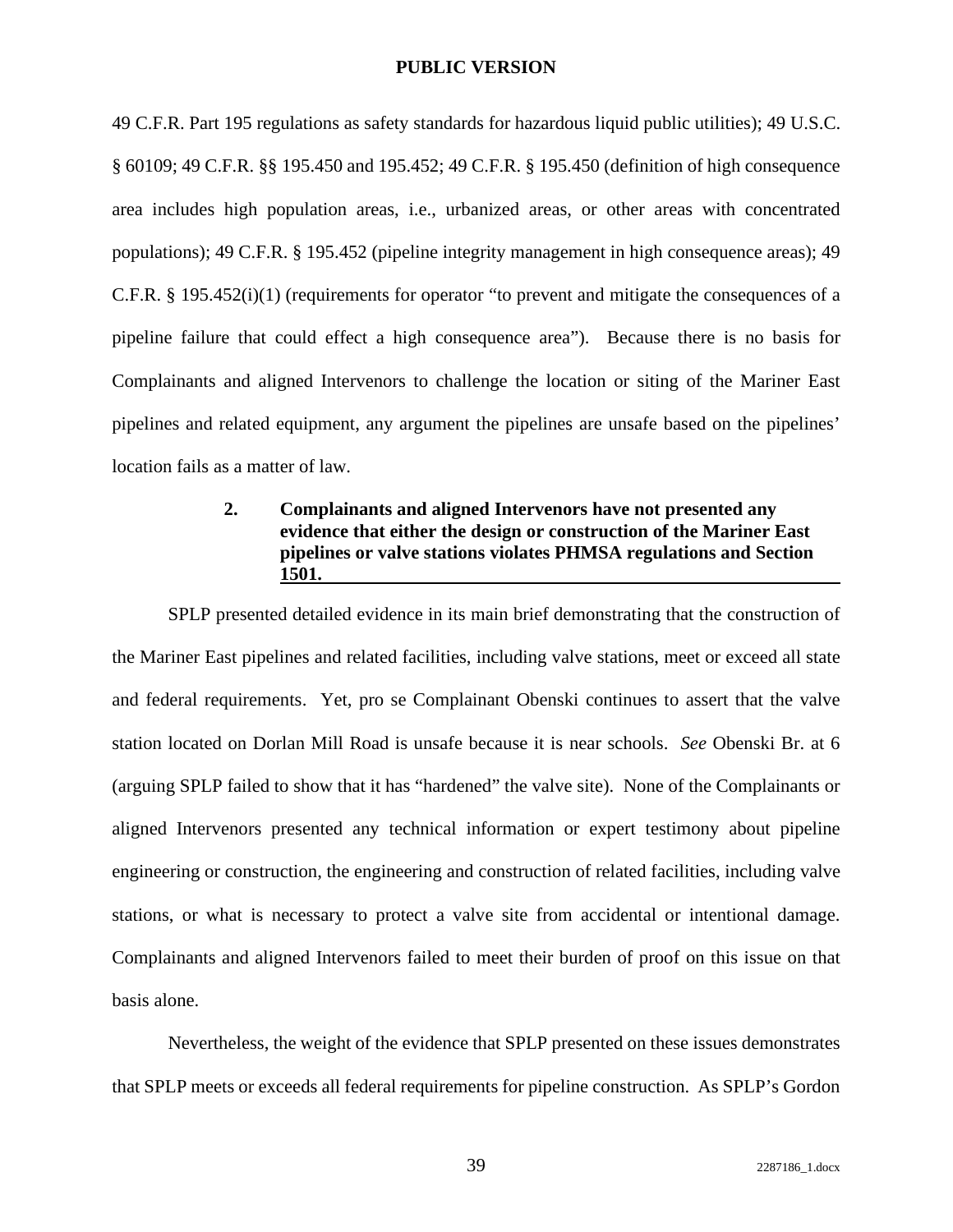49 C.F.R. Part 195 regulations as safety standards for hazardous liquid public utilities); 49 U.S.C. § 60109; 49 C.F.R. §§ 195.450 and 195.452; 49 C.F.R. § 195.450 (definition of high consequence area includes high population areas, i.e., urbanized areas, or other areas with concentrated populations); 49 C.F.R. § 195.452 (pipeline integrity management in high consequence areas); 49 C.F.R. § 195.452(i)(1) (requirements for operator "to prevent and mitigate the consequences of a pipeline failure that could effect a high consequence area"). Because there is no basis for Complainants and aligned Intervenors to challenge the location or siting of the Mariner East pipelines and related equipment, any argument the pipelines are unsafe based on the pipelines' location fails as a matter of law.

#### 2. Complainants and aligned Intervenors have not presented any evidence that either the design or construction of the Mariner East pipelines or valve stations violates PHMSA regulations and Section 1501.

SPLP presented detailed evidence in its main brief demonstrating that the construction of the Mariner East pipelines and related facilities, including valve stations, meet or exceed all state and federal requirements. Yet, pro se Complainant Obenski continues to assert that the valve station located on Dorlan Mill Road is unsafe because it is near schools. *See* Obenski Br. at 6 (arguing SPLP failed to show that it has "hardened" the valve site). None of the Complainants or aligned Intervenors presented any technical information or expert testimony about pipeline engineering or construction, the engineering and construction of related facilities, including valve stations, or what is necessary to protect a valve site from accidental or intentional damage. Complainants and aligned Intervenors failed to meet their burden of proof on this issue on that basis alone.

Nevertheless, the weight of the evidence that SPLP presented on these issues demonstrates that SPLP meets or exceeds all federal requirements for pipeline construction. As SPLP's Gordon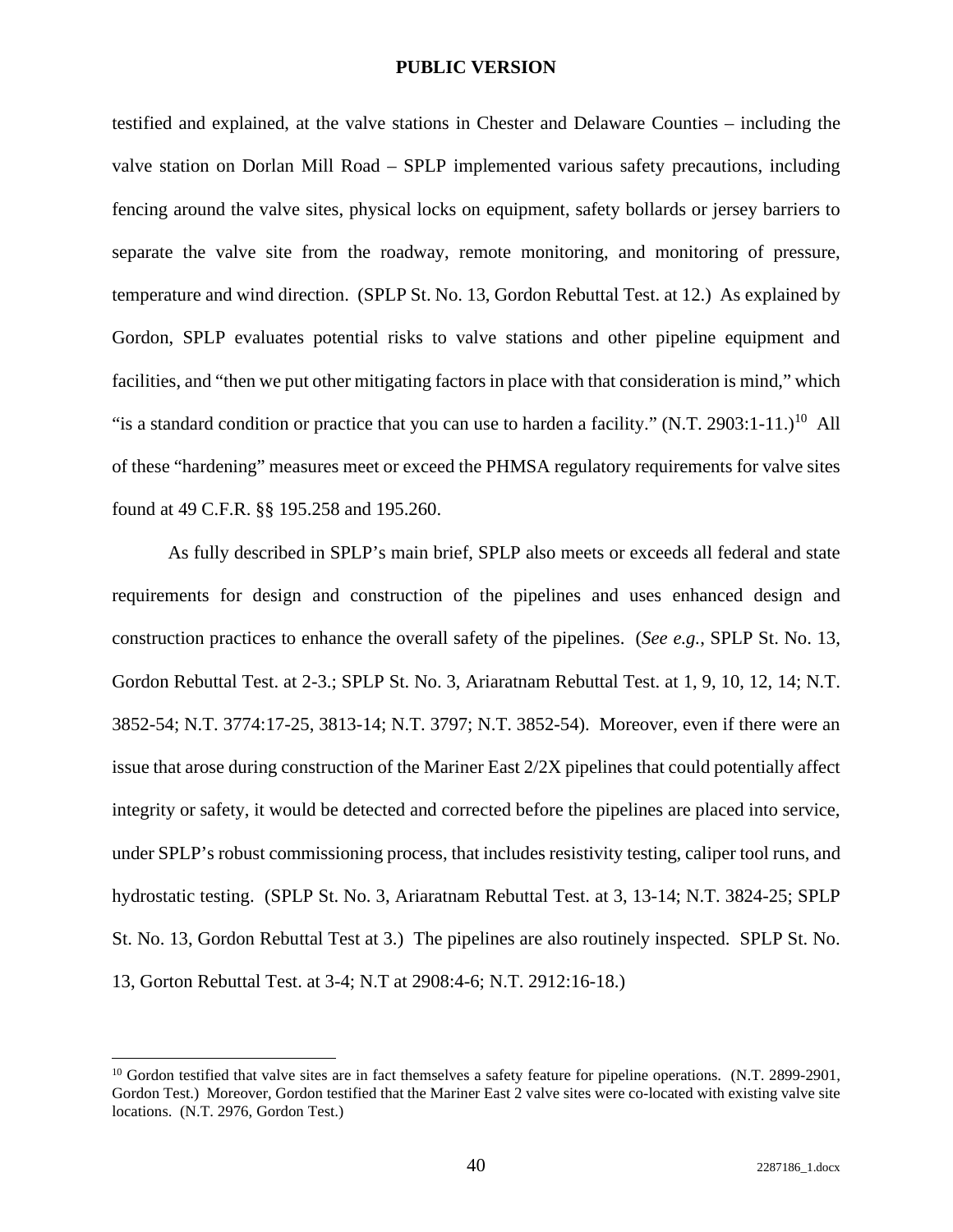testified and explained, at the valve stations in Chester and Delaware Counties – including the valve station on Dorlan Mill Road – SPLP implemented various safety precautions, including fencing around the valve sites, physical locks on equipment, safety bollards or jersey barriers to separate the valve site from the roadway, remote monitoring, and monitoring of pressure, temperature and wind direction. (SPLP St. No. 13, Gordon Rebuttal Test. at 12.) As explained by Gordon, SPLP evaluates potential risks to valve stations and other pipeline equipment and facilities, and "then we put other mitigating factors in place with that consideration is mind," which "is a standard condition or practice that you can use to harden a facility." (N.T. 2903:1-11.)[10] All of these "hardening" measures meet or exceed the PHMSA regulatory requirements for valve sites found at 49 C.F.R. §§ 195.258 and 195.260.

As fully described in SPLP's main brief, SPLP also meets or exceeds all federal and state requirements for design and construction of the pipelines and uses enhanced design and construction practices to enhance the overall safety of the pipelines. (*See e.g.,* SPLP St. No. 13, Gordon Rebuttal Test. at 2-3.; SPLP St. No. 3, Ariaratnam Rebuttal Test. at 1, 9, 10, 12, 14; N.T. 3852-54; N.T. 3774:17-25, 3813-14; N.T. 3797; N.T. 3852-54). Moreover, even if there were an issue that arose during construction of the Mariner East 2/2X pipelines that could potentially affect integrity or safety, it would be detected and corrected before the pipelines are placed into service, under SPLP's robust commissioning process, that includes resistivity testing, caliper tool runs, and hydrostatic testing. (SPLP St. No. 3, Ariaratnam Rebuttal Test. at 3, 13-14; N.T. 3824-25; SPLP St. No. 13, Gordon Rebuttal Test at 3.) The pipelines are also routinely inspected. SPLP St. No. 13, Gorton Rebuttal Test. at 3-4; N.T at 2908:4-6; N.T. 2912:16-18.)

---

[10] Gordon testified that valve sites are in fact themselves a safety feature for pipeline operations. (N.T. 2899-2901, Gordon Test.) Moreover, Gordon testified that the Mariner East 2 valve sites were co-located with existing valve site locations. (N.T. 2976, Gordon Test.)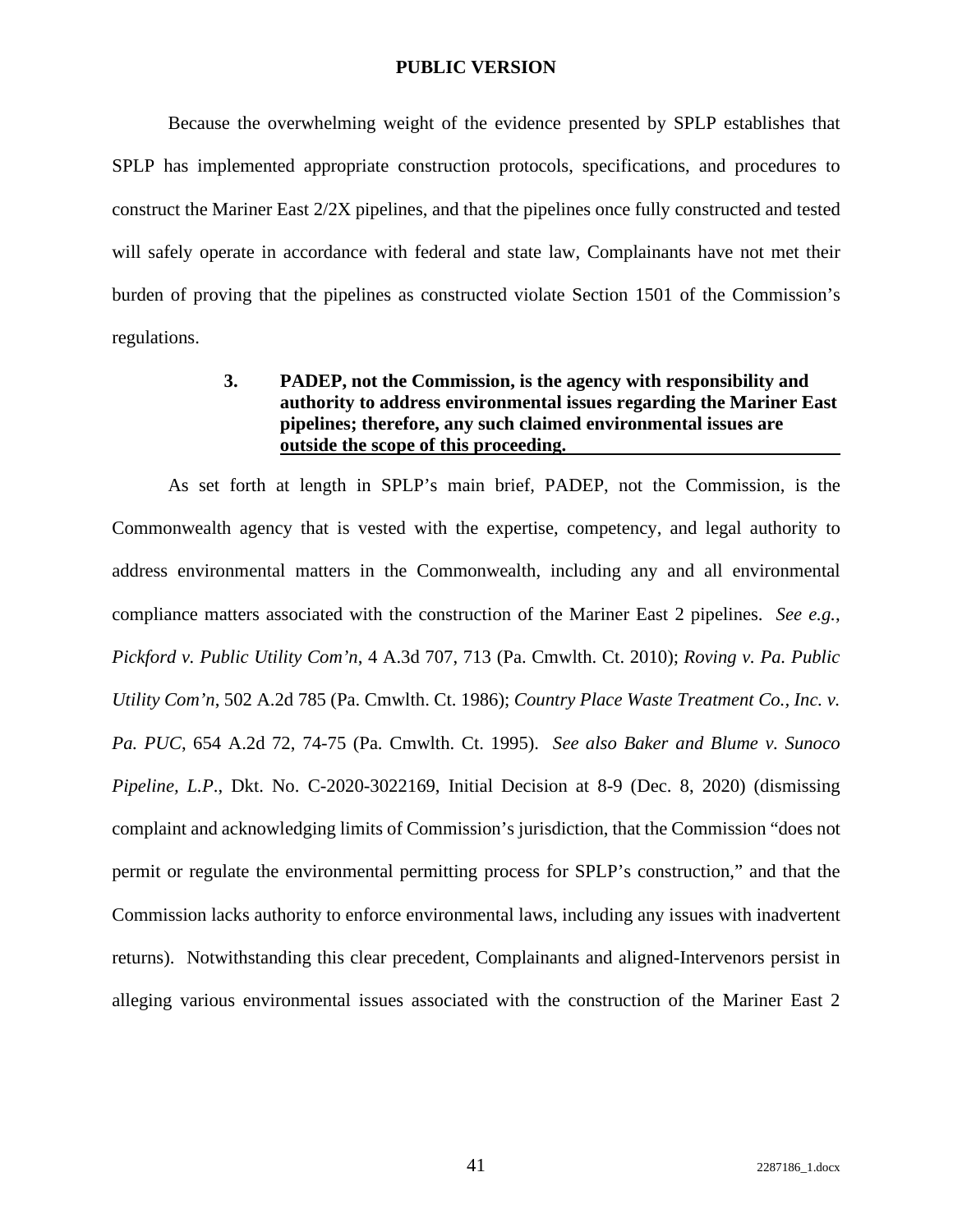Because the overwhelming weight of the evidence presented by SPLP establishes that SPLP has implemented appropriate construction protocols, specifications, and procedures to construct the Mariner East 2/2X pipelines, and that the pipelines once fully constructed and tested will safely operate in accordance with federal and state law, Complainants have not met their burden of proving that the pipelines as constructed violate Section 1501 of the Commission's regulations.

### 3. PADEP, not the Commission, is the agency with responsibility and authority to address environmental issues regarding the Mariner East pipelines; therefore, any such claimed environmental issues are outside the scope of this proceeding.

As set forth at length in SPLP's main brief, PADEP, not the Commission, is the Commonwealth agency that is vested with the expertise, competency, and legal authority to address environmental matters in the Commonwealth, including any and all environmental compliance matters associated with the construction of the Mariner East 2 pipelines. *See e.g.*, *Pickford v. Public Utility Com'n*, 4 A.3d 707, 713 (Pa. Cmwlth. Ct. 2010); *Roving v. Pa. Public Utility Com'n*, 502 A.2d 785 (Pa. Cmwlth. Ct. 1986); *Country Place Waste Treatment Co., Inc. v. Pa. PUC*, 654 A.2d 72, 74-75 (Pa. Cmwlth. Ct. 1995). *See also Baker and Blume v. Sunoco Pipeline, L.P.*, Dkt. No. C-2020-3022169, Initial Decision at 8-9 (Dec. 8, 2020) (dismissing complaint and acknowledging limits of Commission's jurisdiction, that the Commission "does not permit or regulate the environmental permitting process for SPLP's construction," and that the Commission lacks authority to enforce environmental laws, including any issues with inadvertent returns). Notwithstanding this clear precedent, Complainants and aligned-Intervenors persist in alleging various environmental issues associated with the construction of the Mariner East 2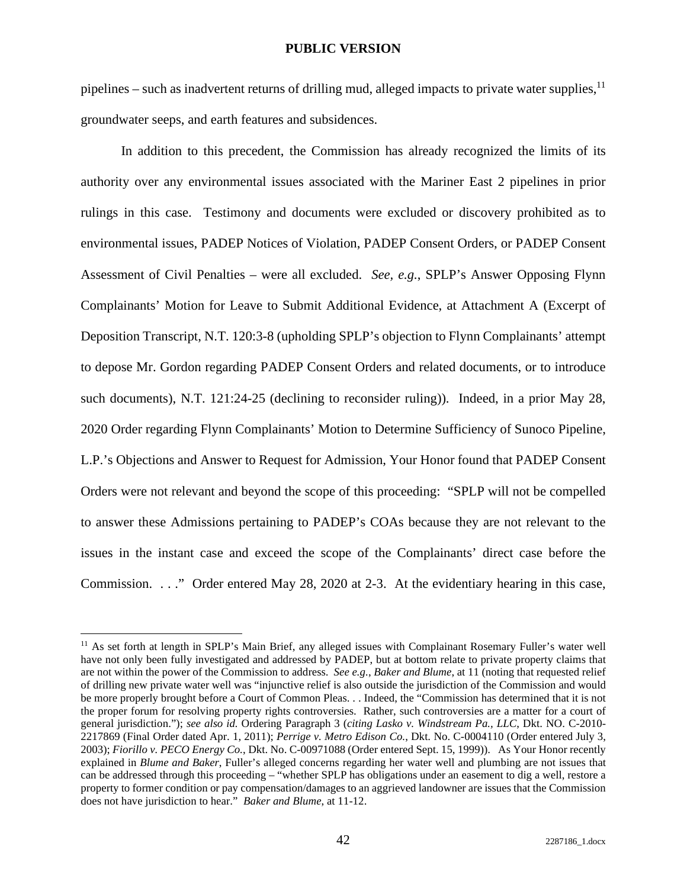pipelines – such as inadvertent returns of drilling mud, alleged impacts to private water supplies,[11] groundwater seeps, and earth features and subsidences.

In addition to this precedent, the Commission has already recognized the limits of its authority over any environmental issues associated with the Mariner East 2 pipelines in prior rulings in this case. Testimony and documents were excluded or discovery prohibited as to environmental issues, PADEP Notices of Violation, PADEP Consent Orders, or PADEP Consent Assessment of Civil Penalties – were all excluded. *See, e.g.*, SPLP's Answer Opposing Flynn Complainants' Motion for Leave to Submit Additional Evidence, at Attachment A (Excerpt of Deposition Transcript, N.T. 120:3-8 (upholding SPLP's objection to Flynn Complainants' attempt to depose Mr. Gordon regarding PADEP Consent Orders and related documents, or to introduce such documents), N.T. 121:24-25 (declining to reconsider ruling)). Indeed, in a prior May 28, 2020 Order regarding Flynn Complainants' Motion to Determine Sufficiency of Sunoco Pipeline, L.P.'s Objections and Answer to Request for Admission, Your Honor found that PADEP Consent Orders were not relevant and beyond the scope of this proceeding: "SPLP will not be compelled to answer these Admissions pertaining to PADEP's COAs because they are not relevant to the issues in the instant case and exceed the scope of the Complainants' direct case before the Commission. . . ." Order entered May 28, 2020 at 2-3. At the evidentiary hearing in this case,

---

[11] As set forth at length in SPLP's Main Brief, any alleged issues with Complainant Rosemary Fuller's water well have not only been fully investigated and addressed by PADEP, but at bottom relate to private property claims that are not within the power of the Commission to address. *See e.g.*, *Baker and Blume*, at 11 (noting that requested relief of drilling new private water well was "injunctive relief is also outside the jurisdiction of the Commission and would be more properly brought before a Court of Common Pleas. . . Indeed, the "Commission has determined that it is not the proper forum for resolving property rights controversies. Rather, such controversies are a matter for a court of general jurisdiction."); *see also id.* Ordering Paragraph 3 (*citing Lasko v. Windstream Pa., LLC*, Dkt. NO. C-2010-2217869 (Final Order dated Apr. 1, 2011); *Perrige v. Metro Edison Co.*, Dkt. No. C-0004110 (Order entered July 3, 2003); *Fiorillo v. PECO Energy Co.*, Dkt. No. C-00971088 (Order entered Sept. 15, 1999)). As Your Honor recently explained in *Blume and Baker*, Fuller's alleged concerns regarding her water well and plumbing are not issues that can be addressed through this proceeding – "whether SPLP has obligations under an easement to dig a well, restore a property to former condition or pay compensation/damages to an aggrieved landowner are issues that the Commission does not have jurisdiction to hear." *Baker and Blume*, at 11-12.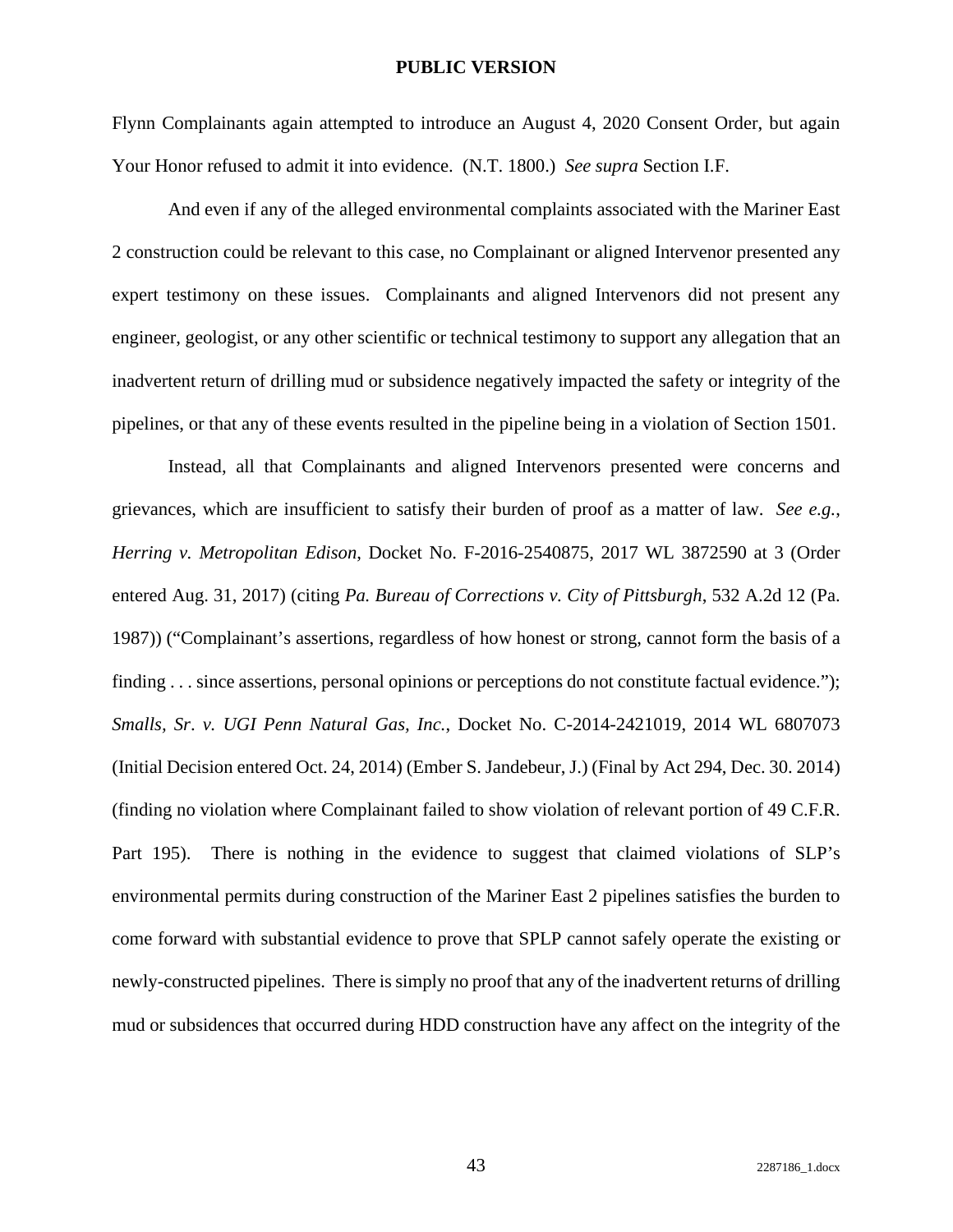Flynn Complainants again attempted to introduce an August 4, 2020 Consent Order, but again Your Honor refused to admit it into evidence. (N.T. 1800.) *See supra* Section I.F.

And even if any of the alleged environmental complaints associated with the Mariner East 2 construction could be relevant to this case, no Complainant or aligned Intervenor presented any expert testimony on these issues. Complainants and aligned Intervenors did not present any engineer, geologist, or any other scientific or technical testimony to support any allegation that an inadvertent return of drilling mud or subsidence negatively impacted the safety or integrity of the pipelines, or that any of these events resulted in the pipeline being in a violation of Section 1501.

Instead, all that Complainants and aligned Intervenors presented were concerns and grievances, which are insufficient to satisfy their burden of proof as a matter of law. *See e.g.*, *Herring v. Metropolitan Edison*, Docket No. F-2016-2540875, 2017 WL 3872590 at 3 (Order entered Aug. 31, 2017) (citing *Pa. Bureau of Corrections v. City of Pittsburgh*, 532 A.2d 12 (Pa. 1987)) ("Complainant's assertions, regardless of how honest or strong, cannot form the basis of a finding . . . since assertions, personal opinions or perceptions do not constitute factual evidence."); *Smalls, Sr. v. UGI Penn Natural Gas, Inc.*, Docket No. C-2014-2421019, 2014 WL 6807073 (Initial Decision entered Oct. 24, 2014) (Ember S. Jandebeur, J.) (Final by Act 294, Dec. 30. 2014) (finding no violation where Complainant failed to show violation of relevant portion of 49 C.F.R. Part 195). There is nothing in the evidence to suggest that claimed violations of SLP's environmental permits during construction of the Mariner East 2 pipelines satisfies the burden to come forward with substantial evidence to prove that SPLP cannot safely operate the existing or newly-constructed pipelines. There is simply no proof that any of the inadvertent returns of drilling mud or subsidences that occurred during HDD construction have any affect on the integrity of the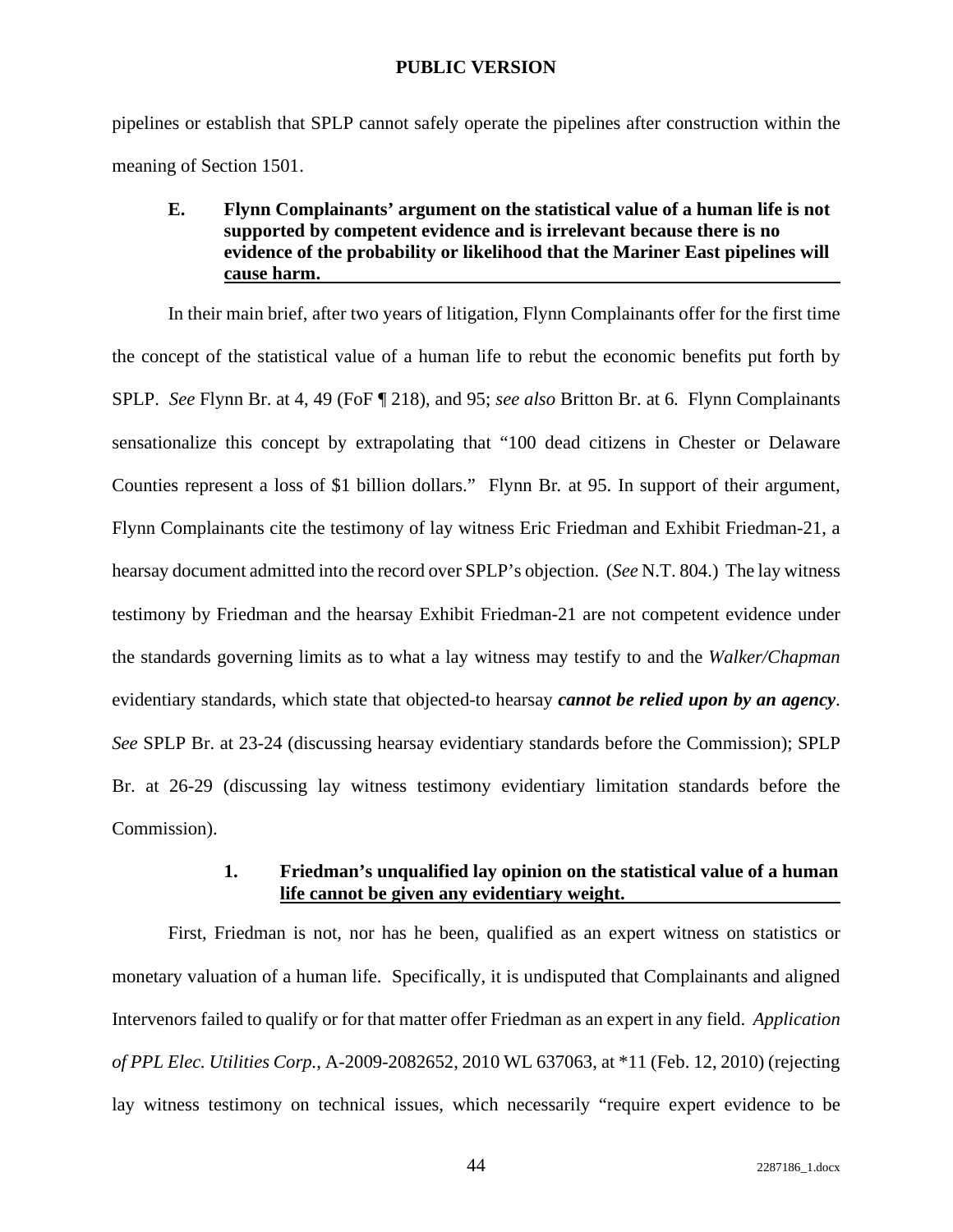pipelines or establish that SPLP cannot safely operate the pipelines after construction within the meaning of Section 1501.

### E. Flynn Complainants' argument on the statistical value of a human life is not supported by competent evidence and is irrelevant because there is no evidence of the probability or likelihood that the Mariner East pipelines will cause harm.

In their main brief, after two years of litigation, Flynn Complainants offer for the first time the concept of the statistical value of a human life to rebut the economic benefits put forth by SPLP. *See* Flynn Br. at 4, 49 (FoF ¶ 218), and 95; *see also* Britton Br. at 6. Flynn Complainants sensationalize this concept by extrapolating that "100 dead citizens in Chester or Delaware Counties represent a loss of $1 billion dollars." Flynn Br. at 95. In support of their argument, Flynn Complainants cite the testimony of lay witness Eric Friedman and Exhibit Friedman-21, a hearsay document admitted into the record over SPLP's objection. (*See* N.T. 804.) The lay witness testimony by Friedman and the hearsay Exhibit Friedman-21 are not competent evidence under the standards governing limits as to what a lay witness may testify to and the *Walker/Chapman* evidentiary standards, which state that objected-to hearsay ***cannot be relied upon by an agency***. *See* SPLP Br. at 23-24 (discussing hearsay evidentiary standards before the Commission); SPLP Br. at 26-29 (discussing lay witness testimony evidentiary limitation standards before the Commission).

#### 1. Friedman's unqualified lay opinion on the statistical value of a human life cannot be given any evidentiary weight.

First, Friedman is not, nor has he been, qualified as an expert witness on statistics or monetary valuation of a human life. Specifically, it is undisputed that Complainants and aligned Intervenors failed to qualify or for that matter offer Friedman as an expert in any field. *Application of PPL Elec. Utilities Corp.*, A-2009-2082652, 2010 WL 637063, at *11 (Feb. 12, 2010) (rejecting lay witness testimony on technical issues, which necessarily "require expert evidence to be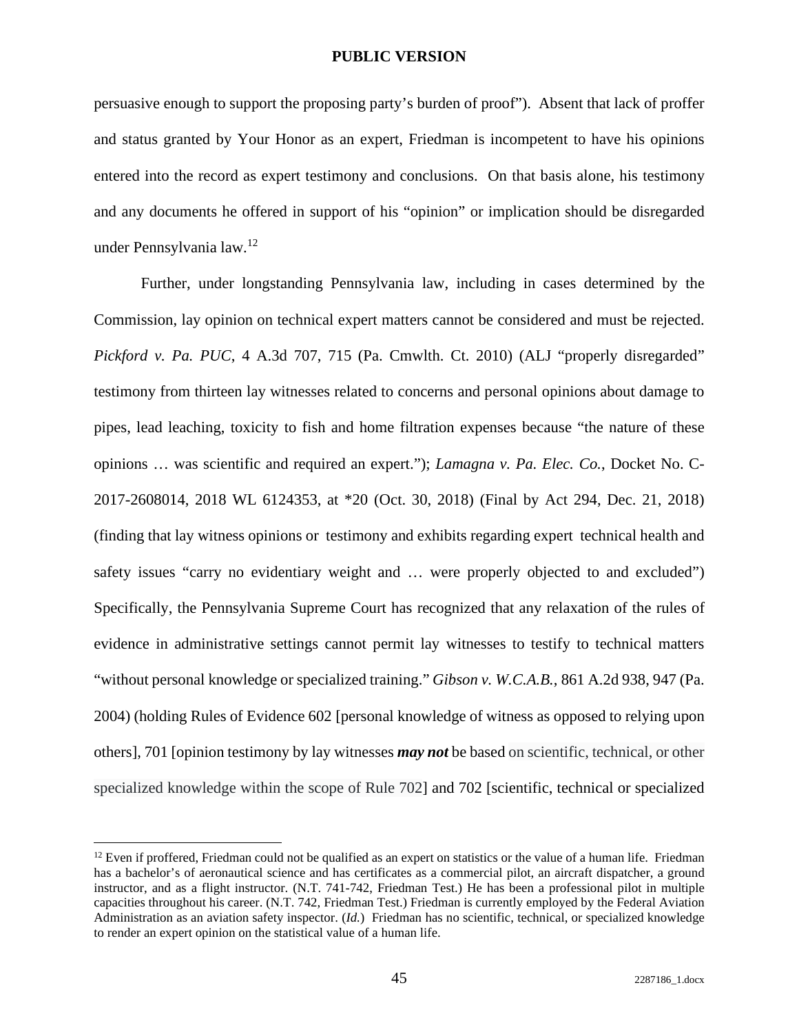persuasive enough to support the proposing party's burden of proof"). Absent that lack of proffer and status granted by Your Honor as an expert, Friedman is incompetent to have his opinions entered into the record as expert testimony and conclusions. On that basis alone, his testimony and any documents he offered in support of his "opinion" or implication should be disregarded under Pennsylvania law.[12]

Further, under longstanding Pennsylvania law, including in cases determined by the Commission, lay opinion on technical expert matters cannot be considered and must be rejected. *Pickford v. Pa. PUC*, 4 A.3d 707, 715 (Pa. Cmwlth. Ct. 2010) (ALJ "properly disregarded" testimony from thirteen lay witnesses related to concerns and personal opinions about damage to pipes, lead leaching, toxicity to fish and home filtration expenses because "the nature of these opinions … was scientific and required an expert."); *Lamagna v. Pa. Elec. Co.*, Docket No. C-2017-2608014, 2018 WL 6124353, at *20 (Oct. 30, 2018) (Final by Act 294, Dec. 21, 2018) (finding that lay witness opinions or testimony and exhibits regarding expert technical health and safety issues "carry no evidentiary weight and … were properly objected to and excluded") Specifically, the Pennsylvania Supreme Court has recognized that any relaxation of the rules of evidence in administrative settings cannot permit lay witnesses to testify to technical matters "without personal knowledge or specialized training." *Gibson v. W.C.A.B.*, 861 A.2d 938, 947 (Pa. 2004) (holding Rules of Evidence 602 [personal knowledge of witness as opposed to relying upon others], 701 [opinion testimony by lay witnesses ***may not*** be based on scientific, technical, or other specialized knowledge within the scope of Rule 702] and 702 [scientific, technical or specialized

---

[12] Even if proffered, Friedman could not be qualified as an expert on statistics or the value of a human life. Friedman has a bachelor's of aeronautical science and has certificates as a commercial pilot, an aircraft dispatcher, a ground instructor, and as a flight instructor. (N.T. 741-742, Friedman Test.) He has been a professional pilot in multiple capacities throughout his career. (N.T. 742, Friedman Test.) Friedman is currently employed by the Federal Aviation Administration as an aviation safety inspector. (*Id.*) Friedman has no scientific, technical, or specialized knowledge to render an expert opinion on the statistical value of a human life.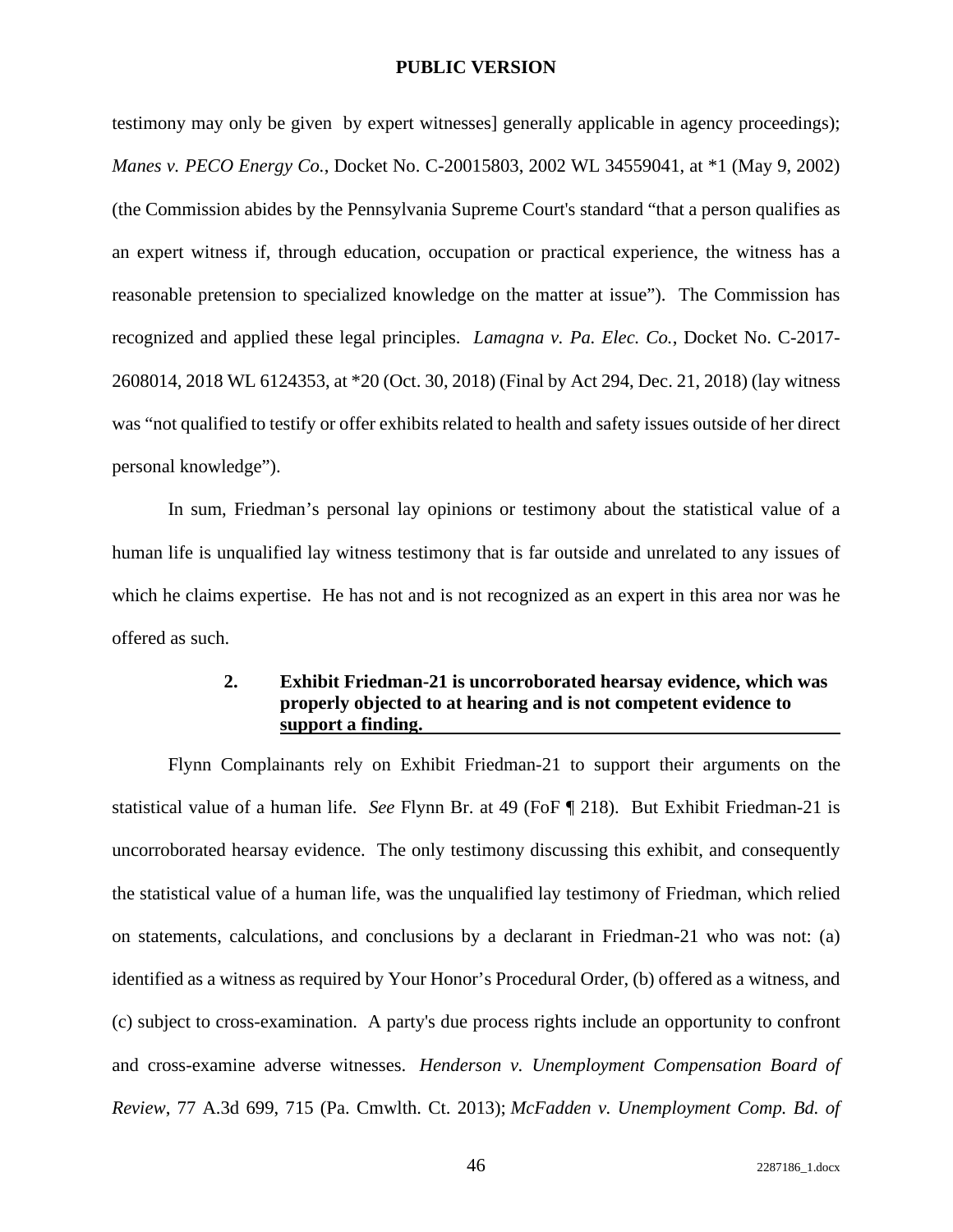testimony may only be given  by expert witnesses] generally applicable in agency proceedings); *Manes v. PECO Energy Co.*, Docket No. C-20015803, 2002 WL 34559041, at *1 (May 9, 2002) (the Commission abides by the Pennsylvania Supreme Court's standard "that a person qualifies as an expert witness if, through education, occupation or practical experience, the witness has a reasonable pretension to specialized knowledge on the matter at issue"). The Commission has recognized and applied these legal principles. *Lamagna v. Pa. Elec. Co.*, Docket No. C-2017-2608014, 2018 WL 6124353, at *20 (Oct. 30, 2018) (Final by Act 294, Dec. 21, 2018) (lay witness was "not qualified to testify or offer exhibits related to health and safety issues outside of her direct personal knowledge").

In sum, Friedman's personal lay opinions or testimony about the statistical value of a human life is unqualified lay witness testimony that is far outside and unrelated to any issues of which he claims expertise. He has not and is not recognized as an expert in this area nor was he offered as such.

**2. Exhibit Friedman-21 is uncorroborated hearsay evidence, which was properly objected to at hearing and is not competent evidence to support a finding.**

Flynn Complainants rely on Exhibit Friedman-21 to support their arguments on the statistical value of a human life. *See* Flynn Br. at 49 (FoF ¶ 218). But Exhibit Friedman-21 is uncorroborated hearsay evidence. The only testimony discussing this exhibit, and consequently the statistical value of a human life, was the unqualified lay testimony of Friedman, which relied on statements, calculations, and conclusions by a declarant in Friedman-21 who was not: (a) identified as a witness as required by Your Honor's Procedural Order, (b) offered as a witness, and (c) subject to cross-examination. A party's due process rights include an opportunity to confront and cross-examine adverse witnesses. *Henderson v. Unemployment Compensation Board of Review*, 77 A.3d 699, 715 (Pa. Cmwlth. Ct. 2013); *McFadden v. Unemployment Comp. Bd. of*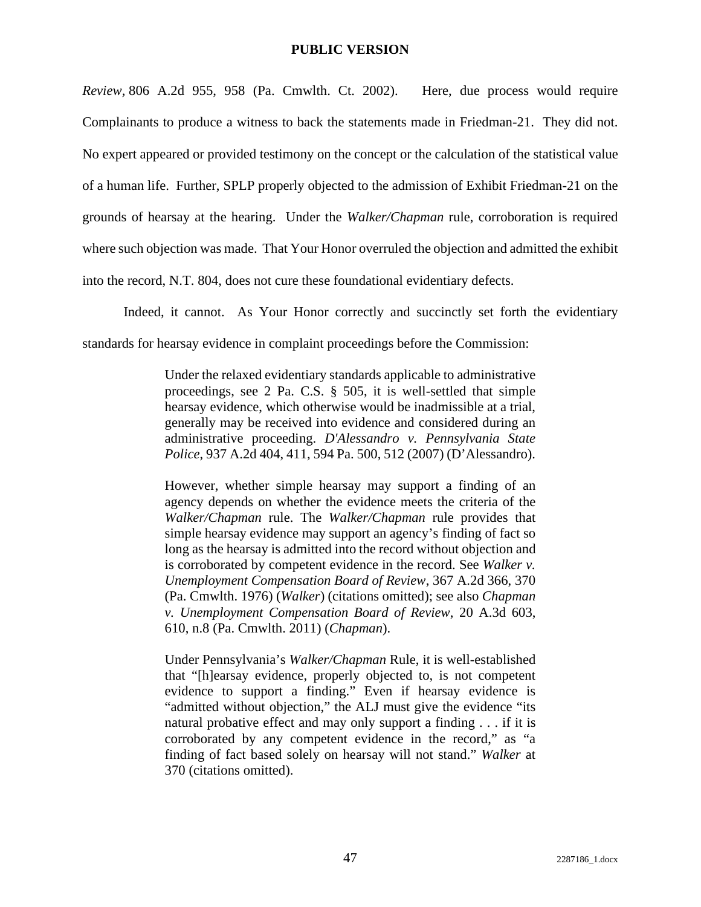*Review*, 806 A.2d 955, 958 (Pa. Cmwlth. Ct. 2002). Here, due process would require Complainants to produce a witness to back the statements made in Friedman-21. They did not. No expert appeared or provided testimony on the concept or the calculation of the statistical value of a human life. Further, SPLP properly objected to the admission of Exhibit Friedman-21 on the grounds of hearsay at the hearing. Under the *Walker/Chapman* rule, corroboration is required where such objection was made. That Your Honor overruled the objection and admitted the exhibit into the record, N.T. 804, does not cure these foundational evidentiary defects.

Indeed, it cannot. As Your Honor correctly and succinctly set forth the evidentiary standards for hearsay evidence in complaint proceedings before the Commission:

> Under the relaxed evidentiary standards applicable to administrative proceedings, see 2 Pa. C.S. § 505, it is well-settled that simple hearsay evidence, which otherwise would be inadmissible at a trial, generally may be received into evidence and considered during an administrative proceeding. *D'Alessandro v. Pennsylvania State Police*, 937 A.2d 404, 411, 594 Pa. 500, 512 (2007) (D'Alessandro).
>
> However, whether simple hearsay may support a finding of an agency depends on whether the evidence meets the criteria of the *Walker/Chapman* rule. The *Walker/Chapman* rule provides that simple hearsay evidence may support an agency's finding of fact so long as the hearsay is admitted into the record without objection and is corroborated by competent evidence in the record. See *Walker v. Unemployment Compensation Board of Review*, 367 A.2d 366, 370 (Pa. Cmwlth. 1976) (*Walker*) (citations omitted); see also *Chapman v. Unemployment Compensation Board of Review*, 20 A.3d 603, 610, n.8 (Pa. Cmwlth. 2011) (*Chapman*).
>
> Under Pennsylvania's *Walker/Chapman* Rule, it is well-established that "[h]earsay evidence, properly objected to, is not competent evidence to support a finding." Even if hearsay evidence is "admitted without objection," the ALJ must give the evidence "its natural probative effect and may only support a finding . . . if it is corroborated by any competent evidence in the record," as "a finding of fact based solely on hearsay will not stand." *Walker* at 370 (citations omitted).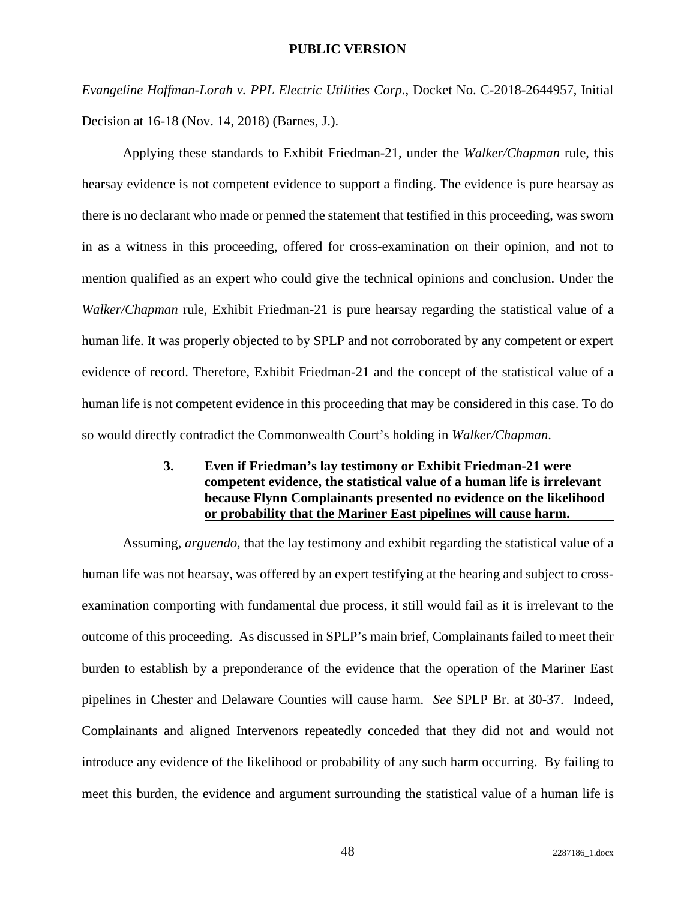*Evangeline Hoffman-Lorah v. PPL Electric Utilities Corp.*, Docket No. C-2018-2644957, Initial Decision at 16-18 (Nov. 14, 2018) (Barnes, J.).

Applying these standards to Exhibit Friedman-21, under the *Walker/Chapman* rule, this hearsay evidence is not competent evidence to support a finding. The evidence is pure hearsay as there is no declarant who made or penned the statement that testified in this proceeding, was sworn in as a witness in this proceeding, offered for cross-examination on their opinion, and not to mention qualified as an expert who could give the technical opinions and conclusion. Under the *Walker/Chapman* rule, Exhibit Friedman-21 is pure hearsay regarding the statistical value of a human life. It was properly objected to by SPLP and not corroborated by any competent or expert evidence of record. Therefore, Exhibit Friedman-21 and the concept of the statistical value of a human life is not competent evidence in this proceeding that may be considered in this case. To do so would directly contradict the Commonwealth Court's holding in *Walker/Chapman*.

### 3. Even if Friedman's lay testimony or Exhibit Friedman-21 were competent evidence, the statistical value of a human life is irrelevant because Flynn Complainants presented no evidence on the likelihood or probability that the Mariner East pipelines will cause harm.

Assuming, *arguendo*, that the lay testimony and exhibit regarding the statistical value of a human life was not hearsay, was offered by an expert testifying at the hearing and subject to cross-examination comporting with fundamental due process, it still would fail as it is irrelevant to the outcome of this proceeding. As discussed in SPLP's main brief, Complainants failed to meet their burden to establish by a preponderance of the evidence that the operation of the Mariner East pipelines in Chester and Delaware Counties will cause harm. *See* SPLP Br. at 30-37. Indeed, Complainants and aligned Intervenors repeatedly conceded that they did not and would not introduce any evidence of the likelihood or probability of any such harm occurring. By failing to meet this burden, the evidence and argument surrounding the statistical value of a human life is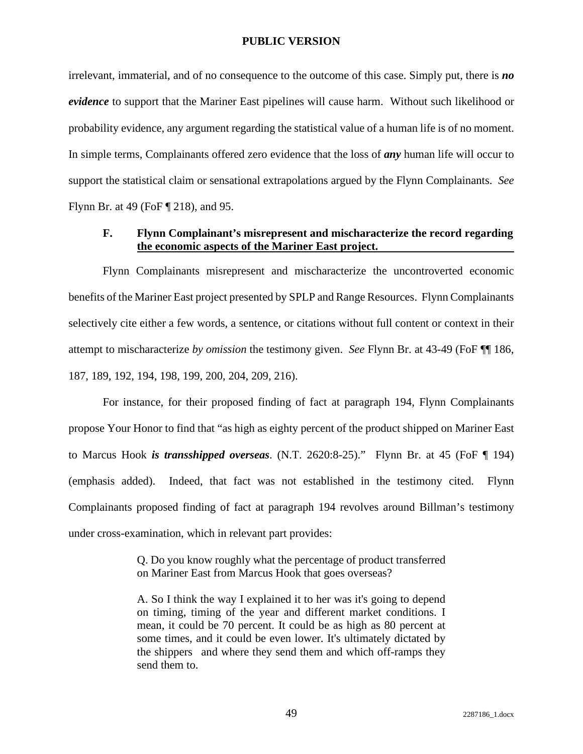irrelevant, immaterial, and of no consequence to the outcome of this case. Simply put, there is ***no evidence*** to support that the Mariner East pipelines will cause harm. Without such likelihood or probability evidence, any argument regarding the statistical value of a human life is of no moment. In simple terms, Complainants offered zero evidence that the loss of ***any*** human life will occur to support the statistical claim or sensational extrapolations argued by the Flynn Complainants. *See* Flynn Br. at 49 (FoF ¶ 218), and 95.

### F. Flynn Complainant's misrepresent and mischaracterize the record regarding the economic aspects of the Mariner East project.

Flynn Complainants misrepresent and mischaracterize the uncontroverted economic benefits of the Mariner East project presented by SPLP and Range Resources. Flynn Complainants selectively cite either a few words, a sentence, or citations without full content or context in their attempt to mischaracterize *by omission* the testimony given. *See* Flynn Br. at 43-49 (FoF ¶¶ 186, 187, 189, 192, 194, 198, 199, 200, 204, 209, 216).

For instance, for their proposed finding of fact at paragraph 194, Flynn Complainants propose Your Honor to find that "as high as eighty percent of the product shipped on Mariner East to Marcus Hook ***is transshipped overseas***. (N.T. 2620:8-25)." Flynn Br. at 45 (FoF ¶ 194) (emphasis added). Indeed, that fact was not established in the testimony cited. Flynn Complainants proposed finding of fact at paragraph 194 revolves around Billman's testimony under cross-examination, which in relevant part provides:

> Q. Do you know roughly what the percentage of product transferred on Mariner East from Marcus Hook that goes overseas?
>
> A. So I think the way I explained it to her was it's going to depend on timing, timing of the year and different market conditions. I mean, it could be 70 percent. It could be as high as 80 percent at some times, and it could be even lower. It's ultimately dictated by the shippers and where they send them and which off-ramps they send them to.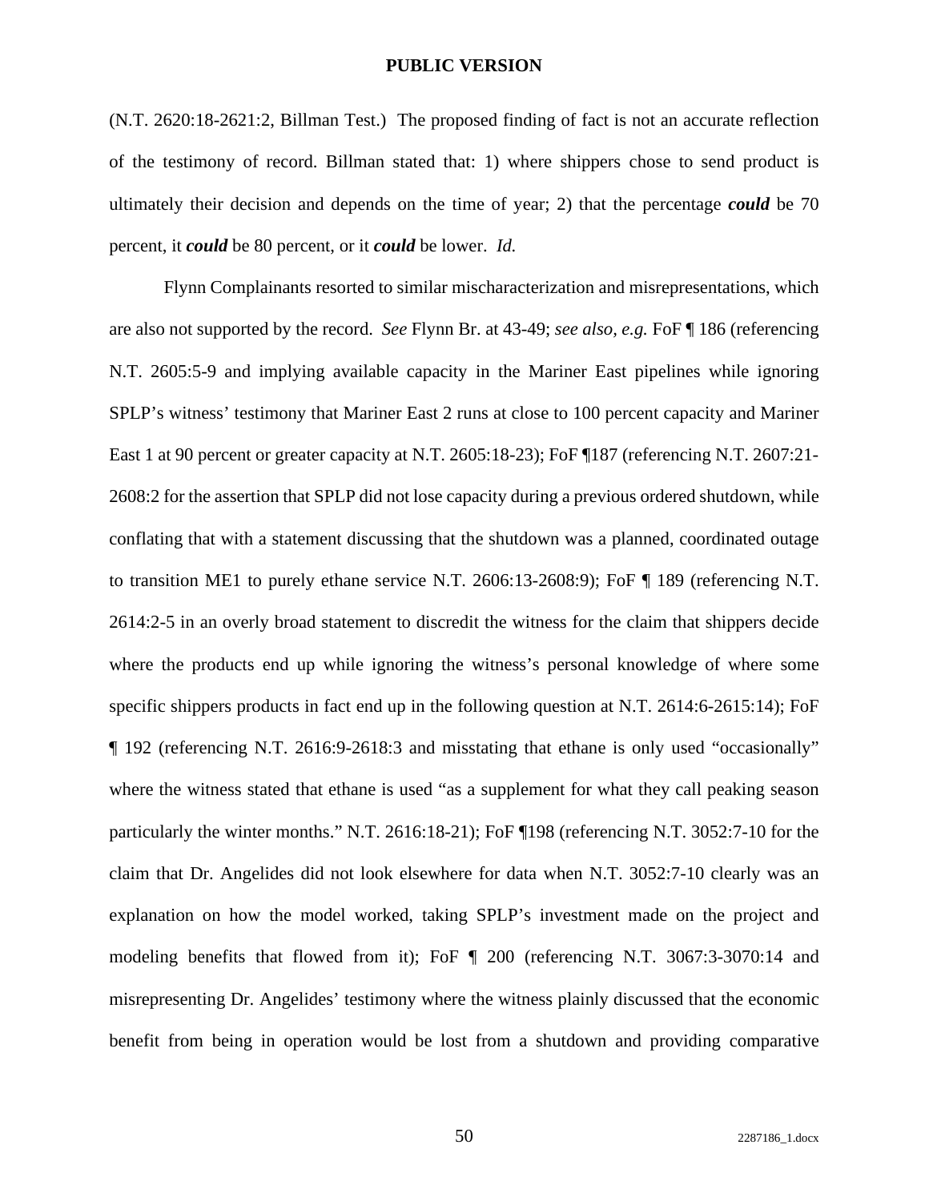(N.T. 2620:18-2621:2, Billman Test.) The proposed finding of fact is not an accurate reflection of the testimony of record. Billman stated that: 1) where shippers chose to send product is ultimately their decision and depends on the time of year; 2) that the percentage ***could*** be 70 percent, it ***could*** be 80 percent, or it ***could*** be lower. *Id.*

Flynn Complainants resorted to similar mischaracterization and misrepresentations, which are also not supported by the record. *See* Flynn Br. at 43-49; *see also, e.g.* FoF ¶ 186 (referencing N.T. 2605:5-9 and implying available capacity in the Mariner East pipelines while ignoring SPLP's witness' testimony that Mariner East 2 runs at close to 100 percent capacity and Mariner East 1 at 90 percent or greater capacity at N.T. 2605:18-23); FoF ¶187 (referencing N.T. 2607:21-2608:2 for the assertion that SPLP did not lose capacity during a previous ordered shutdown, while conflating that with a statement discussing that the shutdown was a planned, coordinated outage to transition ME1 to purely ethane service N.T. 2606:13-2608:9); FoF ¶ 189 (referencing N.T. 2614:2-5 in an overly broad statement to discredit the witness for the claim that shippers decide where the products end up while ignoring the witness's personal knowledge of where some specific shippers products in fact end up in the following question at N.T. 2614:6-2615:14); FoF ¶ 192 (referencing N.T. 2616:9-2618:3 and misstating that ethane is only used "occasionally" where the witness stated that ethane is used "as a supplement for what they call peaking season particularly the winter months." N.T. 2616:18-21); FoF ¶198 (referencing N.T. 3052:7-10 for the claim that Dr. Angelides did not look elsewhere for data when N.T. 3052:7-10 clearly was an explanation on how the model worked, taking SPLP's investment made on the project and modeling benefits that flowed from it); FoF ¶ 200 (referencing N.T. 3067:3-3070:14 and misrepresenting Dr. Angelides' testimony where the witness plainly discussed that the economic benefit from being in operation would be lost from a shutdown and providing comparative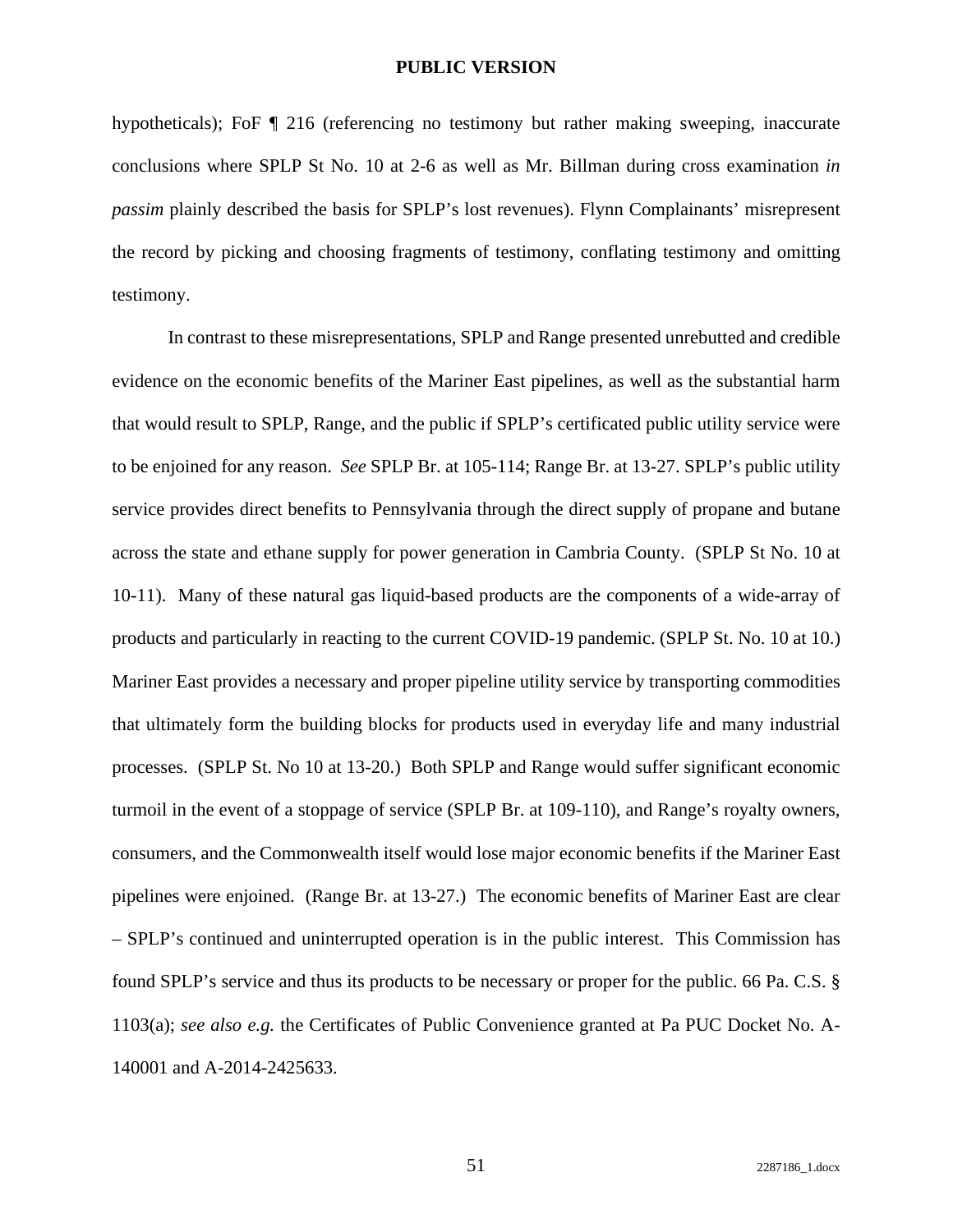hypotheticals); FoF ¶ 216 (referencing no testimony but rather making sweeping, inaccurate conclusions where SPLP St No. 10 at 2-6 as well as Mr. Billman during cross examination *in passim* plainly described the basis for SPLP's lost revenues). Flynn Complainants' misrepresent the record by picking and choosing fragments of testimony, conflating testimony and omitting testimony.

In contrast to these misrepresentations, SPLP and Range presented unrebutted and credible evidence on the economic benefits of the Mariner East pipelines, as well as the substantial harm that would result to SPLP, Range, and the public if SPLP's certificated public utility service were to be enjoined for any reason. *See* SPLP Br. at 105-114; Range Br. at 13-27. SPLP's public utility service provides direct benefits to Pennsylvania through the direct supply of propane and butane across the state and ethane supply for power generation in Cambria County. (SPLP St No. 10 at 10-11). Many of these natural gas liquid-based products are the components of a wide-array of products and particularly in reacting to the current COVID-19 pandemic. (SPLP St. No. 10 at 10.) Mariner East provides a necessary and proper pipeline utility service by transporting commodities that ultimately form the building blocks for products used in everyday life and many industrial processes. (SPLP St. No 10 at 13-20.) Both SPLP and Range would suffer significant economic turmoil in the event of a stoppage of service (SPLP Br. at 109-110), and Range's royalty owners, consumers, and the Commonwealth itself would lose major economic benefits if the Mariner East pipelines were enjoined. (Range Br. at 13-27.) The economic benefits of Mariner East are clear – SPLP's continued and uninterrupted operation is in the public interest. This Commission has found SPLP's service and thus its products to be necessary or proper for the public. 66 Pa. C.S. § 1103(a); *see also e.g.* the Certificates of Public Convenience granted at Pa PUC Docket No. A-140001 and A-2014-2425633.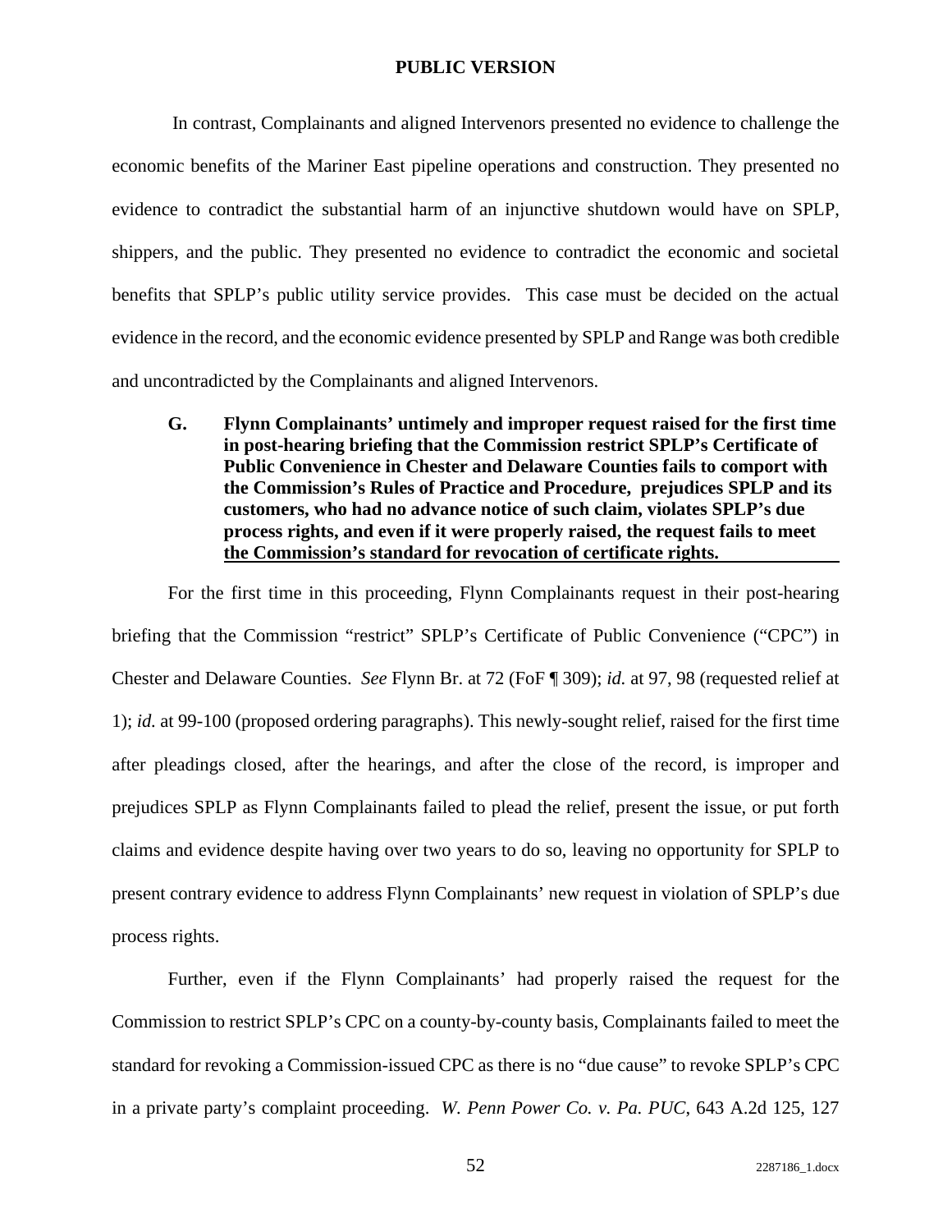In contrast, Complainants and aligned Intervenors presented no evidence to challenge the economic benefits of the Mariner East pipeline operations and construction. They presented no evidence to contradict the substantial harm of an injunctive shutdown would have on SPLP, shippers, and the public. They presented no evidence to contradict the economic and societal benefits that SPLP's public utility service provides. This case must be decided on the actual evidence in the record, and the economic evidence presented by SPLP and Range was both credible and uncontradicted by the Complainants and aligned Intervenors.

### G. Flynn Complainants' untimely and improper request raised for the first time in post-hearing briefing that the Commission restrict SPLP's Certificate of Public Convenience in Chester and Delaware Counties fails to comport with the Commission's Rules of Practice and Procedure, prejudices SPLP and its customers, who had no advance notice of such claim, violates SPLP's due process rights, and even if it were properly raised, the request fails to meet the Commission's standard for revocation of certificate rights.

For the first time in this proceeding, Flynn Complainants request in their post-hearing briefing that the Commission "restrict" SPLP's Certificate of Public Convenience ("CPC") in Chester and Delaware Counties. *See* Flynn Br. at 72 (FoF ¶ 309); *id.* at 97, 98 (requested relief at 1); *id.* at 99-100 (proposed ordering paragraphs). This newly-sought relief, raised for the first time after pleadings closed, after the hearings, and after the close of the record, is improper and prejudices SPLP as Flynn Complainants failed to plead the relief, present the issue, or put forth claims and evidence despite having over two years to do so, leaving no opportunity for SPLP to present contrary evidence to address Flynn Complainants' new request in violation of SPLP's due process rights.

Further, even if the Flynn Complainants' had properly raised the request for the Commission to restrict SPLP's CPC on a county-by-county basis, Complainants failed to meet the standard for revoking a Commission-issued CPC as there is no "due cause" to revoke SPLP's CPC in a private party's complaint proceeding. *W. Penn Power Co. v. Pa. PUC*, 643 A.2d 125, 127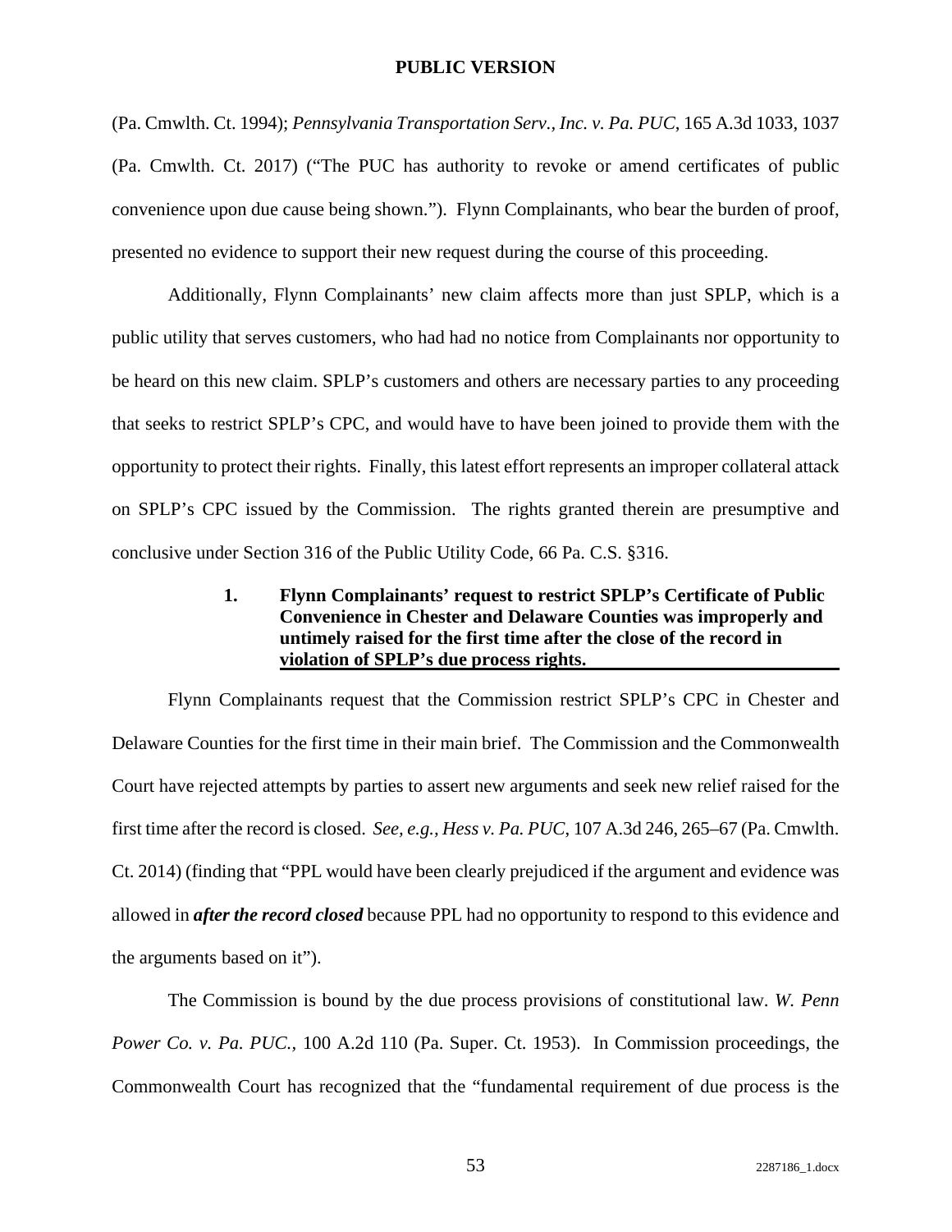(Pa. Cmwlth. Ct. 1994); *Pennsylvania Transportation Serv., Inc. v. Pa. PUC*, 165 A.3d 1033, 1037 (Pa. Cmwlth. Ct. 2017) ("The PUC has authority to revoke or amend certificates of public convenience upon due cause being shown."). Flynn Complainants, who bear the burden of proof, presented no evidence to support their new request during the course of this proceeding.

Additionally, Flynn Complainants' new claim affects more than just SPLP, which is a public utility that serves customers, who had had no notice from Complainants nor opportunity to be heard on this new claim. SPLP's customers and others are necessary parties to any proceeding that seeks to restrict SPLP's CPC, and would have to have been joined to provide them with the opportunity to protect their rights. Finally, this latest effort represents an improper collateral attack on SPLP's CPC issued by the Commission. The rights granted therein are presumptive and conclusive under Section 316 of the Public Utility Code, 66 Pa. C.S. §316.

**1. Flynn Complainants' request to restrict SPLP's Certificate of Public Convenience in Chester and Delaware Counties was improperly and untimely raised for the first time after the close of the record in violation of SPLP's due process rights.**

Flynn Complainants request that the Commission restrict SPLP's CPC in Chester and Delaware Counties for the first time in their main brief. The Commission and the Commonwealth Court have rejected attempts by parties to assert new arguments and seek new relief raised for the first time after the record is closed. *See, e.g., Hess v. Pa. PUC*, 107 A.3d 246, 265–67 (Pa. Cmwlth. Ct. 2014) (finding that "PPL would have been clearly prejudiced if the argument and evidence was allowed in ***after the record closed*** because PPL had no opportunity to respond to this evidence and the arguments based on it").

The Commission is bound by the due process provisions of constitutional law. *W. Penn Power Co. v. Pa. PUC.*, 100 A.2d 110 (Pa. Super. Ct. 1953). In Commission proceedings, the Commonwealth Court has recognized that the "fundamental requirement of due process is the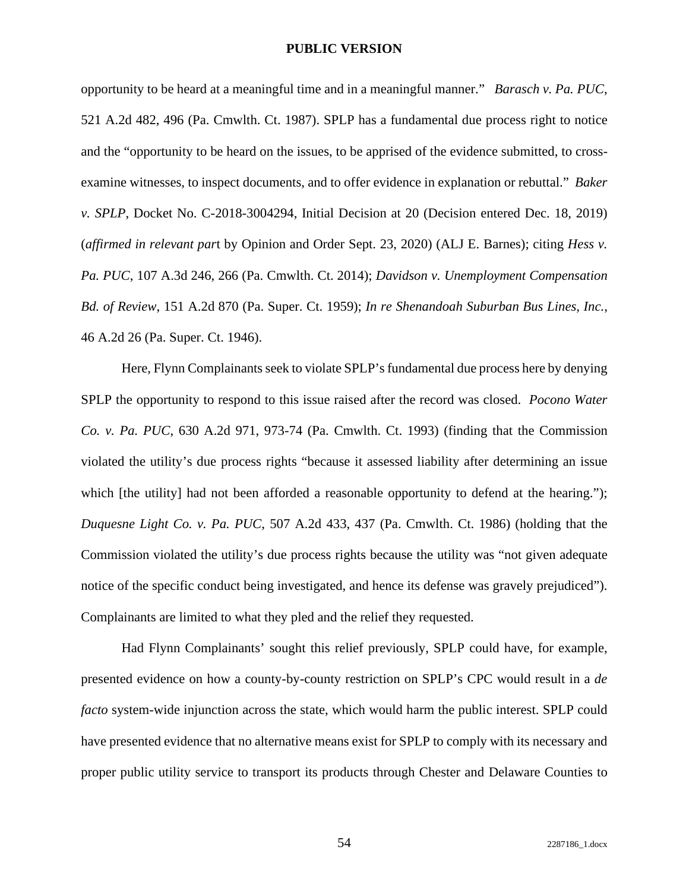opportunity to be heard at a meaningful time and in a meaningful manner." *Barasch v. Pa. PUC*, 521 A.2d 482, 496 (Pa. Cmwlth. Ct. 1987). SPLP has a fundamental due process right to notice and the "opportunity to be heard on the issues, to be apprised of the evidence submitted, to cross-examine witnesses, to inspect documents, and to offer evidence in explanation or rebuttal." *Baker v. SPLP*, Docket No. C-2018-3004294, Initial Decision at 20 (Decision entered Dec. 18, 2019) (*affirmed in relevant par*t by Opinion and Order Sept. 23, 2020) (ALJ E. Barnes); citing *Hess v. Pa. PUC*, 107 A.3d 246, 266 (Pa. Cmwlth. Ct. 2014); *Davidson v. Unemployment Compensation Bd. of Review*, 151 A.2d 870 (Pa. Super. Ct. 1959); *In re Shenandoah Suburban Bus Lines, Inc.*, 46 A.2d 26 (Pa. Super. Ct. 1946).

Here, Flynn Complainants seek to violate SPLP's fundamental due process here by denying SPLP the opportunity to respond to this issue raised after the record was closed. *Pocono Water Co. v. Pa. PUC*, 630 A.2d 971, 973-74 (Pa. Cmwlth. Ct. 1993) (finding that the Commission violated the utility's due process rights "because it assessed liability after determining an issue which [the utility] had not been afforded a reasonable opportunity to defend at the hearing."); *Duquesne Light Co. v. Pa. PUC*, 507 A.2d 433, 437 (Pa. Cmwlth. Ct. 1986) (holding that the Commission violated the utility's due process rights because the utility was "not given adequate notice of the specific conduct being investigated, and hence its defense was gravely prejudiced"). Complainants are limited to what they pled and the relief they requested.

Had Flynn Complainants' sought this relief previously, SPLP could have, for example, presented evidence on how a county-by-county restriction on SPLP's CPC would result in a *de facto* system-wide injunction across the state, which would harm the public interest. SPLP could have presented evidence that no alternative means exist for SPLP to comply with its necessary and proper public utility service to transport its products through Chester and Delaware Counties to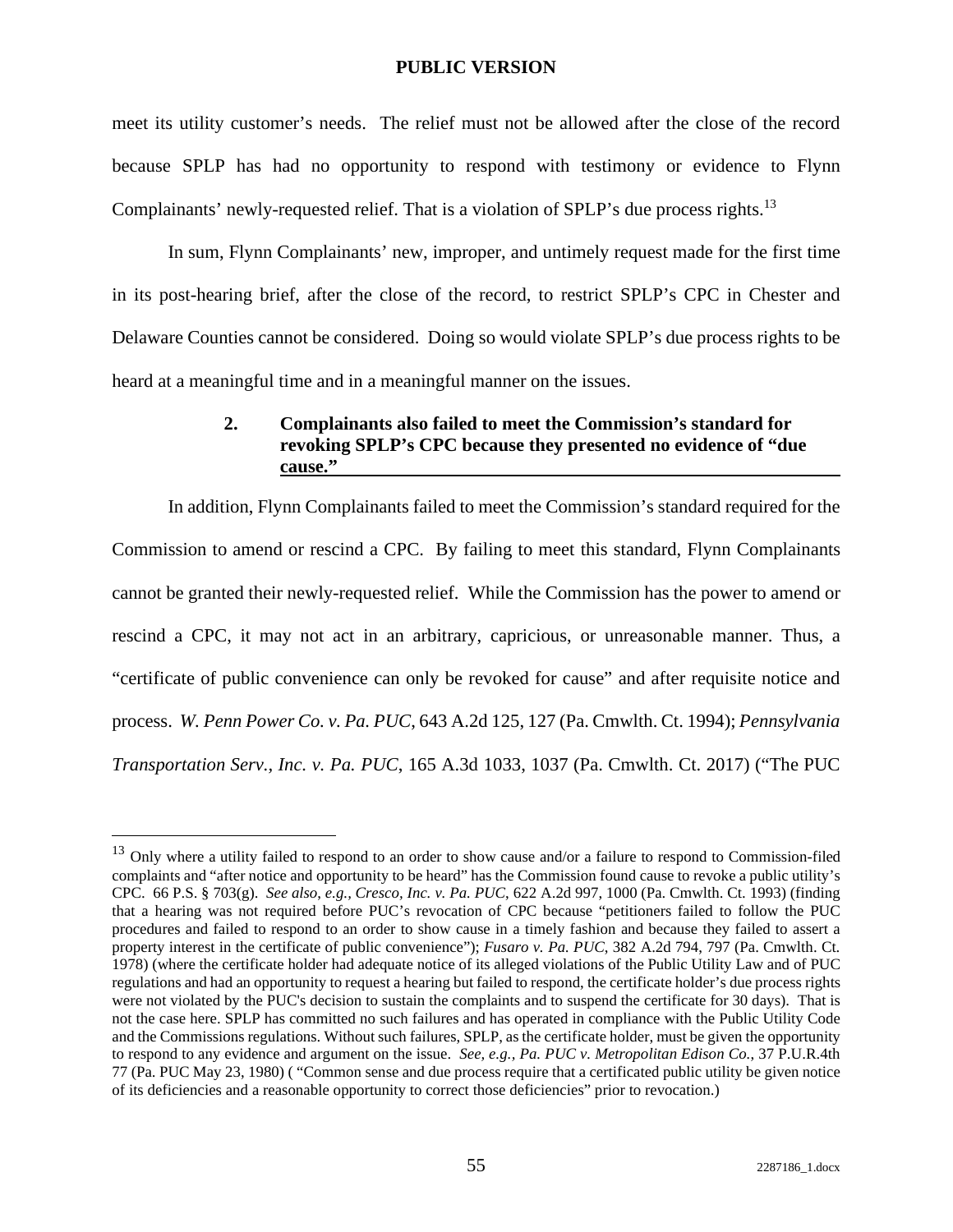meet its utility customer's needs. The relief must not be allowed after the close of the record because SPLP has had no opportunity to respond with testimony or evidence to Flynn Complainants' newly-requested relief. That is a violation of SPLP's due process rights.[13]

In sum, Flynn Complainants' new, improper, and untimely request made for the first time in its post-hearing brief, after the close of the record, to restrict SPLP's CPC in Chester and Delaware Counties cannot be considered. Doing so would violate SPLP's due process rights to be heard at a meaningful time and in a meaningful manner on the issues.

#### 2. Complainants also failed to meet the Commission's standard for revoking SPLP's CPC because they presented no evidence of "due cause."

In addition, Flynn Complainants failed to meet the Commission's standard required for the Commission to amend or rescind a CPC. By failing to meet this standard, Flynn Complainants cannot be granted their newly-requested relief. While the Commission has the power to amend or rescind a CPC, it may not act in an arbitrary, capricious, or unreasonable manner. Thus, a "certificate of public convenience can only be revoked for cause" and after requisite notice and process. *W. Penn Power Co. v. Pa. PUC*, 643 A.2d 125, 127 (Pa. Cmwlth. Ct. 1994); *Pennsylvania Transportation Serv., Inc. v. Pa. PUC*, 165 A.3d 1033, 1037 (Pa. Cmwlth. Ct. 2017) ("The PUC

---

[13] Only where a utility failed to respond to an order to show cause and/or a failure to respond to Commission-filed complaints and "after notice and opportunity to be heard" has the Commission found cause to revoke a public utility's CPC. 66 P.S. § 703(g). *See also, e.g., Cresco, Inc. v. Pa. PUC*, 622 A.2d 997, 1000 (Pa. Cmwlth. Ct. 1993) (finding that a hearing was not required before PUC's revocation of CPC because "petitioners failed to follow the PUC procedures and failed to respond to an order to show cause in a timely fashion and because they failed to assert a property interest in the certificate of public convenience"); *Fusaro v. Pa. PUC*, 382 A.2d 794, 797 (Pa. Cmwlth. Ct. 1978) (where the certificate holder had adequate notice of its alleged violations of the Public Utility Law and of PUC regulations and had an opportunity to request a hearing but failed to respond, the certificate holder's due process rights were not violated by the PUC's decision to sustain the complaints and to suspend the certificate for 30 days). That is not the case here. SPLP has committed no such failures and has operated in compliance with the Public Utility Code and the Commissions regulations. Without such failures, SPLP, as the certificate holder, must be given the opportunity to respond to any evidence and argument on the issue. *See, e.g., Pa. PUC v. Metropolitan Edison Co.*, 37 P.U.R.4th 77 (Pa. PUC May 23, 1980) ( "Common sense and due process require that a certificated public utility be given notice of its deficiencies and a reasonable opportunity to correct those deficiencies" prior to revocation.)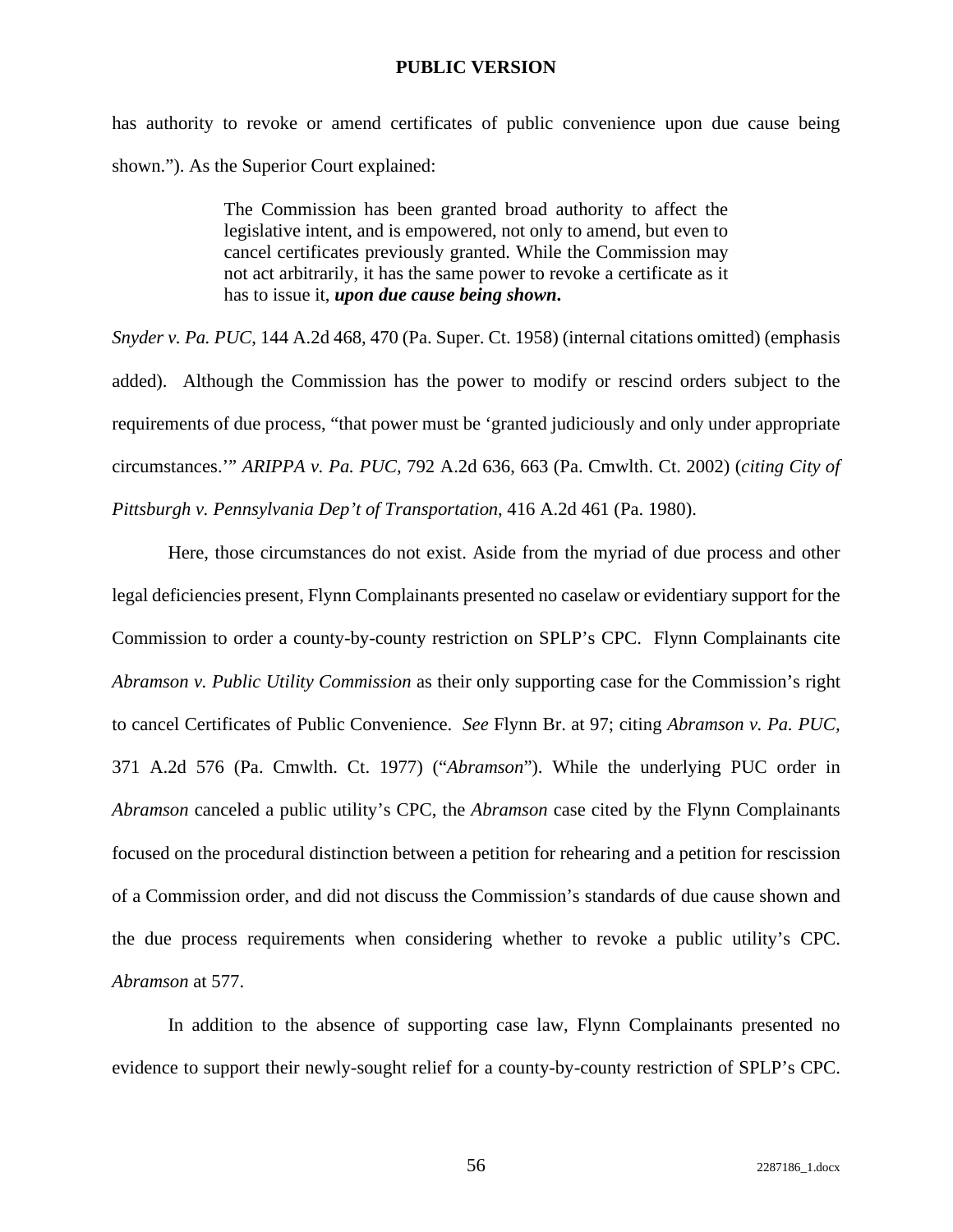has authority to revoke or amend certificates of public convenience upon due cause being shown."). As the Superior Court explained:

> The Commission has been granted broad authority to affect the legislative intent, and is empowered, not only to amend, but even to cancel certificates previously granted. While the Commission may not act arbitrarily, it has the same power to revoke a certificate as it has to issue it, ***upon due cause being shown.***

*Snyder v. Pa. PUC*, 144 A.2d 468, 470 (Pa. Super. Ct. 1958) (internal citations omitted) (emphasis added). Although the Commission has the power to modify or rescind orders subject to the requirements of due process, "that power must be 'granted judiciously and only under appropriate circumstances.'" *ARIPPA v. Pa. PUC*, 792 A.2d 636, 663 (Pa. Cmwlth. Ct. 2002) (*citing City of Pittsburgh v. Pennsylvania Dep't of Transportation*, 416 A.2d 461 (Pa. 1980).

Here, those circumstances do not exist. Aside from the myriad of due process and other legal deficiencies present, Flynn Complainants presented no caselaw or evidentiary support for the Commission to order a county-by-county restriction on SPLP's CPC. Flynn Complainants cite *Abramson v. Public Utility Commission* as their only supporting case for the Commission's right to cancel Certificates of Public Convenience. *See* Flynn Br. at 97; citing *Abramson v. Pa. PUC*, 371 A.2d 576 (Pa. Cmwlth. Ct. 1977) ("*Abramson*"). While the underlying PUC order in *Abramson* canceled a public utility's CPC, the *Abramson* case cited by the Flynn Complainants focused on the procedural distinction between a petition for rehearing and a petition for rescission of a Commission order, and did not discuss the Commission's standards of due cause shown and the due process requirements when considering whether to revoke a public utility's CPC. *Abramson* at 577.

In addition to the absence of supporting case law, Flynn Complainants presented no evidence to support their newly-sought relief for a county-by-county restriction of SPLP's CPC.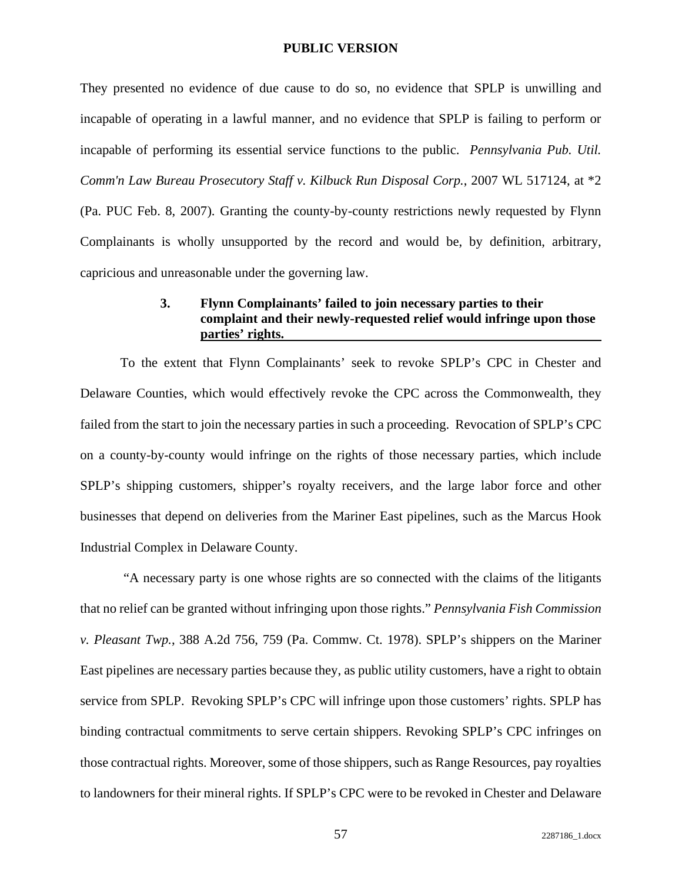They presented no evidence of due cause to do so, no evidence that SPLP is unwilling and incapable of operating in a lawful manner, and no evidence that SPLP is failing to perform or incapable of performing its essential service functions to the public. *Pennsylvania Pub. Util. Comm'n Law Bureau Prosecutory Staff v. Kilbuck Run Disposal Corp.*, 2007 WL 517124, at *2 (Pa. PUC Feb. 8, 2007). Granting the county-by-county restrictions newly requested by Flynn Complainants is wholly unsupported by the record and would be, by definition, arbitrary, capricious and unreasonable under the governing law.

#### 3. Flynn Complainants' failed to join necessary parties to their complaint and their newly-requested relief would infringe upon those parties' rights.

To the extent that Flynn Complainants' seek to revoke SPLP's CPC in Chester and Delaware Counties, which would effectively revoke the CPC across the Commonwealth, they failed from the start to join the necessary parties in such a proceeding. Revocation of SPLP's CPC on a county-by-county would infringe on the rights of those necessary parties, which include SPLP's shipping customers, shipper's royalty receivers, and the large labor force and other businesses that depend on deliveries from the Mariner East pipelines, such as the Marcus Hook Industrial Complex in Delaware County.

"A necessary party is one whose rights are so connected with the claims of the litigants that no relief can be granted without infringing upon those rights." *Pennsylvania Fish Commission v. Pleasant Twp.*, 388 A.2d 756, 759 (Pa. Commw. Ct. 1978). SPLP's shippers on the Mariner East pipelines are necessary parties because they, as public utility customers, have a right to obtain service from SPLP. Revoking SPLP's CPC will infringe upon those customers' rights. SPLP has binding contractual commitments to serve certain shippers. Revoking SPLP's CPC infringes on those contractual rights. Moreover, some of those shippers, such as Range Resources, pay royalties to landowners for their mineral rights. If SPLP's CPC were to be revoked in Chester and Delaware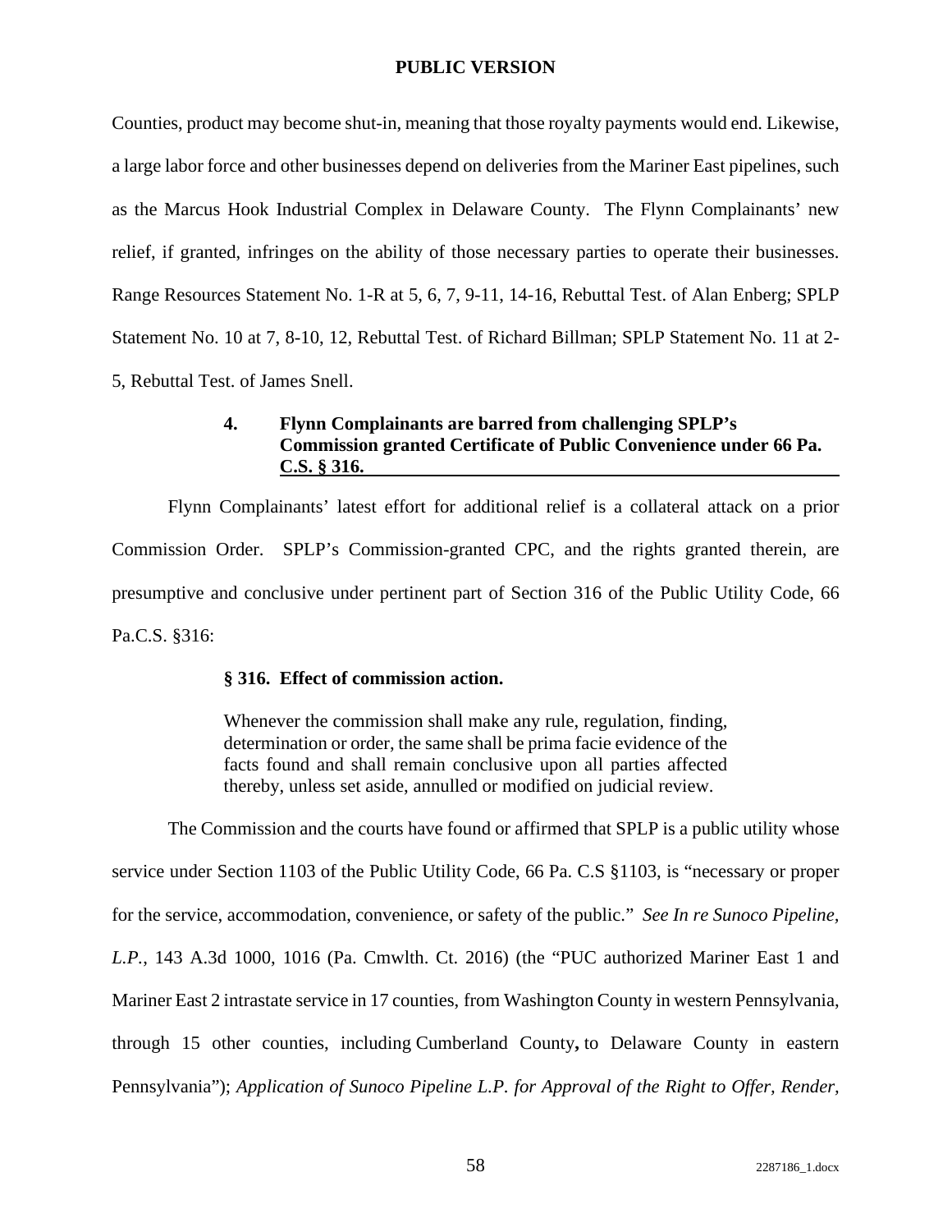Counties, product may become shut-in, meaning that those royalty payments would end. Likewise, a large labor force and other businesses depend on deliveries from the Mariner East pipelines, such as the Marcus Hook Industrial Complex in Delaware County. The Flynn Complainants' new relief, if granted, infringes on the ability of those necessary parties to operate their businesses. Range Resources Statement No. 1-R at 5, 6, 7, 9-11, 14-16, Rebuttal Test. of Alan Enberg; SPLP Statement No. 10 at 7, 8-10, 12, Rebuttal Test. of Richard Billman; SPLP Statement No. 11 at 2-5, Rebuttal Test. of James Snell.

#### 4. Flynn Complainants are barred from challenging SPLP's Commission granted Certificate of Public Convenience under 66 Pa. C.S. § 316.

Flynn Complainants' latest effort for additional relief is a collateral attack on a prior Commission Order. SPLP's Commission-granted CPC, and the rights granted therein, are presumptive and conclusive under pertinent part of Section 316 of the Public Utility Code, 66 Pa.C.S. §316:

> **§ 316. Effect of commission action.**
>
> Whenever the commission shall make any rule, regulation, finding, determination or order, the same shall be prima facie evidence of the facts found and shall remain conclusive upon all parties affected thereby, unless set aside, annulled or modified on judicial review.

The Commission and the courts have found or affirmed that SPLP is a public utility whose service under Section 1103 of the Public Utility Code, 66 Pa. C.S §1103, is "necessary or proper for the service, accommodation, convenience, or safety of the public." *See In re Sunoco Pipeline, L.P.*, 143 A.3d 1000, 1016 (Pa. Cmwlth. Ct. 2016) (the "PUC authorized Mariner East 1 and Mariner East 2 intrastate service in 17 counties, from Washington County in western Pennsylvania, through 15 other counties, including Cumberland County**,** to Delaware County in eastern Pennsylvania"); *Application of Sunoco Pipeline L.P. for Approval of the Right to Offer, Render,*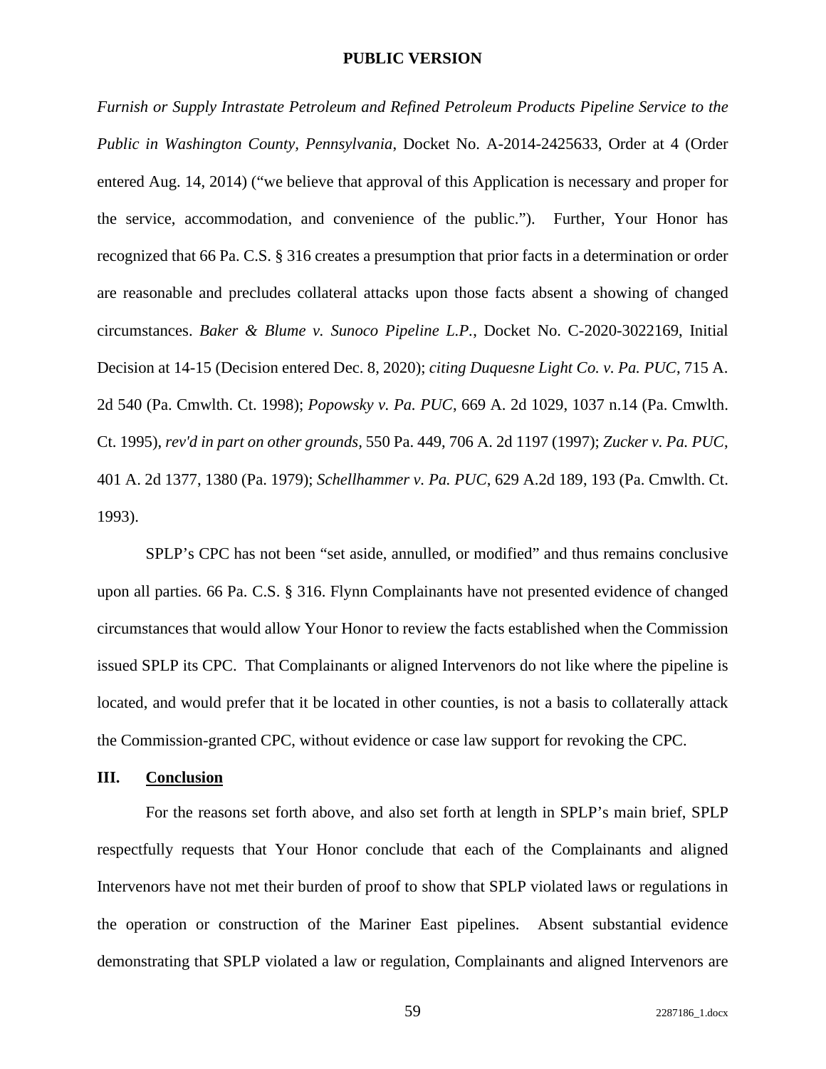*Furnish or Supply Intrastate Petroleum and Refined Petroleum Products Pipeline Service to the Public in Washington County, Pennsylvania*, Docket No. A-2014-2425633, Order at 4 (Order entered Aug. 14, 2014) ("we believe that approval of this Application is necessary and proper for the service, accommodation, and convenience of the public."). Further, Your Honor has recognized that 66 Pa. C.S. § 316 creates a presumption that prior facts in a determination or order are reasonable and precludes collateral attacks upon those facts absent a showing of changed circumstances. *Baker & Blume v. Sunoco Pipeline L.P.*, Docket No. C-2020-3022169, Initial Decision at 14-15 (Decision entered Dec. 8, 2020); *citing Duquesne Light Co. v. Pa. PUC*, 715 A. 2d 540 (Pa. Cmwlth. Ct. 1998); *Popowsky v. Pa. PUC*, 669 A. 2d 1029, 1037 n.14 (Pa. Cmwlth. Ct. 1995), *rev'd in part on other grounds*, 550 Pa. 449, 706 A. 2d 1197 (1997); *Zucker v. Pa. PUC*, 401 A. 2d 1377, 1380 (Pa. 1979); *Schellhammer v. Pa. PUC*, 629 A.2d 189, 193 (Pa. Cmwlth. Ct. 1993).

SPLP's CPC has not been "set aside, annulled, or modified" and thus remains conclusive upon all parties. 66 Pa. C.S. § 316. Flynn Complainants have not presented evidence of changed circumstances that would allow Your Honor to review the facts established when the Commission issued SPLP its CPC. That Complainants or aligned Intervenors do not like where the pipeline is located, and would prefer that it be located in other counties, is not a basis to collaterally attack the Commission-granted CPC, without evidence or case law support for revoking the CPC.

## III. Conclusion

For the reasons set forth above, and also set forth at length in SPLP's main brief, SPLP respectfully requests that Your Honor conclude that each of the Complainants and aligned Intervenors have not met their burden of proof to show that SPLP violated laws or regulations in the operation or construction of the Mariner East pipelines. Absent substantial evidence demonstrating that SPLP violated a law or regulation, Complainants and aligned Intervenors are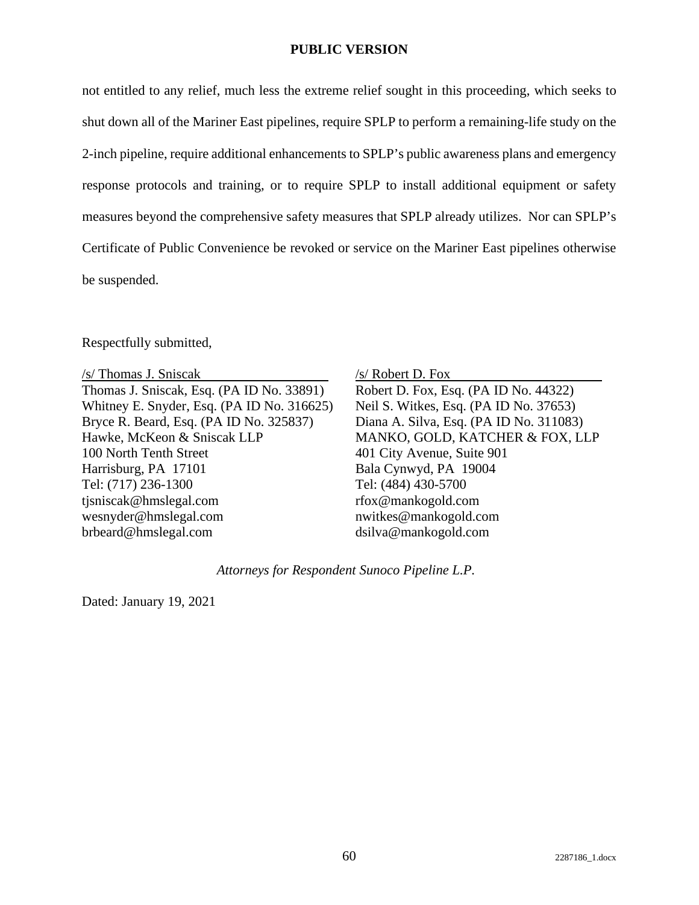**PUBLIC VERSION**

not entitled to any relief, much less the extreme relief sought in this proceeding, which seeks to shut down all of the Mariner East pipelines, require SPLP to perform a remaining-life study on the 2-inch pipeline, require additional enhancements to SPLP's public awareness plans and emergency response protocols and training, or to require SPLP to install additional equipment or safety measures beyond the comprehensive safety measures that SPLP already utilizes. Nor can SPLP's Certificate of Public Convenience be revoked or service on the Mariner East pipelines otherwise be suspended.

Respectfully submitted,

/s/ Thomas J. Sniscak
Thomas J. Sniscak, Esq. (PA ID No. 33891)
Whitney E. Snyder, Esq. (PA ID No. 316625)
Bryce R. Beard, Esq. (PA ID No. 325837)
Hawke, McKeon & Sniscak LLP
100 North Tenth Street
Harrisburg, PA 17101
Tel: (717) 236-1300
tjsniscak@hmslegal.com
wesnyder@hmslegal.com
brbeard@hmslegal.com

/s/ Robert D. Fox
Robert D. Fox, Esq. (PA ID No. 44322)
Neil S. Witkes, Esq. (PA ID No. 37653)
Diana A. Silva, Esq. (PA ID No. 311083)
MANKO, GOLD, KATCHER & FOX, LLP
401 City Avenue, Suite 901
Bala Cynwyd, PA 19004
Tel: (484) 430-5700
rfox@mankogold.com
nwitkes@mankogold.com
dsilva@mankogold.com

*Attorneys for Respondent Sunoco Pipeline L.P.*

Dated: January 19, 2021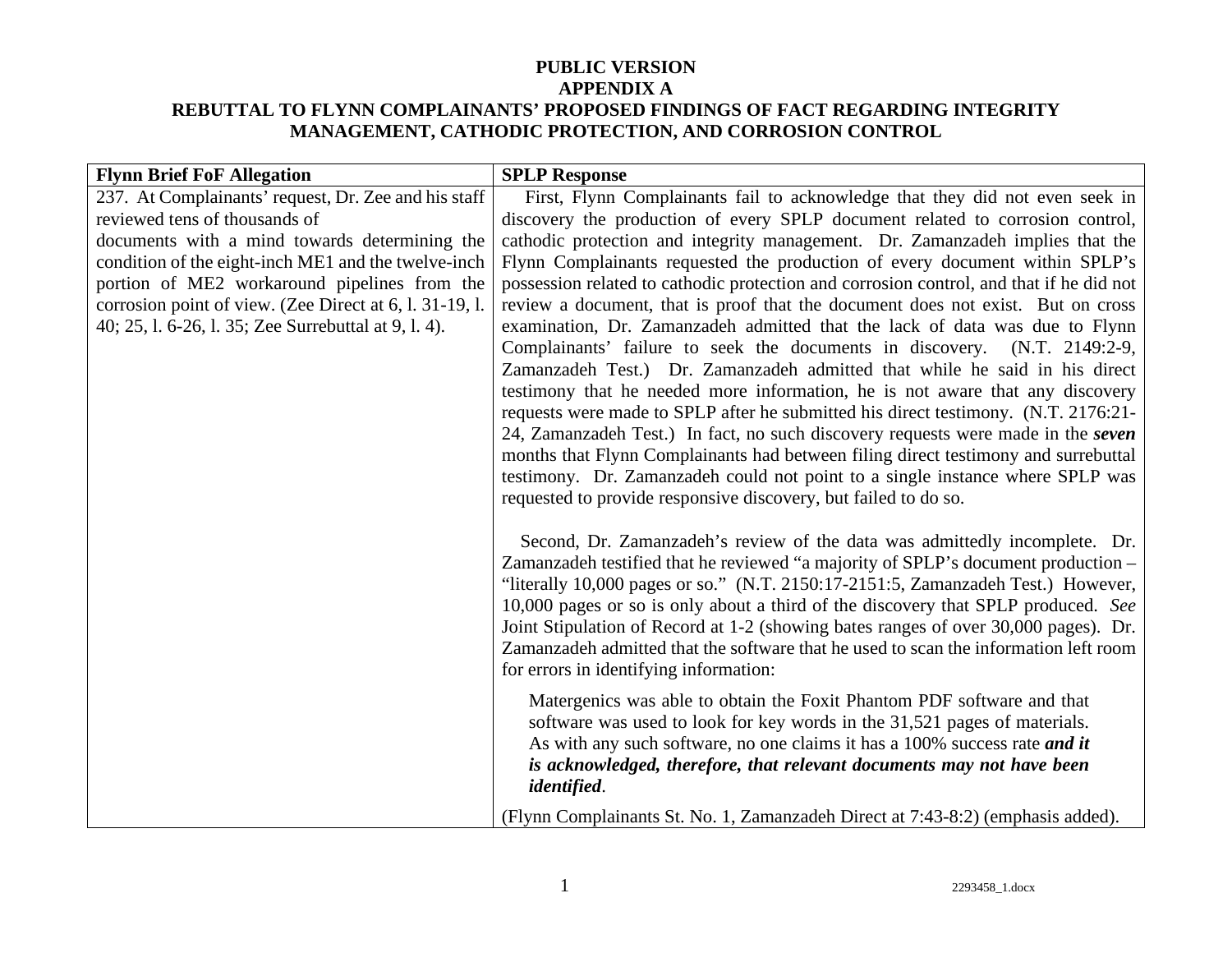**PUBLIC VERSION**
**APPENDIX A**
**REBUTTAL TO FLYNN COMPLAINANTS' PROPOSED FINDINGS OF FACT REGARDING INTEGRITY MANAGEMENT, CATHODIC PROTECTION, AND CORROSION CONTROL**

| Flynn Brief FoF Allegation | SPLP Response |
|---|---|
| 237. At Complainants' request, Dr. Zee and his staff reviewed tens of thousands of documents with a mind towards determining the condition of the eight-inch ME1 and the twelve-inch portion of ME2 workaround pipelines from the corrosion point of view. (Zee Direct at 6, l. 31-19, l. 40; 25, l. 6-26, l. 35; Zee Surrebuttal at 9, l. 4). | First, Flynn Complainants fail to acknowledge that they did not even seek in discovery the production of every SPLP document related to corrosion control, cathodic protection and integrity management. Dr. Zamanzadeh implies that the Flynn Complainants requested the production of every document within SPLP's possession related to cathodic protection and corrosion control, and that if he did not review a document, that is proof that the document does not exist. But on cross examination, Dr. Zamanzadeh admitted that the lack of data was due to Flynn Complainants' failure to seek the documents in discovery. (N.T. 2149:2-9, Zamanzadeh Test.) Dr. Zamanzadeh admitted that while he said in his direct testimony that he needed more information, he is not aware that any discovery requests were made to SPLP after he submitted his direct testimony. (N.T. 2176:21-24, Zamanzadeh Test.) In fact, no such discovery requests were made in the ***seven*** months that Flynn Complainants had between filing direct testimony and surrebuttal testimony. Dr. Zamanzadeh could not point to a single instance where SPLP was requested to provide responsive discovery, but failed to do so.<br><br>Second, Dr. Zamanzadeh's review of the data was admittedly incomplete. Dr. Zamanzadeh testified that he reviewed "a majority of SPLP's document production – "literally 10,000 pages or so." (N.T. 2150:17-2151:5, Zamanzadeh Test.) However, 10,000 pages or so is only about a third of the discovery that SPLP produced. *See* Joint Stipulation of Record at 1-2 (showing bates ranges of over 30,000 pages). Dr. Zamanzadeh admitted that the software that he used to scan the information left room for errors in identifying information:<br><br>> Matergenics was able to obtain the Foxit Phantom PDF software and that software was used to look for key words in the 31,521 pages of materials. As with any such software, no one claims it has a 100% success rate ***and it is acknowledged, therefore, that relevant documents may not have been identified***.<br><br>(Flynn Complainants St. No. 1, Zamanzadeh Direct at 7:43-8:2) (emphasis added). |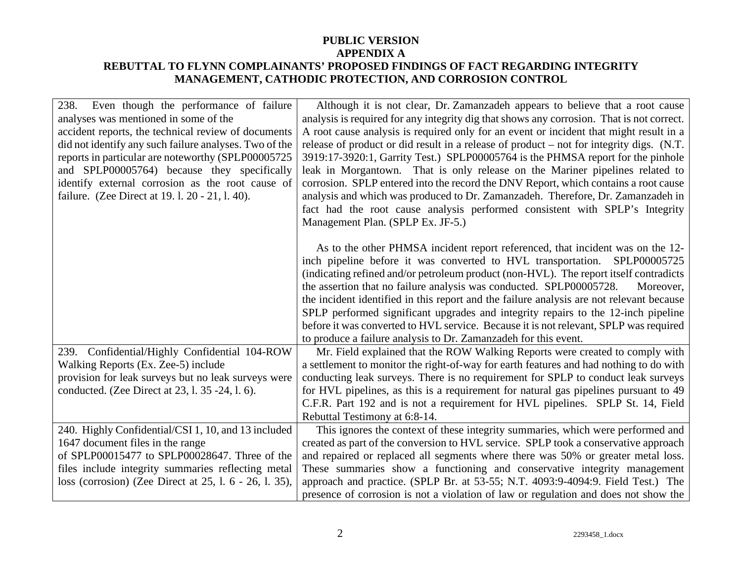**PUBLIC VERSION**
**APPENDIX A**
**REBUTTAL TO FLYNN COMPLAINANTS' PROPOSED FINDINGS OF FACT REGARDING INTEGRITY MANAGEMENT, CATHODIC PROTECTION, AND CORROSION CONTROL**

| | |
|---|---|
| 238. Even though the performance of failure analyses was mentioned in some of the accident reports, the technical review of documents did not identify any such failure analyses. Two of the reports in particular are noteworthy (SPLP00005725 and SPLP00005764) because they specifically identify external corrosion as the root cause of failure. (Zee Direct at 19. l. 20 - 21, l. 40). | Although it is not clear, Dr. Zamanzadeh appears to believe that a root cause analysis is required for any integrity dig that shows any corrosion. That is not correct. A root cause analysis is required only for an event or incident that might result in a release of product or did result in a release of product – not for integrity digs. (N.T. 3919:17-3920:1, Garrity Test.) SPLP00005764 is the PHMSA report for the pinhole leak in Morgantown. That is only release on the Mariner pipelines related to corrosion. SPLP entered into the record the DNV Report, which contains a root cause analysis and which was produced to Dr. Zamanzadeh. Therefore, Dr. Zamanzadeh in fact had the root cause analysis performed consistent with SPLP's Integrity Management Plan. (SPLP Ex. JF-5.)<br><br>As to the other PHMSA incident report referenced, that incident was on the 12-inch pipeline before it was converted to HVL transportation. SPLP00005725 (indicating refined and/or petroleum product (non-HVL). The report itself contradicts the assertion that no failure analysis was conducted. SPLP00005728. Moreover, the incident identified in this report and the failure analysis are not relevant because SPLP performed significant upgrades and integrity repairs to the 12-inch pipeline before it was converted to HVL service. Because it is not relevant, SPLP was required to produce a failure analysis to Dr. Zamanzadeh for this event. |
| 239. Confidential/Highly Confidential 104-ROW Walking Reports (Ex. Zee-5) include provision for leak surveys but no leak surveys were conducted. (Zee Direct at 23, l. 35 -24, l. 6). | Mr. Field explained that the ROW Walking Reports were created to comply with a settlement to monitor the right-of-way for earth features and had nothing to do with conducting leak surveys. There is no requirement for SPLP to conduct leak surveys for HVL pipelines, as this is a requirement for natural gas pipelines pursuant to 49 C.F.R. Part 192 and is not a requirement for HVL pipelines. SPLP St. 14, Field Rebuttal Testimony at 6:8-14. |
| 240. Highly Confidential/CSI 1, 10, and 13 included 1647 document files in the range of SPLP00015477 to SPLP00028647. Three of the files include integrity summaries reflecting metal loss (corrosion) (Zee Direct at 25, l. 6 - 26, l. 35), | This ignores the context of these integrity summaries, which were performed and created as part of the conversion to HVL service. SPLP took a conservative approach and repaired or replaced all segments where there was 50% or greater metal loss. These summaries show a functioning and conservative integrity management approach and practice. (SPLP Br. at 53-55; N.T. 4093:9-4094:9. Field Test.) The presence of corrosion is not a violation of law or regulation and does not show the |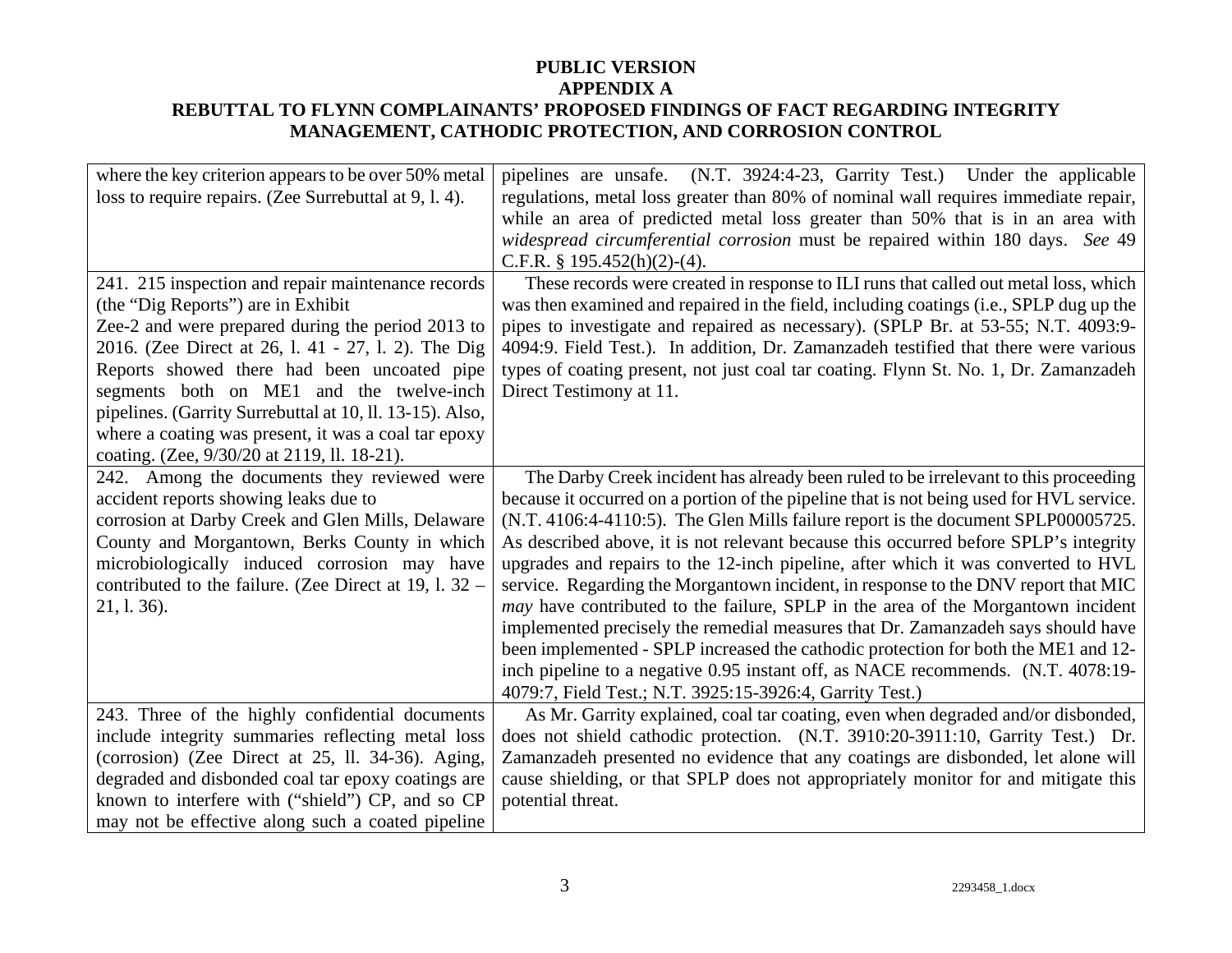**PUBLIC VERSION**
**APPENDIX A**
**REBUTTAL TO FLYNN COMPLAINANTS' PROPOSED FINDINGS OF FACT REGARDING INTEGRITY MANAGEMENT, CATHODIC PROTECTION, AND CORROSION CONTROL**

| | |
|---|---|
| where the key criterion appears to be over 50% metal loss to require repairs. (Zee Surrebuttal at 9, l. 4). | pipelines are unsafe. (N.T. 3924:4-23, Garrity Test.) Under the applicable regulations, metal loss greater than 80% of nominal wall requires immediate repair, while an area of predicted metal loss greater than 50% that is in an area with *widespread circumferential corrosion* must be repaired within 180 days. *See* 49 C.F.R. § 195.452(h)(2)-(4). |
| 241. 215 inspection and repair maintenance records (the "Dig Reports") are in Exhibit Zee-2 and were prepared during the period 2013 to 2016. (Zee Direct at 26, l. 41 - 27, l. 2). The Dig Reports showed there had been uncoated pipe segments both on ME1 and the twelve-inch pipelines. (Garrity Surrebuttal at 10, ll. 13-15). Also, where a coating was present, it was a coal tar epoxy coating. (Zee, 9/30/20 at 2119, ll. 18-21). | These records were created in response to ILI runs that called out metal loss, which was then examined and repaired in the field, including coatings (i.e., SPLP dug up the pipes to investigate and repaired as necessary). (SPLP Br. at 53-55; N.T. 4093:9-4094:9. Field Test.). In addition, Dr. Zamanzadeh testified that there were various types of coating present, not just coal tar coating. Flynn St. No. 1, Dr. Zamanzadeh Direct Testimony at 11. |
| 242. Among the documents they reviewed were accident reports showing leaks due to corrosion at Darby Creek and Glen Mills, Delaware County and Morgantown, Berks County in which microbiologically induced corrosion may have contributed to the failure. (Zee Direct at 19, l. 32 – 21, l. 36). | The Darby Creek incident has already been ruled to be irrelevant to this proceeding because it occurred on a portion of the pipeline that is not being used for HVL service. (N.T. 4106:4-4110:5). The Glen Mills failure report is the document SPLP00005725. As described above, it is not relevant because this occurred before SPLP's integrity upgrades and repairs to the 12-inch pipeline, after which it was converted to HVL service. Regarding the Morgantown incident, in response to the DNV report that MIC *may* have contributed to the failure, SPLP in the area of the Morgantown incident implemented precisely the remedial measures that Dr. Zamanzadeh says should have been implemented - SPLP increased the cathodic protection for both the ME1 and 12-inch pipeline to a negative 0.95 instant off, as NACE recommends. (N.T. 4078:19-4079:7, Field Test.; N.T. 3925:15-3926:4, Garrity Test.) |
| 243. Three of the highly confidential documents include integrity summaries reflecting metal loss (corrosion) (Zee Direct at 25, ll. 34-36). Aging, degraded and disbonded coal tar epoxy coatings are known to interfere with ("shield") CP, and so CP may not be effective along such a coated pipeline | As Mr. Garrity explained, coal tar coating, even when degraded and/or disbonded, does not shield cathodic protection. (N.T. 3910:20-3911:10, Garrity Test.) Dr. Zamanzadeh presented no evidence that any coatings are disbonded, let alone will cause shielding, or that SPLP does not appropriately monitor for and mitigate this potential threat. |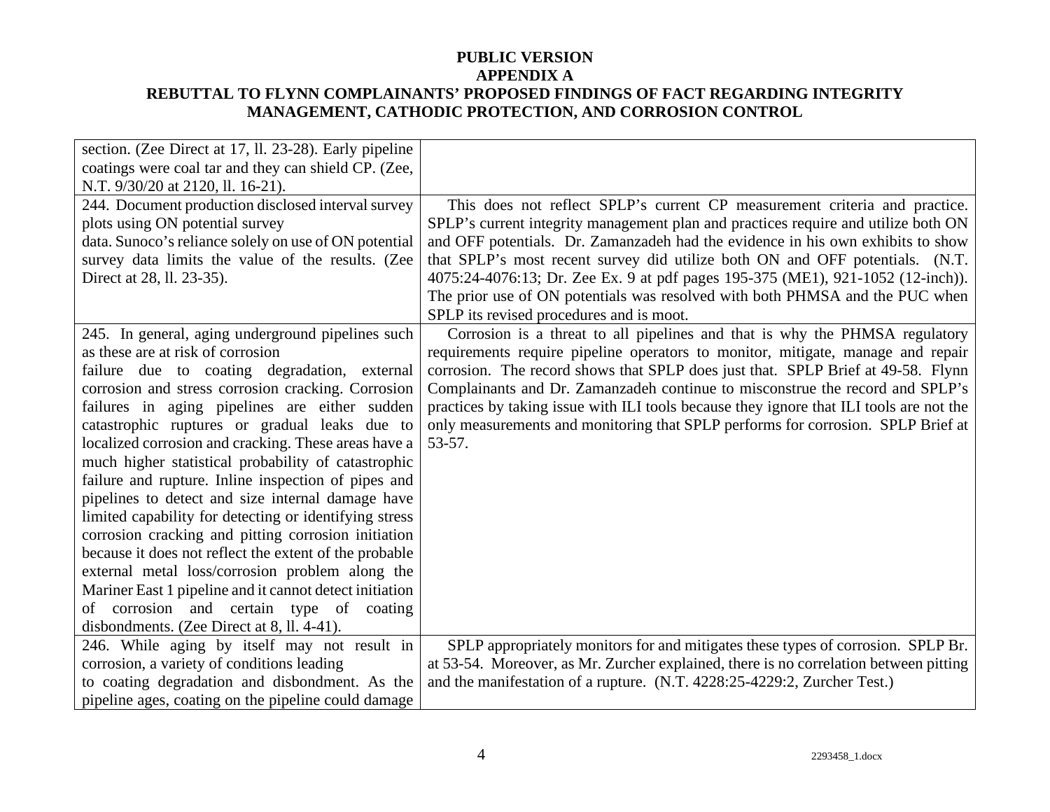**PUBLIC VERSION**
**APPENDIX A**
**REBUTTAL TO FLYNN COMPLAINANTS' PROPOSED FINDINGS OF FACT REGARDING INTEGRITY MANAGEMENT, CATHODIC PROTECTION, AND CORROSION CONTROL**

| | |
|---|---|
| section. (Zee Direct at 17, ll. 23-28). Early pipeline coatings were coal tar and they can shield CP. (Zee, N.T. 9/30/20 at 2120, ll. 16-21). | |
| 244. Document production disclosed interval survey plots using ON potential survey data. Sunoco's reliance solely on use of ON potential survey data limits the value of the results. (Zee Direct at 28, ll. 23-35). | This does not reflect SPLP's current CP measurement criteria and practice. SPLP's current integrity management plan and practices require and utilize both ON and OFF potentials. Dr. Zamanzadeh had the evidence in his own exhibits to show that SPLP's most recent survey did utilize both ON and OFF potentials. (N.T. 4075:24-4076:13; Dr. Zee Ex. 9 at pdf pages 195-375 (ME1), 921-1052 (12-inch)). The prior use of ON potentials was resolved with both PHMSA and the PUC when SPLP its revised procedures and is moot. |
| 245. In general, aging underground pipelines such as these are at risk of corrosion failure due to coating degradation, external corrosion and stress corrosion cracking. Corrosion failures in aging pipelines are either sudden catastrophic ruptures or gradual leaks due to localized corrosion and cracking. These areas have a much higher statistical probability of catastrophic failure and rupture. Inline inspection of pipes and pipelines to detect and size internal damage have limited capability for detecting or identifying stress corrosion cracking and pitting corrosion initiation because it does not reflect the extent of the probable external metal loss/corrosion problem along the Mariner East 1 pipeline and it cannot detect initiation of corrosion and certain type of coating disbondments. (Zee Direct at 8, ll. 4-41). | Corrosion is a threat to all pipelines and that is why the PHMSA regulatory requirements require pipeline operators to monitor, mitigate, manage and repair corrosion. The record shows that SPLP does just that. SPLP Brief at 49-58. Flynn Complainants and Dr. Zamanzadeh continue to misconstrue the record and SPLP's practices by taking issue with ILI tools because they ignore that ILI tools are not the only measurements and monitoring that SPLP performs for corrosion. SPLP Brief at 53-57. |
| 246. While aging by itself may not result in corrosion, a variety of conditions leading to coating degradation and disbondment. As the pipeline ages, coating on the pipeline could damage | SPLP appropriately monitors for and mitigates these types of corrosion. SPLP Br. at 53-54. Moreover, as Mr. Zurcher explained, there is no correlation between pitting and the manifestation of a rupture. (N.T. 4228:25-4229:2, Zurcher Test.) |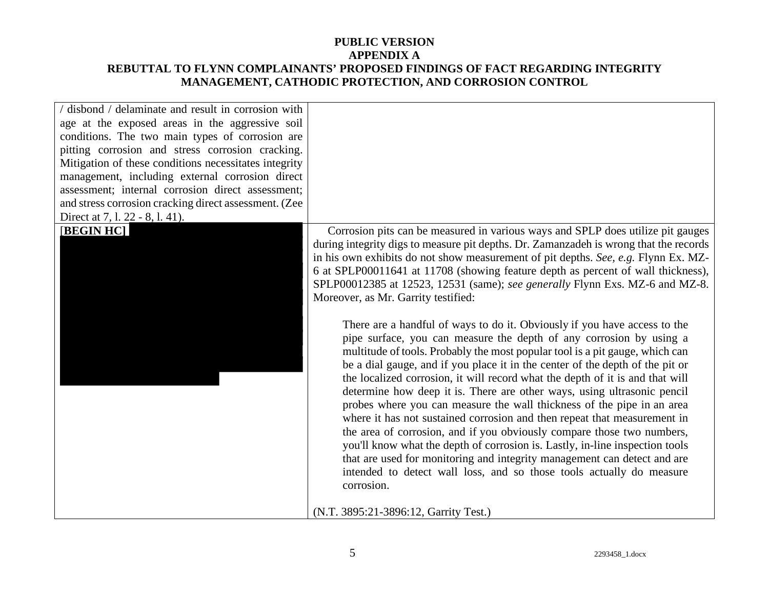| | |
|---|---|
| / disbond / delaminate and result in corrosion with age at the exposed areas in the aggressive soil conditions. The two main types of corrosion are pitting corrosion and stress corrosion cracking. Mitigation of these conditions necessitates integrity management, including external corrosion direct assessment; internal corrosion direct assessment; and stress corrosion cracking direct assessment. (Zee Direct at 7, l. 22 - 8, l. 41). | |
| [**BEGIN HC]** | Corrosion pits can be measured in various ways and SPLP does utilize pit gauges during integrity digs to measure pit depths. Dr. Zamanzadeh is wrong that the records in his own exhibits do not show measurement of pit depths. *See, e.g.* Flynn Ex. MZ-6 at SPLP00011641 at 11708 (showing feature depth as percent of wall thickness), SPLP00012385 at 12523, 12531 (same); *see generally* Flynn Exs. MZ-6 and MZ-8. Moreover, as Mr. Garrity testified:<br><br>> There are a handful of ways to do it. Obviously if you have access to the pipe surface, you can measure the depth of any corrosion by using a multitude of tools. Probably the most popular tool is a pit gauge, which can be a dial gauge, and if you place it in the center of the depth of the pit or the localized corrosion, it will record what the depth of it is and that will determine how deep it is. There are other ways, using ultrasonic pencil probes where you can measure the wall thickness of the pipe in an area where it has not sustained corrosion and then repeat that measurement in the area of corrosion, and if you obviously compare those two numbers, you'll know what the depth of corrosion is. Lastly, in-line inspection tools that are used for monitoring and integrity management can detect and are intended to detect wall loss, and so those tools actually do measure corrosion.<br><br>(N.T. 3895:21-3896:12, Garrity Test.) |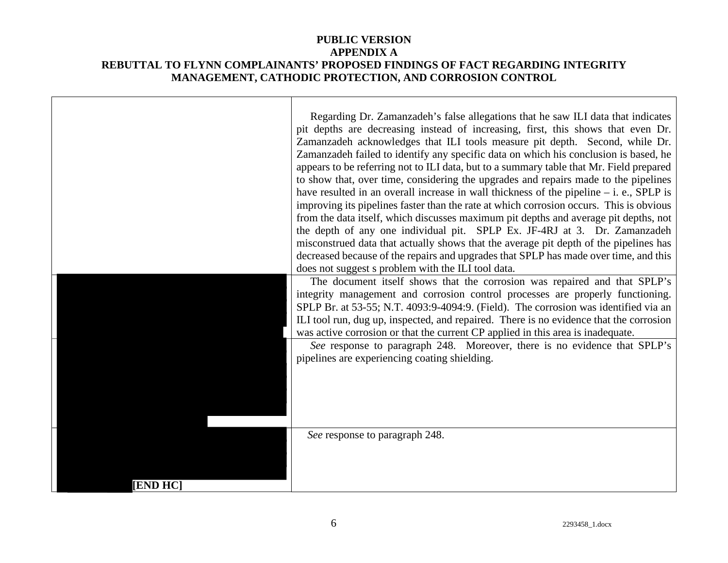# PUBLIC VERSION
## APPENDIX A
## REBUTTAL TO FLYNN COMPLAINANTS' PROPOSED FINDINGS OF FACT REGARDING INTEGRITY MANAGEMENT, CATHODIC PROTECTION, AND CORROSION CONTROL

| | |
|---|---|
| | Regarding Dr. Zamanzadeh's false allegations that he saw ILI data that indicates pit depths are decreasing instead of increasing, first, this shows that even Dr. Zamanzadeh acknowledges that ILI tools measure pit depth. Second, while Dr. Zamanzadeh failed to identify any specific data on which his conclusion is based, he appears to be referring not to ILI data, but to a summary table that Mr. Field prepared to show that, over time, considering the upgrades and repairs made to the pipelines have resulted in an overall increase in wall thickness of the pipeline – i. e., SPLP is improving its pipelines faster than the rate at which corrosion occurs. This is obvious from the data itself, which discusses maximum pit depths and average pit depths, not the depth of any one individual pit. SPLP Ex. JF-4RJ at 3. Dr. Zamanzadeh misconstrued data that actually shows that the average pit depth of the pipelines has decreased because of the repairs and upgrades that SPLP has made over time, and this does not suggest s problem with the ILI tool data. |
| | The document itself shows that the corrosion was repaired and that SPLP's integrity management and corrosion control processes are properly functioning. SPLP Br. at 53-55; N.T. 4093:9-4094:9. (Field). The corrosion was identified via an ILI tool run, dug up, inspected, and repaired. There is no evidence that the corrosion was active corrosion or that the current CP applied in this area is inadequate. |
| | *See* response to paragraph 248. Moreover, there is no evidence that SPLP's pipelines are experiencing coating shielding. |
| **[END HC]** | *See* response to paragraph 248. |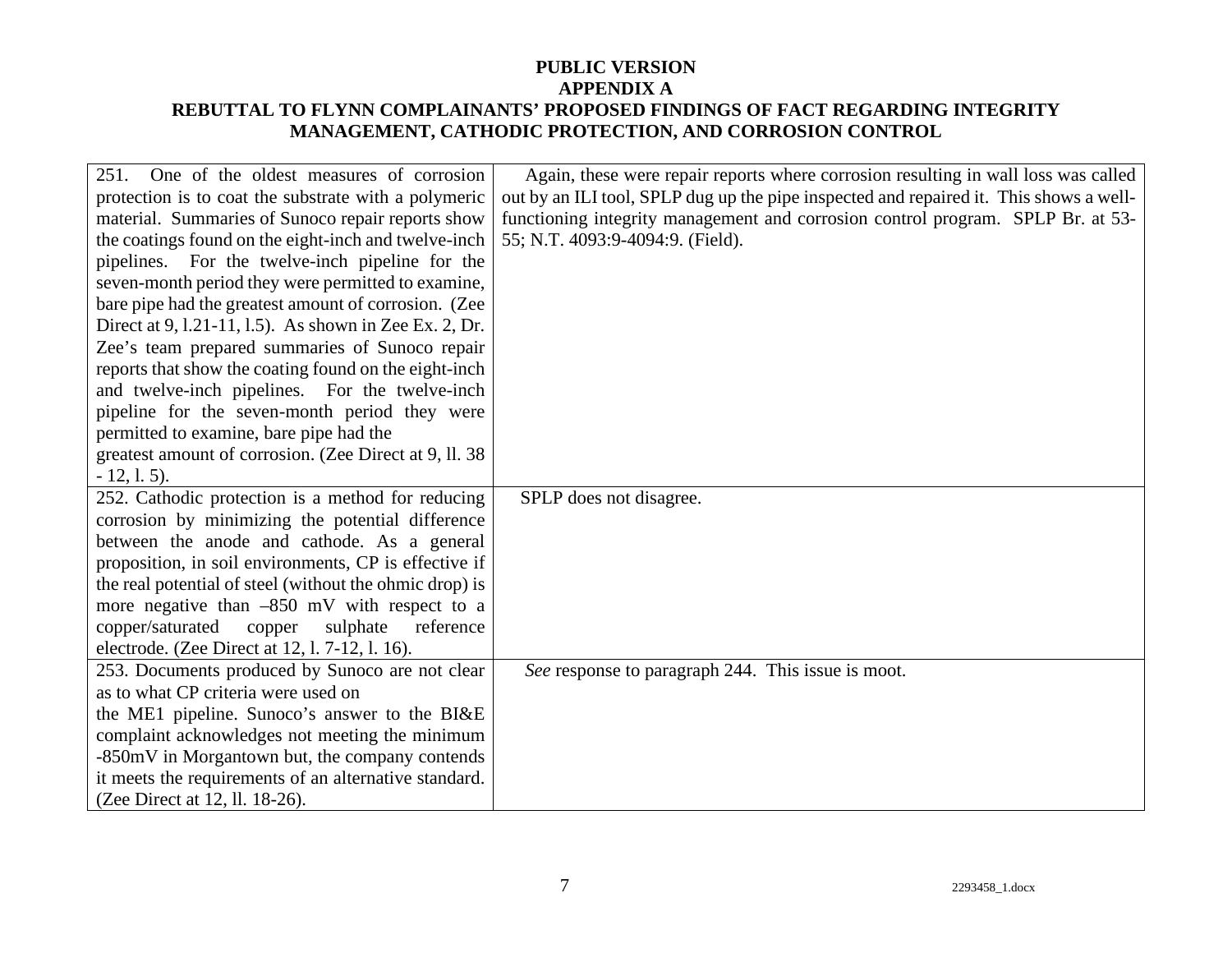**PUBLIC VERSION**
**APPENDIX A**
**REBUTTAL TO FLYNN COMPLAINANTS' PROPOSED FINDINGS OF FACT REGARDING INTEGRITY MANAGEMENT, CATHODIC PROTECTION, AND CORROSION CONTROL**

| | |
|---|---|
| 251. One of the oldest measures of corrosion protection is to coat the substrate with a polymeric material. Summaries of Sunoco repair reports show the coatings found on the eight-inch and twelve-inch pipelines. For the twelve-inch pipeline for the seven-month period they were permitted to examine, bare pipe had the greatest amount of corrosion. (Zee Direct at 9, l.21-11, l.5). As shown in Zee Ex. 2, Dr. Zee's team prepared summaries of Sunoco repair reports that show the coating found on the eight-inch and twelve-inch pipelines. For the twelve-inch pipeline for the seven-month period they were permitted to examine, bare pipe had the greatest amount of corrosion. (Zee Direct at 9, ll. 38 - 12, l. 5). | Again, these were repair reports where corrosion resulting in wall loss was called out by an ILI tool, SPLP dug up the pipe inspected and repaired it. This shows a well-functioning integrity management and corrosion control program. SPLP Br. at 53-55; N.T. 4093:9-4094:9. (Field). |
| 252. Cathodic protection is a method for reducing corrosion by minimizing the potential difference between the anode and cathode. As a general proposition, in soil environments, CP is effective if the real potential of steel (without the ohmic drop) is more negative than –850 mV with respect to a copper/saturated copper sulphate reference electrode. (Zee Direct at 12, l. 7-12, l. 16). | SPLP does not disagree. |
| 253. Documents produced by Sunoco are not clear as to what CP criteria were used on the ME1 pipeline. Sunoco's answer to the BI&E complaint acknowledges not meeting the minimum -850mV in Morgantown but, the company contends it meets the requirements of an alternative standard. (Zee Direct at 12, ll. 18-26). | *See* response to paragraph 244. This issue is moot. |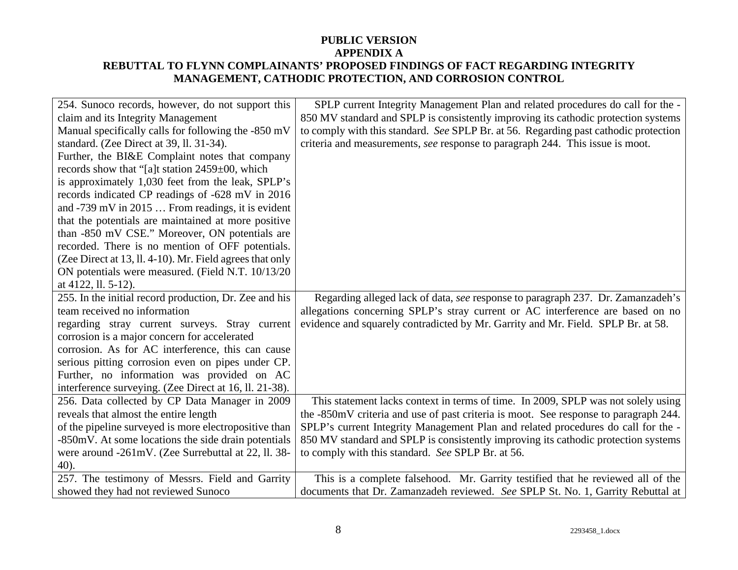**PUBLIC VERSION**
**APPENDIX A**
**REBUTTAL TO FLYNN COMPLAINANTS' PROPOSED FINDINGS OF FACT REGARDING INTEGRITY MANAGEMENT, CATHODIC PROTECTION, AND CORROSION CONTROL**

| | |
|---|---|
| 254. Sunoco records, however, do not support this claim and its Integrity Management Manual specifically calls for following the -850 mV standard. (Zee Direct at 39, ll. 31-34). Further, the BI&E Complaint notes that company records show that "[a]t station 2459±00, which is approximately 1,030 feet from the leak, SPLP's records indicated CP readings of -628 mV in 2016 and -739 mV in 2015 … From readings, it is evident that the potentials are maintained at more positive than -850 mV CSE." Moreover, ON potentials are recorded. There is no mention of OFF potentials. (Zee Direct at 13, ll. 4-10). Mr. Field agrees that only ON potentials were measured. (Field N.T. 10/13/20 at 4122, ll. 5-12). | SPLP current Integrity Management Plan and related procedures do call for the -850 MV standard and SPLP is consistently improving its cathodic protection systems to comply with this standard. *See* SPLP Br. at 56. Regarding past cathodic protection criteria and measurements, *see* response to paragraph 244. This issue is moot. |
| 255. In the initial record production, Dr. Zee and his team received no information regarding stray current surveys. Stray current corrosion is a major concern for accelerated corrosion. As for AC interference, this can cause serious pitting corrosion even on pipes under CP. Further, no information was provided on AC interference surveying. (Zee Direct at 16, ll. 21-38). | Regarding alleged lack of data, *see* response to paragraph 237. Dr. Zamanzadeh's allegations concerning SPLP's stray current or AC interference are based on no evidence and squarely contradicted by Mr. Garrity and Mr. Field. SPLP Br. at 58. |
| 256. Data collected by CP Data Manager in 2009 reveals that almost the entire length of the pipeline surveyed is more electropositive than -850mV. At some locations the side drain potentials were around -261mV. (Zee Surrebuttal at 22, ll. 38-40). | This statement lacks context in terms of time. In 2009, SPLP was not solely using the -850mV criteria and use of past criteria is moot. See response to paragraph 244. SPLP's current Integrity Management Plan and related procedures do call for the -850 MV standard and SPLP is consistently improving its cathodic protection systems to comply with this standard. *See* SPLP Br. at 56. |
| 257. The testimony of Messrs. Field and Garrity showed they had not reviewed Sunoco | This is a complete falsehood. Mr. Garrity testified that he reviewed all of the documents that Dr. Zamanzadeh reviewed. *See* SPLP St. No. 1, Garrity Rebuttal at |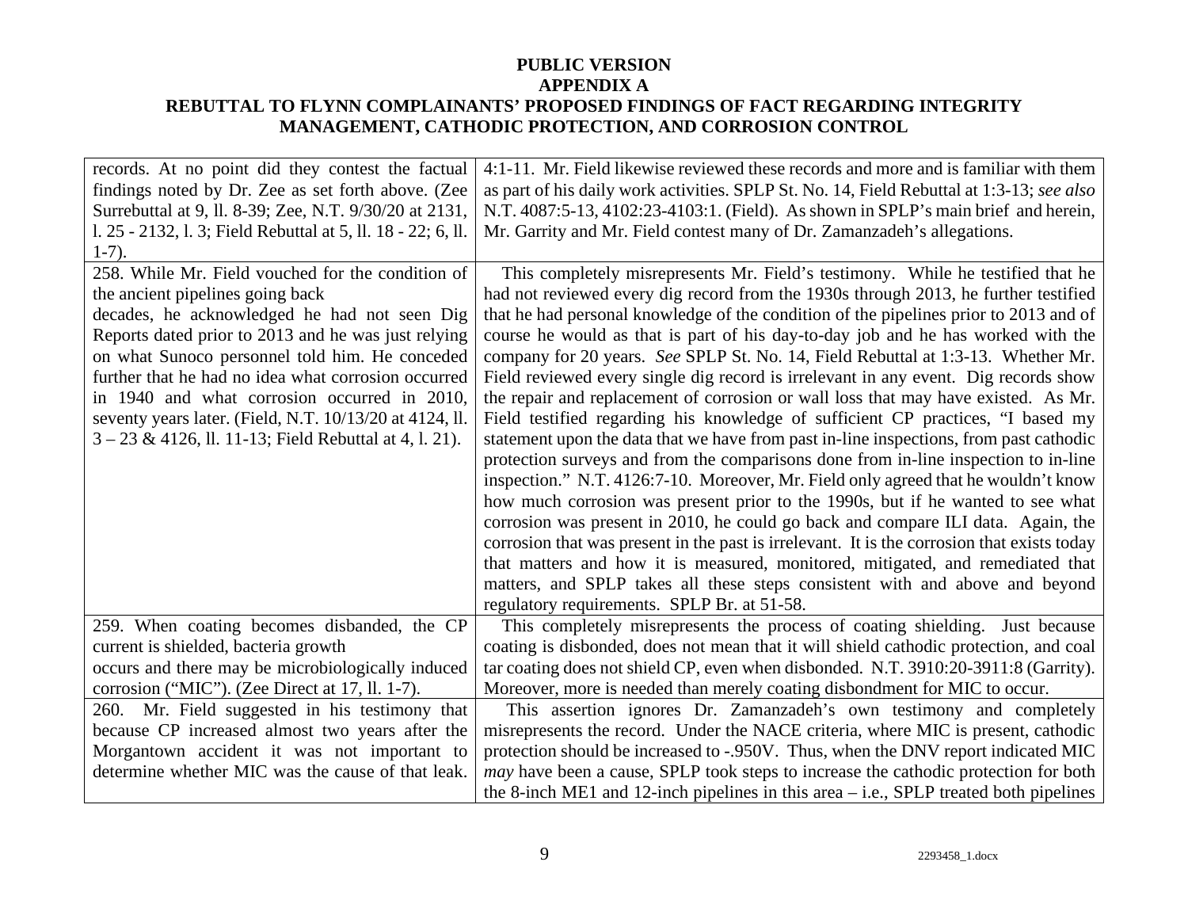**PUBLIC VERSION**
**APPENDIX A**
**REBUTTAL TO FLYNN COMPLAINANTS' PROPOSED FINDINGS OF FACT REGARDING INTEGRITY MANAGEMENT, CATHODIC PROTECTION, AND CORROSION CONTROL**

| | |
|---|---|
| records. At no point did they contest the factual findings noted by Dr. Zee as set forth above. (Zee Surrebuttal at 9, ll. 8-39; Zee, N.T. 9/30/20 at 2131, l. 25 - 2132, l. 3; Field Rebuttal at 5, ll. 18 - 22; 6, ll. 1-7). | 4:1-11. Mr. Field likewise reviewed these records and more and is familiar with them as part of his daily work activities. SPLP St. No. 14, Field Rebuttal at 1:3-13; *see also* N.T. 4087:5-13, 4102:23-4103:1. (Field). As shown in SPLP's main brief and herein, Mr. Garrity and Mr. Field contest many of Dr. Zamanzadeh's allegations. |
| 258. While Mr. Field vouched for the condition of the ancient pipelines going back decades, he acknowledged he had not seen Dig Reports dated prior to 2013 and he was just relying on what Sunoco personnel told him. He conceded further that he had no idea what corrosion occurred in 1940 and what corrosion occurred in 2010, seventy years later. (Field, N.T. 10/13/20 at 4124, ll. 3 – 23 & 4126, ll. 11-13; Field Rebuttal at 4, l. 21). | This completely misrepresents Mr. Field's testimony. While he testified that he had not reviewed every dig record from the 1930s through 2013, he further testified that he had personal knowledge of the condition of the pipelines prior to 2013 and of course he would as that is part of his day-to-day job and he has worked with the company for 20 years. *See* SPLP St. No. 14, Field Rebuttal at 1:3-13. Whether Mr. Field reviewed every single dig record is irrelevant in any event. Dig records show the repair and replacement of corrosion or wall loss that may have existed. As Mr. Field testified regarding his knowledge of sufficient CP practices, "I based my statement upon the data that we have from past in-line inspections, from past cathodic protection surveys and from the comparisons done from in-line inspection to in-line inspection." N.T. 4126:7-10. Moreover, Mr. Field only agreed that he wouldn't know how much corrosion was present prior to the 1990s, but if he wanted to see what corrosion was present in 2010, he could go back and compare ILI data. Again, the corrosion that was present in the past is irrelevant. It is the corrosion that exists today that matters and how it is measured, monitored, mitigated, and remediated that matters, and SPLP takes all these steps consistent with and above and beyond regulatory requirements. SPLP Br. at 51-58. |
| 259. When coating becomes disbanded, the CP current is shielded, bacteria growth occurs and there may be microbiologically induced corrosion ("MIC"). (Zee Direct at 17, ll. 1-7). | This completely misrepresents the process of coating shielding. Just because coating is disbonded, does not mean that it will shield cathodic protection, and coal tar coating does not shield CP, even when disbonded. N.T. 3910:20-3911:8 (Garrity). Moreover, more is needed than merely coating disbondment for MIC to occur. |
| 260. Mr. Field suggested in his testimony that because CP increased almost two years after the Morgantown accident it was not important to determine whether MIC was the cause of that leak. | This assertion ignores Dr. Zamanzadeh's own testimony and completely misrepresents the record. Under the NACE criteria, where MIC is present, cathodic protection should be increased to -.950V. Thus, when the DNV report indicated MIC *may* have been a cause, SPLP took steps to increase the cathodic protection for both the 8-inch ME1 and 12-inch pipelines in this area – i.e., SPLP treated both pipelines |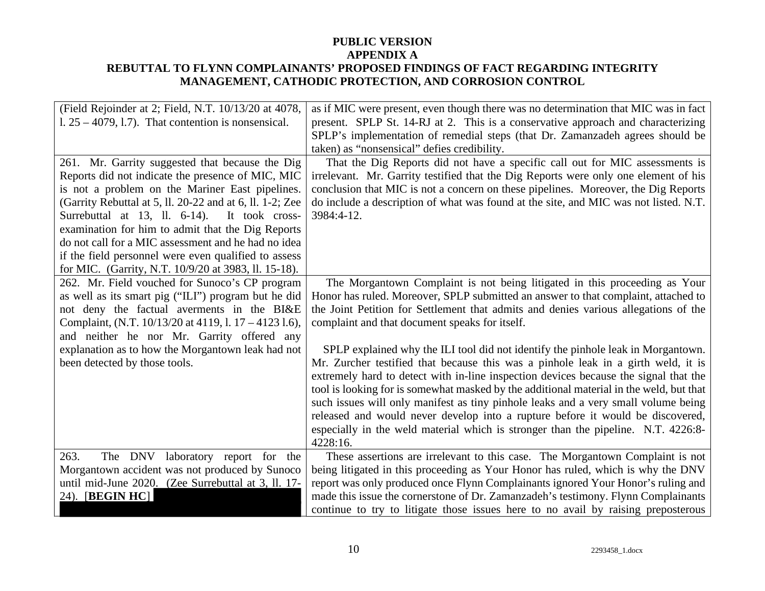**PUBLIC VERSION**
**APPENDIX A**
**REBUTTAL TO FLYNN COMPLAINANTS' PROPOSED FINDINGS OF FACT REGARDING INTEGRITY MANAGEMENT, CATHODIC PROTECTION, AND CORROSION CONTROL**

| | |
|---|---|
| (Field Rejoinder at 2; Field, N.T. 10/13/20 at 4078, l. 25 – 4079, l.7). That contention is nonsensical. | as if MIC were present, even though there was no determination that MIC was in fact present. SPLP St. 14-RJ at 2. This is a conservative approach and characterizing SPLP's implementation of remedial steps (that Dr. Zamanzadeh agrees should be taken) as "nonsensical" defies credibility. |
| 261. Mr. Garrity suggested that because the Dig Reports did not indicate the presence of MIC, MIC is not a problem on the Mariner East pipelines. (Garrity Rebuttal at 5, ll. 20-22 and at 6, ll. 1-2; Zee Surrebuttal at 13, ll. 6-14). It took cross-examination for him to admit that the Dig Reports do not call for a MIC assessment and he had no idea if the field personnel were even qualified to assess for MIC. (Garrity, N.T. 10/9/20 at 3983, ll. 15-18). | That the Dig Reports did not have a specific call out for MIC assessments is irrelevant. Mr. Garrity testified that the Dig Reports were only one element of his conclusion that MIC is not a concern on these pipelines. Moreover, the Dig Reports do include a description of what was found at the site, and MIC was not listed. N.T. 3984:4-12. |
| 262. Mr. Field vouched for Sunoco's CP program as well as its smart pig ("ILI") program but he did not deny the factual averments in the BI&E Complaint, (N.T. 10/13/20 at 4119, l. 17 – 4123 l.6), and neither he nor Mr. Garrity offered any explanation as to how the Morgantown leak had not been detected by those tools. | The Morgantown Complaint is not being litigated in this proceeding as Your Honor has ruled. Moreover, SPLP submitted an answer to that complaint, attached to the Joint Petition for Settlement that admits and denies various allegations of the complaint and that document speaks for itself.<br><br>SPLP explained why the ILI tool did not identify the pinhole leak in Morgantown. Mr. Zurcher testified that because this was a pinhole leak in a girth weld, it is extremely hard to detect with in-line inspection devices because the signal that the tool is looking for is somewhat masked by the additional material in the weld, but that such issues will only manifest as tiny pinhole leaks and a very small volume being released and would never develop into a rupture before it would be discovered, especially in the weld material which is stronger than the pipeline. N.T. 4226:8-4228:16. |
| 263. The DNV laboratory report for the Morgantown accident was not produced by Sunoco until mid-June 2020. (Zee Surrebuttal at 3, ll. 17-24). [**BEGIN HC**] | These assertions are irrelevant to this case. The Morgantown Complaint is not being litigated in this proceeding as Your Honor has ruled, which is why the DNV report was only produced once Flynn Complainants ignored Your Honor's ruling and made this issue the cornerstone of Dr. Zamanzadeh's testimony. Flynn Complainants continue to try to litigate those issues here to no avail by raising preposterous |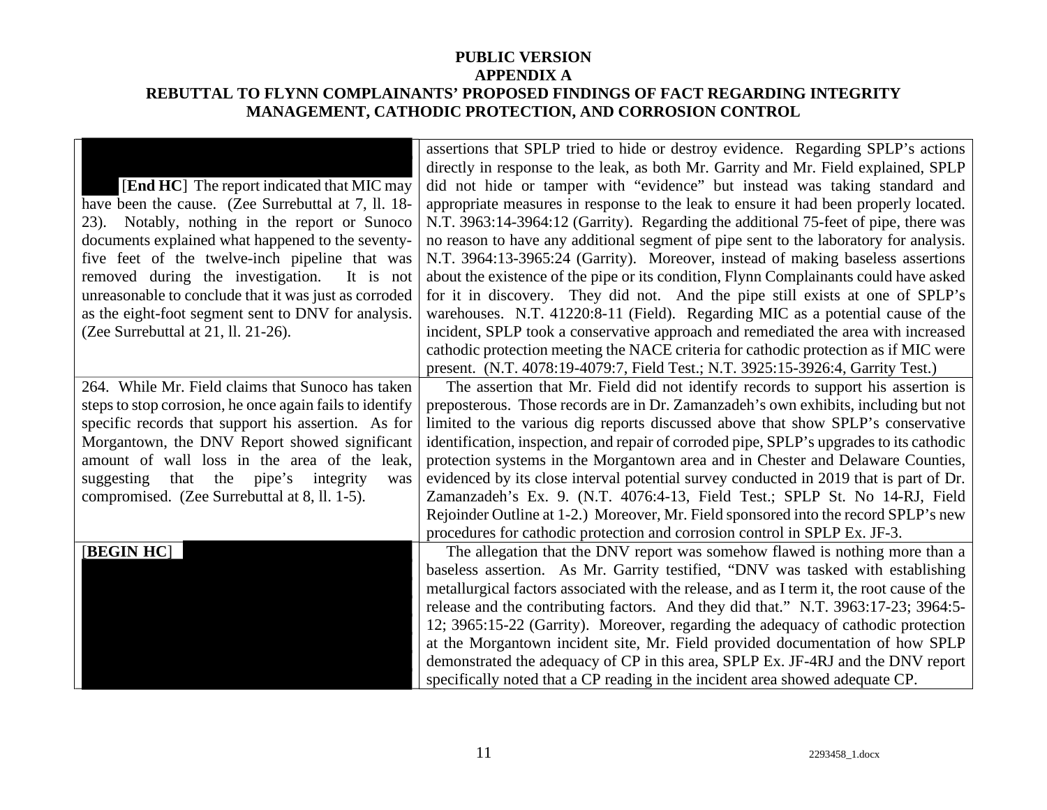**PUBLIC VERSION**
**APPENDIX A**
**REBUTTAL TO FLYNN COMPLAINANTS' PROPOSED FINDINGS OF FACT REGARDING INTEGRITY MANAGEMENT, CATHODIC PROTECTION, AND CORROSION CONTROL**

| | |
|---|---|
| [**End HC**] The report indicated that MIC may have been the cause. (Zee Surrebuttal at 7, ll. 18-23). Notably, nothing in the report or Sunoco documents explained what happened to the seventy-five feet of the twelve-inch pipeline that was removed during the investigation. It is not unreasonable to conclude that it was just as corroded as the eight-foot segment sent to DNV for analysis. (Zee Surrebuttal at 21, ll. 21-26). | assertions that SPLP tried to hide or destroy evidence. Regarding SPLP's actions directly in response to the leak, as both Mr. Garrity and Mr. Field explained, SPLP did not hide or tamper with "evidence" but instead was taking standard and appropriate measures in response to the leak to ensure it had been properly located. N.T. 3963:14-3964:12 (Garrity). Regarding the additional 75-feet of pipe, there was no reason to have any additional segment of pipe sent to the laboratory for analysis. N.T. 3964:13-3965:24 (Garrity). Moreover, instead of making baseless assertions about the existence of the pipe or its condition, Flynn Complainants could have asked for it in discovery. They did not. And the pipe still exists at one of SPLP's warehouses. N.T. 41220:8-11 (Field). Regarding MIC as a potential cause of the incident, SPLP took a conservative approach and remediated the area with increased cathodic protection meeting the NACE criteria for cathodic protection as if MIC were present. (N.T. 4078:19-4079:7, Field Test.; N.T. 3925:15-3926:4, Garrity Test.) |
| 264. While Mr. Field claims that Sunoco has taken steps to stop corrosion, he once again fails to identify specific records that support his assertion. As for Morgantown, the DNV Report showed significant amount of wall loss in the area of the leak, suggesting that the pipe's integrity was compromised. (Zee Surrebuttal at 8, ll. 1-5). | The assertion that Mr. Field did not identify records to support his assertion is preposterous. Those records are in Dr. Zamanzadeh's own exhibits, including but not limited to the various dig reports discussed above that show SPLP's conservative identification, inspection, and repair of corroded pipe, SPLP's upgrades to its cathodic protection systems in the Morgantown area and in Chester and Delaware Counties, evidenced by its close interval potential survey conducted in 2019 that is part of Dr. Zamanzadeh's Ex. 9. (N.T. 4076:4-13, Field Test.; SPLP St. No 14-RJ, Field Rejoinder Outline at 1-2.) Moreover, Mr. Field sponsored into the record SPLP's new procedures for cathodic protection and corrosion control in SPLP Ex. JF-3. |
| [**BEGIN HC**] | The allegation that the DNV report was somehow flawed is nothing more than a baseless assertion. As Mr. Garrity testified, "DNV was tasked with establishing metallurgical factors associated with the release, and as I term it, the root cause of the release and the contributing factors. And they did that." N.T. 3963:17-23; 3964:5-12; 3965:15-22 (Garrity). Moreover, regarding the adequacy of cathodic protection at the Morgantown incident site, Mr. Field provided documentation of how SPLP demonstrated the adequacy of CP in this area, SPLP Ex. JF-4RJ and the DNV report specifically noted that a CP reading in the incident area showed adequate CP. |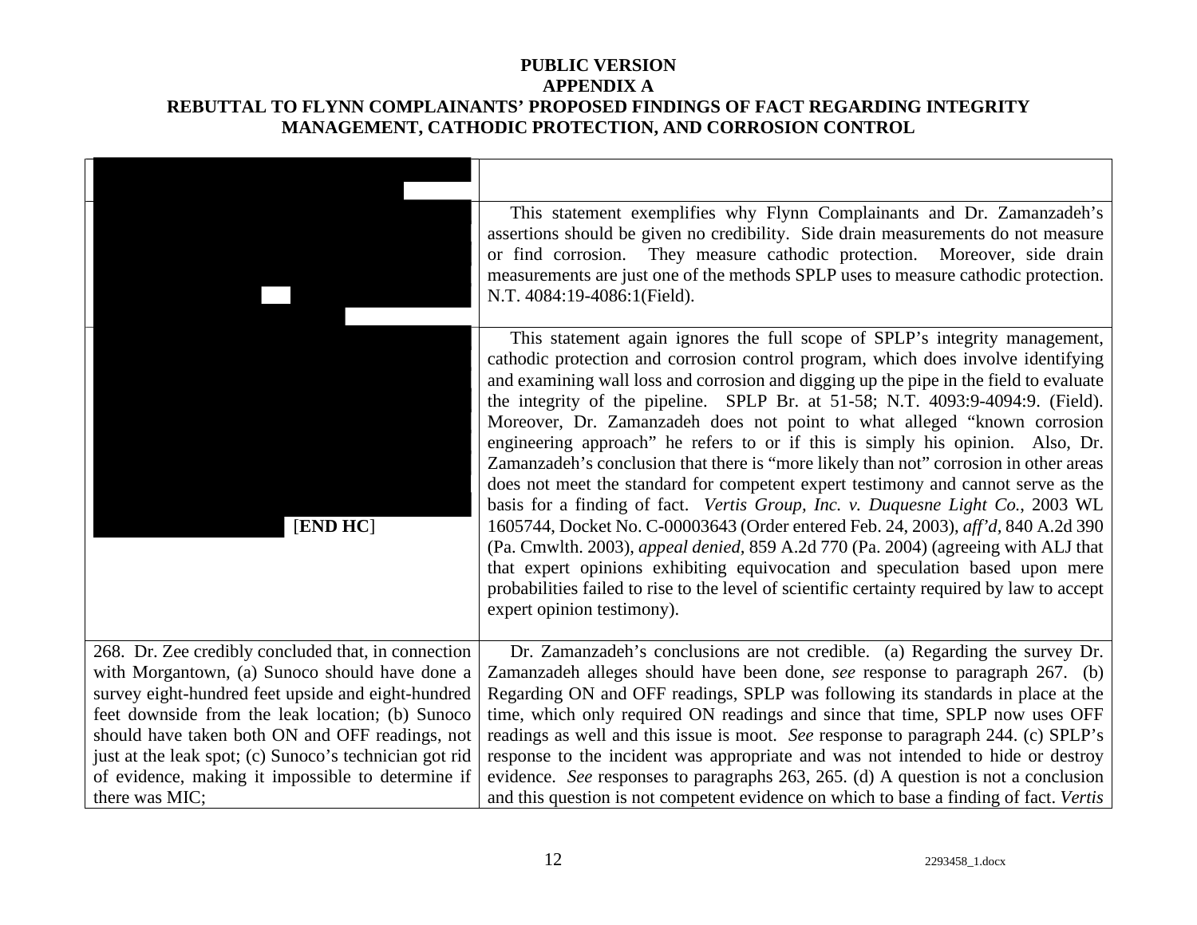**PUBLIC VERSION**
**APPENDIX A**
**REBUTTAL TO FLYNN COMPLAINANTS' PROPOSED FINDINGS OF FACT REGARDING INTEGRITY MANAGEMENT, CATHODIC PROTECTION, AND CORROSION CONTROL**

| | |
|---|---|
| | |
| | This statement exemplifies why Flynn Complainants and Dr. Zamanzadeh's assertions should be given no credibility. Side drain measurements do not measure or find corrosion. They measure cathodic protection. Moreover, side drain measurements are just one of the methods SPLP uses to measure cathodic protection. N.T. 4084:19-4086:1(Field). |
| [**END HC**] | This statement again ignores the full scope of SPLP's integrity management, cathodic protection and corrosion control program, which does involve identifying and examining wall loss and corrosion and digging up the pipe in the field to evaluate the integrity of the pipeline. SPLP Br. at 51-58; N.T. 4093:9-4094:9. (Field). Moreover, Dr. Zamanzadeh does not point to what alleged "known corrosion engineering approach" he refers to or if this is simply his opinion. Also, Dr. Zamanzadeh's conclusion that there is "more likely than not" corrosion in other areas does not meet the standard for competent expert testimony and cannot serve as the basis for a finding of fact. *Vertis Group, Inc. v. Duquesne Light Co.*, 2003 WL 1605744, Docket No. C-00003643 (Order entered Feb. 24, 2003), *aff'd*, 840 A.2d 390 (Pa. Cmwlth. 2003), *appeal denied*, 859 A.2d 770 (Pa. 2004) (agreeing with ALJ that that expert opinions exhibiting equivocation and speculation based upon mere probabilities failed to rise to the level of scientific certainty required by law to accept expert opinion testimony). |
| 268. Dr. Zee credibly concluded that, in connection with Morgantown, (a) Sunoco should have done a survey eight-hundred feet upside and eight-hundred feet downside from the leak location; (b) Sunoco should have taken both ON and OFF readings, not just at the leak spot; (c) Sunoco's technician got rid of evidence, making it impossible to determine if there was MIC; | Dr. Zamanzadeh's conclusions are not credible. (a) Regarding the survey Dr. Zamanzadeh alleges should have been done, *see* response to paragraph 267. (b) Regarding ON and OFF readings, SPLP was following its standards in place at the time, which only required ON readings and since that time, SPLP now uses OFF readings as well and this issue is moot. *See* response to paragraph 244. (c) SPLP's response to the incident was appropriate and was not intended to hide or destroy evidence. *See* responses to paragraphs 263, 265. (d) A question is not a conclusion and this question is not competent evidence on which to base a finding of fact. *Vertis* |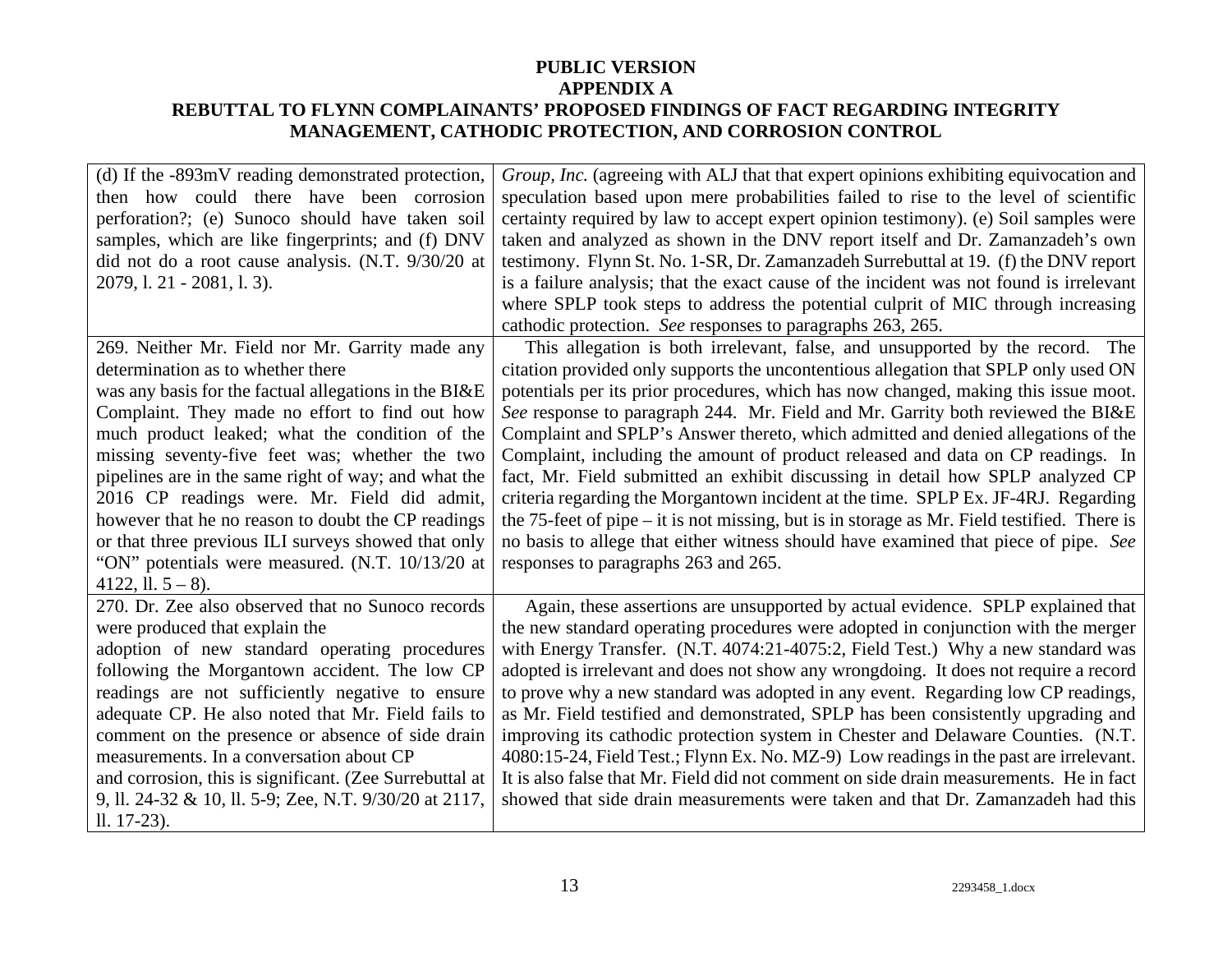**PUBLIC VERSION**
**APPENDIX A**
**REBUTTAL TO FLYNN COMPLAINANTS' PROPOSED FINDINGS OF FACT REGARDING INTEGRITY MANAGEMENT, CATHODIC PROTECTION, AND CORROSION CONTROL**

| | |
|---|---|
| (d) If the -893mV reading demonstrated protection, then how could there have been corrosion perforation?; (e) Sunoco should have taken soil samples, which are like fingerprints; and (f) DNV did not do a root cause analysis. (N.T. 9/30/20 at 2079, l. 21 - 2081, l. 3). | *Group, Inc.* (agreeing with ALJ that that expert opinions exhibiting equivocation and speculation based upon mere probabilities failed to rise to the level of scientific certainty required by law to accept expert opinion testimony). (e) Soil samples were taken and analyzed as shown in the DNV report itself and Dr. Zamanzadeh's own testimony. Flynn St. No. 1-SR, Dr. Zamanzadeh Surrebuttal at 19. (f) the DNV report is a failure analysis; that the exact cause of the incident was not found is irrelevant where SPLP took steps to address the potential culprit of MIC through increasing cathodic protection. *See* responses to paragraphs 263, 265. |
| 269. Neither Mr. Field nor Mr. Garrity made any determination as to whether there was any basis for the factual allegations in the BI&E Complaint. They made no effort to find out how much product leaked; what the condition of the missing seventy-five feet was; whether the two pipelines are in the same right of way; and what the 2016 CP readings were. Mr. Field did admit, however that he no reason to doubt the CP readings or that three previous ILI surveys showed that only "ON" potentials were measured. (N.T. 10/13/20 at 4122, ll. 5 – 8). | This allegation is both irrelevant, false, and unsupported by the record. The citation provided only supports the uncontentious allegation that SPLP only used ON potentials per its prior procedures, which has now changed, making this issue moot. *See* response to paragraph 244. Mr. Field and Mr. Garrity both reviewed the BI&E Complaint and SPLP's Answer thereto, which admitted and denied allegations of the Complaint, including the amount of product released and data on CP readings. In fact, Mr. Field submitted an exhibit discussing in detail how SPLP analyzed CP criteria regarding the Morgantown incident at the time. SPLP Ex. JF-4RJ. Regarding the 75-feet of pipe – it is not missing, but is in storage as Mr. Field testified. There is no basis to allege that either witness should have examined that piece of pipe. *See* responses to paragraphs 263 and 265. |
| 270. Dr. Zee also observed that no Sunoco records were produced that explain the adoption of new standard operating procedures following the Morgantown accident. The low CP readings are not sufficiently negative to ensure adequate CP. He also noted that Mr. Field fails to comment on the presence or absence of side drain measurements. In a conversation about CP and corrosion, this is significant. (Zee Surrebuttal at 9, ll. 24-32 & 10, ll. 5-9; Zee, N.T. 9/30/20 at 2117, ll. 17-23). | Again, these assertions are unsupported by actual evidence. SPLP explained that the new standard operating procedures were adopted in conjunction with the merger with Energy Transfer. (N.T. 4074:21-4075:2, Field Test.) Why a new standard was adopted is irrelevant and does not show any wrongdoing. It does not require a record to prove why a new standard was adopted in any event. Regarding low CP readings, as Mr. Field testified and demonstrated, SPLP has been consistently upgrading and improving its cathodic protection system in Chester and Delaware Counties. (N.T. 4080:15-24, Field Test.; Flynn Ex. No. MZ-9) Low readings in the past are irrelevant. It is also false that Mr. Field did not comment on side drain measurements. He in fact showed that side drain measurements were taken and that Dr. Zamanzadeh had this |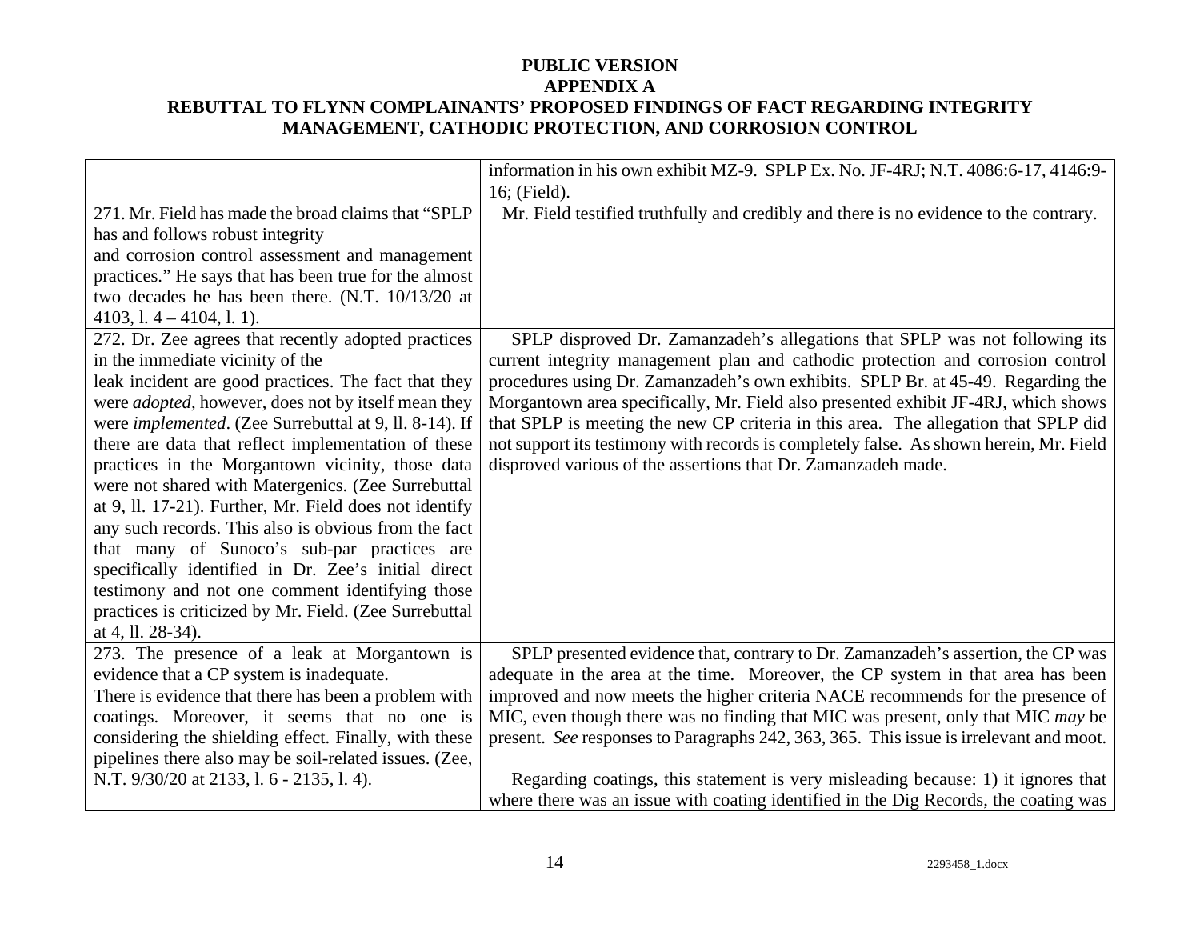**PUBLIC VERSION**
**APPENDIX A**
**REBUTTAL TO FLYNN COMPLAINANTS' PROPOSED FINDINGS OF FACT REGARDING INTEGRITY MANAGEMENT, CATHODIC PROTECTION, AND CORROSION CONTROL**

| | |
|---|---|
| | information in his own exhibit MZ-9. SPLP Ex. No. JF-4RJ; N.T. 4086:6-17, 4146:9-16; (Field). |
| 271. Mr. Field has made the broad claims that "SPLP has and follows robust integrity and corrosion control assessment and management practices." He says that has been true for the almost two decades he has been there. (N.T. 10/13/20 at 4103, l. 4 – 4104, l. 1). | Mr. Field testified truthfully and credibly and there is no evidence to the contrary. |
| 272. Dr. Zee agrees that recently adopted practices in the immediate vicinity of the leak incident are good practices. The fact that they were *adopted*, however, does not by itself mean they were *implemented*. (Zee Surrebuttal at 9, ll. 8-14). If there are data that reflect implementation of these practices in the Morgantown vicinity, those data were not shared with Matergenics. (Zee Surrebuttal at 9, ll. 17-21). Further, Mr. Field does not identify any such records. This also is obvious from the fact that many of Sunoco's sub-par practices are specifically identified in Dr. Zee's initial direct testimony and not one comment identifying those practices is criticized by Mr. Field. (Zee Surrebuttal at 4, ll. 28-34). | SPLP disproved Dr. Zamanzadeh's allegations that SPLP was not following its current integrity management plan and cathodic protection and corrosion control procedures using Dr. Zamanzadeh's own exhibits. SPLP Br. at 45-49. Regarding the Morgantown area specifically, Mr. Field also presented exhibit JF-4RJ, which shows that SPLP is meeting the new CP criteria in this area. The allegation that SPLP did not support its testimony with records is completely false. As shown herein, Mr. Field disproved various of the assertions that Dr. Zamanzadeh made. |
| 273. The presence of a leak at Morgantown is evidence that a CP system is inadequate. There is evidence that there has been a problem with coatings. Moreover, it seems that no one is considering the shielding effect. Finally, with these pipelines there also may be soil-related issues. (Zee, N.T. 9/30/20 at 2133, l. 6 - 2135, l. 4). | SPLP presented evidence that, contrary to Dr. Zamanzadeh's assertion, the CP was adequate in the area at the time. Moreover, the CP system in that area has been improved and now meets the higher criteria NACE recommends for the presence of MIC, even though there was no finding that MIC was present, only that MIC *may* be present. *See* responses to Paragraphs 242, 363, 365. This issue is irrelevant and moot.<br><br>Regarding coatings, this statement is very misleading because: 1) it ignores that where there was an issue with coating identified in the Dig Records, the coating was |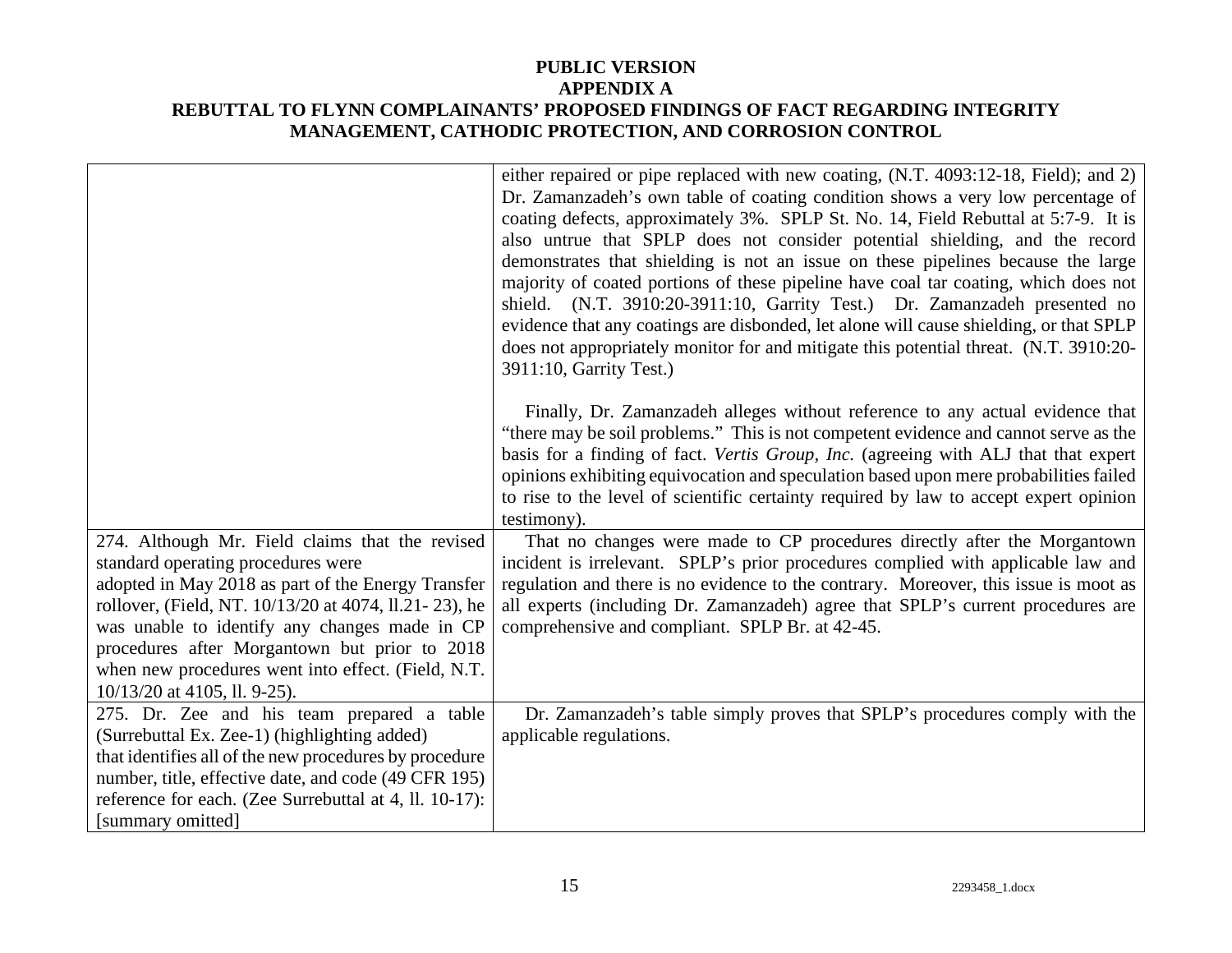**PUBLIC VERSION**
**APPENDIX A**
**REBUTTAL TO FLYNN COMPLAINANTS' PROPOSED FINDINGS OF FACT REGARDING INTEGRITY MANAGEMENT, CATHODIC PROTECTION, AND CORROSION CONTROL**

| | |
|---|---|
| | either repaired or pipe replaced with new coating, (N.T. 4093:12-18, Field); and 2) Dr. Zamanzadeh's own table of coating condition shows a very low percentage of coating defects, approximately 3%. SPLP St. No. 14, Field Rebuttal at 5:7-9. It is also untrue that SPLP does not consider potential shielding, and the record demonstrates that shielding is not an issue on these pipelines because the large majority of coated portions of these pipeline have coal tar coating, which does not shield. (N.T. 3910:20-3911:10, Garrity Test.) Dr. Zamanzadeh presented no evidence that any coatings are disbonded, let alone will cause shielding, or that SPLP does not appropriately monitor for and mitigate this potential threat. (N.T. 3910:20-3911:10, Garrity Test.)<br><br>Finally, Dr. Zamanzadeh alleges without reference to any actual evidence that "there may be soil problems." This is not competent evidence and cannot serve as the basis for a finding of fact. *Vertis Group, Inc.* (agreeing with ALJ that that expert opinions exhibiting equivocation and speculation based upon mere probabilities failed to rise to the level of scientific certainty required by law to accept expert opinion testimony). |
| 274. Although Mr. Field claims that the revised standard operating procedures were adopted in May 2018 as part of the Energy Transfer rollover, (Field, NT. 10/13/20 at 4074, ll.21- 23), he was unable to identify any changes made in CP procedures after Morgantown but prior to 2018 when new procedures went into effect. (Field, N.T. 10/13/20 at 4105, ll. 9-25). | That no changes were made to CP procedures directly after the Morgantown incident is irrelevant. SPLP's prior procedures complied with applicable law and regulation and there is no evidence to the contrary. Moreover, this issue is moot as all experts (including Dr. Zamanzadeh) agree that SPLP's current procedures are comprehensive and compliant. SPLP Br. at 42-45. |
| 275. Dr. Zee and his team prepared a table (Surrebuttal Ex. Zee-1) (highlighting added) that identifies all of the new procedures by procedure number, title, effective date, and code (49 CFR 195) reference for each. (Zee Surrebuttal at 4, ll. 10-17): [summary omitted] | Dr. Zamanzadeh's table simply proves that SPLP's procedures comply with the applicable regulations. |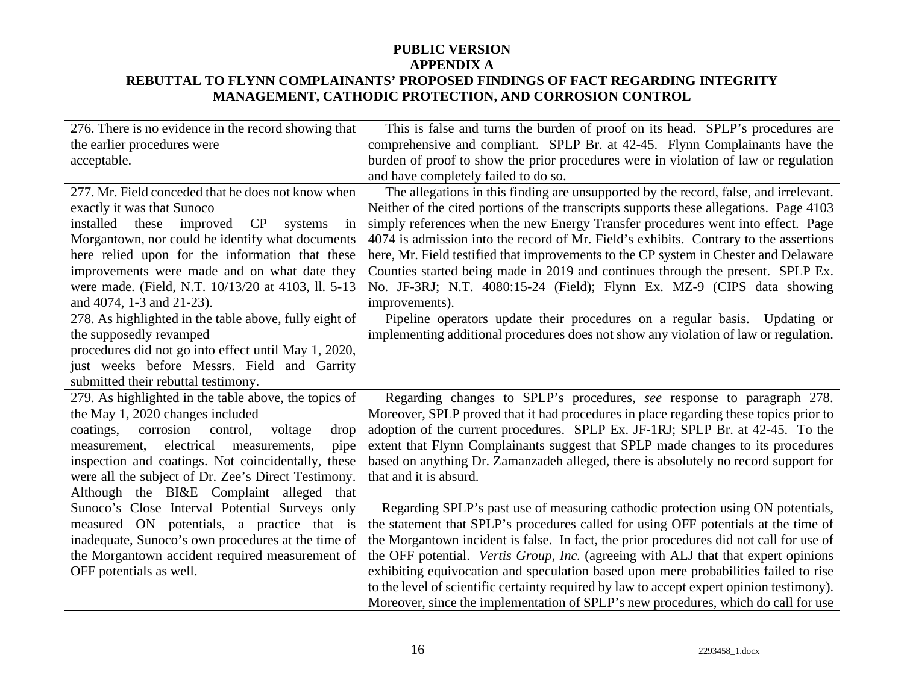**PUBLIC VERSION**
**APPENDIX A**
**REBUTTAL TO FLYNN COMPLAINANTS' PROPOSED FINDINGS OF FACT REGARDING INTEGRITY MANAGEMENT, CATHODIC PROTECTION, AND CORROSION CONTROL**

| | |
|---|---|
| 276. There is no evidence in the record showing that the earlier procedures were acceptable. | This is false and turns the burden of proof on its head. SPLP's procedures are comprehensive and compliant. SPLP Br. at 42-45. Flynn Complainants have the burden of proof to show the prior procedures were in violation of law or regulation and have completely failed to do so. |
| 277. Mr. Field conceded that he does not know when exactly it was that Sunoco installed these improved CP systems in Morgantown, nor could he identify what documents here relied upon for the information that these improvements were made and on what date they were made. (Field, N.T. 10/13/20 at 4103, ll. 5-13 and 4074, 1-3 and 21-23). | The allegations in this finding are unsupported by the record, false, and irrelevant. Neither of the cited portions of the transcripts supports these allegations. Page 4103 simply references when the new Energy Transfer procedures went into effect. Page 4074 is admission into the record of Mr. Field's exhibits. Contrary to the assertions here, Mr. Field testified that improvements to the CP system in Chester and Delaware Counties started being made in 2019 and continues through the present. SPLP Ex. No. JF-3RJ; N.T. 4080:15-24 (Field); Flynn Ex. MZ-9 (CIPS data showing improvements). |
| 278. As highlighted in the table above, fully eight of the supposedly revamped procedures did not go into effect until May 1, 2020, just weeks before Messrs. Field and Garrity submitted their rebuttal testimony. | Pipeline operators update their procedures on a regular basis. Updating or implementing additional procedures does not show any violation of law or regulation. |
| 279. As highlighted in the table above, the topics of the May 1, 2020 changes included coatings, corrosion control, voltage drop measurement, electrical measurements, pipe inspection and coatings. Not coincidentally, these were all the subject of Dr. Zee's Direct Testimony. Although the BI&E Complaint alleged that Sunoco's Close Interval Potential Surveys only measured ON potentials, a practice that is inadequate, Sunoco's own procedures at the time of the Morgantown accident required measurement of OFF potentials as well. | Regarding changes to SPLP's procedures, *see* response to paragraph 278. Moreover, SPLP proved that it had procedures in place regarding these topics prior to adoption of the current procedures. SPLP Ex. JF-1RJ; SPLP Br. at 42-45. To the extent that Flynn Complainants suggest that SPLP made changes to its procedures based on anything Dr. Zamanzadeh alleged, there is absolutely no record support for that and it is absurd.<br><br>Regarding SPLP's past use of measuring cathodic protection using ON potentials, the statement that SPLP's procedures called for using OFF potentials at the time of the Morgantown incident is false. In fact, the prior procedures did not call for use of the OFF potential. *Vertis Group, Inc.* (agreeing with ALJ that that expert opinions exhibiting equivocation and speculation based upon mere probabilities failed to rise to the level of scientific certainty required by law to accept expert opinion testimony). Moreover, since the implementation of SPLP's new procedures, which do call for use |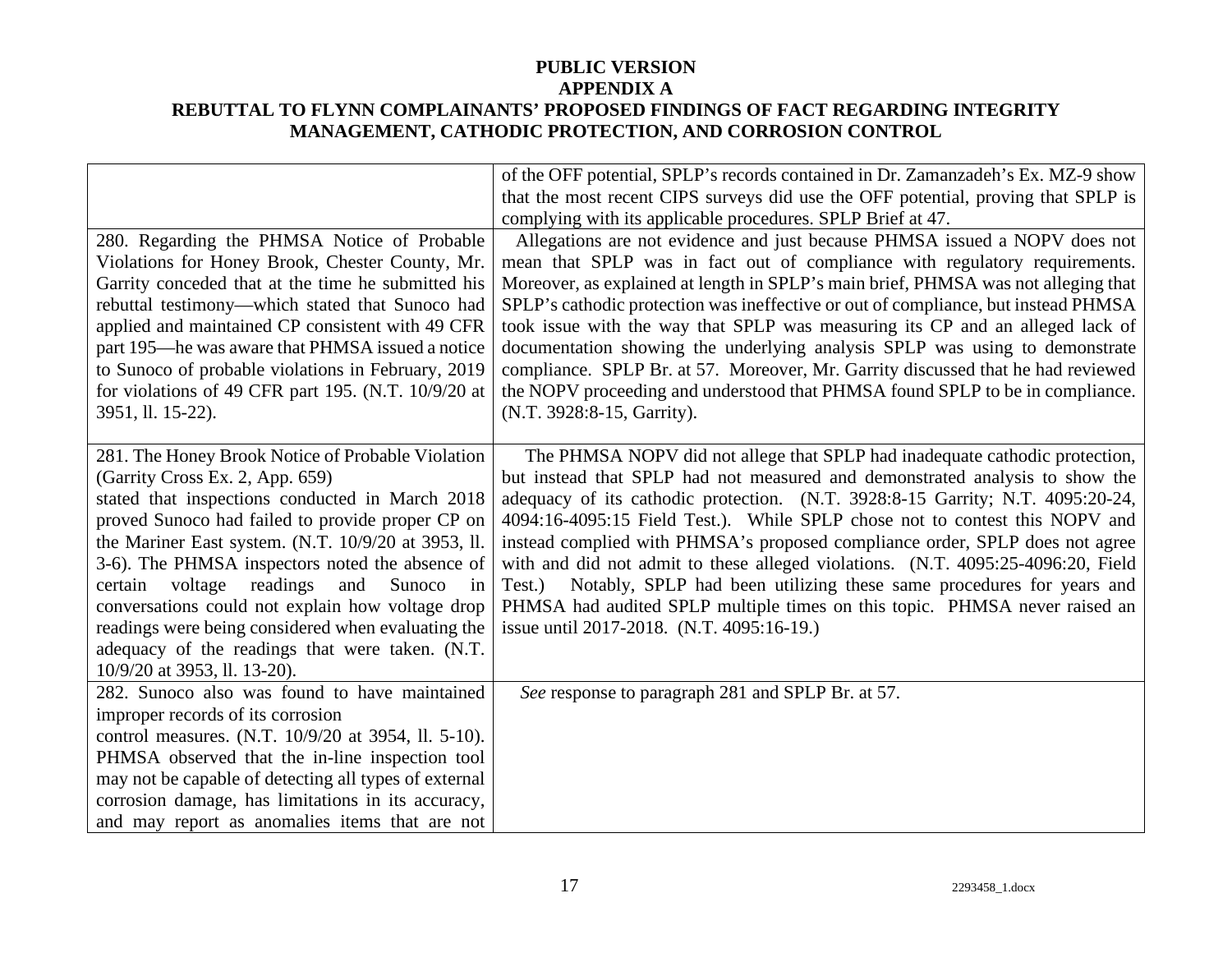**PUBLIC VERSION**
**APPENDIX A**
**REBUTTAL TO FLYNN COMPLAINANTS' PROPOSED FINDINGS OF FACT REGARDING INTEGRITY MANAGEMENT, CATHODIC PROTECTION, AND CORROSION CONTROL**

| | |
|---|---|
| | of the OFF potential, SPLP's records contained in Dr. Zamanzadeh's Ex. MZ-9 show that the most recent CIPS surveys did use the OFF potential, proving that SPLP is complying with its applicable procedures. SPLP Brief at 47. |
| 280. Regarding the PHMSA Notice of Probable Violations for Honey Brook, Chester County, Mr. Garrity conceded that at the time he submitted his rebuttal testimony—which stated that Sunoco had applied and maintained CP consistent with 49 CFR part 195—he was aware that PHMSA issued a notice to Sunoco of probable violations in February, 2019 for violations of 49 CFR part 195. (N.T. 10/9/20 at 3951, ll. 15-22). | Allegations are not evidence and just because PHMSA issued a NOPV does not mean that SPLP was in fact out of compliance with regulatory requirements. Moreover, as explained at length in SPLP's main brief, PHMSA was not alleging that SPLP's cathodic protection was ineffective or out of compliance, but instead PHMSA took issue with the way that SPLP was measuring its CP and an alleged lack of documentation showing the underlying analysis SPLP was using to demonstrate compliance. SPLP Br. at 57. Moreover, Mr. Garrity discussed that he had reviewed the NOPV proceeding and understood that PHMSA found SPLP to be in compliance. (N.T. 3928:8-15, Garrity). |
| 281. The Honey Brook Notice of Probable Violation (Garrity Cross Ex. 2, App. 659) stated that inspections conducted in March 2018 proved Sunoco had failed to provide proper CP on the Mariner East system. (N.T. 10/9/20 at 3953, ll. 3-6). The PHMSA inspectors noted the absence of certain voltage readings and Sunoco in conversations could not explain how voltage drop readings were being considered when evaluating the adequacy of the readings that were taken. (N.T. 10/9/20 at 3953, ll. 13-20). | The PHMSA NOPV did not allege that SPLP had inadequate cathodic protection, but instead that SPLP had not measured and demonstrated analysis to show the adequacy of its cathodic protection. (N.T. 3928:8-15 Garrity; N.T. 4095:20-24, 4094:16-4095:15 Field Test.). While SPLP chose not to contest this NOPV and instead complied with PHMSA's proposed compliance order, SPLP does not agree with and did not admit to these alleged violations. (N.T. 4095:25-4096:20, Field Test.) Notably, SPLP had been utilizing these same procedures for years and PHMSA had audited SPLP multiple times on this topic. PHMSA never raised an issue until 2017-2018. (N.T. 4095:16-19.) |
| 282. Sunoco also was found to have maintained improper records of its corrosion control measures. (N.T. 10/9/20 at 3954, ll. 5-10). PHMSA observed that the in-line inspection tool may not be capable of detecting all types of external corrosion damage, has limitations in its accuracy, and may report as anomalies items that are not | *See* response to paragraph 281 and SPLP Br. at 57. |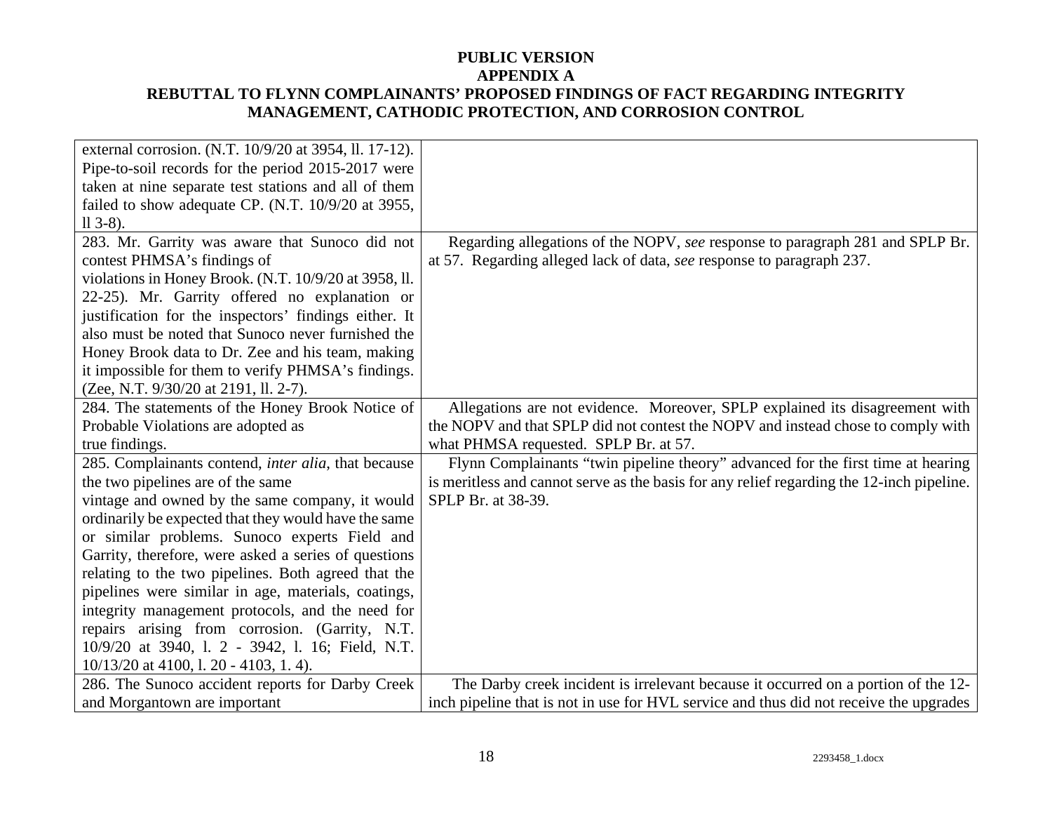**PUBLIC VERSION**
**APPENDIX A**
**REBUTTAL TO FLYNN COMPLAINANTS' PROPOSED FINDINGS OF FACT REGARDING INTEGRITY MANAGEMENT, CATHODIC PROTECTION, AND CORROSION CONTROL**

| | |
|---|---|
| external corrosion. (N.T. 10/9/20 at 3954, ll. 17-12). Pipe-to-soil records for the period 2015-2017 were taken at nine separate test stations and all of them failed to show adequate CP. (N.T. 10/9/20 at 3955, ll 3-8). | |
| 283. Mr. Garrity was aware that Sunoco did not contest PHMSA's findings of violations in Honey Brook. (N.T. 10/9/20 at 3958, ll. 22-25). Mr. Garrity offered no explanation or justification for the inspectors' findings either. It also must be noted that Sunoco never furnished the Honey Brook data to Dr. Zee and his team, making it impossible for them to verify PHMSA's findings. (Zee, N.T. 9/30/20 at 2191, ll. 2-7). | Regarding allegations of the NOPV, *see* response to paragraph 281 and SPLP Br. at 57. Regarding alleged lack of data, *see* response to paragraph 237. |
| 284. The statements of the Honey Brook Notice of Probable Violations are adopted as true findings. | Allegations are not evidence. Moreover, SPLP explained its disagreement with the NOPV and that SPLP did not contest the NOPV and instead chose to comply with what PHMSA requested. SPLP Br. at 57. |
| 285. Complainants contend, *inter alia*, that because the two pipelines are of the same vintage and owned by the same company, it would ordinarily be expected that they would have the same or similar problems. Sunoco experts Field and Garrity, therefore, were asked a series of questions relating to the two pipelines. Both agreed that the pipelines were similar in age, materials, coatings, integrity management protocols, and the need for repairs arising from corrosion. (Garrity, N.T. 10/9/20 at 3940, l. 2 - 3942, l. 16; Field, N.T. 10/13/20 at 4100, l. 20 - 4103, 1. 4). | Flynn Complainants "twin pipeline theory" advanced for the first time at hearing is meritless and cannot serve as the basis for any relief regarding the 12-inch pipeline. SPLP Br. at 38-39. |
| 286. The Sunoco accident reports for Darby Creek and Morgantown are important | The Darby creek incident is irrelevant because it occurred on a portion of the 12-inch pipeline that is not in use for HVL service and thus did not receive the upgrades |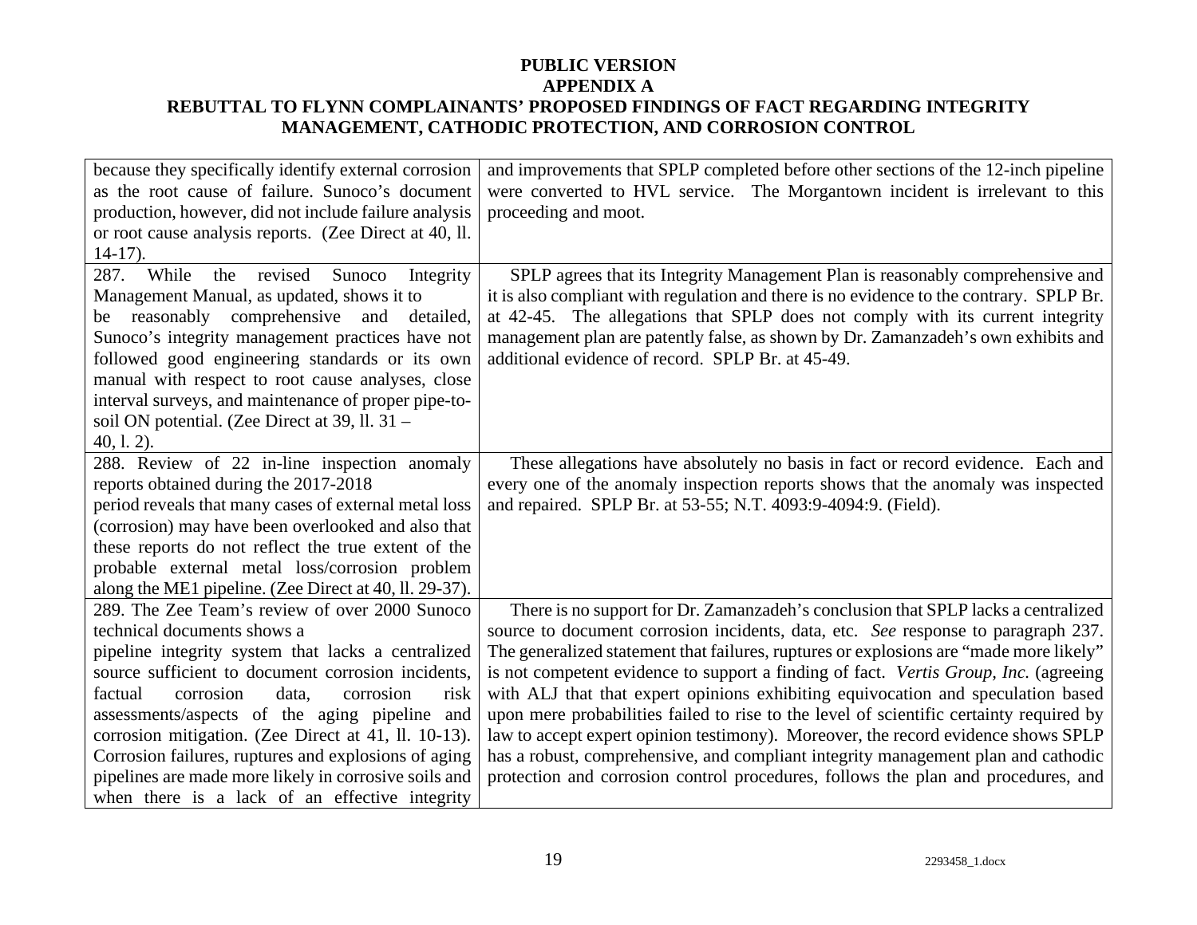**PUBLIC VERSION**
**APPENDIX A**
**REBUTTAL TO FLYNN COMPLAINANTS' PROPOSED FINDINGS OF FACT REGARDING INTEGRITY MANAGEMENT, CATHODIC PROTECTION, AND CORROSION CONTROL**

| | |
|---|---|
| because they specifically identify external corrosion as the root cause of failure. Sunoco's document production, however, did not include failure analysis or root cause analysis reports. (Zee Direct at 40, ll. 14-17). | and improvements that SPLP completed before other sections of the 12-inch pipeline were converted to HVL service. The Morgantown incident is irrelevant to this proceeding and moot. |
| 287. While the revised Sunoco Integrity Management Manual, as updated, shows it to be reasonably comprehensive and detailed, Sunoco's integrity management practices have not followed good engineering standards or its own manual with respect to root cause analyses, close interval surveys, and maintenance of proper pipe-to-soil ON potential. (Zee Direct at 39, ll. 31 – 40, l. 2). | SPLP agrees that its Integrity Management Plan is reasonably comprehensive and it is also compliant with regulation and there is no evidence to the contrary. SPLP Br. at 42-45. The allegations that SPLP does not comply with its current integrity management plan are patently false, as shown by Dr. Zamanzadeh's own exhibits and additional evidence of record. SPLP Br. at 45-49. |
| 288. Review of 22 in-line inspection anomaly reports obtained during the 2017-2018 period reveals that many cases of external metal loss (corrosion) may have been overlooked and also that these reports do not reflect the true extent of the probable external metal loss/corrosion problem along the ME1 pipeline. (Zee Direct at 40, ll. 29-37). | These allegations have absolutely no basis in fact or record evidence. Each and every one of the anomaly inspection reports shows that the anomaly was inspected and repaired. SPLP Br. at 53-55; N.T. 4093:9-4094:9. (Field). |
| 289. The Zee Team's review of over 2000 Sunoco technical documents shows a pipeline integrity system that lacks a centralized source sufficient to document corrosion incidents, factual corrosion data, corrosion risk assessments/aspects of the aging pipeline and corrosion mitigation. (Zee Direct at 41, ll. 10-13). Corrosion failures, ruptures and explosions of aging pipelines are made more likely in corrosive soils and when there is a lack of an effective integrity | There is no support for Dr. Zamanzadeh's conclusion that SPLP lacks a centralized source to document corrosion incidents, data, etc. *See* response to paragraph 237. The generalized statement that failures, ruptures or explosions are "made more likely" is not competent evidence to support a finding of fact. *Vertis Group, Inc.* (agreeing with ALJ that that expert opinions exhibiting equivocation and speculation based upon mere probabilities failed to rise to the level of scientific certainty required by law to accept expert opinion testimony). Moreover, the record evidence shows SPLP has a robust, comprehensive, and compliant integrity management plan and cathodic protection and corrosion control procedures, follows the plan and procedures, and |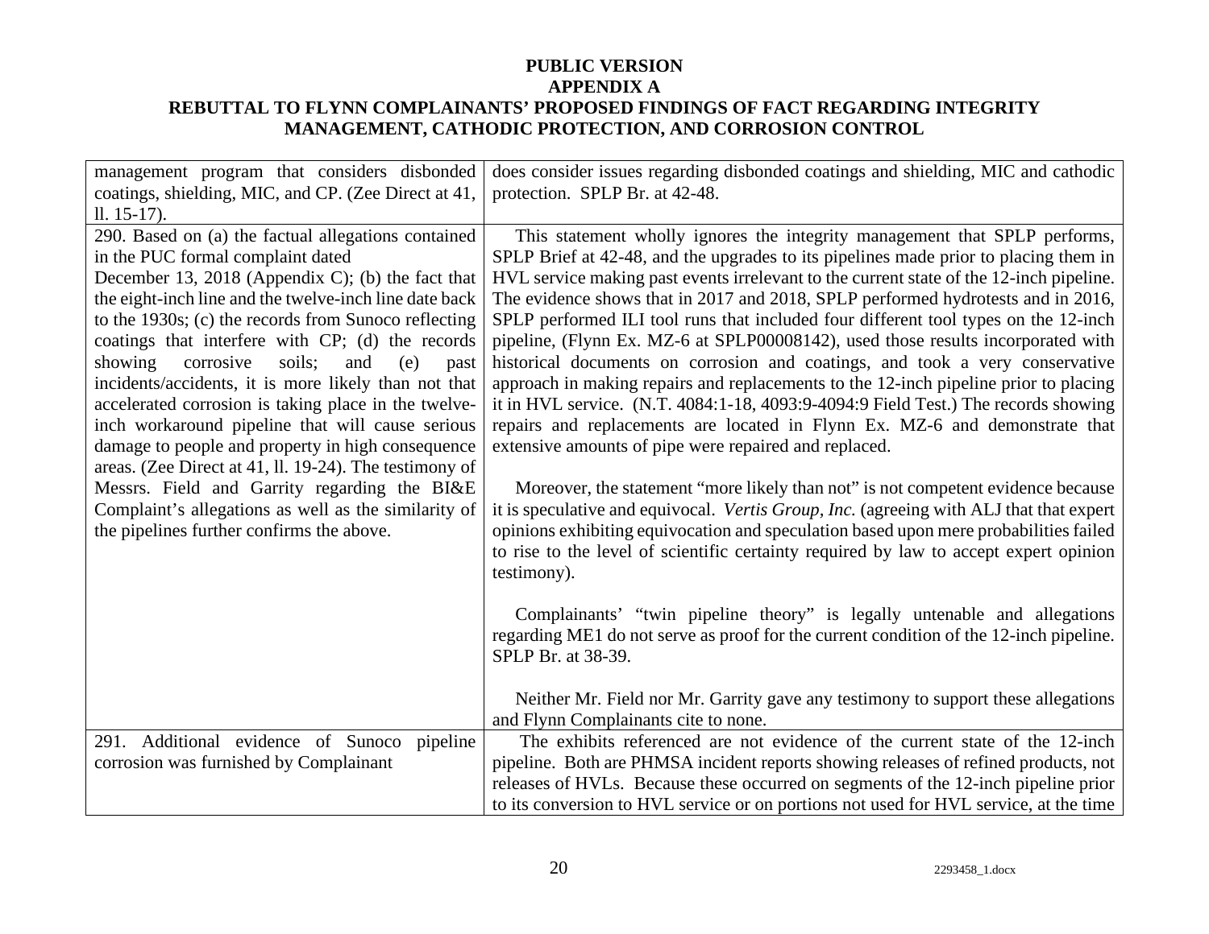**PUBLIC VERSION**
**APPENDIX A**
**REBUTTAL TO FLYNN COMPLAINANTS' PROPOSED FINDINGS OF FACT REGARDING INTEGRITY MANAGEMENT, CATHODIC PROTECTION, AND CORROSION CONTROL**

| | |
|---|---|
| management program that considers disbonded coatings, shielding, MIC, and CP. (Zee Direct at 41, ll. 15-17). | does consider issues regarding disbonded coatings and shielding, MIC and cathodic protection. SPLP Br. at 42-48. |
| 290. Based on (a) the factual allegations contained in the PUC formal complaint dated December 13, 2018 (Appendix C); (b) the fact that the eight-inch line and the twelve-inch line date back to the 1930s; (c) the records from Sunoco reflecting coatings that interfere with CP; (d) the records showing corrosive soils; and (e) past incidents/accidents, it is more likely than not that accelerated corrosion is taking place in the twelve-inch workaround pipeline that will cause serious damage to people and property in high consequence areas. (Zee Direct at 41, ll. 19-24). The testimony of Messrs. Field and Garrity regarding the BI&E Complaint's allegations as well as the similarity of the pipelines further confirms the above. | This statement wholly ignores the integrity management that SPLP performs, SPLP Brief at 42-48, and the upgrades to its pipelines made prior to placing them in HVL service making past events irrelevant to the current state of the 12-inch pipeline. The evidence shows that in 2017 and 2018, SPLP performed hydrotests and in 2016, SPLP performed ILI tool runs that included four different tool types on the 12-inch pipeline, (Flynn Ex. MZ-6 at SPLP00008142), used those results incorporated with historical documents on corrosion and coatings, and took a very conservative approach in making repairs and replacements to the 12-inch pipeline prior to placing it in HVL service. (N.T. 4084:1-18, 4093:9-4094:9 Field Test.) The records showing repairs and replacements are located in Flynn Ex. MZ-6 and demonstrate that extensive amounts of pipe were repaired and replaced.<br><br>Moreover, the statement "more likely than not" is not competent evidence because it is speculative and equivocal. *Vertis Group, Inc.* (agreeing with ALJ that that expert opinions exhibiting equivocation and speculation based upon mere probabilities failed to rise to the level of scientific certainty required by law to accept expert opinion testimony).<br><br>Complainants' "twin pipeline theory" is legally untenable and allegations regarding ME1 do not serve as proof for the current condition of the 12-inch pipeline. SPLP Br. at 38-39.<br><br>Neither Mr. Field nor Mr. Garrity gave any testimony to support these allegations and Flynn Complainants cite to none. |
| 291. Additional evidence of Sunoco pipeline corrosion was furnished by Complainant | The exhibits referenced are not evidence of the current state of the 12-inch pipeline. Both are PHMSA incident reports showing releases of refined products, not releases of HVLs. Because these occurred on segments of the 12-inch pipeline prior to its conversion to HVL service or on portions not used for HVL service, at the time |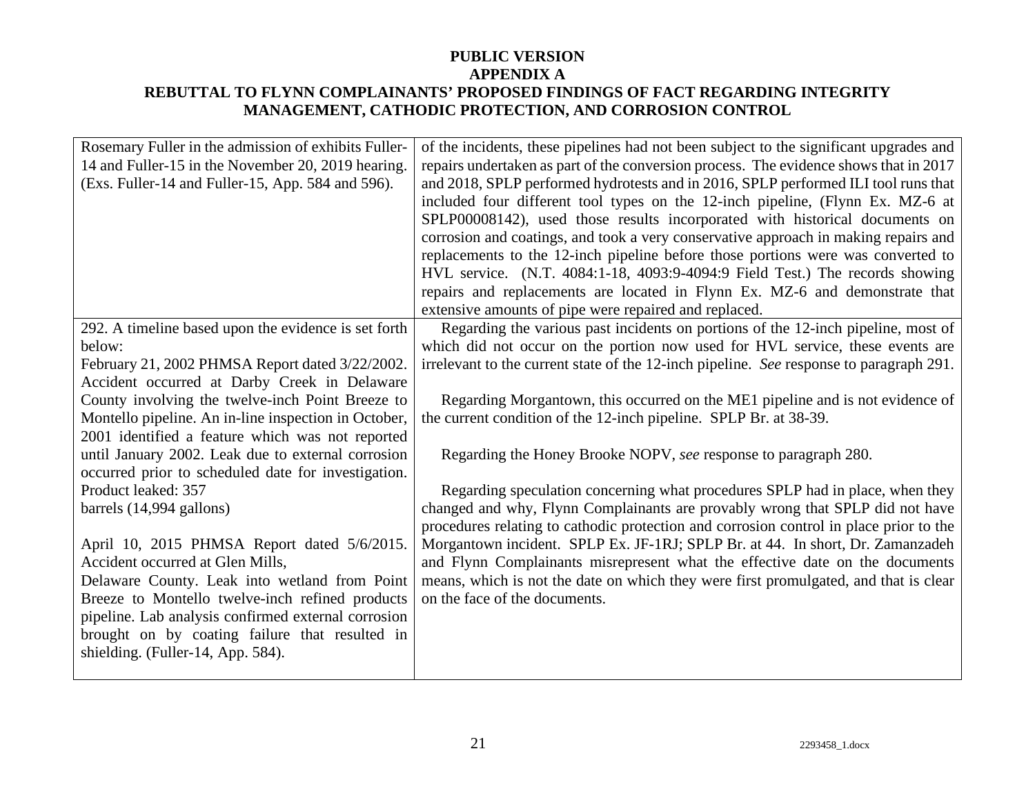**PUBLIC VERSION**
**APPENDIX A**
**REBUTTAL TO FLYNN COMPLAINANTS' PROPOSED FINDINGS OF FACT REGARDING INTEGRITY MANAGEMENT, CATHODIC PROTECTION, AND CORROSION CONTROL**

| | |
|---|---|
| Rosemary Fuller in the admission of exhibits Fuller-14 and Fuller-15 in the November 20, 2019 hearing. (Exs. Fuller-14 and Fuller-15, App. 584 and 596). | of the incidents, these pipelines had not been subject to the significant upgrades and repairs undertaken as part of the conversion process. The evidence shows that in 2017 and 2018, SPLP performed hydrotests and in 2016, SPLP performed ILI tool runs that included four different tool types on the 12-inch pipeline, (Flynn Ex. MZ-6 at SPLP00008142), used those results incorporated with historical documents on corrosion and coatings, and took a very conservative approach in making repairs and replacements to the 12-inch pipeline before those portions were was converted to HVL service. (N.T. 4084:1-18, 4093:9-4094:9 Field Test.) The records showing repairs and replacements are located in Flynn Ex. MZ-6 and demonstrate that extensive amounts of pipe were repaired and replaced. |
| 292. A timeline based upon the evidence is set forth below:<br>February 21, 2002 PHMSA Report dated 3/22/2002. Accident occurred at Darby Creek in Delaware County involving the twelve-inch Point Breeze to Montello pipeline. An in-line inspection in October, 2001 identified a feature which was not reported until January 2002. Leak due to external corrosion occurred prior to scheduled date for investigation. Product leaked: 357 barrels (14,994 gallons)<br><br>April 10, 2015 PHMSA Report dated 5/6/2015. Accident occurred at Glen Mills, Delaware County. Leak into wetland from Point Breeze to Montello twelve-inch refined products pipeline. Lab analysis confirmed external corrosion brought on by coating failure that resulted in shielding. (Fuller-14, App. 584). | Regarding the various past incidents on portions of the 12-inch pipeline, most of which did not occur on the portion now used for HVL service, these events are irrelevant to the current state of the 12-inch pipeline. *See* response to paragraph 291.<br><br>Regarding Morgantown, this occurred on the ME1 pipeline and is not evidence of the current condition of the 12-inch pipeline. SPLP Br. at 38-39.<br><br>Regarding the Honey Brooke NOPV, *see* response to paragraph 280.<br><br>Regarding speculation concerning what procedures SPLP had in place, when they changed and why, Flynn Complainants are provably wrong that SPLP did not have procedures relating to cathodic protection and corrosion control in place prior to the Morgantown incident. SPLP Ex. JF-1RJ; SPLP Br. at 44. In short, Dr. Zamanzadeh and Flynn Complainants misrepresent what the effective date on the documents means, which is not the date on which they were first promulgated, and that is clear on the face of the documents. |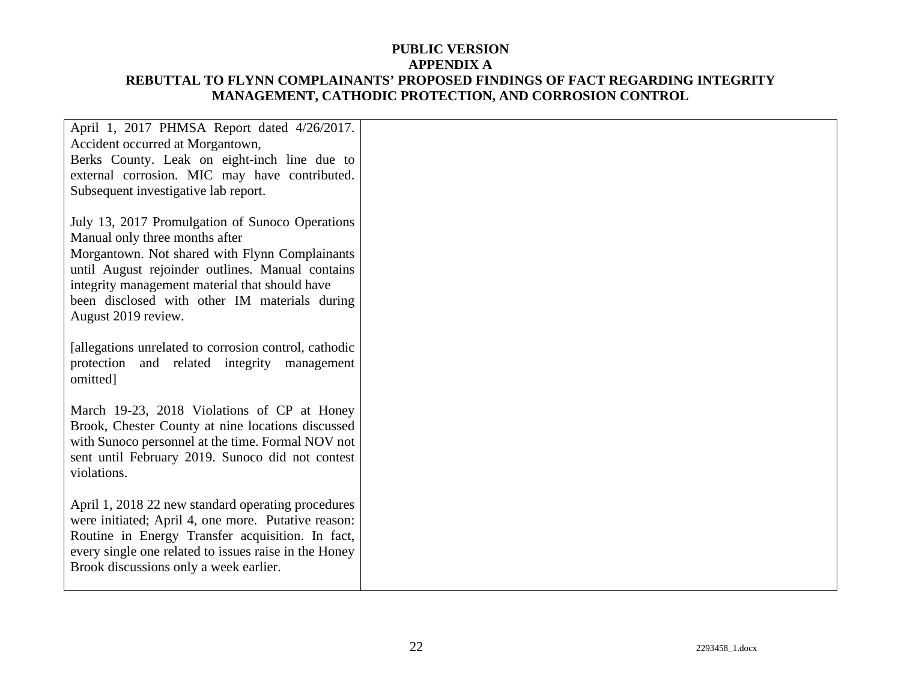**PUBLIC VERSION**
**APPENDIX A**
**REBUTTAL TO FLYNN COMPLAINANTS' PROPOSED FINDINGS OF FACT REGARDING INTEGRITY MANAGEMENT, CATHODIC PROTECTION, AND CORROSION CONTROL**

| | |
|---|---|
| April 1, 2017 PHMSA Report dated 4/26/2017. Accident occurred at Morgantown, Berks County. Leak on eight-inch line due to external corrosion. MIC may have contributed. Subsequent investigative lab report.<br><br>July 13, 2017 Promulgation of Sunoco Operations Manual only three months after Morgantown. Not shared with Flynn Complainants until August rejoinder outlines. Manual contains integrity management material that should have been disclosed with other IM materials during August 2019 review.<br><br>[allegations unrelated to corrosion control, cathodic protection and related integrity management omitted]<br><br>March 19-23, 2018 Violations of CP at Honey Brook, Chester County at nine locations discussed with Sunoco personnel at the time. Formal NOV not sent until February 2019. Sunoco did not contest violations.<br><br>April 1, 2018 22 new standard operating procedures were initiated; April 4, one more. Putative reason: Routine in Energy Transfer acquisition. In fact, every single one related to issues raise in the Honey Brook discussions only a week earlier. | |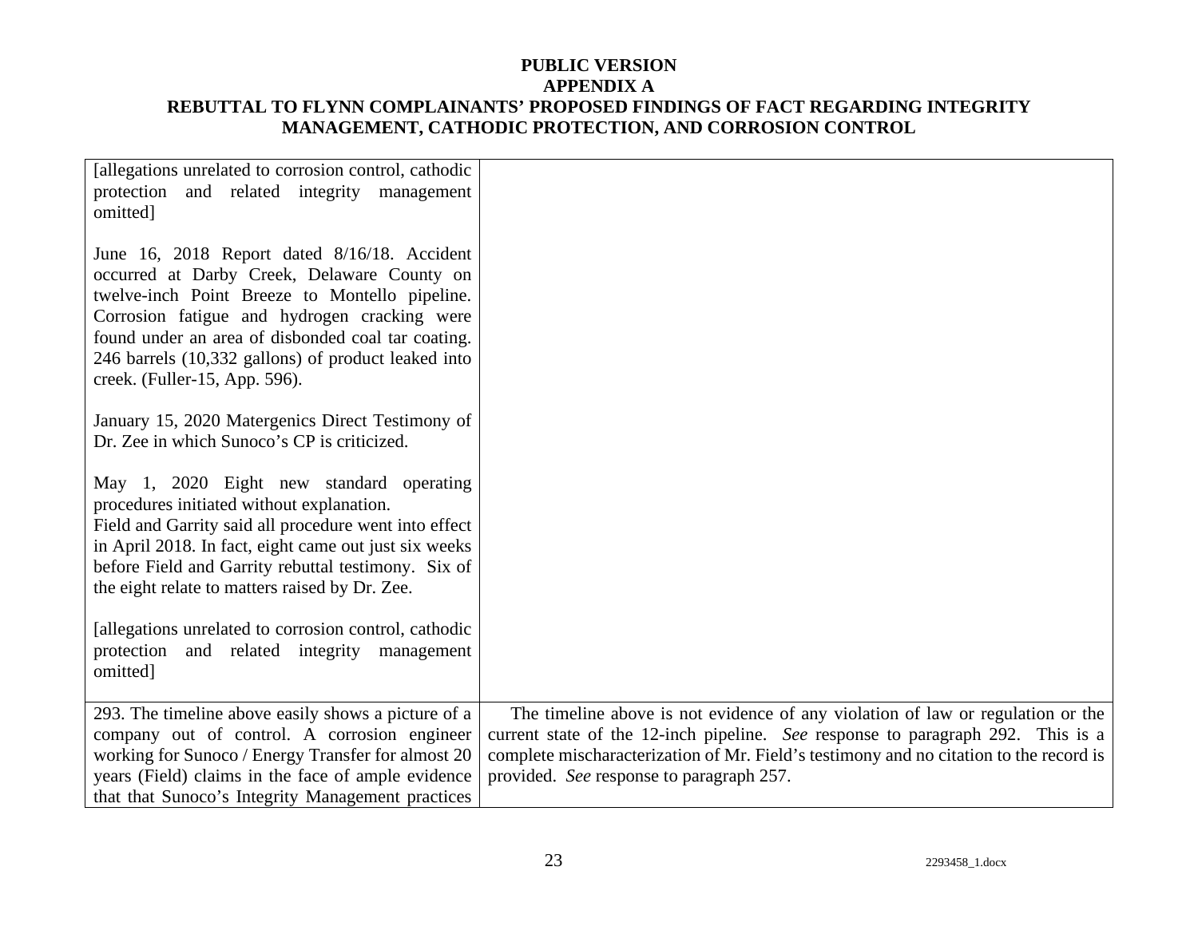**PUBLIC VERSION**
**APPENDIX A**
**REBUTTAL TO FLYNN COMPLAINANTS' PROPOSED FINDINGS OF FACT REGARDING INTEGRITY MANAGEMENT, CATHODIC PROTECTION, AND CORROSION CONTROL**

| | |
|---|---|
| [allegations unrelated to corrosion control, cathodic protection and related integrity management omitted]<br><br>June 16, 2018 Report dated 8/16/18. Accident occurred at Darby Creek, Delaware County on twelve-inch Point Breeze to Montello pipeline. Corrosion fatigue and hydrogen cracking were found under an area of disbonded coal tar coating. 246 barrels (10,332 gallons) of product leaked into creek. (Fuller-15, App. 596).<br><br>January 15, 2020 Matergenics Direct Testimony of Dr. Zee in which Sunoco's CP is criticized.<br><br>May 1, 2020 Eight new standard operating procedures initiated without explanation.<br>Field and Garrity said all procedure went into effect in April 2018. In fact, eight came out just six weeks before Field and Garrity rebuttal testimony. Six of the eight relate to matters raised by Dr. Zee.<br><br>[allegations unrelated to corrosion control, cathodic protection and related integrity management omitted] | |
| 293. The timeline above easily shows a picture of a company out of control. A corrosion engineer working for Sunoco / Energy Transfer for almost 20 years (Field) claims in the face of ample evidence that that Sunoco's Integrity Management practices | The timeline above is not evidence of any violation of law or regulation or the current state of the 12-inch pipeline. *See* response to paragraph 292. This is a complete mischaracterization of Mr. Field's testimony and no citation to the record is provided. *See* response to paragraph 257. |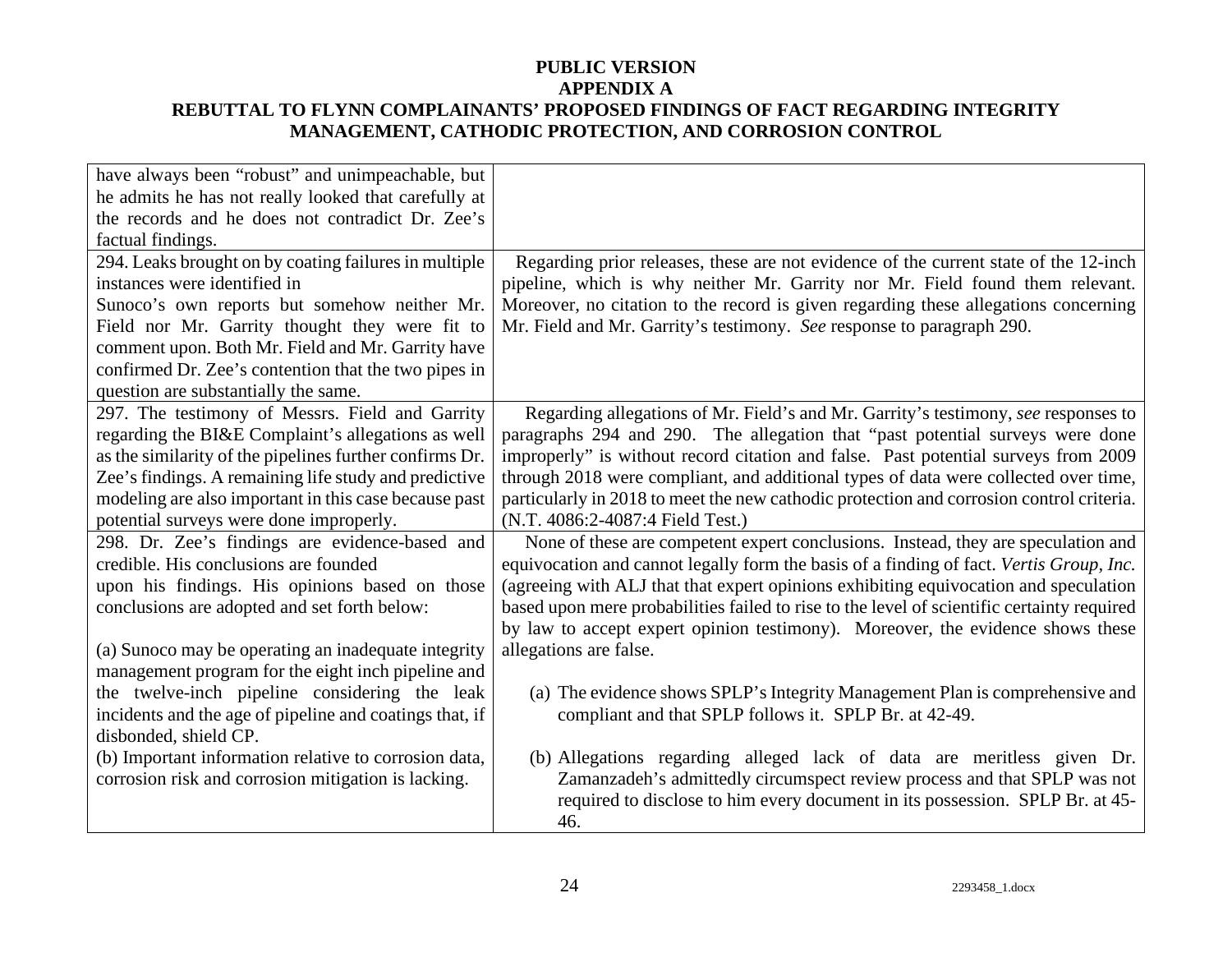**PUBLIC VERSION**
**APPENDIX A**
**REBUTTAL TO FLYNN COMPLAINANTS' PROPOSED FINDINGS OF FACT REGARDING INTEGRITY MANAGEMENT, CATHODIC PROTECTION, AND CORROSION CONTROL**

| | |
|---|---|
| have always been "robust" and unimpeachable, but he admits he has not really looked that carefully at the records and he does not contradict Dr. Zee's factual findings. | |
| 294. Leaks brought on by coating failures in multiple instances were identified in Sunoco's own reports but somehow neither Mr. Field nor Mr. Garrity thought they were fit to comment upon. Both Mr. Field and Mr. Garrity have confirmed Dr. Zee's contention that the two pipes in question are substantially the same. | Regarding prior releases, these are not evidence of the current state of the 12-inch pipeline, which is why neither Mr. Garrity nor Mr. Field found them relevant. Moreover, no citation to the record is given regarding these allegations concerning Mr. Field and Mr. Garrity's testimony. *See* response to paragraph 290. |
| 297. The testimony of Messrs. Field and Garrity regarding the BI&E Complaint's allegations as well as the similarity of the pipelines further confirms Dr. Zee's findings. A remaining life study and predictive modeling are also important in this case because past potential surveys were done improperly. | Regarding allegations of Mr. Field's and Mr. Garrity's testimony, *see* responses to paragraphs 294 and 290. The allegation that "past potential surveys were done improperly" is without record citation and false. Past potential surveys from 2009 through 2018 were compliant, and additional types of data were collected over time, particularly in 2018 to meet the new cathodic protection and corrosion control criteria. (N.T. 4086:2-4087:4 Field Test.) |
| 298. Dr. Zee's findings are evidence-based and credible. His conclusions are founded upon his findings. His opinions based on those conclusions are adopted and set forth below:<br><br>(a) Sunoco may be operating an inadequate integrity management program for the eight inch pipeline and the twelve-inch pipeline considering the leak incidents and the age of pipeline and coatings that, if disbonded, shield CP.<br>(b) Important information relative to corrosion data, corrosion risk and corrosion mitigation is lacking. | None of these are competent expert conclusions. Instead, they are speculation and equivocation and cannot legally form the basis of a finding of fact. *Vertis Group, Inc.* (agreeing with ALJ that that expert opinions exhibiting equivocation and speculation based upon mere probabilities failed to rise to the level of scientific certainty required by law to accept expert opinion testimony). Moreover, the evidence shows these allegations are false.<br><br>(a) The evidence shows SPLP's Integrity Management Plan is comprehensive and compliant and that SPLP follows it. SPLP Br. at 42-49.<br><br>(b) Allegations regarding alleged lack of data are meritless given Dr. Zamanzadeh's admittedly circumspect review process and that SPLP was not required to disclose to him every document in its possession. SPLP Br. at 45-46. |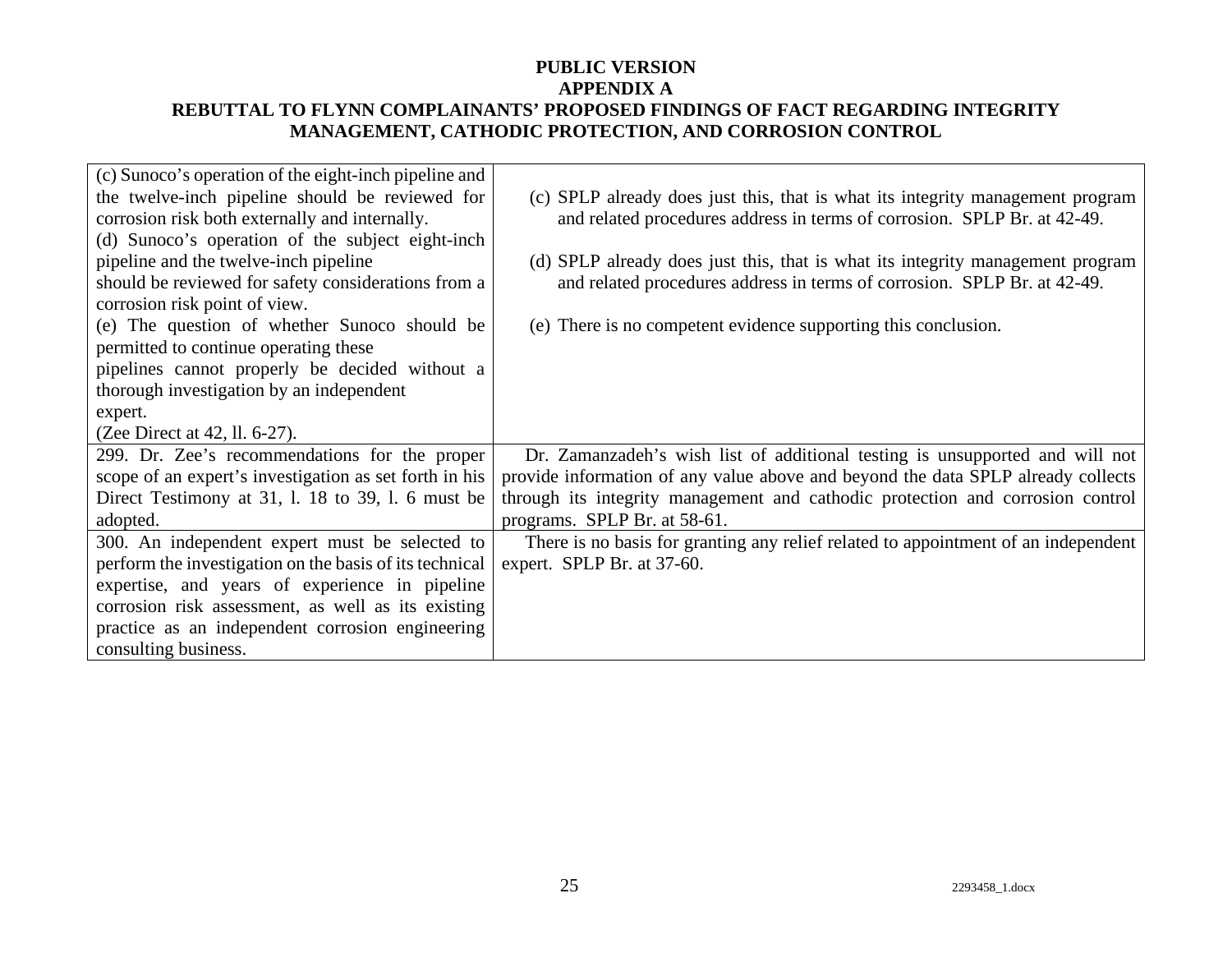**PUBLIC VERSION**
**APPENDIX A**
**REBUTTAL TO FLYNN COMPLAINANTS' PROPOSED FINDINGS OF FACT REGARDING INTEGRITY MANAGEMENT, CATHODIC PROTECTION, AND CORROSION CONTROL**

| | |
|---|---|
| (c) Sunoco's operation of the eight-inch pipeline and the twelve-inch pipeline should be reviewed for corrosion risk both externally and internally.<br>(d) Sunoco's operation of the subject eight-inch pipeline and the twelve-inch pipeline should be reviewed for safety considerations from a corrosion risk point of view.<br>(e) The question of whether Sunoco should be permitted to continue operating these pipelines cannot properly be decided without a thorough investigation by an independent expert.<br>(Zee Direct at 42, ll. 6-27). | (c) SPLP already does just this, that is what its integrity management program and related procedures address in terms of corrosion. SPLP Br. at 42-49.<br><br>(d) SPLP already does just this, that is what its integrity management program and related procedures address in terms of corrosion. SPLP Br. at 42-49.<br><br>(e) There is no competent evidence supporting this conclusion. |
| 299. Dr. Zee's recommendations for the proper scope of an expert's investigation as set forth in his Direct Testimony at 31, l. 18 to 39, l. 6 must be adopted. | Dr. Zamanzadeh's wish list of additional testing is unsupported and will not provide information of any value above and beyond the data SPLP already collects through its integrity management and cathodic protection and corrosion control programs. SPLP Br. at 58-61. |
| 300. An independent expert must be selected to perform the investigation on the basis of its technical expertise, and years of experience in pipeline corrosion risk assessment, as well as its existing practice as an independent corrosion engineering consulting business. | There is no basis for granting any relief related to appointment of an independent expert. SPLP Br. at 37-60. |